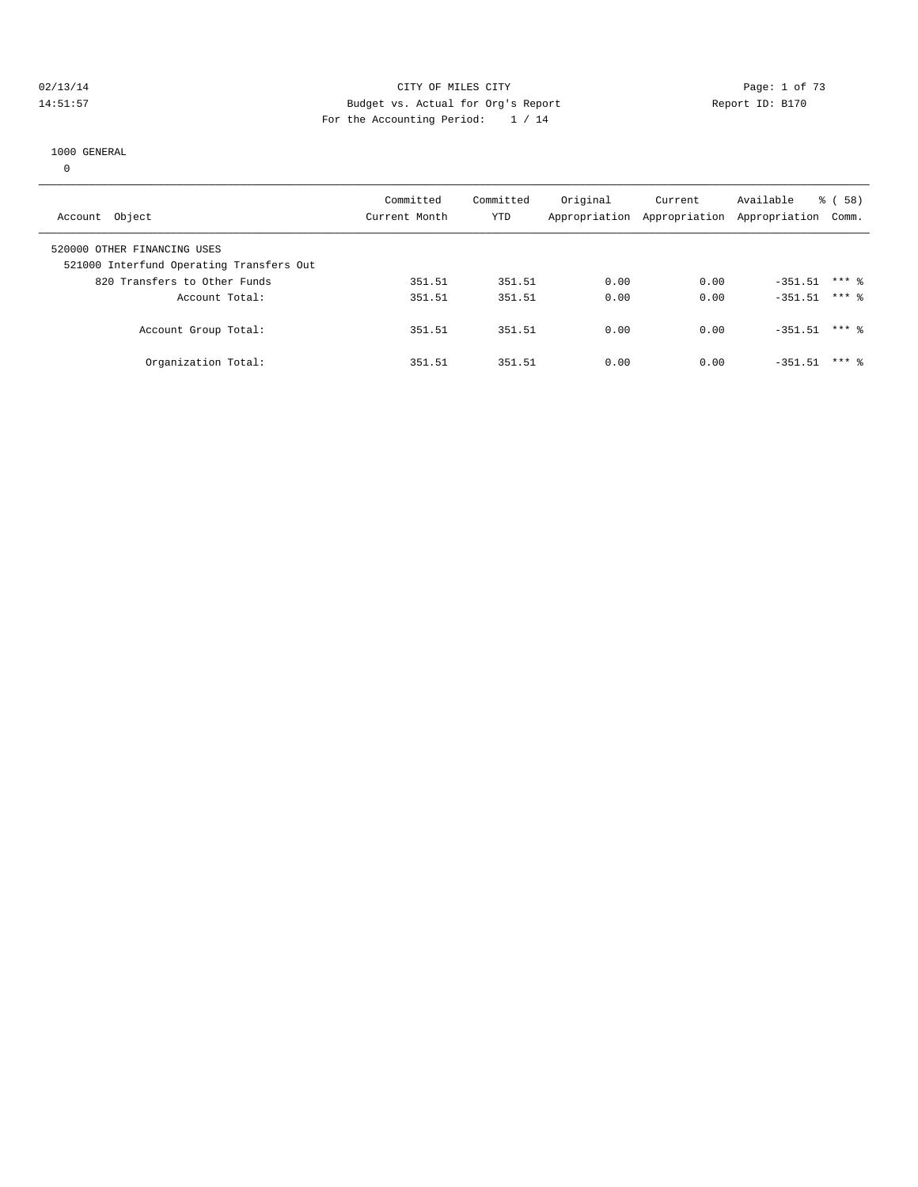CITY OF MILES CITY
Budget vs. Actual for Org's Report
Report ID: B170
For the Accounting Period: 1 / 14

02/13/14
14:51:57

1000 GENERAL
0

| Account Object | Committed Current Month | Committed YTD | Original Appropriation | Current Appropriation | Available Appropriation | % ( 58) Comm. |
|---|---|---|---|---|---|---|
| 520000 OTHER FINANCING USES | | | | | | |
| 521000 Interfund Operating Transfers Out | | | | | | |
| 820 Transfers to Other Funds | 351.51 | 351.51 | 0.00 | 0.00 | -351.51 | *** % |
| Account Total: | 351.51 | 351.51 | 0.00 | 0.00 | -351.51 | *** % |
| Account Group Total: | 351.51 | 351.51 | 0.00 | 0.00 | -351.51 | *** % |
| Organization Total: | 351.51 | 351.51 | 0.00 | 0.00 | -351.51 | *** % |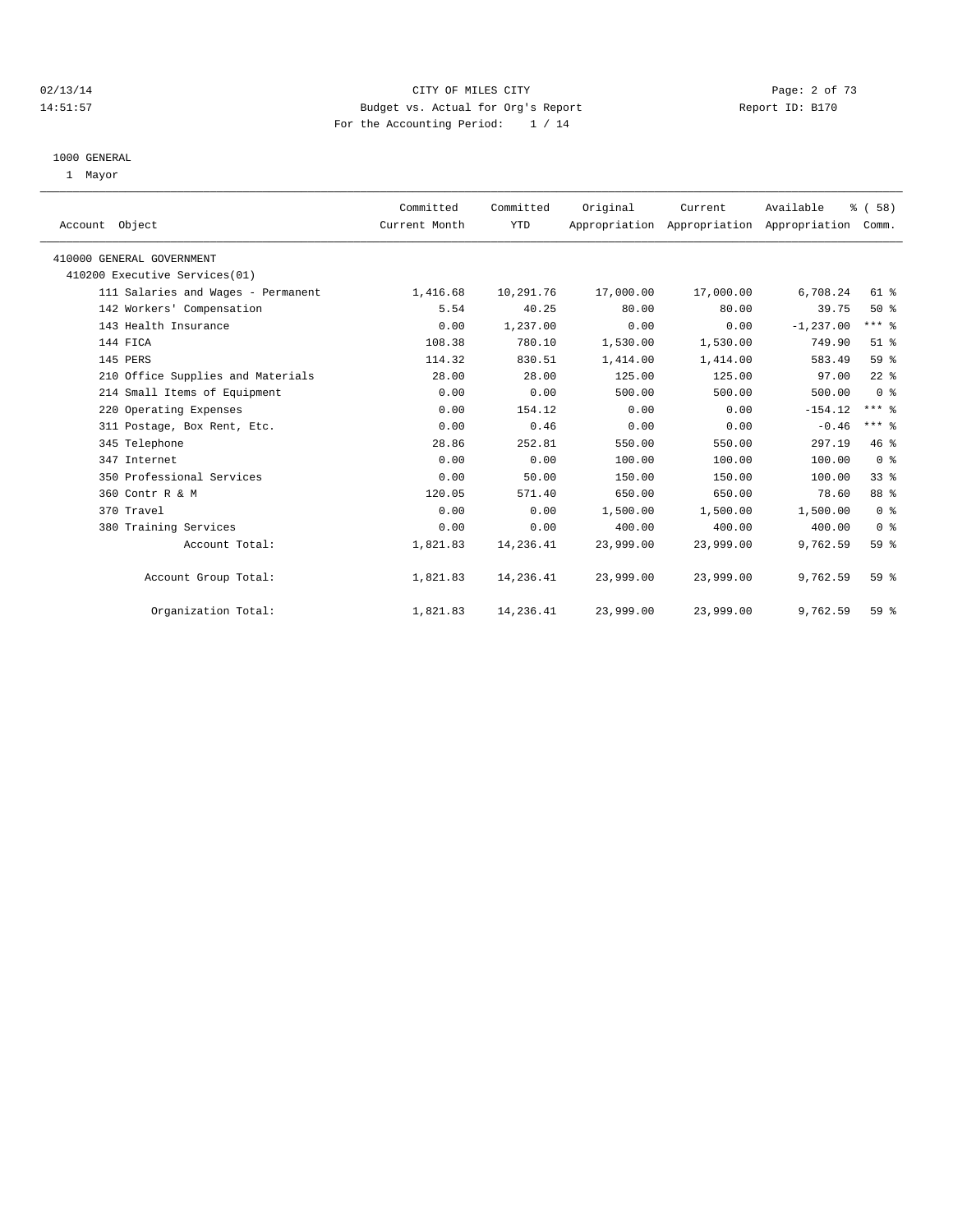CITY OF MILES CITY

Budget vs. Actual for Org's Report

For the Accounting Period: 1 / 14

02/13/14 14:51:57 — Report ID: B170

1000 GENERAL

1 Mayor

| Account Object | Committed Current Month | Committed YTD | Original Appropriation | Current Appropriation | Available Appropriation | % ( 58) Comm. |
|---|---|---|---|---|---|---|
| 410000 GENERAL GOVERNMENT | | | | | | |
| 410200 Executive Services(01) | | | | | | |
| 111 Salaries and Wages - Permanent | 1,416.68 | 10,291.76 | 17,000.00 | 17,000.00 | 6,708.24 | 61 % |
| 142 Workers' Compensation | 5.54 | 40.25 | 80.00 | 80.00 | 39.75 | 50 % |
| 143 Health Insurance | 0.00 | 1,237.00 | 0.00 | 0.00 | -1,237.00 | *** % |
| 144 FICA | 108.38 | 780.10 | 1,530.00 | 1,530.00 | 749.90 | 51 % |
| 145 PERS | 114.32 | 830.51 | 1,414.00 | 1,414.00 | 583.49 | 59 % |
| 210 Office Supplies and Materials | 28.00 | 28.00 | 125.00 | 125.00 | 97.00 | 22 % |
| 214 Small Items of Equipment | 0.00 | 0.00 | 500.00 | 500.00 | 500.00 | 0 % |
| 220 Operating Expenses | 0.00 | 154.12 | 0.00 | 0.00 | -154.12 | *** % |
| 311 Postage, Box Rent, Etc. | 0.00 | 0.46 | 0.00 | 0.00 | -0.46 | *** % |
| 345 Telephone | 28.86 | 252.81 | 550.00 | 550.00 | 297.19 | 46 % |
| 347 Internet | 0.00 | 0.00 | 100.00 | 100.00 | 100.00 | 0 % |
| 350 Professional Services | 0.00 | 50.00 | 150.00 | 150.00 | 100.00 | 33 % |
| 360 Contr R & M | 120.05 | 571.40 | 650.00 | 650.00 | 78.60 | 88 % |
| 370 Travel | 0.00 | 0.00 | 1,500.00 | 1,500.00 | 1,500.00 | 0 % |
| 380 Training Services | 0.00 | 0.00 | 400.00 | 400.00 | 400.00 | 0 % |
| Account Total: | 1,821.83 | 14,236.41 | 23,999.00 | 23,999.00 | 9,762.59 | 59 % |
| Account Group Total: | 1,821.83 | 14,236.41 | 23,999.00 | 23,999.00 | 9,762.59 | 59 % |
| Organization Total: | 1,821.83 | 14,236.41 | 23,999.00 | 23,999.00 | 9,762.59 | 59 % |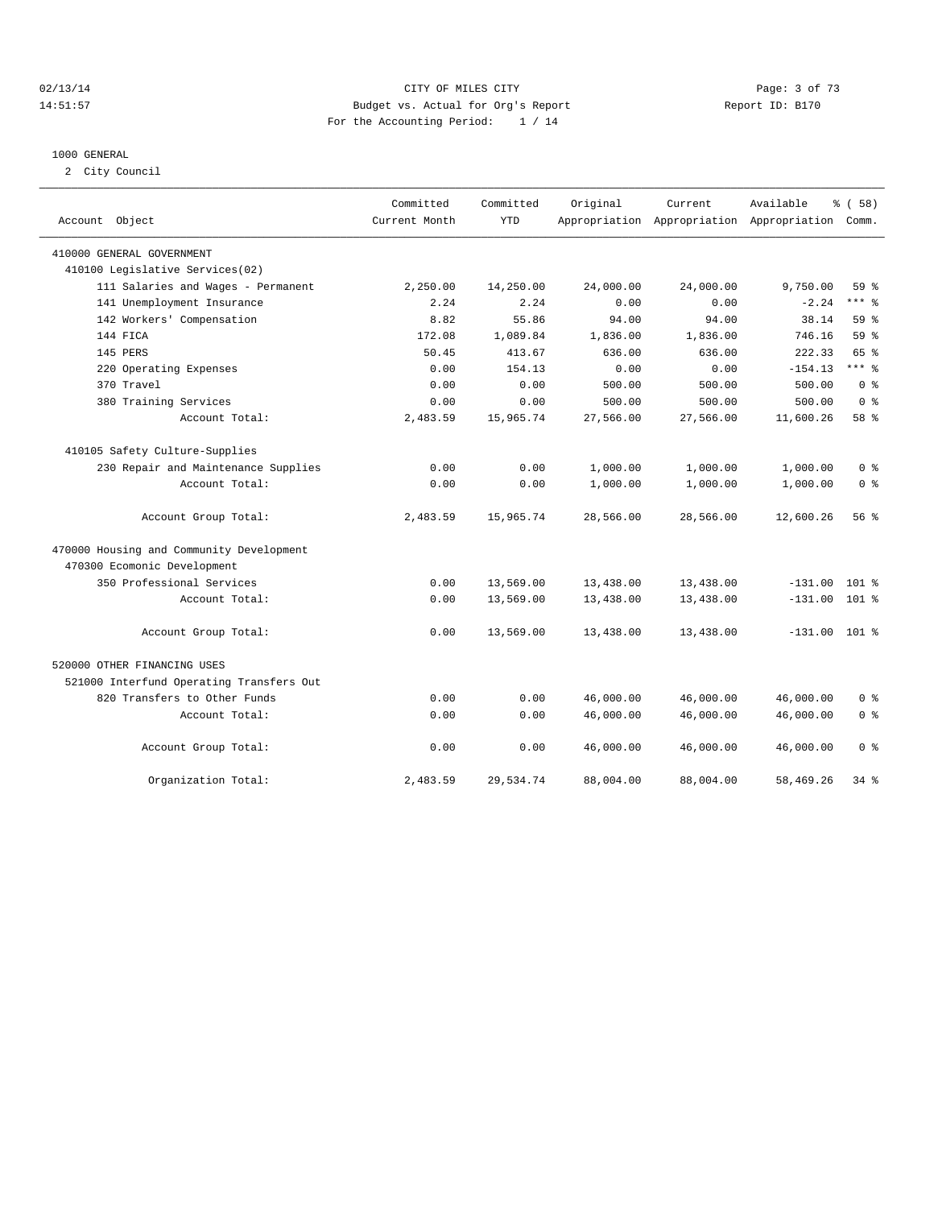CITY OF MILES CITY
Budget vs. Actual for Org's Report
For the Accounting Period: 1 / 14

02/13/14 14:51:57 — Report ID: B170

## 1000 GENERAL

2 City Council

| Account Object | Committed Current Month | Committed YTD | Original Appropriation | Current Appropriation | Available Appropriation | % ( 58) Comm. |
|---|---|---|---|---|---|---|
| 410000 GENERAL GOVERNMENT | | | | | | |
| 410100 Legislative Services(02) | | | | | | |
| 111 Salaries and Wages - Permanent | 2,250.00 | 14,250.00 | 24,000.00 | 24,000.00 | 9,750.00 | 59 % |
| 141 Unemployment Insurance | 2.24 | 2.24 | 0.00 | 0.00 | -2.24 | *** % |
| 142 Workers' Compensation | 8.82 | 55.86 | 94.00 | 94.00 | 38.14 | 59 % |
| 144 FICA | 172.08 | 1,089.84 | 1,836.00 | 1,836.00 | 746.16 | 59 % |
| 145 PERS | 50.45 | 413.67 | 636.00 | 636.00 | 222.33 | 65 % |
| 220 Operating Expenses | 0.00 | 154.13 | 0.00 | 0.00 | -154.13 | *** % |
| 370 Travel | 0.00 | 0.00 | 500.00 | 500.00 | 500.00 | 0 % |
| 380 Training Services | 0.00 | 0.00 | 500.00 | 500.00 | 500.00 | 0 % |
| Account Total: | 2,483.59 | 15,965.74 | 27,566.00 | 27,566.00 | 11,600.26 | 58 % |
| 410105 Safety Culture-Supplies | | | | | | |
| 230 Repair and Maintenance Supplies | 0.00 | 0.00 | 1,000.00 | 1,000.00 | 1,000.00 | 0 % |
| Account Total: | 0.00 | 0.00 | 1,000.00 | 1,000.00 | 1,000.00 | 0 % |
| Account Group Total: | 2,483.59 | 15,965.74 | 28,566.00 | 28,566.00 | 12,600.26 | 56 % |
| 470000 Housing and Community Development | | | | | | |
| 470300 Ecomonic Development | | | | | | |
| 350 Professional Services | 0.00 | 13,569.00 | 13,438.00 | 13,438.00 | -131.00 | 101 % |
| Account Total: | 0.00 | 13,569.00 | 13,438.00 | 13,438.00 | -131.00 | 101 % |
| Account Group Total: | 0.00 | 13,569.00 | 13,438.00 | 13,438.00 | -131.00 | 101 % |
| 520000 OTHER FINANCING USES | | | | | | |
| 521000 Interfund Operating Transfers Out | | | | | | |
| 820 Transfers to Other Funds | 0.00 | 0.00 | 46,000.00 | 46,000.00 | 46,000.00 | 0 % |
| Account Total: | 0.00 | 0.00 | 46,000.00 | 46,000.00 | 46,000.00 | 0 % |
| Account Group Total: | 0.00 | 0.00 | 46,000.00 | 46,000.00 | 46,000.00 | 0 % |
| Organization Total: | 2,483.59 | 29,534.74 | 88,004.00 | 88,004.00 | 58,469.26 | 34 % |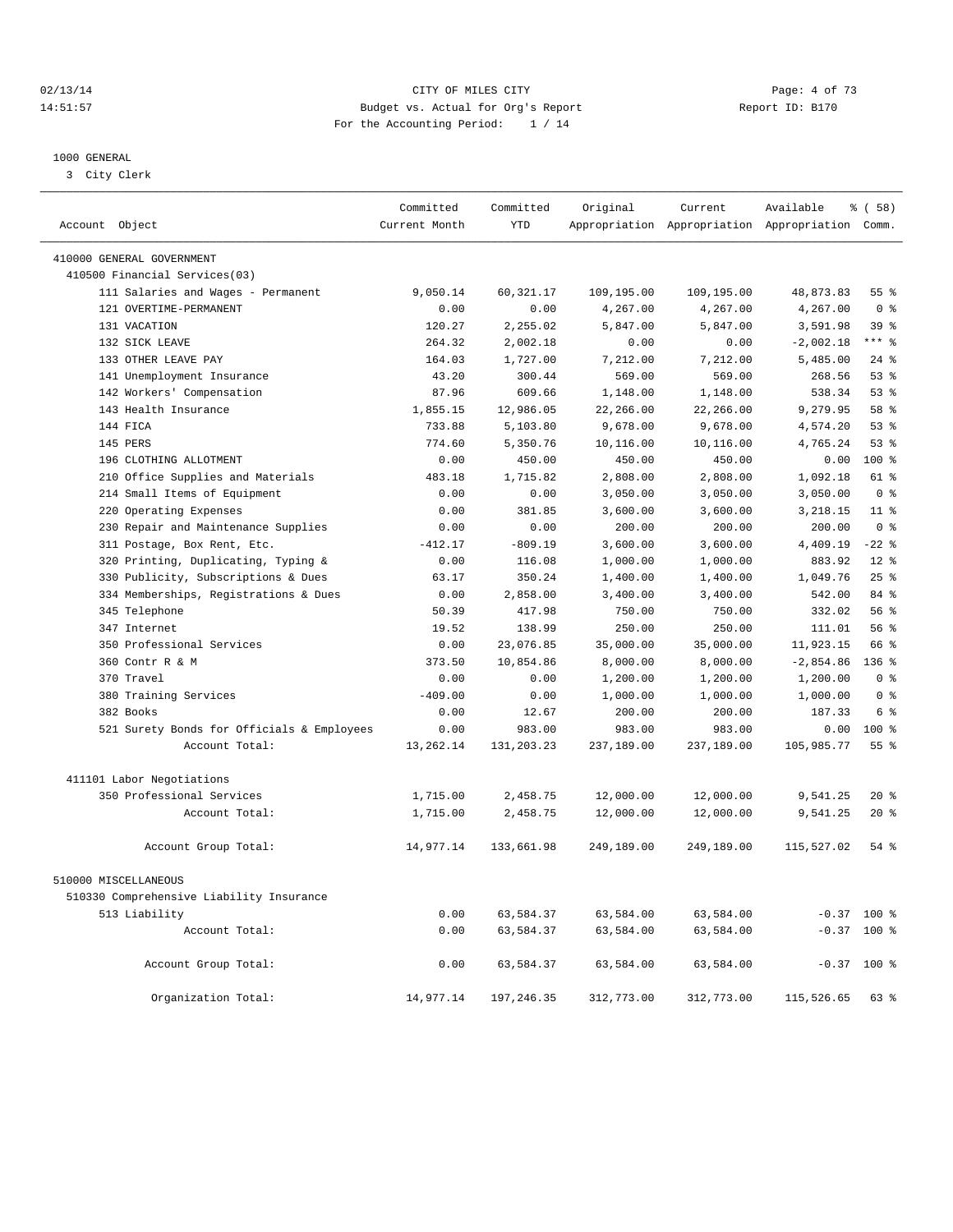CITY OF MILES CITY

Budget vs. Actual for Org's Report

For the Accounting Period: 1 / 14

1000 GENERAL

3 City Clerk

| Account Object | Committed Current Month | Committed YTD | Original Appropriation | Current Appropriation | Available Appropriation | % ( 58) Comm. |
|---|---|---|---|---|---|---|
| 410000 GENERAL GOVERNMENT | | | | | | |
| 410500 Financial Services(03) | | | | | | |
| 111 Salaries and Wages - Permanent | 9,050.14 | 60,321.17 | 109,195.00 | 109,195.00 | 48,873.83 | 55 % |
| 121 OVERTIME-PERMANENT | 0.00 | 0.00 | 4,267.00 | 4,267.00 | 4,267.00 | 0 % |
| 131 VACATION | 120.27 | 2,255.02 | 5,847.00 | 5,847.00 | 3,591.98 | 39 % |
| 132 SICK LEAVE | 264.32 | 2,002.18 | 0.00 | 0.00 | -2,002.18 | *** % |
| 133 OTHER LEAVE PAY | 164.03 | 1,727.00 | 7,212.00 | 7,212.00 | 5,485.00 | 24 % |
| 141 Unemployment Insurance | 43.20 | 300.44 | 569.00 | 569.00 | 268.56 | 53 % |
| 142 Workers' Compensation | 87.96 | 609.66 | 1,148.00 | 1,148.00 | 538.34 | 53 % |
| 143 Health Insurance | 1,855.15 | 12,986.05 | 22,266.00 | 22,266.00 | 9,279.95 | 58 % |
| 144 FICA | 733.88 | 5,103.80 | 9,678.00 | 9,678.00 | 4,574.20 | 53 % |
| 145 PERS | 774.60 | 5,350.76 | 10,116.00 | 10,116.00 | 4,765.24 | 53 % |
| 196 CLOTHING ALLOTMENT | 0.00 | 450.00 | 450.00 | 450.00 | 0.00 | 100 % |
| 210 Office Supplies and Materials | 483.18 | 1,715.82 | 2,808.00 | 2,808.00 | 1,092.18 | 61 % |
| 214 Small Items of Equipment | 0.00 | 0.00 | 3,050.00 | 3,050.00 | 3,050.00 | 0 % |
| 220 Operating Expenses | 0.00 | 381.85 | 3,600.00 | 3,600.00 | 3,218.15 | 11 % |
| 230 Repair and Maintenance Supplies | 0.00 | 0.00 | 200.00 | 200.00 | 200.00 | 0 % |
| 311 Postage, Box Rent, Etc. | -412.17 | -809.19 | 3,600.00 | 3,600.00 | 4,409.19 | -22 % |
| 320 Printing, Duplicating, Typing & | 0.00 | 116.08 | 1,000.00 | 1,000.00 | 883.92 | 12 % |
| 330 Publicity, Subscriptions & Dues | 63.17 | 350.24 | 1,400.00 | 1,400.00 | 1,049.76 | 25 % |
| 334 Memberships, Registrations & Dues | 0.00 | 2,858.00 | 3,400.00 | 3,400.00 | 542.00 | 84 % |
| 345 Telephone | 50.39 | 417.98 | 750.00 | 750.00 | 332.02 | 56 % |
| 347 Internet | 19.52 | 138.99 | 250.00 | 250.00 | 111.01 | 56 % |
| 350 Professional Services | 0.00 | 23,076.85 | 35,000.00 | 35,000.00 | 11,923.15 | 66 % |
| 360 Contr R & M | 373.50 | 10,854.86 | 8,000.00 | 8,000.00 | -2,854.86 | 136 % |
| 370 Travel | 0.00 | 0.00 | 1,200.00 | 1,200.00 | 1,200.00 | 0 % |
| 380 Training Services | -409.00 | 0.00 | 1,000.00 | 1,000.00 | 1,000.00 | 0 % |
| 382 Books | 0.00 | 12.67 | 200.00 | 200.00 | 187.33 | 6 % |
| 521 Surety Bonds for Officials & Employees | 0.00 | 983.00 | 983.00 | 983.00 | 0.00 | 100 % |
| Account Total: | 13,262.14 | 131,203.23 | 237,189.00 | 237,189.00 | 105,985.77 | 55 % |
| 411101 Labor Negotiations | | | | | | |
| 350 Professional Services | 1,715.00 | 2,458.75 | 12,000.00 | 12,000.00 | 9,541.25 | 20 % |
| Account Total: | 1,715.00 | 2,458.75 | 12,000.00 | 12,000.00 | 9,541.25 | 20 % |
| Account Group Total: | 14,977.14 | 133,661.98 | 249,189.00 | 249,189.00 | 115,527.02 | 54 % |
| 510000 MISCELLANEOUS | | | | | | |
| 510330 Comprehensive Liability Insurance | | | | | | |
| 513 Liability | 0.00 | 63,584.37 | 63,584.00 | 63,584.00 | -0.37 | 100 % |
| Account Total: | 0.00 | 63,584.37 | 63,584.00 | 63,584.00 | -0.37 | 100 % |
| Account Group Total: | 0.00 | 63,584.37 | 63,584.00 | 63,584.00 | -0.37 | 100 % |
| Organization Total: | 14,977.14 | 197,246.35 | 312,773.00 | 312,773.00 | 115,526.65 | 63 % |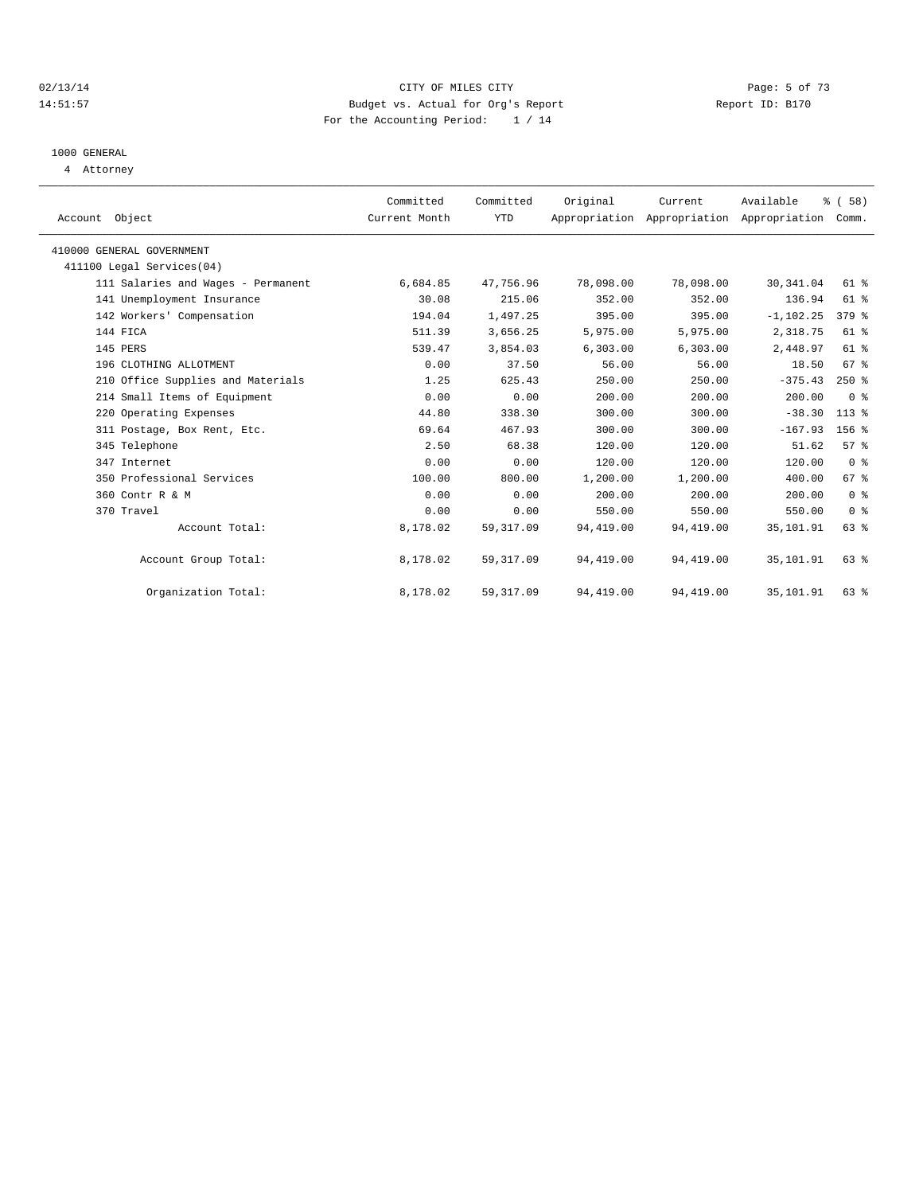CITY OF MILES CITY
Budget vs. Actual for Org's Report
For the Accounting Period: 1 / 14

02/13/14
14:51:57

Report ID: B170

1000 GENERAL
4 Attorney

| Account Object | Committed Current Month | Committed YTD | Original Appropriation | Current Appropriation | Available Appropriation | % ( 58) Comm. |
|---|---|---|---|---|---|---|
| 410000 GENERAL GOVERNMENT | | | | | | |
| 411100 Legal Services(04) | | | | | | |
| 111 Salaries and Wages - Permanent | 6,684.85 | 47,756.96 | 78,098.00 | 78,098.00 | 30,341.04 | 61 % |
| 141 Unemployment Insurance | 30.08 | 215.06 | 352.00 | 352.00 | 136.94 | 61 % |
| 142 Workers' Compensation | 194.04 | 1,497.25 | 395.00 | 395.00 | -1,102.25 | 379 % |
| 144 FICA | 511.39 | 3,656.25 | 5,975.00 | 5,975.00 | 2,318.75 | 61 % |
| 145 PERS | 539.47 | 3,854.03 | 6,303.00 | 6,303.00 | 2,448.97 | 61 % |
| 196 CLOTHING ALLOTMENT | 0.00 | 37.50 | 56.00 | 56.00 | 18.50 | 67 % |
| 210 Office Supplies and Materials | 1.25 | 625.43 | 250.00 | 250.00 | -375.43 | 250 % |
| 214 Small Items of Equipment | 0.00 | 0.00 | 200.00 | 200.00 | 200.00 | 0 % |
| 220 Operating Expenses | 44.80 | 338.30 | 300.00 | 300.00 | -38.30 | 113 % |
| 311 Postage, Box Rent, Etc. | 69.64 | 467.93 | 300.00 | 300.00 | -167.93 | 156 % |
| 345 Telephone | 2.50 | 68.38 | 120.00 | 120.00 | 51.62 | 57 % |
| 347 Internet | 0.00 | 0.00 | 120.00 | 120.00 | 120.00 | 0 % |
| 350 Professional Services | 100.00 | 800.00 | 1,200.00 | 1,200.00 | 400.00 | 67 % |
| 360 Contr R & M | 0.00 | 0.00 | 200.00 | 200.00 | 200.00 | 0 % |
| 370 Travel | 0.00 | 0.00 | 550.00 | 550.00 | 550.00 | 0 % |
| Account Total: | 8,178.02 | 59,317.09 | 94,419.00 | 94,419.00 | 35,101.91 | 63 % |
| Account Group Total: | 8,178.02 | 59,317.09 | 94,419.00 | 94,419.00 | 35,101.91 | 63 % |
| Organization Total: | 8,178.02 | 59,317.09 | 94,419.00 | 94,419.00 | 35,101.91 | 63 % |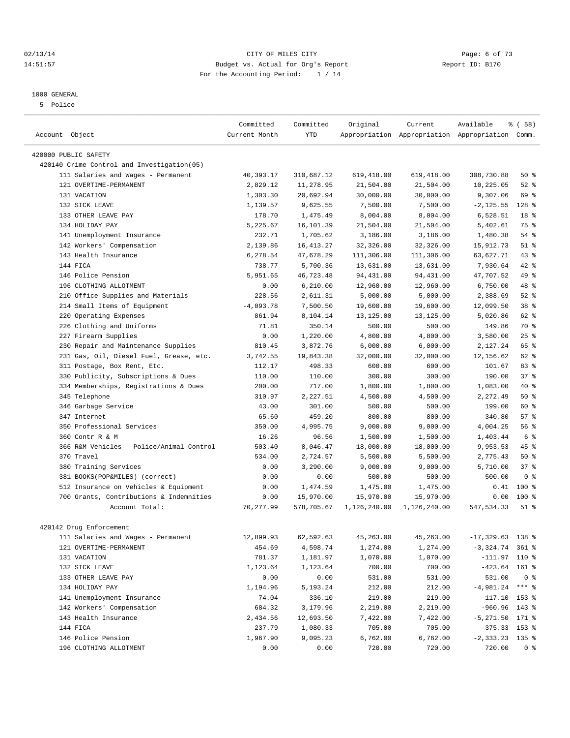CITY OF MILES CITY
Budget vs. Actual for Org's Report
For the Accounting Period: 1 / 14

02/13/14
14:51:57

Report ID: B170

1000 GENERAL
5 Police

| Account Object | Committed Current Month | Committed YTD | Original Appropriation | Current Appropriation | Available Appropriation | % ( 58) Comm. |
|---|---|---|---|---|---|---|
| 420000 PUBLIC SAFETY | | | | | | |
| 420140 Crime Control and Investigation(05) | | | | | | |
| 111 Salaries and Wages - Permanent | 40,393.17 | 310,687.12 | 619,418.00 | 619,418.00 | 308,730.88 | 50 % |
| 121 OVERTIME-PERMANENT | 2,829.12 | 11,278.95 | 21,504.00 | 21,504.00 | 10,225.05 | 52 % |
| 131 VACATION | 1,303.30 | 20,692.94 | 30,000.00 | 30,000.00 | 9,307.06 | 69 % |
| 132 SICK LEAVE | 1,139.57 | 9,625.55 | 7,500.00 | 7,500.00 | -2,125.55 | 128 % |
| 133 OTHER LEAVE PAY | 178.70 | 1,475.49 | 8,004.00 | 8,004.00 | 6,528.51 | 18 % |
| 134 HOLIDAY PAY | 5,225.67 | 16,101.39 | 21,504.00 | 21,504.00 | 5,402.61 | 75 % |
| 141 Unemployment Insurance | 232.71 | 1,705.62 | 3,186.00 | 3,186.00 | 1,480.38 | 54 % |
| 142 Workers' Compensation | 2,139.86 | 16,413.27 | 32,326.00 | 32,326.00 | 15,912.73 | 51 % |
| 143 Health Insurance | 6,278.54 | 47,678.29 | 111,306.00 | 111,306.00 | 63,627.71 | 43 % |
| 144 FICA | 738.77 | 5,700.36 | 13,631.00 | 13,631.00 | 7,930.64 | 42 % |
| 146 Police Pension | 5,951.65 | 46,723.48 | 94,431.00 | 94,431.00 | 47,707.52 | 49 % |
| 196 CLOTHING ALLOTMENT | 0.00 | 6,210.00 | 12,960.00 | 12,960.00 | 6,750.00 | 48 % |
| 210 Office Supplies and Materials | 228.56 | 2,611.31 | 5,000.00 | 5,000.00 | 2,388.69 | 52 % |
| 214 Small Items of Equipment | -4,093.78 | 7,500.50 | 19,600.00 | 19,600.00 | 12,099.50 | 38 % |
| 220 Operating Expenses | 861.94 | 8,104.14 | 13,125.00 | 13,125.00 | 5,020.86 | 62 % |
| 226 Clothing and Uniforms | 71.81 | 350.14 | 500.00 | 500.00 | 149.86 | 70 % |
| 227 Firearm Supplies | 0.00 | 1,220.00 | 4,800.00 | 4,800.00 | 3,580.00 | 25 % |
| 230 Repair and Maintenance Supplies | 810.45 | 3,872.76 | 6,000.00 | 6,000.00 | 2,127.24 | 65 % |
| 231 Gas, Oil, Diesel Fuel, Grease, etc. | 3,742.55 | 19,843.38 | 32,000.00 | 32,000.00 | 12,156.62 | 62 % |
| 311 Postage, Box Rent, Etc. | 112.17 | 498.33 | 600.00 | 600.00 | 101.67 | 83 % |
| 330 Publicity, Subscriptions & Dues | 110.00 | 110.00 | 300.00 | 300.00 | 190.00 | 37 % |
| 334 Memberships, Registrations & Dues | 200.00 | 717.00 | 1,800.00 | 1,800.00 | 1,083.00 | 40 % |
| 345 Telephone | 310.97 | 2,227.51 | 4,500.00 | 4,500.00 | 2,272.49 | 50 % |
| 346 Garbage Service | 43.00 | 301.00 | 500.00 | 500.00 | 199.00 | 60 % |
| 347 Internet | 65.60 | 459.20 | 800.00 | 800.00 | 340.80 | 57 % |
| 350 Professional Services | 350.00 | 4,995.75 | 9,000.00 | 9,000.00 | 4,004.25 | 56 % |
| 360 Contr R & M | 16.26 | 96.56 | 1,500.00 | 1,500.00 | 1,403.44 | 6 % |
| 366 R&M Vehicles - Police/Animal Control | 503.40 | 8,046.47 | 18,000.00 | 18,000.00 | 9,953.53 | 45 % |
| 370 Travel | 534.00 | 2,724.57 | 5,500.00 | 5,500.00 | 2,775.43 | 50 % |
| 380 Training Services | 0.00 | 3,290.00 | 9,000.00 | 9,000.00 | 5,710.00 | 37 % |
| 381 BOOKS(POP&MILES) (correct) | 0.00 | 0.00 | 500.00 | 500.00 | 500.00 | 0 % |
| 512 Insurance on Vehicles & Equipment | 0.00 | 1,474.59 | 1,475.00 | 1,475.00 | 0.41 | 100 % |
| 700 Grants, Contributions & Indemnities | 0.00 | 15,970.00 | 15,970.00 | 15,970.00 | 0.00 | 100 % |
| Account Total: | 70,277.99 | 578,705.67 | 1,126,240.00 | 1,126,240.00 | 547,534.33 | 51 % |
| 420142 Drug Enforcement | | | | | | |
| 111 Salaries and Wages - Permanent | 12,899.93 | 62,592.63 | 45,263.00 | 45,263.00 | -17,329.63 | 138 % |
| 121 OVERTIME-PERMANENT | 454.69 | 4,598.74 | 1,274.00 | 1,274.00 | -3,324.74 | 361 % |
| 131 VACATION | 781.37 | 1,181.97 | 1,070.00 | 1,070.00 | -111.97 | 110 % |
| 132 SICK LEAVE | 1,123.64 | 1,123.64 | 700.00 | 700.00 | -423.64 | 161 % |
| 133 OTHER LEAVE PAY | 0.00 | 0.00 | 531.00 | 531.00 | 531.00 | 0 % |
| 134 HOLIDAY PAY | 1,194.96 | 5,193.24 | 212.00 | 212.00 | -4,981.24 | *** % |
| 141 Unemployment Insurance | 74.04 | 336.10 | 219.00 | 219.00 | -117.10 | 153 % |
| 142 Workers' Compensation | 684.32 | 3,179.96 | 2,219.00 | 2,219.00 | -960.96 | 143 % |
| 143 Health Insurance | 2,434.56 | 12,693.50 | 7,422.00 | 7,422.00 | -5,271.50 | 171 % |
| 144 FICA | 237.79 | 1,080.33 | 705.00 | 705.00 | -375.33 | 153 % |
| 146 Police Pension | 1,967.90 | 9,095.23 | 6,762.00 | 6,762.00 | -2,333.23 | 135 % |
| 196 CLOTHING ALLOTMENT | 0.00 | 0.00 | 720.00 | 720.00 | 720.00 | 0 % |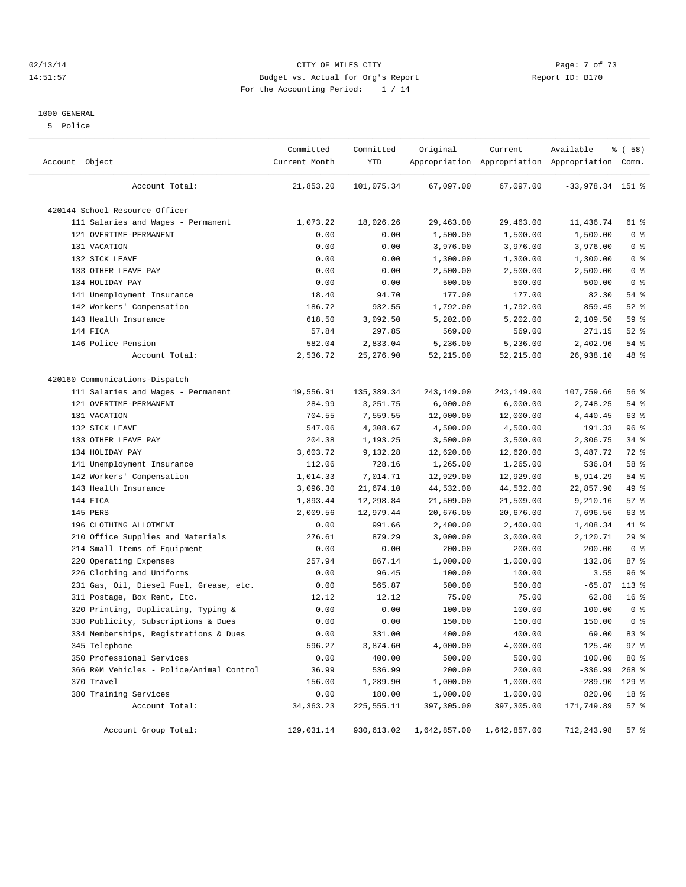CITY OF MILES CITY
Budget vs. Actual for Org's Report
For the Accounting Period: 1 / 14

02/13/14
14:51:57

Report ID: B170

1000 GENERAL
5 Police

| Account Object | Committed Current Month | Committed YTD | Original Appropriation | Current Appropriation | Available Appropriation | % ( 58) Comm. |
|---|---|---|---|---|---|---|
| Account Total: | 21,853.20 | 101,075.34 | 67,097.00 | 67,097.00 | -33,978.34 | 151 % |
| 420144 School Resource Officer | | | | | | |
| 111 Salaries and Wages - Permanent | 1,073.22 | 18,026.26 | 29,463.00 | 29,463.00 | 11,436.74 | 61 % |
| 121 OVERTIME-PERMANENT | 0.00 | 0.00 | 1,500.00 | 1,500.00 | 1,500.00 | 0 % |
| 131 VACATION | 0.00 | 0.00 | 3,976.00 | 3,976.00 | 3,976.00 | 0 % |
| 132 SICK LEAVE | 0.00 | 0.00 | 1,300.00 | 1,300.00 | 1,300.00 | 0 % |
| 133 OTHER LEAVE PAY | 0.00 | 0.00 | 2,500.00 | 2,500.00 | 2,500.00 | 0 % |
| 134 HOLIDAY PAY | 0.00 | 0.00 | 500.00 | 500.00 | 500.00 | 0 % |
| 141 Unemployment Insurance | 18.40 | 94.70 | 177.00 | 177.00 | 82.30 | 54 % |
| 142 Workers' Compensation | 186.72 | 932.55 | 1,792.00 | 1,792.00 | 859.45 | 52 % |
| 143 Health Insurance | 618.50 | 3,092.50 | 5,202.00 | 5,202.00 | 2,109.50 | 59 % |
| 144 FICA | 57.84 | 297.85 | 569.00 | 569.00 | 271.15 | 52 % |
| 146 Police Pension | 582.04 | 2,833.04 | 5,236.00 | 5,236.00 | 2,402.96 | 54 % |
| Account Total: | 2,536.72 | 25,276.90 | 52,215.00 | 52,215.00 | 26,938.10 | 48 % |
| 420160 Communications-Dispatch | | | | | | |
| 111 Salaries and Wages - Permanent | 19,556.91 | 135,389.34 | 243,149.00 | 243,149.00 | 107,759.66 | 56 % |
| 121 OVERTIME-PERMANENT | 284.99 | 3,251.75 | 6,000.00 | 6,000.00 | 2,748.25 | 54 % |
| 131 VACATION | 704.55 | 7,559.55 | 12,000.00 | 12,000.00 | 4,440.45 | 63 % |
| 132 SICK LEAVE | 547.06 | 4,308.67 | 4,500.00 | 4,500.00 | 191.33 | 96 % |
| 133 OTHER LEAVE PAY | 204.38 | 1,193.25 | 3,500.00 | 3,500.00 | 2,306.75 | 34 % |
| 134 HOLIDAY PAY | 3,603.72 | 9,132.28 | 12,620.00 | 12,620.00 | 3,487.72 | 72 % |
| 141 Unemployment Insurance | 112.06 | 728.16 | 1,265.00 | 1,265.00 | 536.84 | 58 % |
| 142 Workers' Compensation | 1,014.33 | 7,014.71 | 12,929.00 | 12,929.00 | 5,914.29 | 54 % |
| 143 Health Insurance | 3,096.30 | 21,674.10 | 44,532.00 | 44,532.00 | 22,857.90 | 49 % |
| 144 FICA | 1,893.44 | 12,298.84 | 21,509.00 | 21,509.00 | 9,210.16 | 57 % |
| 145 PERS | 2,009.56 | 12,979.44 | 20,676.00 | 20,676.00 | 7,696.56 | 63 % |
| 196 CLOTHING ALLOTMENT | 0.00 | 991.66 | 2,400.00 | 2,400.00 | 1,408.34 | 41 % |
| 210 Office Supplies and Materials | 276.61 | 879.29 | 3,000.00 | 3,000.00 | 2,120.71 | 29 % |
| 214 Small Items of Equipment | 0.00 | 0.00 | 200.00 | 200.00 | 200.00 | 0 % |
| 220 Operating Expenses | 257.94 | 867.14 | 1,000.00 | 1,000.00 | 132.86 | 87 % |
| 226 Clothing and Uniforms | 0.00 | 96.45 | 100.00 | 100.00 | 3.55 | 96 % |
| 231 Gas, Oil, Diesel Fuel, Grease, etc. | 0.00 | 565.87 | 500.00 | 500.00 | -65.87 | 113 % |
| 311 Postage, Box Rent, Etc. | 12.12 | 12.12 | 75.00 | 75.00 | 62.88 | 16 % |
| 320 Printing, Duplicating, Typing & | 0.00 | 0.00 | 100.00 | 100.00 | 100.00 | 0 % |
| 330 Publicity, Subscriptions & Dues | 0.00 | 0.00 | 150.00 | 150.00 | 150.00 | 0 % |
| 334 Memberships, Registrations & Dues | 0.00 | 331.00 | 400.00 | 400.00 | 69.00 | 83 % |
| 345 Telephone | 596.27 | 3,874.60 | 4,000.00 | 4,000.00 | 125.40 | 97 % |
| 350 Professional Services | 0.00 | 400.00 | 500.00 | 500.00 | 100.00 | 80 % |
| 366 R&M Vehicles - Police/Animal Control | 36.99 | 536.99 | 200.00 | 200.00 | -336.99 | 268 % |
| 370 Travel | 156.00 | 1,289.90 | 1,000.00 | 1,000.00 | -289.90 | 129 % |
| 380 Training Services | 0.00 | 180.00 | 1,000.00 | 1,000.00 | 820.00 | 18 % |
| Account Total: | 34,363.23 | 225,555.11 | 397,305.00 | 397,305.00 | 171,749.89 | 57 % |
| Account Group Total: | 129,031.14 | 930,613.02 | 1,642,857.00 | 1,642,857.00 | 712,243.98 | 57 % |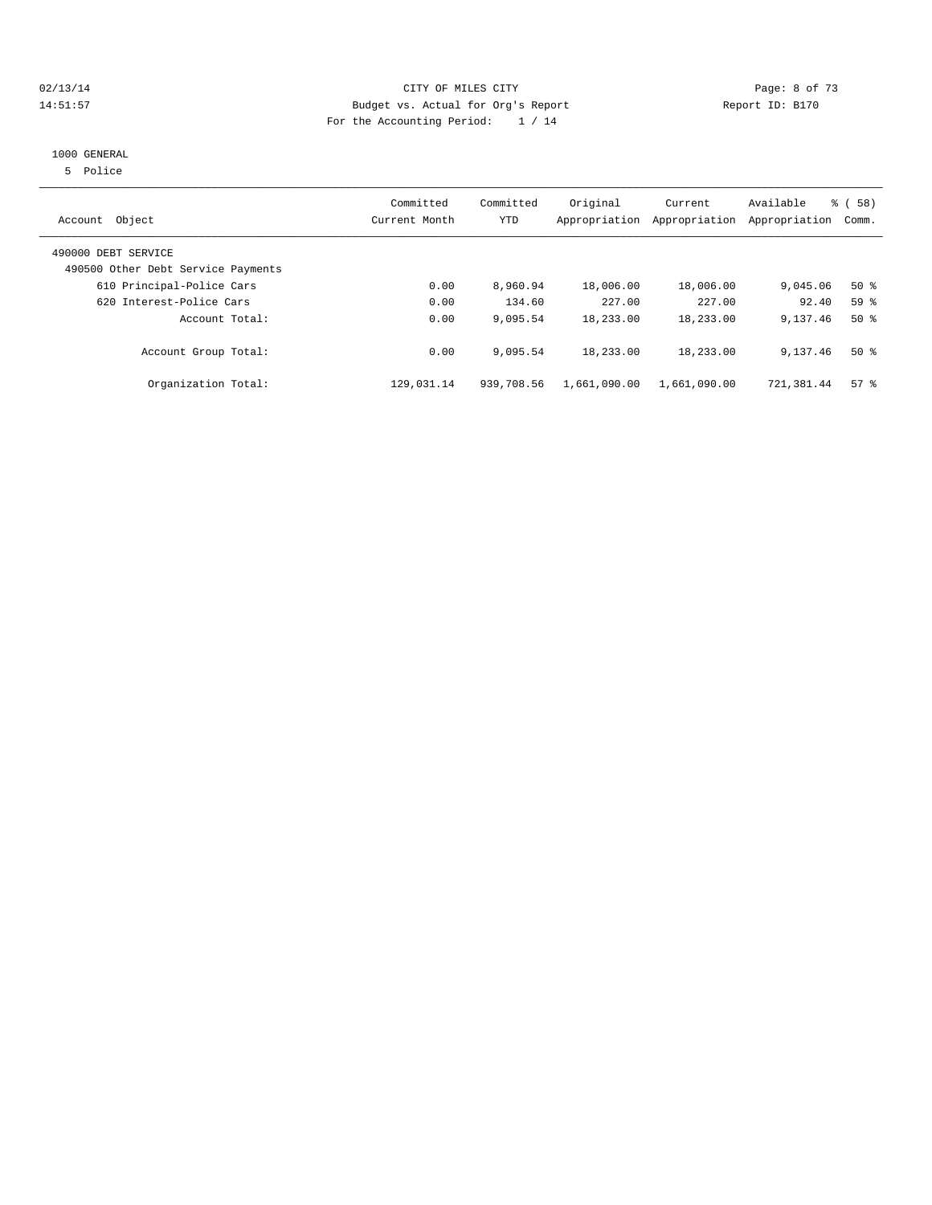CITY OF MILES CITY
Budget vs. Actual for Org's Report
For the Accounting Period: 1 / 14

02/13/14 14:51:57 Report ID: B170

1000 GENERAL
5 Police

| Account Object | Committed Current Month | Committed YTD | Original Appropriation | Current Appropriation | Available Appropriation | % ( 58) Comm. |
|---|---|---|---|---|---|---|
| 490000 DEBT SERVICE | | | | | | |
| 490500 Other Debt Service Payments | | | | | | |
| 610 Principal-Police Cars | 0.00 | 8,960.94 | 18,006.00 | 18,006.00 | 9,045.06 | 50 % |
| 620 Interest-Police Cars | 0.00 | 134.60 | 227.00 | 227.00 | 92.40 | 59 % |
| Account Total: | 0.00 | 9,095.54 | 18,233.00 | 18,233.00 | 9,137.46 | 50 % |
| Account Group Total: | 0.00 | 9,095.54 | 18,233.00 | 18,233.00 | 9,137.46 | 50 % |
| Organization Total: | 129,031.14 | 939,708.56 | 1,661,090.00 | 1,661,090.00 | 721,381.44 | 57 % |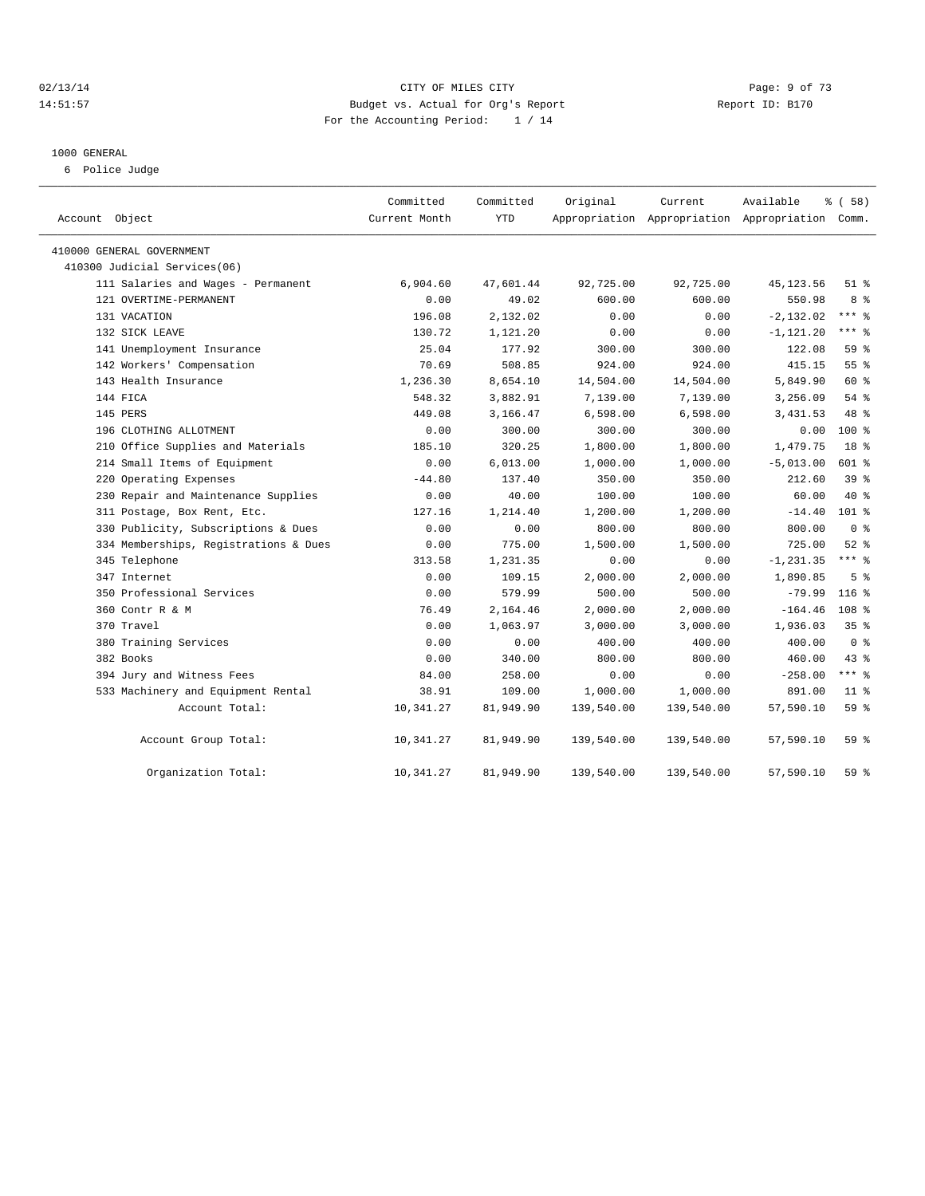CITY OF MILES CITY
Budget vs. Actual for Org's Report
For the Accounting Period: 1 / 14

02/13/14 14:51:57 — Report ID: B170

## 1000 GENERAL

6 Police Judge

| Account Object | Committed Current Month | Committed YTD | Original Appropriation | Current Appropriation | Available Appropriation | % ( 58) Comm. |
|---|---|---|---|---|---|---|
| 410000 GENERAL GOVERNMENT | | | | | | |
| 410300 Judicial Services(06) | | | | | | |
| 111 Salaries and Wages - Permanent | 6,904.60 | 47,601.44 | 92,725.00 | 92,725.00 | 45,123.56 | 51 % |
| 121 OVERTIME-PERMANENT | 0.00 | 49.02 | 600.00 | 600.00 | 550.98 | 8 % |
| 131 VACATION | 196.08 | 2,132.02 | 0.00 | 0.00 | -2,132.02 | *** % |
| 132 SICK LEAVE | 130.72 | 1,121.20 | 0.00 | 0.00 | -1,121.20 | *** % |
| 141 Unemployment Insurance | 25.04 | 177.92 | 300.00 | 300.00 | 122.08 | 59 % |
| 142 Workers' Compensation | 70.69 | 508.85 | 924.00 | 924.00 | 415.15 | 55 % |
| 143 Health Insurance | 1,236.30 | 8,654.10 | 14,504.00 | 14,504.00 | 5,849.90 | 60 % |
| 144 FICA | 548.32 | 3,882.91 | 7,139.00 | 7,139.00 | 3,256.09 | 54 % |
| 145 PERS | 449.08 | 3,166.47 | 6,598.00 | 6,598.00 | 3,431.53 | 48 % |
| 196 CLOTHING ALLOTMENT | 0.00 | 300.00 | 300.00 | 300.00 | 0.00 | 100 % |
| 210 Office Supplies and Materials | 185.10 | 320.25 | 1,800.00 | 1,800.00 | 1,479.75 | 18 % |
| 214 Small Items of Equipment | 0.00 | 6,013.00 | 1,000.00 | 1,000.00 | -5,013.00 | 601 % |
| 220 Operating Expenses | -44.80 | 137.40 | 350.00 | 350.00 | 212.60 | 39 % |
| 230 Repair and Maintenance Supplies | 0.00 | 40.00 | 100.00 | 100.00 | 60.00 | 40 % |
| 311 Postage, Box Rent, Etc. | 127.16 | 1,214.40 | 1,200.00 | 1,200.00 | -14.40 | 101 % |
| 330 Publicity, Subscriptions & Dues | 0.00 | 0.00 | 800.00 | 800.00 | 800.00 | 0 % |
| 334 Memberships, Registrations & Dues | 0.00 | 775.00 | 1,500.00 | 1,500.00 | 725.00 | 52 % |
| 345 Telephone | 313.58 | 1,231.35 | 0.00 | 0.00 | -1,231.35 | *** % |
| 347 Internet | 0.00 | 109.15 | 2,000.00 | 2,000.00 | 1,890.85 | 5 % |
| 350 Professional Services | 0.00 | 579.99 | 500.00 | 500.00 | -79.99 | 116 % |
| 360 Contr R & M | 76.49 | 2,164.46 | 2,000.00 | 2,000.00 | -164.46 | 108 % |
| 370 Travel | 0.00 | 1,063.97 | 3,000.00 | 3,000.00 | 1,936.03 | 35 % |
| 380 Training Services | 0.00 | 0.00 | 400.00 | 400.00 | 400.00 | 0 % |
| 382 Books | 0.00 | 340.00 | 800.00 | 800.00 | 460.00 | 43 % |
| 394 Jury and Witness Fees | 84.00 | 258.00 | 0.00 | 0.00 | -258.00 | *** % |
| 533 Machinery and Equipment Rental | 38.91 | 109.00 | 1,000.00 | 1,000.00 | 891.00 | 11 % |
| Account Total: | 10,341.27 | 81,949.90 | 139,540.00 | 139,540.00 | 57,590.10 | 59 % |
| Account Group Total: | 10,341.27 | 81,949.90 | 139,540.00 | 139,540.00 | 57,590.10 | 59 % |
| Organization Total: | 10,341.27 | 81,949.90 | 139,540.00 | 139,540.00 | 57,590.10 | 59 % |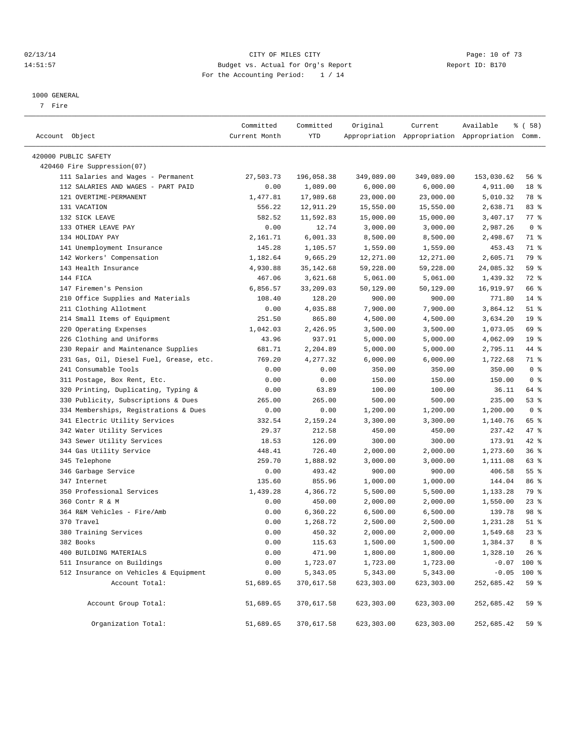CITY OF MILES CITY
Budget vs. Actual for Org's Report
For the Accounting Period: 1 / 14

02/13/14 14:51:57 Report ID: B170

1000 GENERAL
7 Fire

| Account Object | Committed Current Month | Committed YTD | Original Appropriation | Current Appropriation | Available Appropriation | % ( 58) Comm. |
|---|---|---|---|---|---|---|
| 420000 PUBLIC SAFETY | | | | | | |
| 420460 Fire Suppression(07) | | | | | | |
| 111 Salaries and Wages - Permanent | 27,503.73 | 196,058.38 | 349,089.00 | 349,089.00 | 153,030.62 | 56 % |
| 112 SALARIES AND WAGES - PART PAID | 0.00 | 1,089.00 | 6,000.00 | 6,000.00 | 4,911.00 | 18 % |
| 121 OVERTIME-PERMANENT | 1,477.81 | 17,989.68 | 23,000.00 | 23,000.00 | 5,010.32 | 78 % |
| 131 VACATION | 556.22 | 12,911.29 | 15,550.00 | 15,550.00 | 2,638.71 | 83 % |
| 132 SICK LEAVE | 582.52 | 11,592.83 | 15,000.00 | 15,000.00 | 3,407.17 | 77 % |
| 133 OTHER LEAVE PAY | 0.00 | 12.74 | 3,000.00 | 3,000.00 | 2,987.26 | 0 % |
| 134 HOLIDAY PAY | 2,161.71 | 6,001.33 | 8,500.00 | 8,500.00 | 2,498.67 | 71 % |
| 141 Unemployment Insurance | 145.28 | 1,105.57 | 1,559.00 | 1,559.00 | 453.43 | 71 % |
| 142 Workers' Compensation | 1,182.64 | 9,665.29 | 12,271.00 | 12,271.00 | 2,605.71 | 79 % |
| 143 Health Insurance | 4,930.88 | 35,142.68 | 59,228.00 | 59,228.00 | 24,085.32 | 59 % |
| 144 FICA | 467.06 | 3,621.68 | 5,061.00 | 5,061.00 | 1,439.32 | 72 % |
| 147 Firemen's Pension | 6,856.57 | 33,209.03 | 50,129.00 | 50,129.00 | 16,919.97 | 66 % |
| 210 Office Supplies and Materials | 108.40 | 128.20 | 900.00 | 900.00 | 771.80 | 14 % |
| 211 Clothing Allotment | 0.00 | 4,035.88 | 7,900.00 | 7,900.00 | 3,864.12 | 51 % |
| 214 Small Items of Equipment | 251.50 | 865.80 | 4,500.00 | 4,500.00 | 3,634.20 | 19 % |
| 220 Operating Expenses | 1,042.03 | 2,426.95 | 3,500.00 | 3,500.00 | 1,073.05 | 69 % |
| 226 Clothing and Uniforms | 43.96 | 937.91 | 5,000.00 | 5,000.00 | 4,062.09 | 19 % |
| 230 Repair and Maintenance Supplies | 681.71 | 2,204.89 | 5,000.00 | 5,000.00 | 2,795.11 | 44 % |
| 231 Gas, Oil, Diesel Fuel, Grease, etc. | 769.20 | 4,277.32 | 6,000.00 | 6,000.00 | 1,722.68 | 71 % |
| 241 Consumable Tools | 0.00 | 0.00 | 350.00 | 350.00 | 350.00 | 0 % |
| 311 Postage, Box Rent, Etc. | 0.00 | 0.00 | 150.00 | 150.00 | 150.00 | 0 % |
| 320 Printing, Duplicating, Typing & | 0.00 | 63.89 | 100.00 | 100.00 | 36.11 | 64 % |
| 330 Publicity, Subscriptions & Dues | 265.00 | 265.00 | 500.00 | 500.00 | 235.00 | 53 % |
| 334 Memberships, Registrations & Dues | 0.00 | 0.00 | 1,200.00 | 1,200.00 | 1,200.00 | 0 % |
| 341 Electric Utility Services | 332.54 | 2,159.24 | 3,300.00 | 3,300.00 | 1,140.76 | 65 % |
| 342 Water Utility Services | 29.37 | 212.58 | 450.00 | 450.00 | 237.42 | 47 % |
| 343 Sewer Utility Services | 18.53 | 126.09 | 300.00 | 300.00 | 173.91 | 42 % |
| 344 Gas Utility Service | 448.41 | 726.40 | 2,000.00 | 2,000.00 | 1,273.60 | 36 % |
| 345 Telephone | 259.70 | 1,888.92 | 3,000.00 | 3,000.00 | 1,111.08 | 63 % |
| 346 Garbage Service | 0.00 | 493.42 | 900.00 | 900.00 | 406.58 | 55 % |
| 347 Internet | 135.60 | 855.96 | 1,000.00 | 1,000.00 | 144.04 | 86 % |
| 350 Professional Services | 1,439.28 | 4,366.72 | 5,500.00 | 5,500.00 | 1,133.28 | 79 % |
| 360 Contr R & M | 0.00 | 450.00 | 2,000.00 | 2,000.00 | 1,550.00 | 23 % |
| 364 R&M Vehicles - Fire/Amb | 0.00 | 6,360.22 | 6,500.00 | 6,500.00 | 139.78 | 98 % |
| 370 Travel | 0.00 | 1,268.72 | 2,500.00 | 2,500.00 | 1,231.28 | 51 % |
| 380 Training Services | 0.00 | 450.32 | 2,000.00 | 2,000.00 | 1,549.68 | 23 % |
| 382 Books | 0.00 | 115.63 | 1,500.00 | 1,500.00 | 1,384.37 | 8 % |
| 400 BUILDING MATERIALS | 0.00 | 471.90 | 1,800.00 | 1,800.00 | 1,328.10 | 26 % |
| 511 Insurance on Buildings | 0.00 | 1,723.07 | 1,723.00 | 1,723.00 | -0.07 | 100 % |
| 512 Insurance on Vehicles & Equipment | 0.00 | 5,343.05 | 5,343.00 | 5,343.00 | -0.05 | 100 % |
| Account Total: | 51,689.65 | 370,617.58 | 623,303.00 | 623,303.00 | 252,685.42 | 59 % |
| Account Group Total: | 51,689.65 | 370,617.58 | 623,303.00 | 623,303.00 | 252,685.42 | 59 % |
| Organization Total: | 51,689.65 | 370,617.58 | 623,303.00 | 623,303.00 | 252,685.42 | 59 % |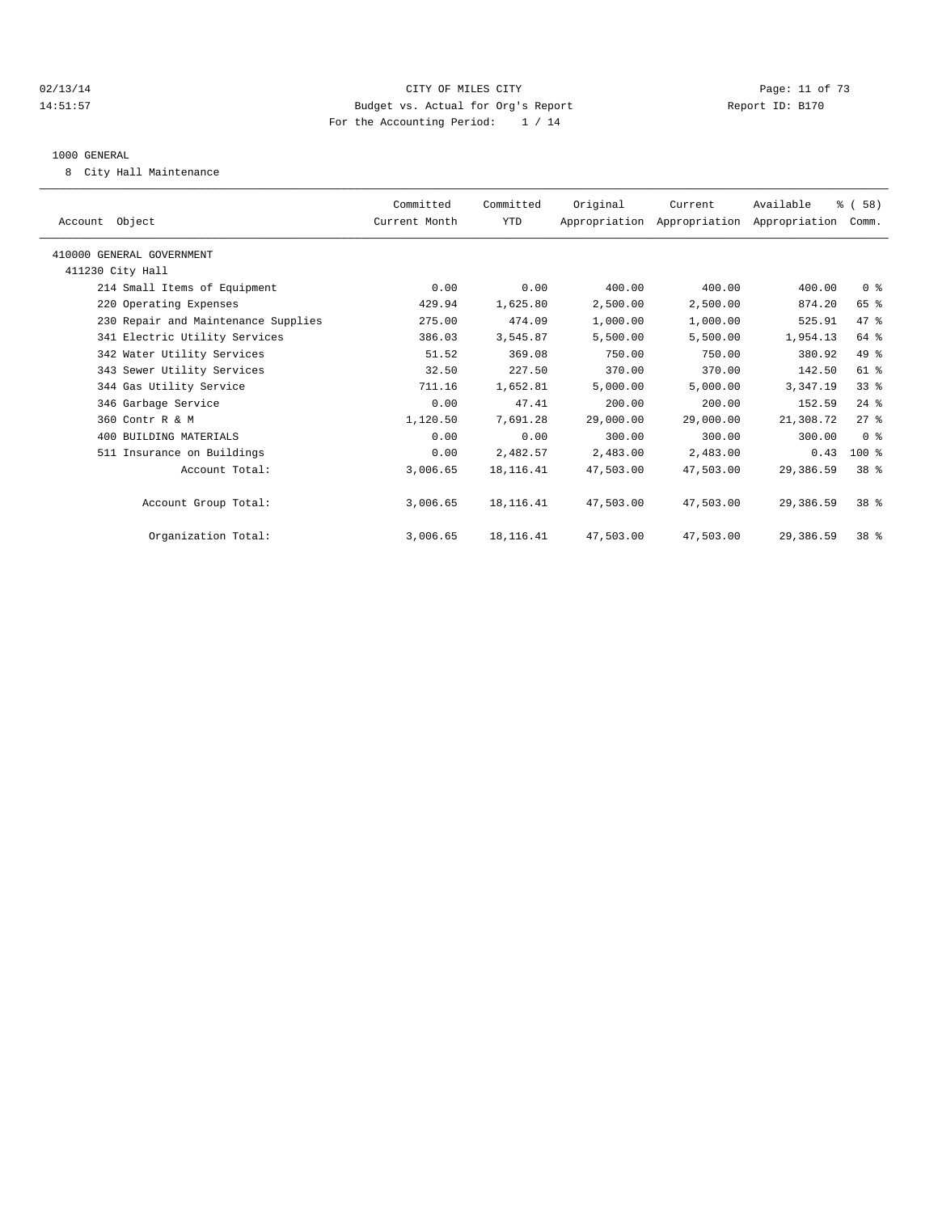CITY OF MILES CITY
Budget vs. Actual for Org's Report
For the Accounting Period: 1 / 14

02/13/14
14:51:57

Report ID: B170

## 1000 GENERAL

8 City Hall Maintenance

| Account Object | Committed Current Month | Committed YTD | Original Appropriation | Current Appropriation | Available Appropriation | % ( 58) Comm. |
|---|---|---|---|---|---|---|
| 410000 GENERAL GOVERNMENT | | | | | | |
| 411230 City Hall | | | | | | |
| 214 Small Items of Equipment | 0.00 | 0.00 | 400.00 | 400.00 | 400.00 | 0 % |
| 220 Operating Expenses | 429.94 | 1,625.80 | 2,500.00 | 2,500.00 | 874.20 | 65 % |
| 230 Repair and Maintenance Supplies | 275.00 | 474.09 | 1,000.00 | 1,000.00 | 525.91 | 47 % |
| 341 Electric Utility Services | 386.03 | 3,545.87 | 5,500.00 | 5,500.00 | 1,954.13 | 64 % |
| 342 Water Utility Services | 51.52 | 369.08 | 750.00 | 750.00 | 380.92 | 49 % |
| 343 Sewer Utility Services | 32.50 | 227.50 | 370.00 | 370.00 | 142.50 | 61 % |
| 344 Gas Utility Service | 711.16 | 1,652.81 | 5,000.00 | 5,000.00 | 3,347.19 | 33 % |
| 346 Garbage Service | 0.00 | 47.41 | 200.00 | 200.00 | 152.59 | 24 % |
| 360 Contr R & M | 1,120.50 | 7,691.28 | 29,000.00 | 29,000.00 | 21,308.72 | 27 % |
| 400 BUILDING MATERIALS | 0.00 | 0.00 | 300.00 | 300.00 | 300.00 | 0 % |
| 511 Insurance on Buildings | 0.00 | 2,482.57 | 2,483.00 | 2,483.00 | 0.43 | 100 % |
| Account Total: | 3,006.65 | 18,116.41 | 47,503.00 | 47,503.00 | 29,386.59 | 38 % |
| Account Group Total: | 3,006.65 | 18,116.41 | 47,503.00 | 47,503.00 | 29,386.59 | 38 % |
| Organization Total: | 3,006.65 | 18,116.41 | 47,503.00 | 47,503.00 | 29,386.59 | 38 % |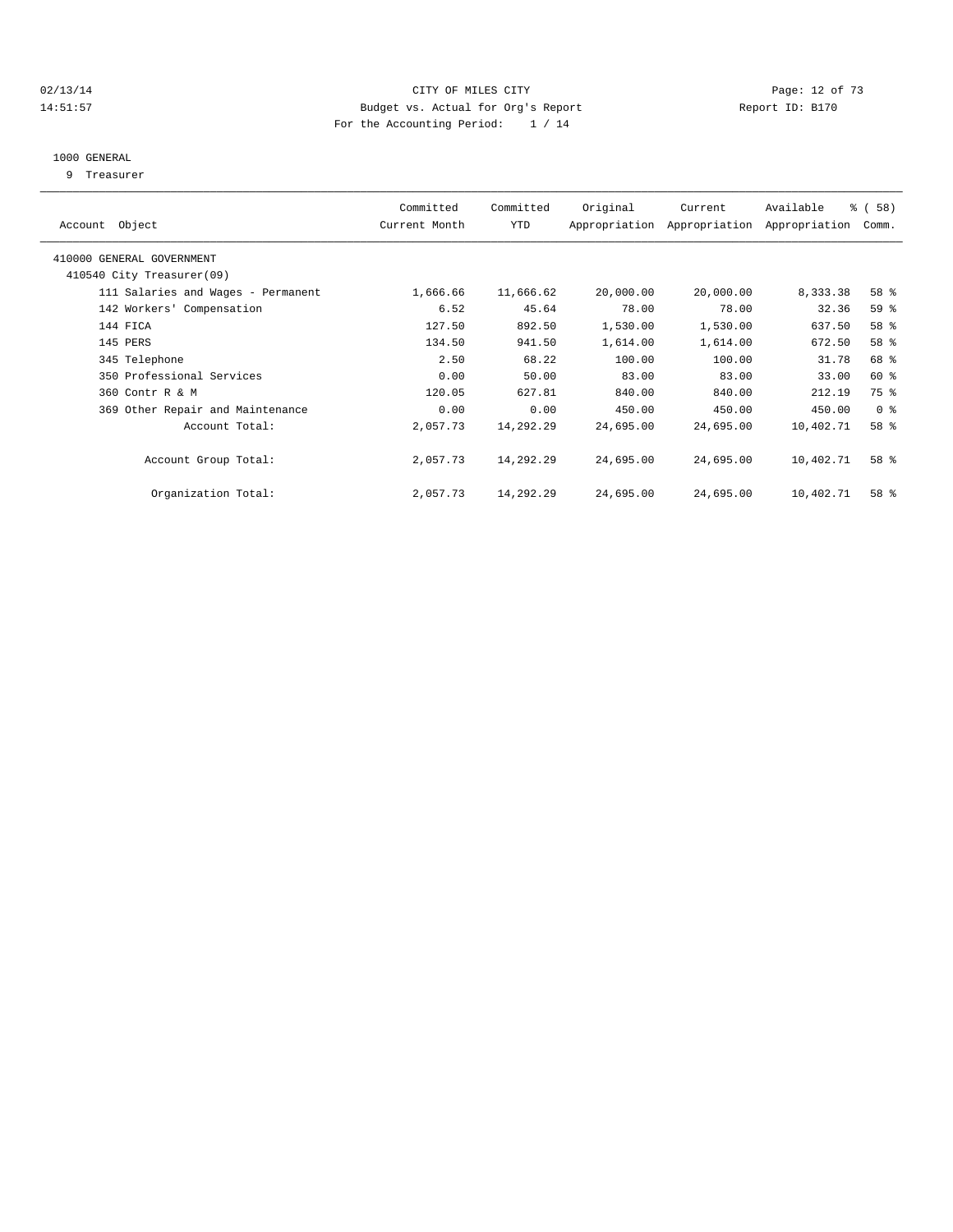CITY OF MILES CITY
Budget vs. Actual for Org's Report
For the Accounting Period: 1 / 14

02/13/14
14:51:57

Report ID: B170

1000 GENERAL
9 Treasurer

| Account Object | Committed Current Month | Committed YTD | Original Appropriation | Current Appropriation | Available Appropriation | % ( 58) Comm. |
|---|---|---|---|---|---|---|
| 410000 GENERAL GOVERNMENT | | | | | | |
| 410540 City Treasurer(09) | | | | | | |
| 111 Salaries and Wages - Permanent | 1,666.66 | 11,666.62 | 20,000.00 | 20,000.00 | 8,333.38 | 58 % |
| 142 Workers' Compensation | 6.52 | 45.64 | 78.00 | 78.00 | 32.36 | 59 % |
| 144 FICA | 127.50 | 892.50 | 1,530.00 | 1,530.00 | 637.50 | 58 % |
| 145 PERS | 134.50 | 941.50 | 1,614.00 | 1,614.00 | 672.50 | 58 % |
| 345 Telephone | 2.50 | 68.22 | 100.00 | 100.00 | 31.78 | 68 % |
| 350 Professional Services | 0.00 | 50.00 | 83.00 | 83.00 | 33.00 | 60 % |
| 360 Contr R & M | 120.05 | 627.81 | 840.00 | 840.00 | 212.19 | 75 % |
| 369 Other Repair and Maintenance | 0.00 | 0.00 | 450.00 | 450.00 | 450.00 | 0 % |
| Account Total: | 2,057.73 | 14,292.29 | 24,695.00 | 24,695.00 | 10,402.71 | 58 % |
| Account Group Total: | 2,057.73 | 14,292.29 | 24,695.00 | 24,695.00 | 10,402.71 | 58 % |
| Organization Total: | 2,057.73 | 14,292.29 | 24,695.00 | 24,695.00 | 10,402.71 | 58 % |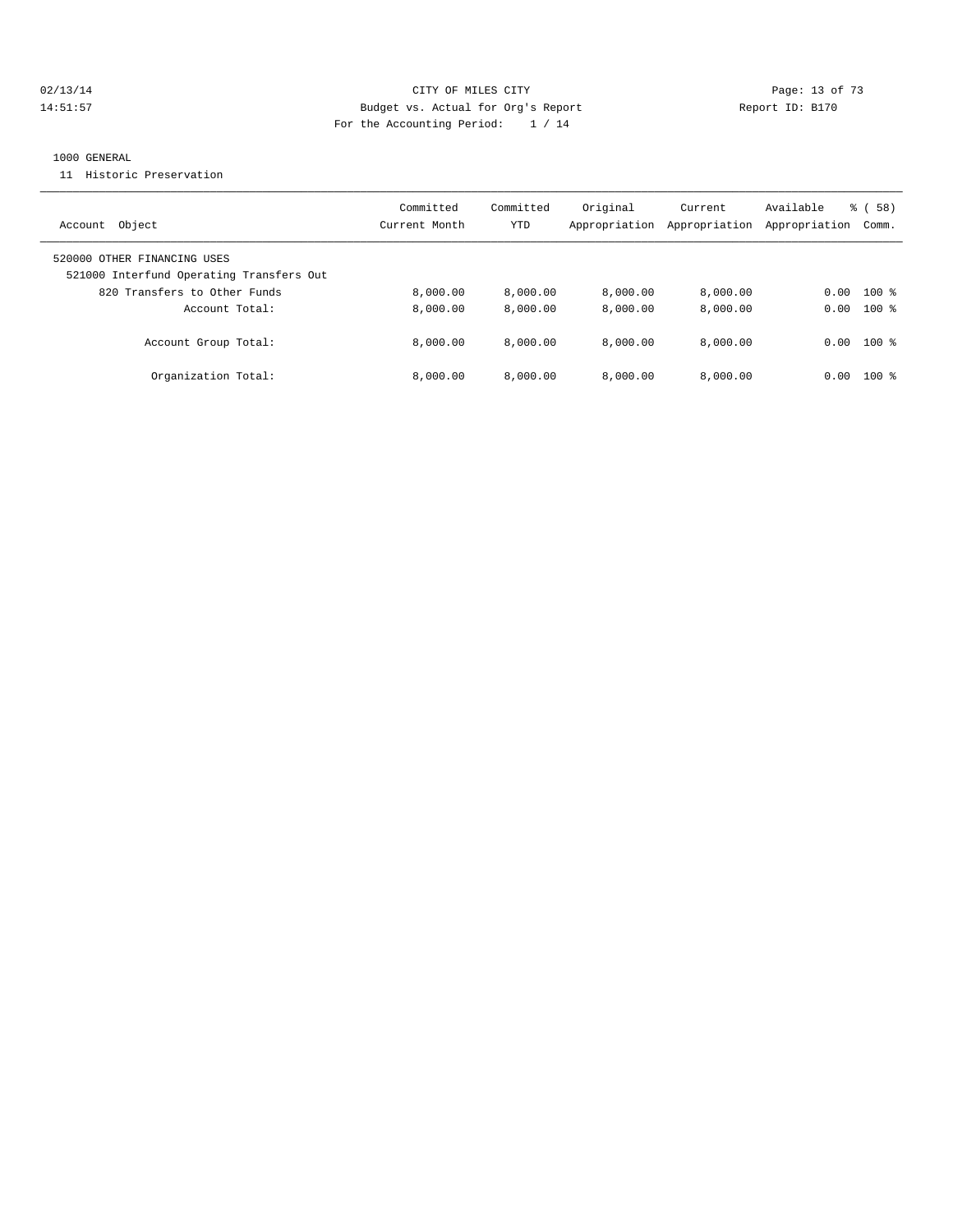CITY OF MILES CITY
Budget vs. Actual for Org's Report
For the Accounting Period: 1 / 14

02/13/14
14:51:57

Report ID: B170

1000 GENERAL
11 Historic Preservation

| Account Object | Committed Current Month | Committed YTD | Original Appropriation | Current Appropriation | Available Appropriation | % ( 58) Comm. |
|---|---|---|---|---|---|---|
| 520000 OTHER FINANCING USES | | | | | | |
| 521000 Interfund Operating Transfers Out | | | | | | |
| 820 Transfers to Other Funds | 8,000.00 | 8,000.00 | 8,000.00 | 8,000.00 | 0.00 | 100 % |
| Account Total: | 8,000.00 | 8,000.00 | 8,000.00 | 8,000.00 | 0.00 | 100 % |
| Account Group Total: | 8,000.00 | 8,000.00 | 8,000.00 | 8,000.00 | 0.00 | 100 % |
| Organization Total: | 8,000.00 | 8,000.00 | 8,000.00 | 8,000.00 | 0.00 | 100 % |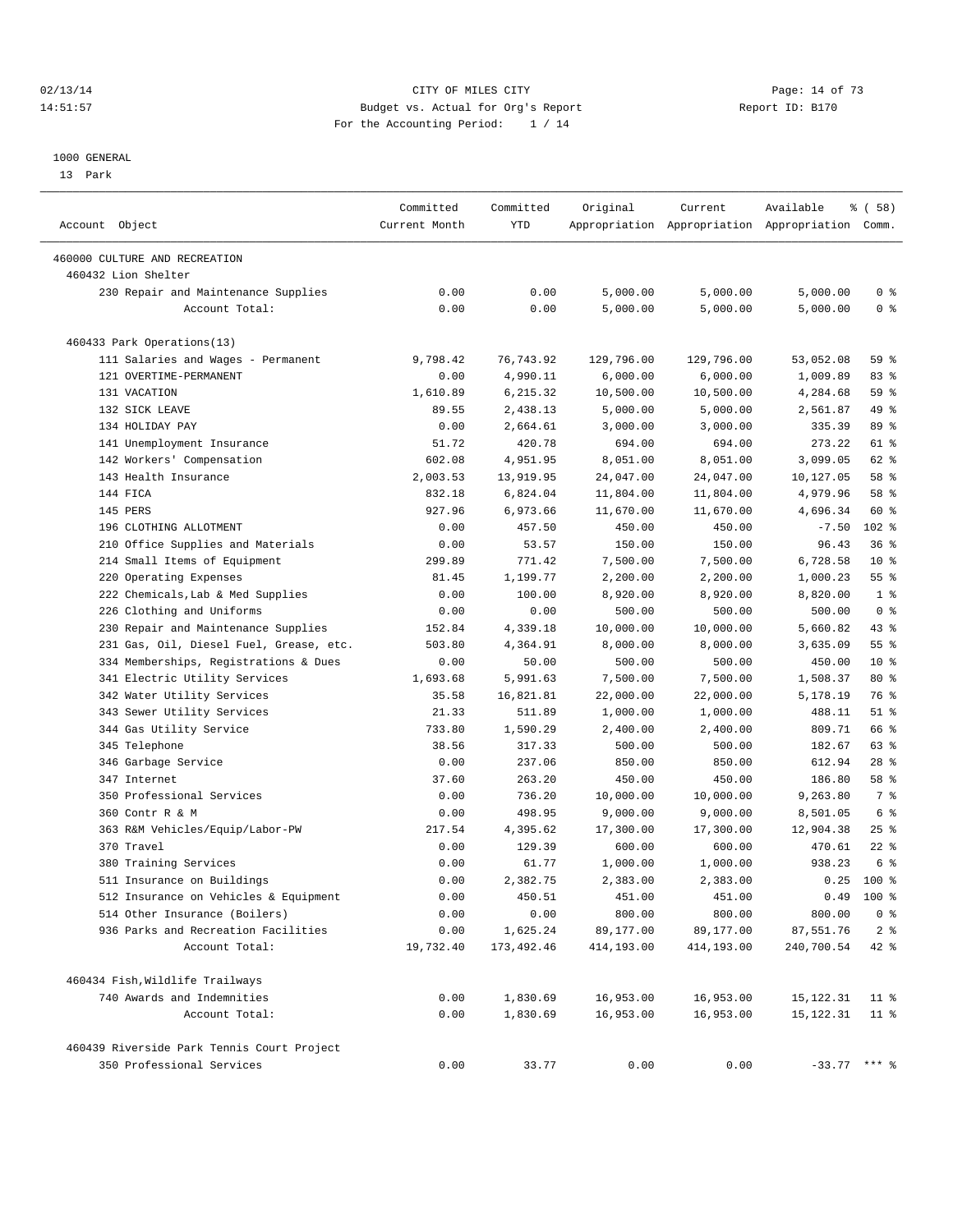CITY OF MILES CITY
Budget vs. Actual for Org's Report
For the Accounting Period: 1 / 14

1000 GENERAL
13 Park

| Account Object | Committed Current Month | Committed YTD | Original Appropriation | Current Appropriation | Available Appropriation | % ( 58) Comm. |
|---|---|---|---|---|---|---|
| 460000 CULTURE AND RECREATION | | | | | | |
| 460432 Lion Shelter | | | | | | |
| 230 Repair and Maintenance Supplies | 0.00 | 0.00 | 5,000.00 | 5,000.00 | 5,000.00 | 0 % |
| Account Total: | 0.00 | 0.00 | 5,000.00 | 5,000.00 | 5,000.00 | 0 % |
| 460433 Park Operations(13) | | | | | | |
| 111 Salaries and Wages - Permanent | 9,798.42 | 76,743.92 | 129,796.00 | 129,796.00 | 53,052.08 | 59 % |
| 121 OVERTIME-PERMANENT | 0.00 | 4,990.11 | 6,000.00 | 6,000.00 | 1,009.89 | 83 % |
| 131 VACATION | 1,610.89 | 6,215.32 | 10,500.00 | 10,500.00 | 4,284.68 | 59 % |
| 132 SICK LEAVE | 89.55 | 2,438.13 | 5,000.00 | 5,000.00 | 2,561.87 | 49 % |
| 134 HOLIDAY PAY | 0.00 | 2,664.61 | 3,000.00 | 3,000.00 | 335.39 | 89 % |
| 141 Unemployment Insurance | 51.72 | 420.78 | 694.00 | 694.00 | 273.22 | 61 % |
| 142 Workers' Compensation | 602.08 | 4,951.95 | 8,051.00 | 8,051.00 | 3,099.05 | 62 % |
| 143 Health Insurance | 2,003.53 | 13,919.95 | 24,047.00 | 24,047.00 | 10,127.05 | 58 % |
| 144 FICA | 832.18 | 6,824.04 | 11,804.00 | 11,804.00 | 4,979.96 | 58 % |
| 145 PERS | 927.96 | 6,973.66 | 11,670.00 | 11,670.00 | 4,696.34 | 60 % |
| 196 CLOTHING ALLOTMENT | 0.00 | 457.50 | 450.00 | 450.00 | -7.50 | 102 % |
| 210 Office Supplies and Materials | 0.00 | 53.57 | 150.00 | 150.00 | 96.43 | 36 % |
| 214 Small Items of Equipment | 299.89 | 771.42 | 7,500.00 | 7,500.00 | 6,728.58 | 10 % |
| 220 Operating Expenses | 81.45 | 1,199.77 | 2,200.00 | 2,200.00 | 1,000.23 | 55 % |
| 222 Chemicals,Lab & Med Supplies | 0.00 | 100.00 | 8,920.00 | 8,920.00 | 8,820.00 | 1 % |
| 226 Clothing and Uniforms | 0.00 | 0.00 | 500.00 | 500.00 | 500.00 | 0 % |
| 230 Repair and Maintenance Supplies | 152.84 | 4,339.18 | 10,000.00 | 10,000.00 | 5,660.82 | 43 % |
| 231 Gas, Oil, Diesel Fuel, Grease, etc. | 503.80 | 4,364.91 | 8,000.00 | 8,000.00 | 3,635.09 | 55 % |
| 334 Memberships, Registrations & Dues | 0.00 | 50.00 | 500.00 | 500.00 | 450.00 | 10 % |
| 341 Electric Utility Services | 1,693.68 | 5,991.63 | 7,500.00 | 7,500.00 | 1,508.37 | 80 % |
| 342 Water Utility Services | 35.58 | 16,821.81 | 22,000.00 | 22,000.00 | 5,178.19 | 76 % |
| 343 Sewer Utility Services | 21.33 | 511.89 | 1,000.00 | 1,000.00 | 488.11 | 51 % |
| 344 Gas Utility Service | 733.80 | 1,590.29 | 2,400.00 | 2,400.00 | 809.71 | 66 % |
| 345 Telephone | 38.56 | 317.33 | 500.00 | 500.00 | 182.67 | 63 % |
| 346 Garbage Service | 0.00 | 237.06 | 850.00 | 850.00 | 612.94 | 28 % |
| 347 Internet | 37.60 | 263.20 | 450.00 | 450.00 | 186.80 | 58 % |
| 350 Professional Services | 0.00 | 736.20 | 10,000.00 | 10,000.00 | 9,263.80 | 7 % |
| 360 Contr R & M | 0.00 | 498.95 | 9,000.00 | 9,000.00 | 8,501.05 | 6 % |
| 363 R&M Vehicles/Equip/Labor-PW | 217.54 | 4,395.62 | 17,300.00 | 17,300.00 | 12,904.38 | 25 % |
| 370 Travel | 0.00 | 129.39 | 600.00 | 600.00 | 470.61 | 22 % |
| 380 Training Services | 0.00 | 61.77 | 1,000.00 | 1,000.00 | 938.23 | 6 % |
| 511 Insurance on Buildings | 0.00 | 2,382.75 | 2,383.00 | 2,383.00 | 0.25 | 100 % |
| 512 Insurance on Vehicles & Equipment | 0.00 | 450.51 | 451.00 | 451.00 | 0.49 | 100 % |
| 514 Other Insurance (Boilers) | 0.00 | 0.00 | 800.00 | 800.00 | 800.00 | 0 % |
| 936 Parks and Recreation Facilities | 0.00 | 1,625.24 | 89,177.00 | 89,177.00 | 87,551.76 | 2 % |
| Account Total: | 19,732.40 | 173,492.46 | 414,193.00 | 414,193.00 | 240,700.54 | 42 % |
| 460434 Fish,Wildlife Trailways | | | | | | |
| 740 Awards and Indemnities | 0.00 | 1,830.69 | 16,953.00 | 16,953.00 | 15,122.31 | 11 % |
| Account Total: | 0.00 | 1,830.69 | 16,953.00 | 16,953.00 | 15,122.31 | 11 % |
| 460439 Riverside Park Tennis Court Project | | | | | | |
| 350 Professional Services | 0.00 | 33.77 | 0.00 | 0.00 | -33.77 | *** % |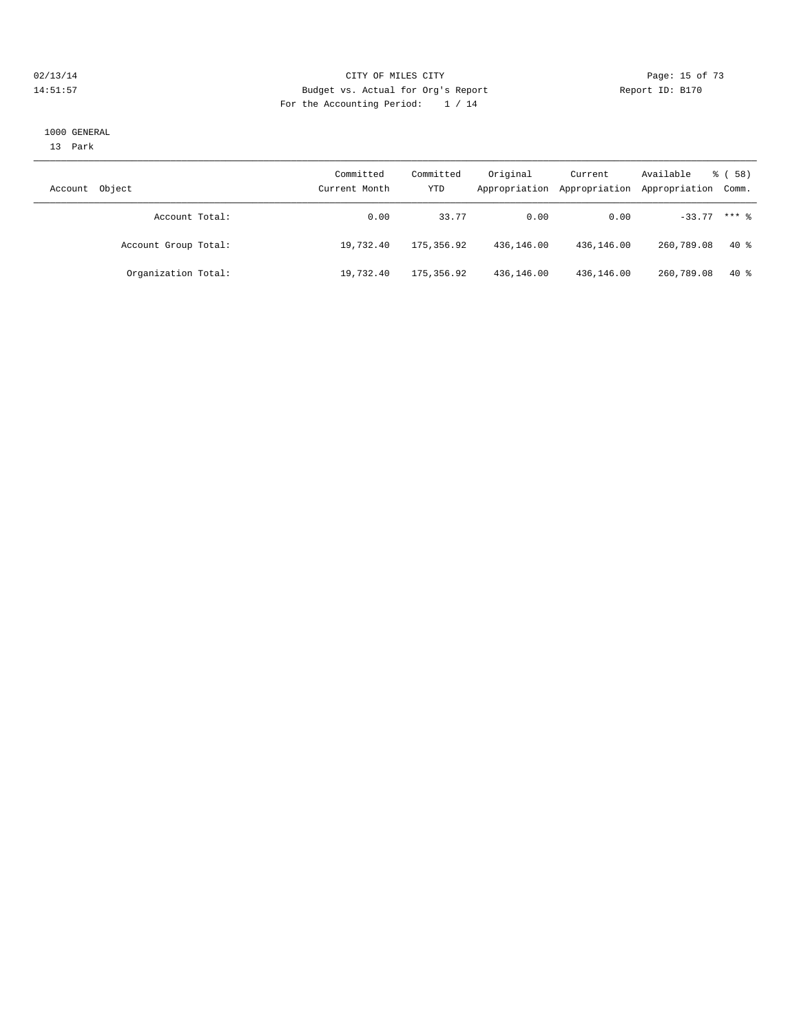1000 GENERAL

13 Park

| Account Object | Committed Current Month | Committed YTD | Original Appropriation | Current Appropriation | Available Appropriation | % ( 58) Comm. |
|---|---|---|---|---|---|---|
| Account Total: | 0.00 | 33.77 | 0.00 | 0.00 | -33.77 | *** % |
| Account Group Total: | 19,732.40 | 175,356.92 | 436,146.00 | 436,146.00 | 260,789.08 | 40 % |
| Organization Total: | 19,732.40 | 175,356.92 | 436,146.00 | 436,146.00 | 260,789.08 | 40 % |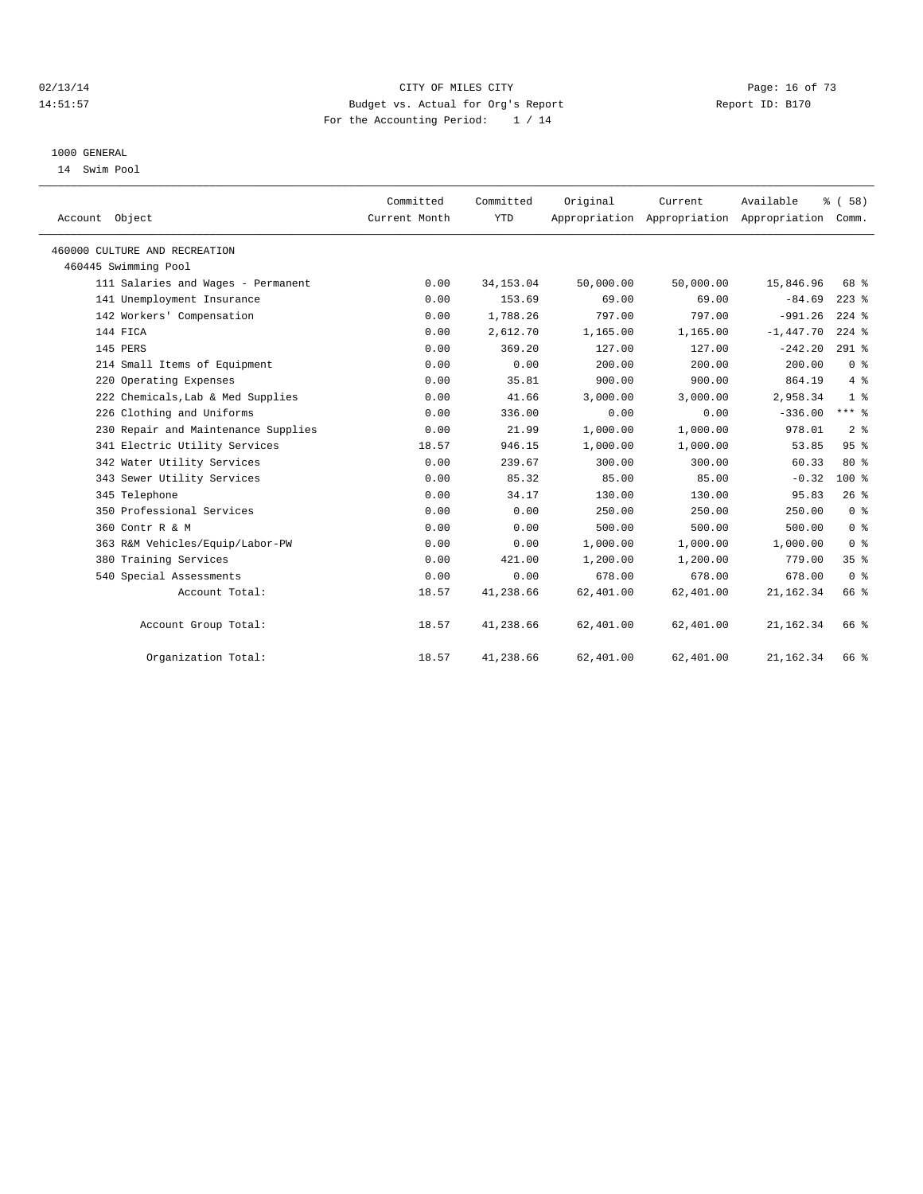CITY OF MILES CITY
Budget vs. Actual for Org's Report
For the Accounting Period: 1 / 14

02/13/14
14:51:57

Report ID: B170

1000 GENERAL
14 Swim Pool

| Account Object | Committed Current Month | Committed YTD | Original Appropriation | Current Appropriation | Available Appropriation | % ( 58) Comm. |
|---|---|---|---|---|---|---|
| 460000 CULTURE AND RECREATION | | | | | | |
| 460445 Swimming Pool | | | | | | |
| 111 Salaries and Wages - Permanent | 0.00 | 34,153.04 | 50,000.00 | 50,000.00 | 15,846.96 | 68 % |
| 141 Unemployment Insurance | 0.00 | 153.69 | 69.00 | 69.00 | -84.69 | 223 % |
| 142 Workers' Compensation | 0.00 | 1,788.26 | 797.00 | 797.00 | -991.26 | 224 % |
| 144 FICA | 0.00 | 2,612.70 | 1,165.00 | 1,165.00 | -1,447.70 | 224 % |
| 145 PERS | 0.00 | 369.20 | 127.00 | 127.00 | -242.20 | 291 % |
| 214 Small Items of Equipment | 0.00 | 0.00 | 200.00 | 200.00 | 200.00 | 0 % |
| 220 Operating Expenses | 0.00 | 35.81 | 900.00 | 900.00 | 864.19 | 4 % |
| 222 Chemicals,Lab & Med Supplies | 0.00 | 41.66 | 3,000.00 | 3,000.00 | 2,958.34 | 1 % |
| 226 Clothing and Uniforms | 0.00 | 336.00 | 0.00 | 0.00 | -336.00 | *** % |
| 230 Repair and Maintenance Supplies | 0.00 | 21.99 | 1,000.00 | 1,000.00 | 978.01 | 2 % |
| 341 Electric Utility Services | 18.57 | 946.15 | 1,000.00 | 1,000.00 | 53.85 | 95 % |
| 342 Water Utility Services | 0.00 | 239.67 | 300.00 | 300.00 | 60.33 | 80 % |
| 343 Sewer Utility Services | 0.00 | 85.32 | 85.00 | 85.00 | -0.32 | 100 % |
| 345 Telephone | 0.00 | 34.17 | 130.00 | 130.00 | 95.83 | 26 % |
| 350 Professional Services | 0.00 | 0.00 | 250.00 | 250.00 | 250.00 | 0 % |
| 360 Contr R & M | 0.00 | 0.00 | 500.00 | 500.00 | 500.00 | 0 % |
| 363 R&M Vehicles/Equip/Labor-PW | 0.00 | 0.00 | 1,000.00 | 1,000.00 | 1,000.00 | 0 % |
| 380 Training Services | 0.00 | 421.00 | 1,200.00 | 1,200.00 | 779.00 | 35 % |
| 540 Special Assessments | 0.00 | 0.00 | 678.00 | 678.00 | 678.00 | 0 % |
| Account Total: | 18.57 | 41,238.66 | 62,401.00 | 62,401.00 | 21,162.34 | 66 % |
| Account Group Total: | 18.57 | 41,238.66 | 62,401.00 | 62,401.00 | 21,162.34 | 66 % |
| Organization Total: | 18.57 | 41,238.66 | 62,401.00 | 62,401.00 | 21,162.34 | 66 % |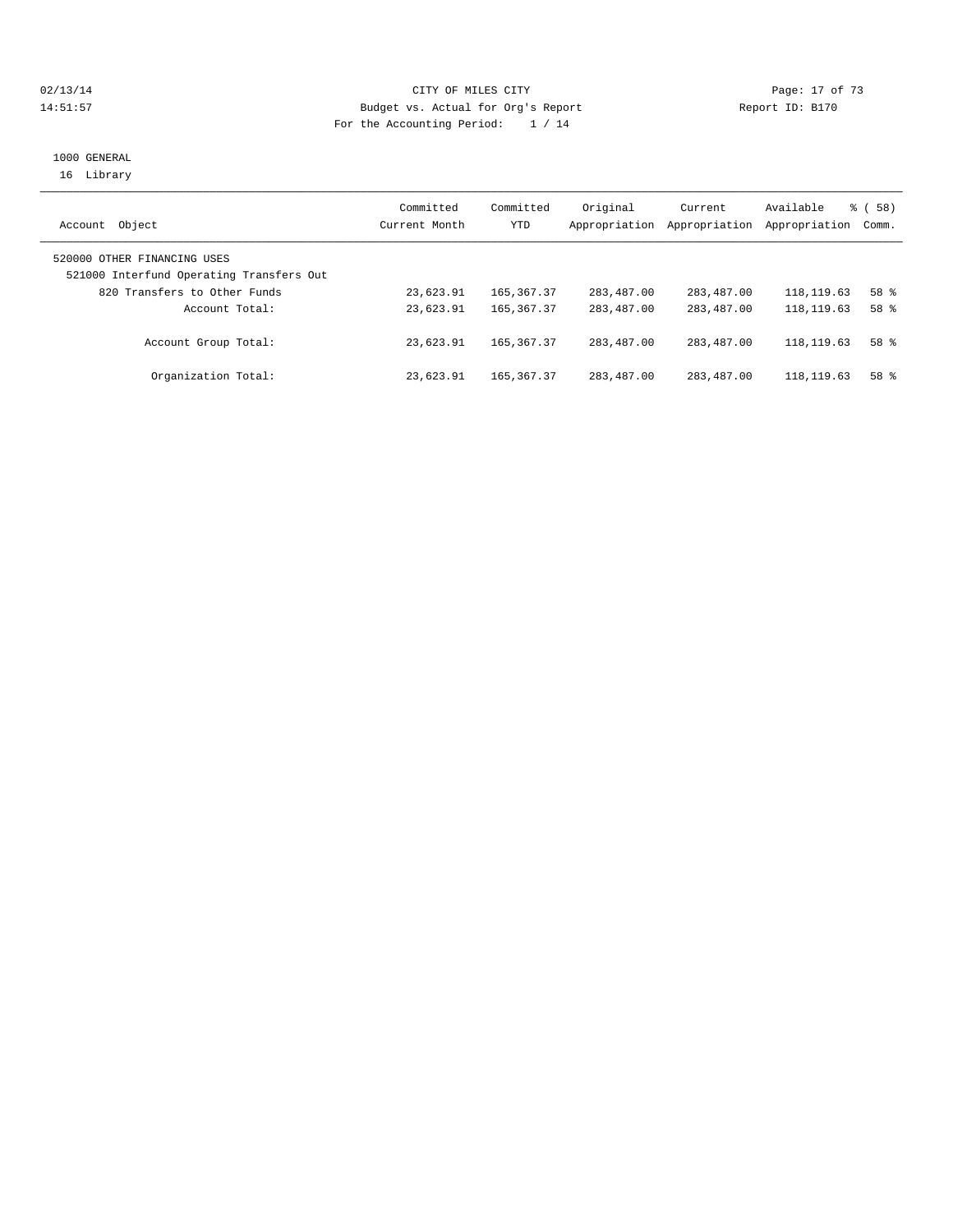CITY OF MILES CITY
Budget vs. Actual for Org's Report
For the Accounting Period: 1 / 14

02/13/14
14:51:57

Report ID: B170

1000 GENERAL
16 Library

| Account Object | Committed Current Month | Committed YTD | Original Appropriation | Current Appropriation | Available Appropriation | % ( 58) Comm. |
|---|---|---|---|---|---|---|
| 520000 OTHER FINANCING USES | | | | | | |
| 521000 Interfund Operating Transfers Out | | | | | | |
| 820 Transfers to Other Funds | 23,623.91 | 165,367.37 | 283,487.00 | 283,487.00 | 118,119.63 | 58 % |
| Account Total: | 23,623.91 | 165,367.37 | 283,487.00 | 283,487.00 | 118,119.63 | 58 % |
| Account Group Total: | 23,623.91 | 165,367.37 | 283,487.00 | 283,487.00 | 118,119.63 | 58 % |
| Organization Total: | 23,623.91 | 165,367.37 | 283,487.00 | 283,487.00 | 118,119.63 | 58 % |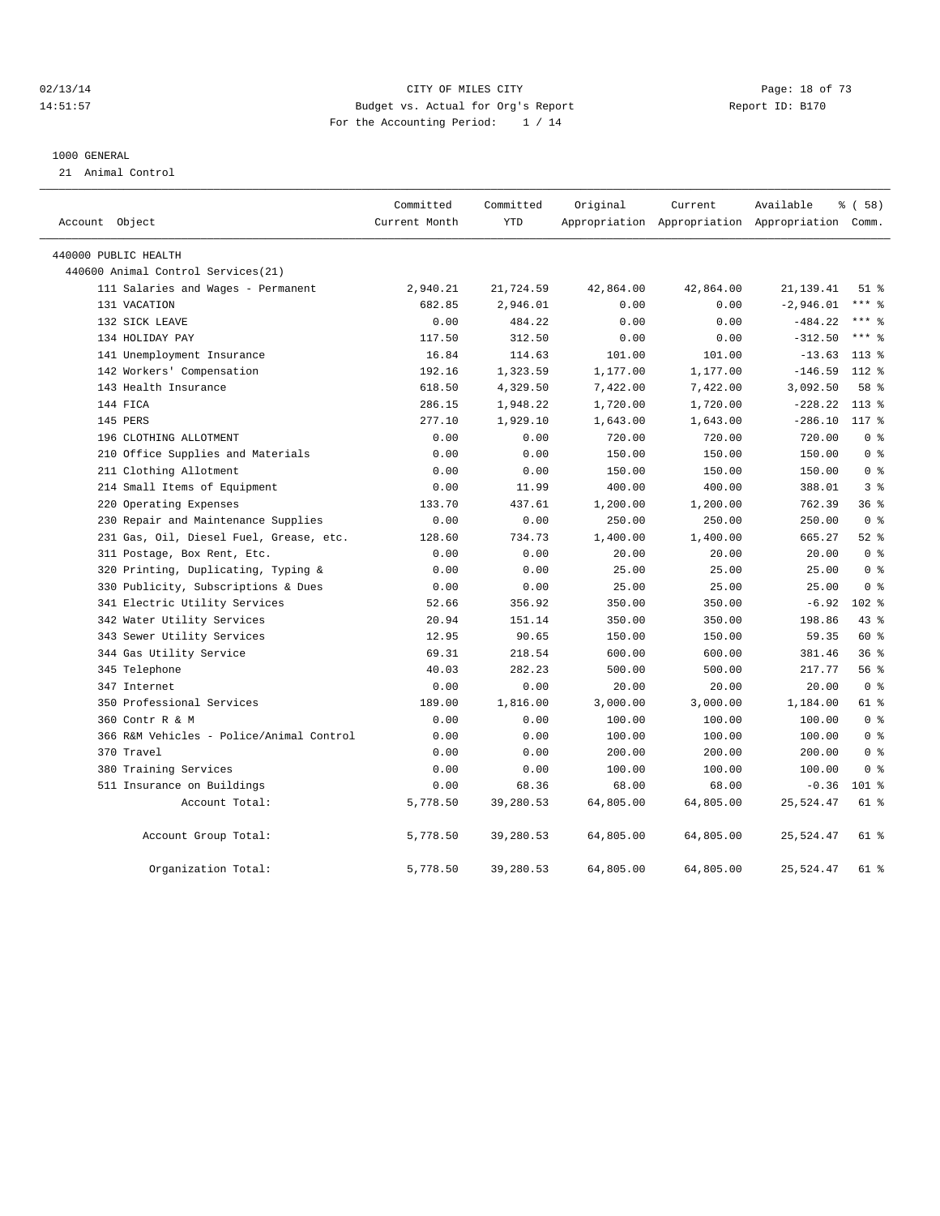CITY OF MILES CITY

Budget vs. Actual for Org's Report

For the Accounting Period: 1 / 14

02/13/14
14:51:57

Report ID: B170

1000 GENERAL

21 Animal Control

| Account Object | Committed Current Month | Committed YTD | Original Appropriation | Current Appropriation | Available Appropriation | % ( 58) Comm. |
|---|---|---|---|---|---|---|
| 440000 PUBLIC HEALTH | | | | | | |
| 440600 Animal Control Services(21) | | | | | | |
| 111 Salaries and Wages - Permanent | 2,940.21 | 21,724.59 | 42,864.00 | 42,864.00 | 21,139.41 | 51 % |
| 131 VACATION | 682.85 | 2,946.01 | 0.00 | 0.00 | -2,946.01 | *** % |
| 132 SICK LEAVE | 0.00 | 484.22 | 0.00 | 0.00 | -484.22 | *** % |
| 134 HOLIDAY PAY | 117.50 | 312.50 | 0.00 | 0.00 | -312.50 | *** % |
| 141 Unemployment Insurance | 16.84 | 114.63 | 101.00 | 101.00 | -13.63 | 113 % |
| 142 Workers' Compensation | 192.16 | 1,323.59 | 1,177.00 | 1,177.00 | -146.59 | 112 % |
| 143 Health Insurance | 618.50 | 4,329.50 | 7,422.00 | 7,422.00 | 3,092.50 | 58 % |
| 144 FICA | 286.15 | 1,948.22 | 1,720.00 | 1,720.00 | -228.22 | 113 % |
| 145 PERS | 277.10 | 1,929.10 | 1,643.00 | 1,643.00 | -286.10 | 117 % |
| 196 CLOTHING ALLOTMENT | 0.00 | 0.00 | 720.00 | 720.00 | 720.00 | 0 % |
| 210 Office Supplies and Materials | 0.00 | 0.00 | 150.00 | 150.00 | 150.00 | 0 % |
| 211 Clothing Allotment | 0.00 | 0.00 | 150.00 | 150.00 | 150.00 | 0 % |
| 214 Small Items of Equipment | 0.00 | 11.99 | 400.00 | 400.00 | 388.01 | 3 % |
| 220 Operating Expenses | 133.70 | 437.61 | 1,200.00 | 1,200.00 | 762.39 | 36 % |
| 230 Repair and Maintenance Supplies | 0.00 | 0.00 | 250.00 | 250.00 | 250.00 | 0 % |
| 231 Gas, Oil, Diesel Fuel, Grease, etc. | 128.60 | 734.73 | 1,400.00 | 1,400.00 | 665.27 | 52 % |
| 311 Postage, Box Rent, Etc. | 0.00 | 0.00 | 20.00 | 20.00 | 20.00 | 0 % |
| 320 Printing, Duplicating, Typing & | 0.00 | 0.00 | 25.00 | 25.00 | 25.00 | 0 % |
| 330 Publicity, Subscriptions & Dues | 0.00 | 0.00 | 25.00 | 25.00 | 25.00 | 0 % |
| 341 Electric Utility Services | 52.66 | 356.92 | 350.00 | 350.00 | -6.92 | 102 % |
| 342 Water Utility Services | 20.94 | 151.14 | 350.00 | 350.00 | 198.86 | 43 % |
| 343 Sewer Utility Services | 12.95 | 90.65 | 150.00 | 150.00 | 59.35 | 60 % |
| 344 Gas Utility Service | 69.31 | 218.54 | 600.00 | 600.00 | 381.46 | 36 % |
| 345 Telephone | 40.03 | 282.23 | 500.00 | 500.00 | 217.77 | 56 % |
| 347 Internet | 0.00 | 0.00 | 20.00 | 20.00 | 20.00 | 0 % |
| 350 Professional Services | 189.00 | 1,816.00 | 3,000.00 | 3,000.00 | 1,184.00 | 61 % |
| 360 Contr R & M | 0.00 | 0.00 | 100.00 | 100.00 | 100.00 | 0 % |
| 366 R&M Vehicles - Police/Animal Control | 0.00 | 0.00 | 100.00 | 100.00 | 100.00 | 0 % |
| 370 Travel | 0.00 | 0.00 | 200.00 | 200.00 | 200.00 | 0 % |
| 380 Training Services | 0.00 | 0.00 | 100.00 | 100.00 | 100.00 | 0 % |
| 511 Insurance on Buildings | 0.00 | 68.36 | 68.00 | 68.00 | -0.36 | 101 % |
| Account Total: | 5,778.50 | 39,280.53 | 64,805.00 | 64,805.00 | 25,524.47 | 61 % |
| Account Group Total: | 5,778.50 | 39,280.53 | 64,805.00 | 64,805.00 | 25,524.47 | 61 % |
| Organization Total: | 5,778.50 | 39,280.53 | 64,805.00 | 64,805.00 | 25,524.47 | 61 % |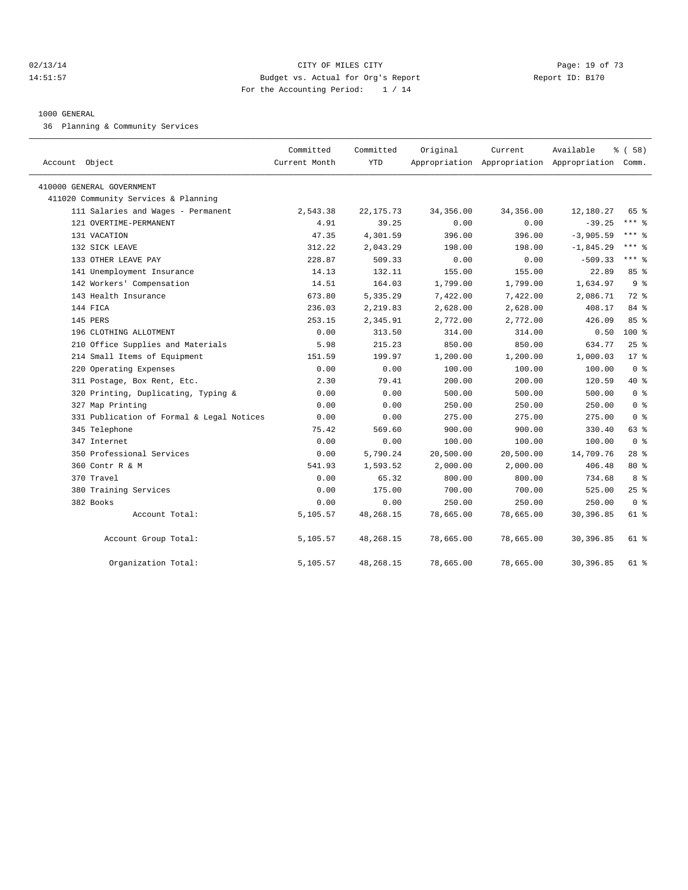CITY OF MILES CITY
Budget vs. Actual for Org's Report
For the Accounting Period: 1 / 14

1000 GENERAL

36 Planning & Community Services

| Account Object | Committed Current Month | Committed YTD | Original Appropriation | Current Appropriation | Available Appropriation | % ( 58) Comm. |
|---|---|---|---|---|---|---|
| 410000 GENERAL GOVERNMENT | | | | | | |
| 411020 Community Services & Planning | | | | | | |
| 111 Salaries and Wages - Permanent | 2,543.38 | 22,175.73 | 34,356.00 | 34,356.00 | 12,180.27 | 65 % |
| 121 OVERTIME-PERMANENT | 4.91 | 39.25 | 0.00 | 0.00 | -39.25 | *** % |
| 131 VACATION | 47.35 | 4,301.59 | 396.00 | 396.00 | -3,905.59 | *** % |
| 132 SICK LEAVE | 312.22 | 2,043.29 | 198.00 | 198.00 | -1,845.29 | *** % |
| 133 OTHER LEAVE PAY | 228.87 | 509.33 | 0.00 | 0.00 | -509.33 | *** % |
| 141 Unemployment Insurance | 14.13 | 132.11 | 155.00 | 155.00 | 22.89 | 85 % |
| 142 Workers' Compensation | 14.51 | 164.03 | 1,799.00 | 1,799.00 | 1,634.97 | 9 % |
| 143 Health Insurance | 673.80 | 5,335.29 | 7,422.00 | 7,422.00 | 2,086.71 | 72 % |
| 144 FICA | 236.03 | 2,219.83 | 2,628.00 | 2,628.00 | 408.17 | 84 % |
| 145 PERS | 253.15 | 2,345.91 | 2,772.00 | 2,772.00 | 426.09 | 85 % |
| 196 CLOTHING ALLOTMENT | 0.00 | 313.50 | 314.00 | 314.00 | 0.50 | 100 % |
| 210 Office Supplies and Materials | 5.98 | 215.23 | 850.00 | 850.00 | 634.77 | 25 % |
| 214 Small Items of Equipment | 151.59 | 199.97 | 1,200.00 | 1,200.00 | 1,000.03 | 17 % |
| 220 Operating Expenses | 0.00 | 0.00 | 100.00 | 100.00 | 100.00 | 0 % |
| 311 Postage, Box Rent, Etc. | 2.30 | 79.41 | 200.00 | 200.00 | 120.59 | 40 % |
| 320 Printing, Duplicating, Typing & | 0.00 | 0.00 | 500.00 | 500.00 | 500.00 | 0 % |
| 327 Map Printing | 0.00 | 0.00 | 250.00 | 250.00 | 250.00 | 0 % |
| 331 Publication of Formal & Legal Notices | 0.00 | 0.00 | 275.00 | 275.00 | 275.00 | 0 % |
| 345 Telephone | 75.42 | 569.60 | 900.00 | 900.00 | 330.40 | 63 % |
| 347 Internet | 0.00 | 0.00 | 100.00 | 100.00 | 100.00 | 0 % |
| 350 Professional Services | 0.00 | 5,790.24 | 20,500.00 | 20,500.00 | 14,709.76 | 28 % |
| 360 Contr R & M | 541.93 | 1,593.52 | 2,000.00 | 2,000.00 | 406.48 | 80 % |
| 370 Travel | 0.00 | 65.32 | 800.00 | 800.00 | 734.68 | 8 % |
| 380 Training Services | 0.00 | 175.00 | 700.00 | 700.00 | 525.00 | 25 % |
| 382 Books | 0.00 | 0.00 | 250.00 | 250.00 | 250.00 | 0 % |
| Account Total: | 5,105.57 | 48,268.15 | 78,665.00 | 78,665.00 | 30,396.85 | 61 % |
| Account Group Total: | 5,105.57 | 48,268.15 | 78,665.00 | 78,665.00 | 30,396.85 | 61 % |
| Organization Total: | 5,105.57 | 48,268.15 | 78,665.00 | 78,665.00 | 30,396.85 | 61 % |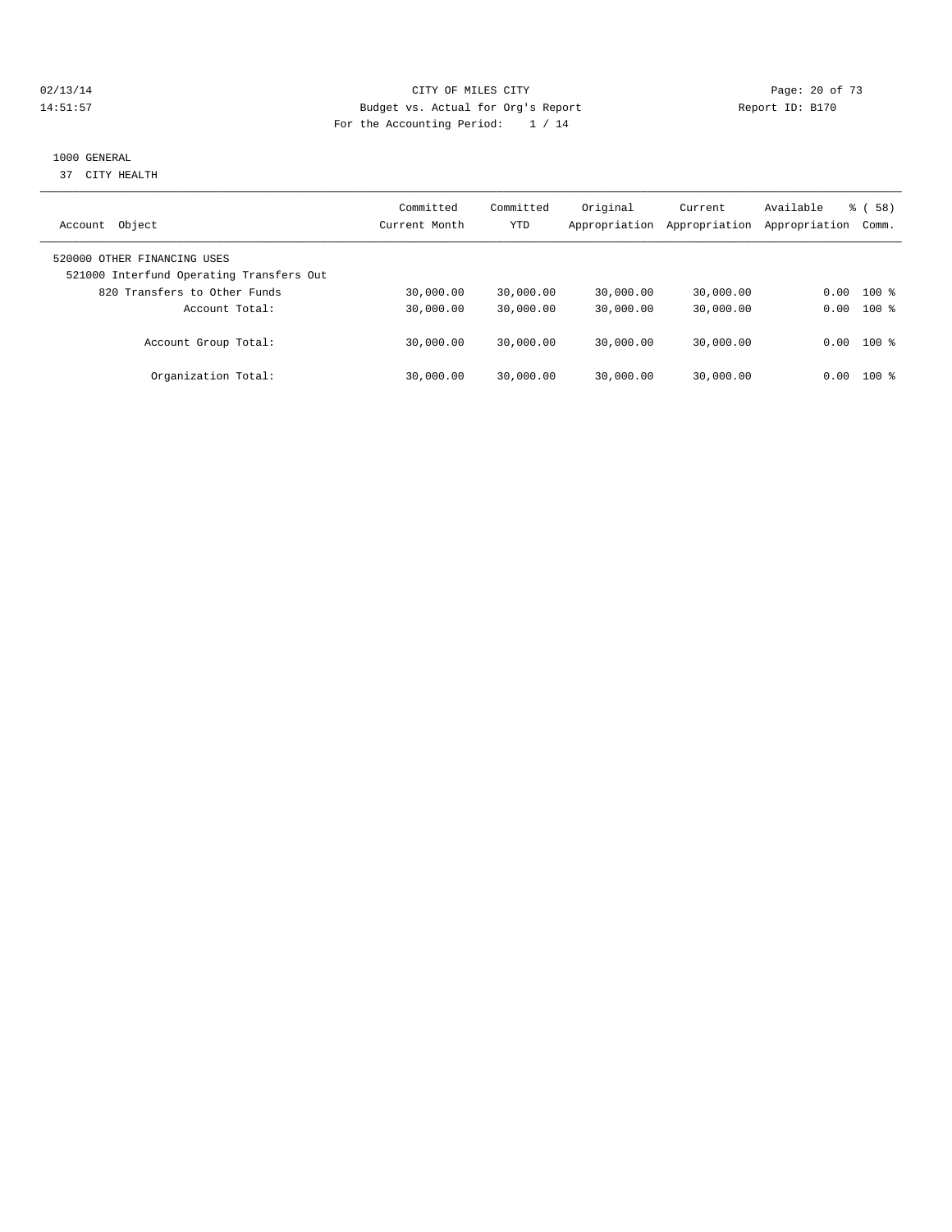CITY OF MILES CITY

Budget vs. Actual for Org's Report

For the Accounting Period: 1 / 14

1000 GENERAL

37 CITY HEALTH

| Account Object | Committed Current Month | Committed YTD | Original Appropriation | Current Appropriation | Available Appropriation | % ( 58) Comm. |
|---|---|---|---|---|---|---|
| 520000 OTHER FINANCING USES | | | | | | |
| 521000 Interfund Operating Transfers Out | | | | | | |
| 820 Transfers to Other Funds | 30,000.00 | 30,000.00 | 30,000.00 | 30,000.00 | 0.00 | 100 % |
| Account Total: | 30,000.00 | 30,000.00 | 30,000.00 | 30,000.00 | 0.00 | 100 % |
| Account Group Total: | 30,000.00 | 30,000.00 | 30,000.00 | 30,000.00 | 0.00 | 100 % |
| Organization Total: | 30,000.00 | 30,000.00 | 30,000.00 | 30,000.00 | 0.00 | 100 % |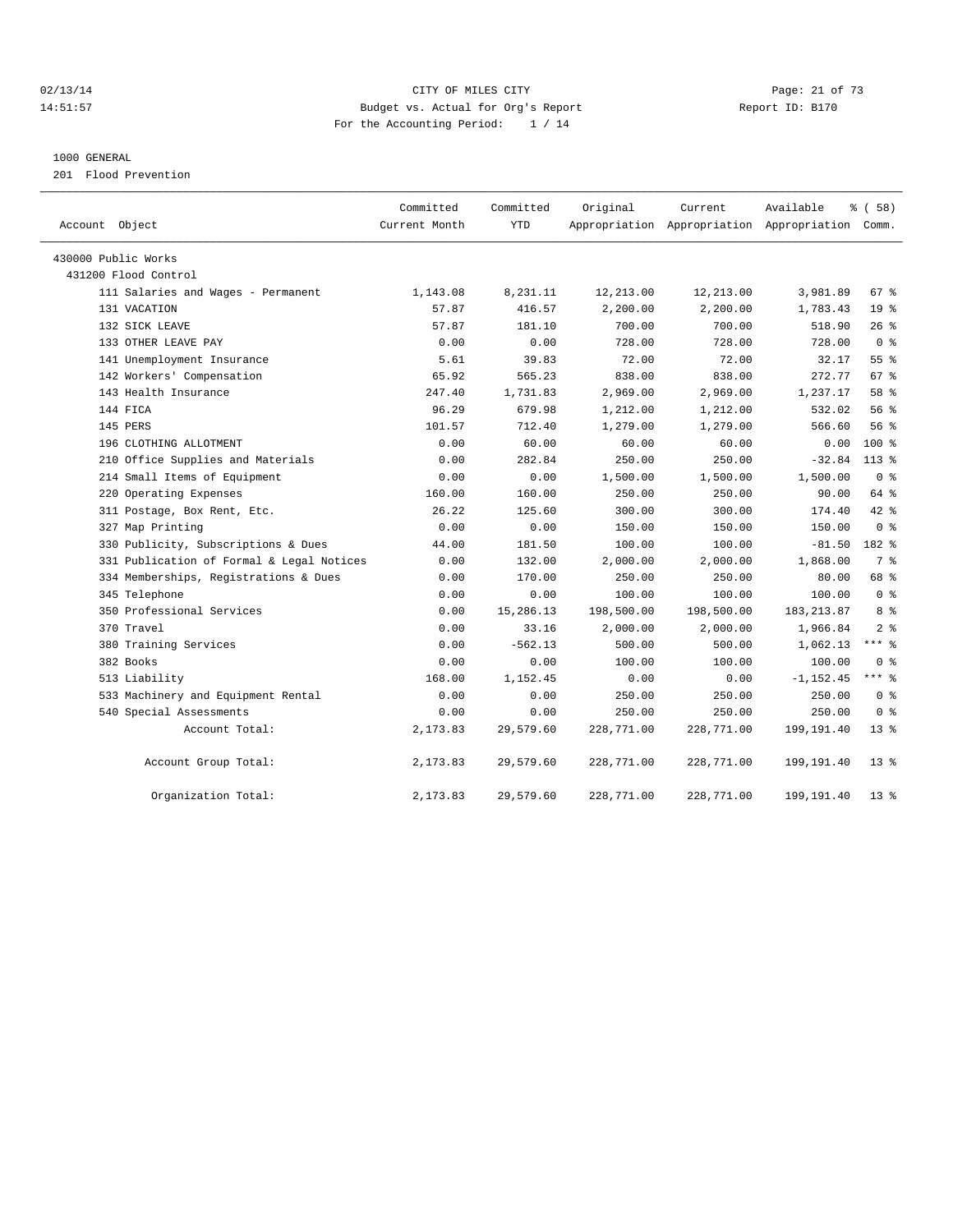CITY OF MILES CITY
Budget vs. Actual for Org's Report
For the Accounting Period: 1 / 14

02/13/14
14:51:57

Report ID: B170

1000 GENERAL
201 Flood Prevention

| Account Object | Committed Current Month | Committed YTD | Original Appropriation | Current Appropriation | Available Appropriation | % ( 58) Comm. |
|---|---|---|---|---|---|---|
| 430000 Public Works | | | | | | |
| 431200 Flood Control | | | | | | |
| 111 Salaries and Wages - Permanent | 1,143.08 | 8,231.11 | 12,213.00 | 12,213.00 | 3,981.89 | 67 % |
| 131 VACATION | 57.87 | 416.57 | 2,200.00 | 2,200.00 | 1,783.43 | 19 % |
| 132 SICK LEAVE | 57.87 | 181.10 | 700.00 | 700.00 | 518.90 | 26 % |
| 133 OTHER LEAVE PAY | 0.00 | 0.00 | 728.00 | 728.00 | 728.00 | 0 % |
| 141 Unemployment Insurance | 5.61 | 39.83 | 72.00 | 72.00 | 32.17 | 55 % |
| 142 Workers' Compensation | 65.92 | 565.23 | 838.00 | 838.00 | 272.77 | 67 % |
| 143 Health Insurance | 247.40 | 1,731.83 | 2,969.00 | 2,969.00 | 1,237.17 | 58 % |
| 144 FICA | 96.29 | 679.98 | 1,212.00 | 1,212.00 | 532.02 | 56 % |
| 145 PERS | 101.57 | 712.40 | 1,279.00 | 1,279.00 | 566.60 | 56 % |
| 196 CLOTHING ALLOTMENT | 0.00 | 60.00 | 60.00 | 60.00 | 0.00 | 100 % |
| 210 Office Supplies and Materials | 0.00 | 282.84 | 250.00 | 250.00 | -32.84 | 113 % |
| 214 Small Items of Equipment | 0.00 | 0.00 | 1,500.00 | 1,500.00 | 1,500.00 | 0 % |
| 220 Operating Expenses | 160.00 | 160.00 | 250.00 | 250.00 | 90.00 | 64 % |
| 311 Postage, Box Rent, Etc. | 26.22 | 125.60 | 300.00 | 300.00 | 174.40 | 42 % |
| 327 Map Printing | 0.00 | 0.00 | 150.00 | 150.00 | 150.00 | 0 % |
| 330 Publicity, Subscriptions & Dues | 44.00 | 181.50 | 100.00 | 100.00 | -81.50 | 182 % |
| 331 Publication of Formal & Legal Notices | 0.00 | 132.00 | 2,000.00 | 2,000.00 | 1,868.00 | 7 % |
| 334 Memberships, Registrations & Dues | 0.00 | 170.00 | 250.00 | 250.00 | 80.00 | 68 % |
| 345 Telephone | 0.00 | 0.00 | 100.00 | 100.00 | 100.00 | 0 % |
| 350 Professional Services | 0.00 | 15,286.13 | 198,500.00 | 198,500.00 | 183,213.87 | 8 % |
| 370 Travel | 0.00 | 33.16 | 2,000.00 | 2,000.00 | 1,966.84 | 2 % |
| 380 Training Services | 0.00 | -562.13 | 500.00 | 500.00 | 1,062.13 | *** % |
| 382 Books | 0.00 | 0.00 | 100.00 | 100.00 | 100.00 | 0 % |
| 513 Liability | 168.00 | 1,152.45 | 0.00 | 0.00 | -1,152.45 | *** % |
| 533 Machinery and Equipment Rental | 0.00 | 0.00 | 250.00 | 250.00 | 250.00 | 0 % |
| 540 Special Assessments | 0.00 | 0.00 | 250.00 | 250.00 | 250.00 | 0 % |
| Account Total: | 2,173.83 | 29,579.60 | 228,771.00 | 228,771.00 | 199,191.40 | 13 % |
| Account Group Total: | 2,173.83 | 29,579.60 | 228,771.00 | 228,771.00 | 199,191.40 | 13 % |
| Organization Total: | 2,173.83 | 29,579.60 | 228,771.00 | 228,771.00 | 199,191.40 | 13 % |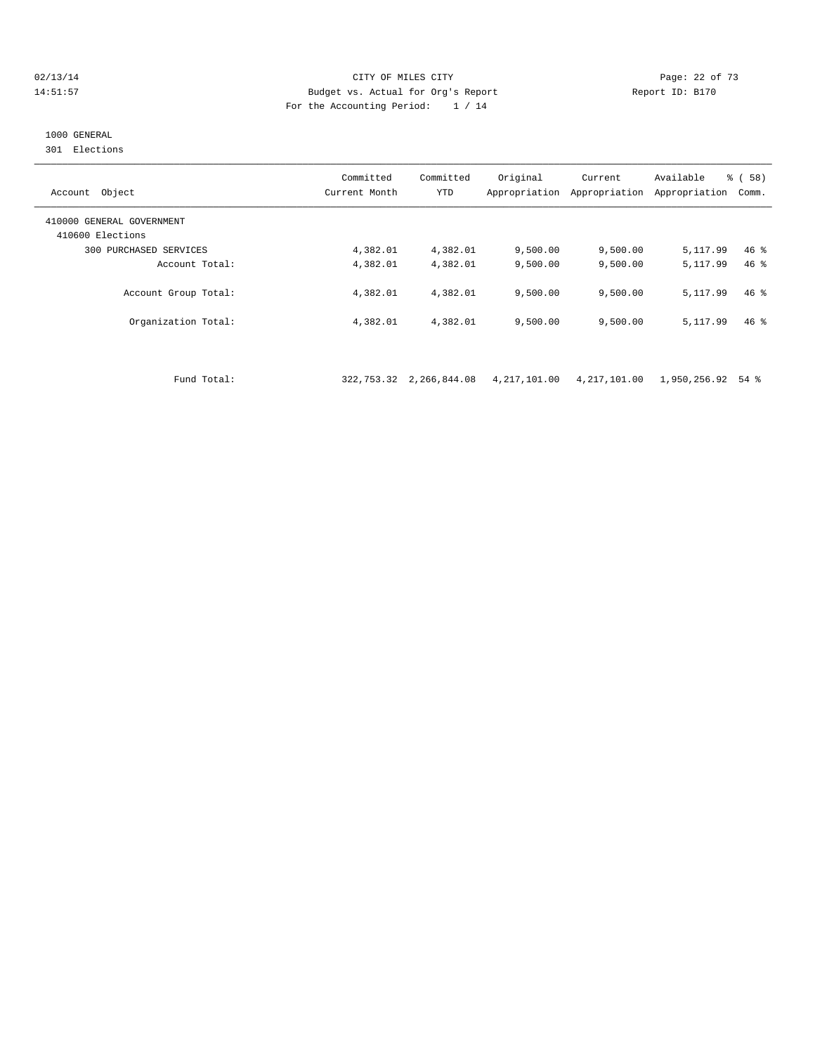CITY OF MILES CITY
Budget vs. Actual for Org's Report
For the Accounting Period: 1 / 14

02/13/14
14:51:57

Report ID: B170

1000 GENERAL
301 Elections

| Account Object | Committed Current Month | Committed YTD | Original Appropriation | Current Appropriation | Available Appropriation | % ( 58) Comm. |
|---|---|---|---|---|---|---|
| 410000 GENERAL GOVERNMENT | | | | | | |
| 410600 Elections | | | | | | |
| 300 PURCHASED SERVICES | 4,382.01 | 4,382.01 | 9,500.00 | 9,500.00 | 5,117.99 | 46 % |
| Account Total: | 4,382.01 | 4,382.01 | 9,500.00 | 9,500.00 | 5,117.99 | 46 % |
| Account Group Total: | 4,382.01 | 4,382.01 | 9,500.00 | 9,500.00 | 5,117.99 | 46 % |
| Organization Total: | 4,382.01 | 4,382.01 | 9,500.00 | 9,500.00 | 5,117.99 | 46 % |
| Fund Total: | 322,753.32 | 2,266,844.08 | 4,217,101.00 | 4,217,101.00 | 1,950,256.92 | 54 % |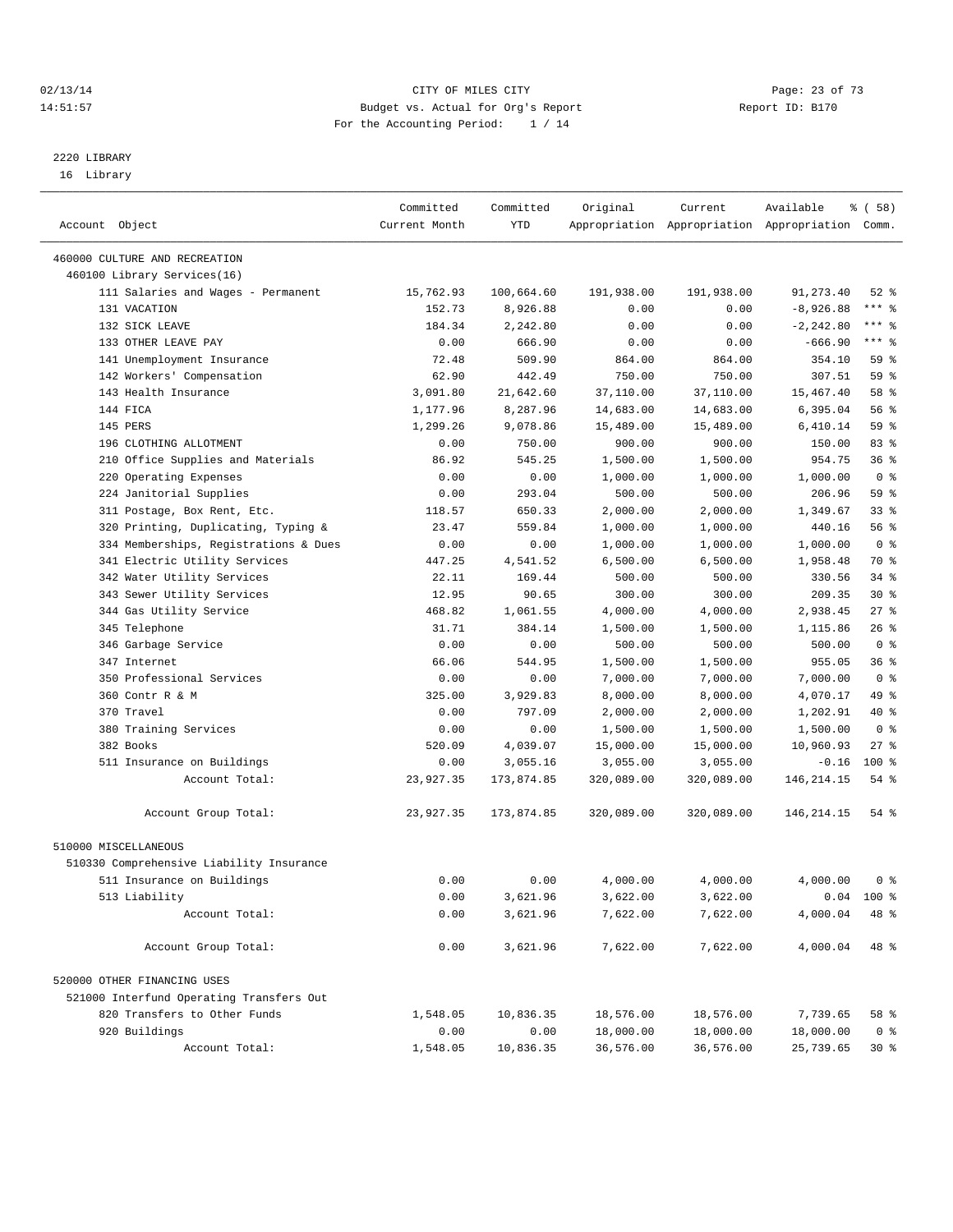CITY OF MILES CITY
Budget vs. Actual for Org's Report
For the Accounting Period: 1 / 14

02/13/14
14:51:57

Report ID: B170

2220 LIBRARY
16 Library

| Account Object | Committed Current Month | Committed YTD | Original Appropriation | Current Appropriation | Available Appropriation | % ( 58) Comm. |
|---|---|---|---|---|---|---|
| 460000 CULTURE AND RECREATION | | | | | | |
| 460100 Library Services(16) | | | | | | |
| 111 Salaries and Wages - Permanent | 15,762.93 | 100,664.60 | 191,938.00 | 191,938.00 | 91,273.40 | 52 % |
| 131 VACATION | 152.73 | 8,926.88 | 0.00 | 0.00 | -8,926.88 | *** % |
| 132 SICK LEAVE | 184.34 | 2,242.80 | 0.00 | 0.00 | -2,242.80 | *** % |
| 133 OTHER LEAVE PAY | 0.00 | 666.90 | 0.00 | 0.00 | -666.90 | *** % |
| 141 Unemployment Insurance | 72.48 | 509.90 | 864.00 | 864.00 | 354.10 | 59 % |
| 142 Workers' Compensation | 62.90 | 442.49 | 750.00 | 750.00 | 307.51 | 59 % |
| 143 Health Insurance | 3,091.80 | 21,642.60 | 37,110.00 | 37,110.00 | 15,467.40 | 58 % |
| 144 FICA | 1,177.96 | 8,287.96 | 14,683.00 | 14,683.00 | 6,395.04 | 56 % |
| 145 PERS | 1,299.26 | 9,078.86 | 15,489.00 | 15,489.00 | 6,410.14 | 59 % |
| 196 CLOTHING ALLOTMENT | 0.00 | 750.00 | 900.00 | 900.00 | 150.00 | 83 % |
| 210 Office Supplies and Materials | 86.92 | 545.25 | 1,500.00 | 1,500.00 | 954.75 | 36 % |
| 220 Operating Expenses | 0.00 | 0.00 | 1,000.00 | 1,000.00 | 1,000.00 | 0 % |
| 224 Janitorial Supplies | 0.00 | 293.04 | 500.00 | 500.00 | 206.96 | 59 % |
| 311 Postage, Box Rent, Etc. | 118.57 | 650.33 | 2,000.00 | 2,000.00 | 1,349.67 | 33 % |
| 320 Printing, Duplicating, Typing & | 23.47 | 559.84 | 1,000.00 | 1,000.00 | 440.16 | 56 % |
| 334 Memberships, Registrations & Dues | 0.00 | 0.00 | 1,000.00 | 1,000.00 | 1,000.00 | 0 % |
| 341 Electric Utility Services | 447.25 | 4,541.52 | 6,500.00 | 6,500.00 | 1,958.48 | 70 % |
| 342 Water Utility Services | 22.11 | 169.44 | 500.00 | 500.00 | 330.56 | 34 % |
| 343 Sewer Utility Services | 12.95 | 90.65 | 300.00 | 300.00 | 209.35 | 30 % |
| 344 Gas Utility Service | 468.82 | 1,061.55 | 4,000.00 | 4,000.00 | 2,938.45 | 27 % |
| 345 Telephone | 31.71 | 384.14 | 1,500.00 | 1,500.00 | 1,115.86 | 26 % |
| 346 Garbage Service | 0.00 | 0.00 | 500.00 | 500.00 | 500.00 | 0 % |
| 347 Internet | 66.06 | 544.95 | 1,500.00 | 1,500.00 | 955.05 | 36 % |
| 350 Professional Services | 0.00 | 0.00 | 7,000.00 | 7,000.00 | 7,000.00 | 0 % |
| 360 Contr R & M | 325.00 | 3,929.83 | 8,000.00 | 8,000.00 | 4,070.17 | 49 % |
| 370 Travel | 0.00 | 797.09 | 2,000.00 | 2,000.00 | 1,202.91 | 40 % |
| 380 Training Services | 0.00 | 0.00 | 1,500.00 | 1,500.00 | 1,500.00 | 0 % |
| 382 Books | 520.09 | 4,039.07 | 15,000.00 | 15,000.00 | 10,960.93 | 27 % |
| 511 Insurance on Buildings | 0.00 | 3,055.16 | 3,055.00 | 3,055.00 | -0.16 | 100 % |
| Account Total: | 23,927.35 | 173,874.85 | 320,089.00 | 320,089.00 | 146,214.15 | 54 % |
| Account Group Total: | 23,927.35 | 173,874.85 | 320,089.00 | 320,089.00 | 146,214.15 | 54 % |
| 510000 MISCELLANEOUS | | | | | | |
| 510330 Comprehensive Liability Insurance | | | | | | |
| 511 Insurance on Buildings | 0.00 | 0.00 | 4,000.00 | 4,000.00 | 4,000.00 | 0 % |
| 513 Liability | 0.00 | 3,621.96 | 3,622.00 | 3,622.00 | 0.04 | 100 % |
| Account Total: | 0.00 | 3,621.96 | 7,622.00 | 7,622.00 | 4,000.04 | 48 % |
| Account Group Total: | 0.00 | 3,621.96 | 7,622.00 | 7,622.00 | 4,000.04 | 48 % |
| 520000 OTHER FINANCING USES | | | | | | |
| 521000 Interfund Operating Transfers Out | | | | | | |
| 820 Transfers to Other Funds | 1,548.05 | 10,836.35 | 18,576.00 | 18,576.00 | 7,739.65 | 58 % |
| 920 Buildings | 0.00 | 0.00 | 18,000.00 | 18,000.00 | 18,000.00 | 0 % |
| Account Total: | 1,548.05 | 10,836.35 | 36,576.00 | 36,576.00 | 25,739.65 | 30 % |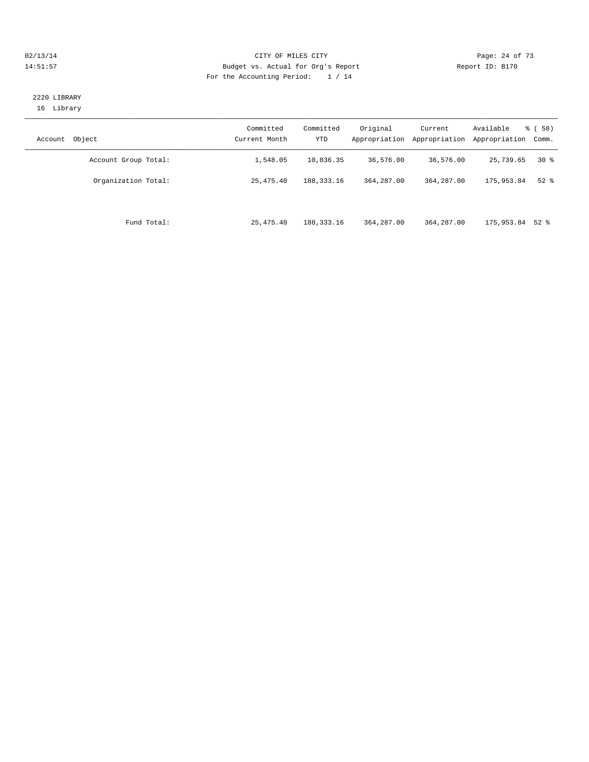CITY OF MILES CITY
Budget vs. Actual for Org's Report
For the Accounting Period: 1 / 14

2220 LIBRARY
16 Library

| Account Object | Committed Current Month | Committed YTD | Original Appropriation | Current Appropriation | Available Appropriation | % ( 58) Comm. |
|---|---|---|---|---|---|---|
| Account Group Total: | 1,548.05 | 10,836.35 | 36,576.00 | 36,576.00 | 25,739.65 | 30 % |
| Organization Total: | 25,475.40 | 188,333.16 | 364,287.00 | 364,287.00 | 175,953.84 | 52 % |
| Fund Total: | 25,475.40 | 188,333.16 | 364,287.00 | 364,287.00 | 175,953.84 | 52 % |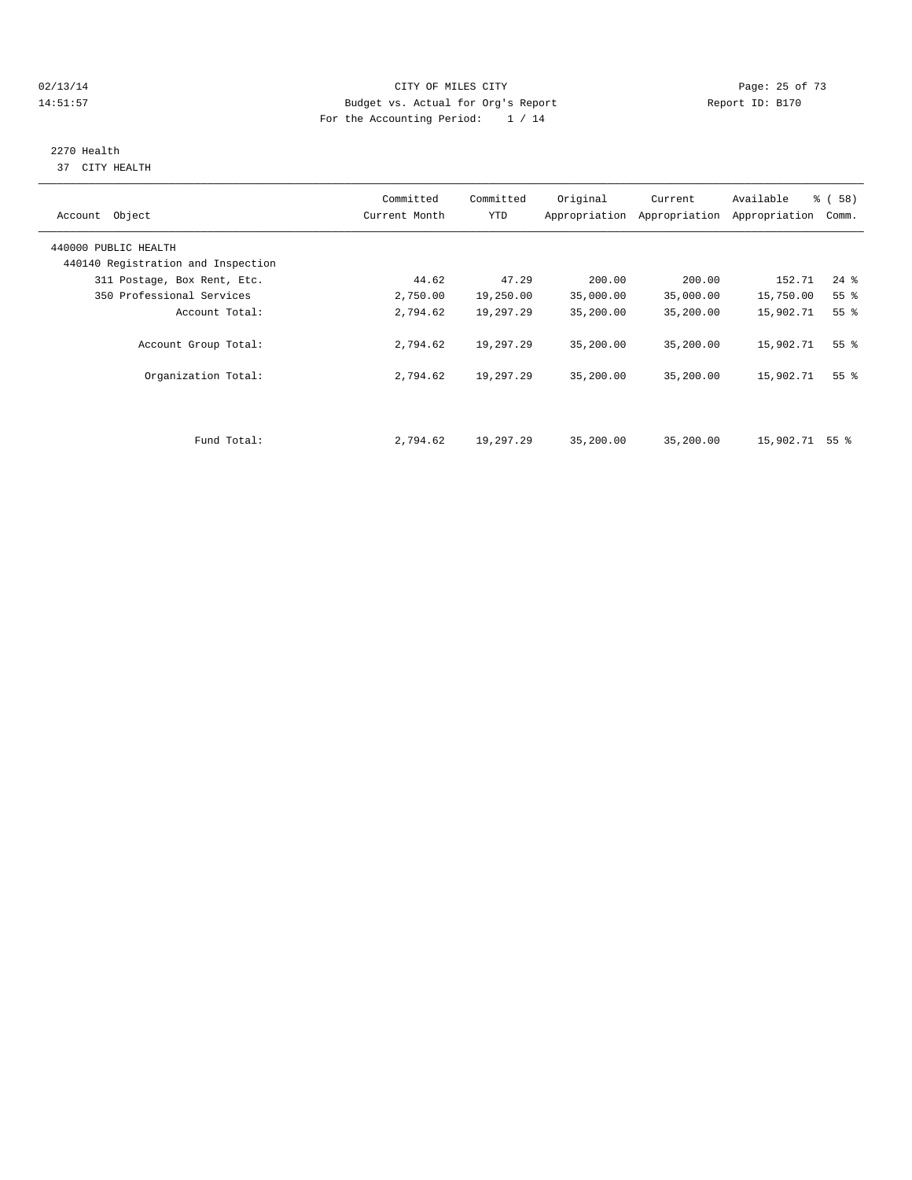CITY OF MILES CITY

Budget vs. Actual for Org's Report

For the Accounting Period: 1 / 14

02/13/14 14:51:57 Report ID: B170

2270 Health

37 CITY HEALTH

| Account Object | Committed Current Month | Committed YTD | Original Appropriation | Current Appropriation | Available Appropriation | % ( 58) Comm. |
|---|---|---|---|---|---|---|
| 440000 PUBLIC HEALTH | | | | | | |
| 440140 Registration and Inspection | | | | | | |
| 311 Postage, Box Rent, Etc. | 44.62 | 47.29 | 200.00 | 200.00 | 152.71 | 24 % |
| 350 Professional Services | 2,750.00 | 19,250.00 | 35,000.00 | 35,000.00 | 15,750.00 | 55 % |
| Account Total: | 2,794.62 | 19,297.29 | 35,200.00 | 35,200.00 | 15,902.71 | 55 % |
| Account Group Total: | 2,794.62 | 19,297.29 | 35,200.00 | 35,200.00 | 15,902.71 | 55 % |
| Organization Total: | 2,794.62 | 19,297.29 | 35,200.00 | 35,200.00 | 15,902.71 | 55 % |
| Fund Total: | 2,794.62 | 19,297.29 | 35,200.00 | 35,200.00 | 15,902.71 | 55 % |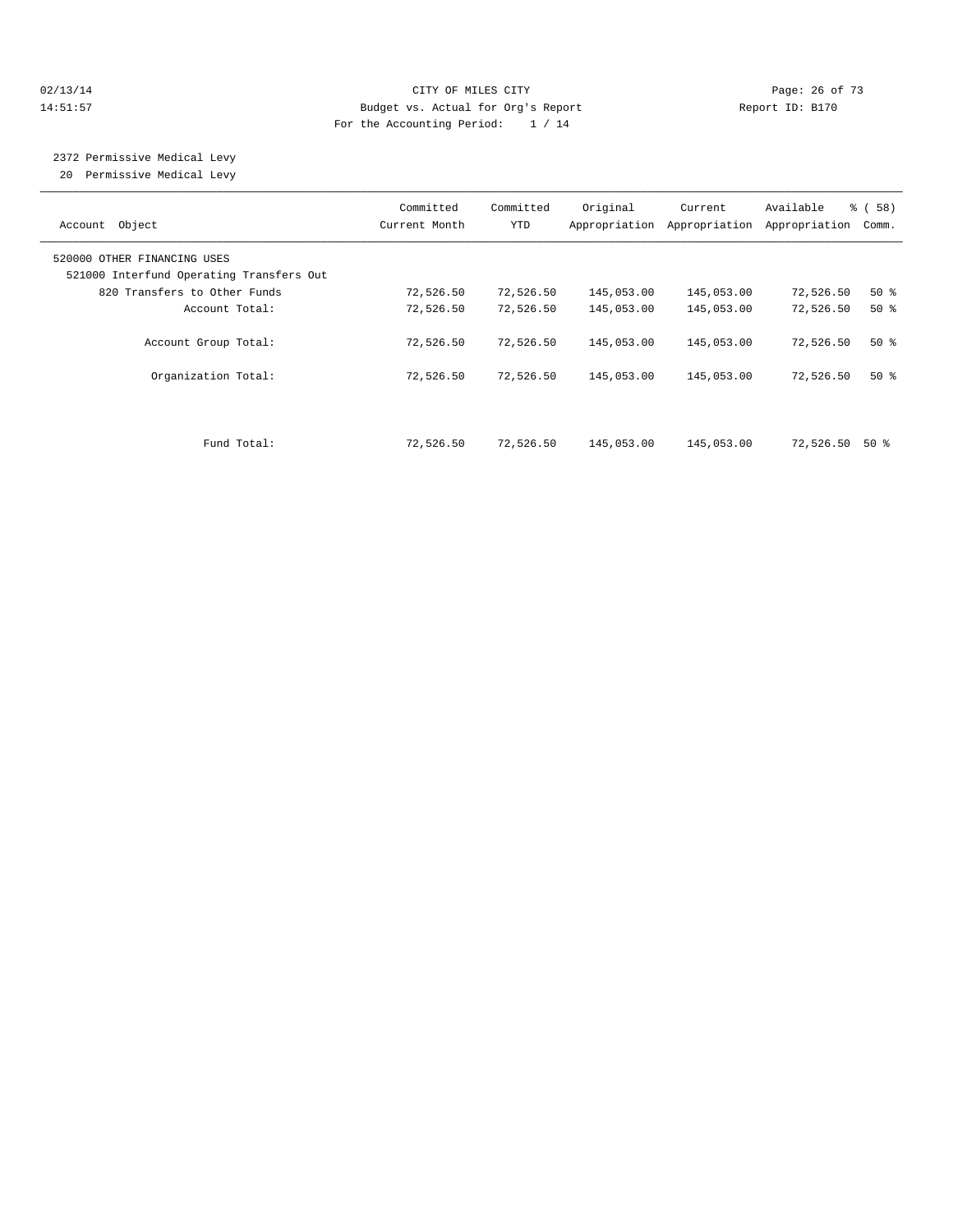CITY OF MILES CITY
Budget vs. Actual for Org's Report
For the Accounting Period: 1 / 14

02/13/14
14:51:57

Report ID: B170

2372 Permissive Medical Levy
20 Permissive Medical Levy

| Account Object | Committed Current Month | Committed YTD | Original Appropriation | Current Appropriation | Available Appropriation | % ( 58) Comm. |
|---|---|---|---|---|---|---|
| 520000 OTHER FINANCING USES | | | | | | |
| 521000 Interfund Operating Transfers Out | | | | | | |
| 820 Transfers to Other Funds | 72,526.50 | 72,526.50 | 145,053.00 | 145,053.00 | 72,526.50 | 50 % |
| Account Total: | 72,526.50 | 72,526.50 | 145,053.00 | 145,053.00 | 72,526.50 | 50 % |
| Account Group Total: | 72,526.50 | 72,526.50 | 145,053.00 | 145,053.00 | 72,526.50 | 50 % |
| Organization Total: | 72,526.50 | 72,526.50 | 145,053.00 | 145,053.00 | 72,526.50 | 50 % |
| Fund Total: | 72,526.50 | 72,526.50 | 145,053.00 | 145,053.00 | 72,526.50 | 50 % |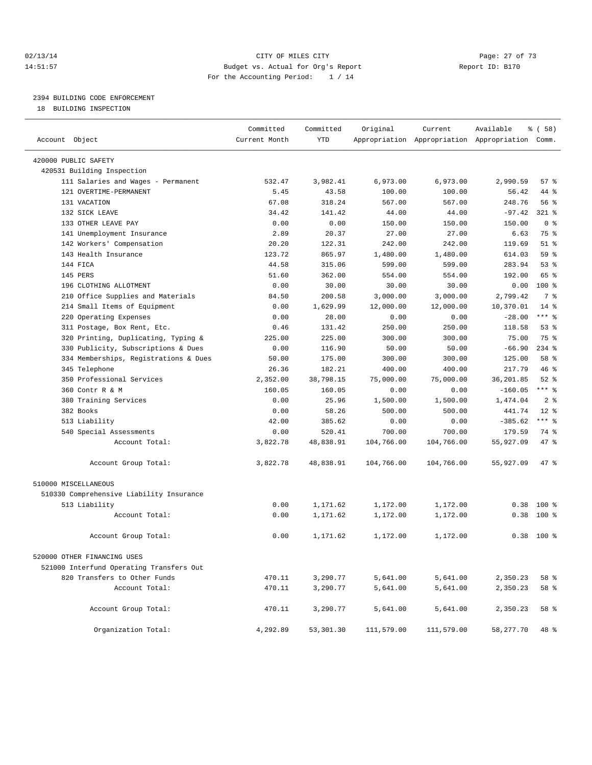02/13/14 CITY OF MILES CITY
14:51:57 Budget vs. Actual for Org's Report Report ID: B170
For the Accounting Period: 1 / 14

## 2394 BUILDING CODE ENFORCEMENT

18 BUILDING INSPECTION

| Account Object | Committed Current Month | Committed YTD | Original Appropriation | Current Appropriation | Available Appropriation | % ( 58) Comm. |
|---|---|---|---|---|---|---|
| 420000 PUBLIC SAFETY | | | | | | |
| 420531 Building Inspection | | | | | | |
| 111 Salaries and Wages - Permanent | 532.47 | 3,982.41 | 6,973.00 | 6,973.00 | 2,990.59 | 57 % |
| 121 OVERTIME-PERMANENT | 5.45 | 43.58 | 100.00 | 100.00 | 56.42 | 44 % |
| 131 VACATION | 67.08 | 318.24 | 567.00 | 567.00 | 248.76 | 56 % |
| 132 SICK LEAVE | 34.42 | 141.42 | 44.00 | 44.00 | -97.42 | 321 % |
| 133 OTHER LEAVE PAY | 0.00 | 0.00 | 150.00 | 150.00 | 150.00 | 0 % |
| 141 Unemployment Insurance | 2.89 | 20.37 | 27.00 | 27.00 | 6.63 | 75 % |
| 142 Workers' Compensation | 20.20 | 122.31 | 242.00 | 242.00 | 119.69 | 51 % |
| 143 Health Insurance | 123.72 | 865.97 | 1,480.00 | 1,480.00 | 614.03 | 59 % |
| 144 FICA | 44.58 | 315.06 | 599.00 | 599.00 | 283.94 | 53 % |
| 145 PERS | 51.60 | 362.00 | 554.00 | 554.00 | 192.00 | 65 % |
| 196 CLOTHING ALLOTMENT | 0.00 | 30.00 | 30.00 | 30.00 | 0.00 | 100 % |
| 210 Office Supplies and Materials | 84.50 | 200.58 | 3,000.00 | 3,000.00 | 2,799.42 | 7 % |
| 214 Small Items of Equipment | 0.00 | 1,629.99 | 12,000.00 | 12,000.00 | 10,370.01 | 14 % |
| 220 Operating Expenses | 0.00 | 28.00 | 0.00 | 0.00 | -28.00 | *** % |
| 311 Postage, Box Rent, Etc. | 0.46 | 131.42 | 250.00 | 250.00 | 118.58 | 53 % |
| 320 Printing, Duplicating, Typing & | 225.00 | 225.00 | 300.00 | 300.00 | 75.00 | 75 % |
| 330 Publicity, Subscriptions & Dues | 0.00 | 116.90 | 50.00 | 50.00 | -66.90 | 234 % |
| 334 Memberships, Registrations & Dues | 50.00 | 175.00 | 300.00 | 300.00 | 125.00 | 58 % |
| 345 Telephone | 26.36 | 182.21 | 400.00 | 400.00 | 217.79 | 46 % |
| 350 Professional Services | 2,352.00 | 38,798.15 | 75,000.00 | 75,000.00 | 36,201.85 | 52 % |
| 360 Contr R & M | 160.05 | 160.05 | 0.00 | 0.00 | -160.05 | *** % |
| 380 Training Services | 0.00 | 25.96 | 1,500.00 | 1,500.00 | 1,474.04 | 2 % |
| 382 Books | 0.00 | 58.26 | 500.00 | 500.00 | 441.74 | 12 % |
| 513 Liability | 42.00 | 385.62 | 0.00 | 0.00 | -385.62 | *** % |
| 540 Special Assessments | 0.00 | 520.41 | 700.00 | 700.00 | 179.59 | 74 % |
| Account Total: | 3,822.78 | 48,838.91 | 104,766.00 | 104,766.00 | 55,927.09 | 47 % |
| Account Group Total: | 3,822.78 | 48,838.91 | 104,766.00 | 104,766.00 | 55,927.09 | 47 % |
| 510000 MISCELLANEOUS | | | | | | |
| 510330 Comprehensive Liability Insurance | | | | | | |
| 513 Liability | 0.00 | 1,171.62 | 1,172.00 | 1,172.00 | 0.38 | 100 % |
| Account Total: | 0.00 | 1,171.62 | 1,172.00 | 1,172.00 | 0.38 | 100 % |
| Account Group Total: | 0.00 | 1,171.62 | 1,172.00 | 1,172.00 | 0.38 | 100 % |
| 520000 OTHER FINANCING USES | | | | | | |
| 521000 Interfund Operating Transfers Out | | | | | | |
| 820 Transfers to Other Funds | 470.11 | 3,290.77 | 5,641.00 | 5,641.00 | 2,350.23 | 58 % |
| Account Total: | 470.11 | 3,290.77 | 5,641.00 | 5,641.00 | 2,350.23 | 58 % |
| Account Group Total: | 470.11 | 3,290.77 | 5,641.00 | 5,641.00 | 2,350.23 | 58 % |
| Organization Total: | 4,292.89 | 53,301.30 | 111,579.00 | 111,579.00 | 58,277.70 | 48 % |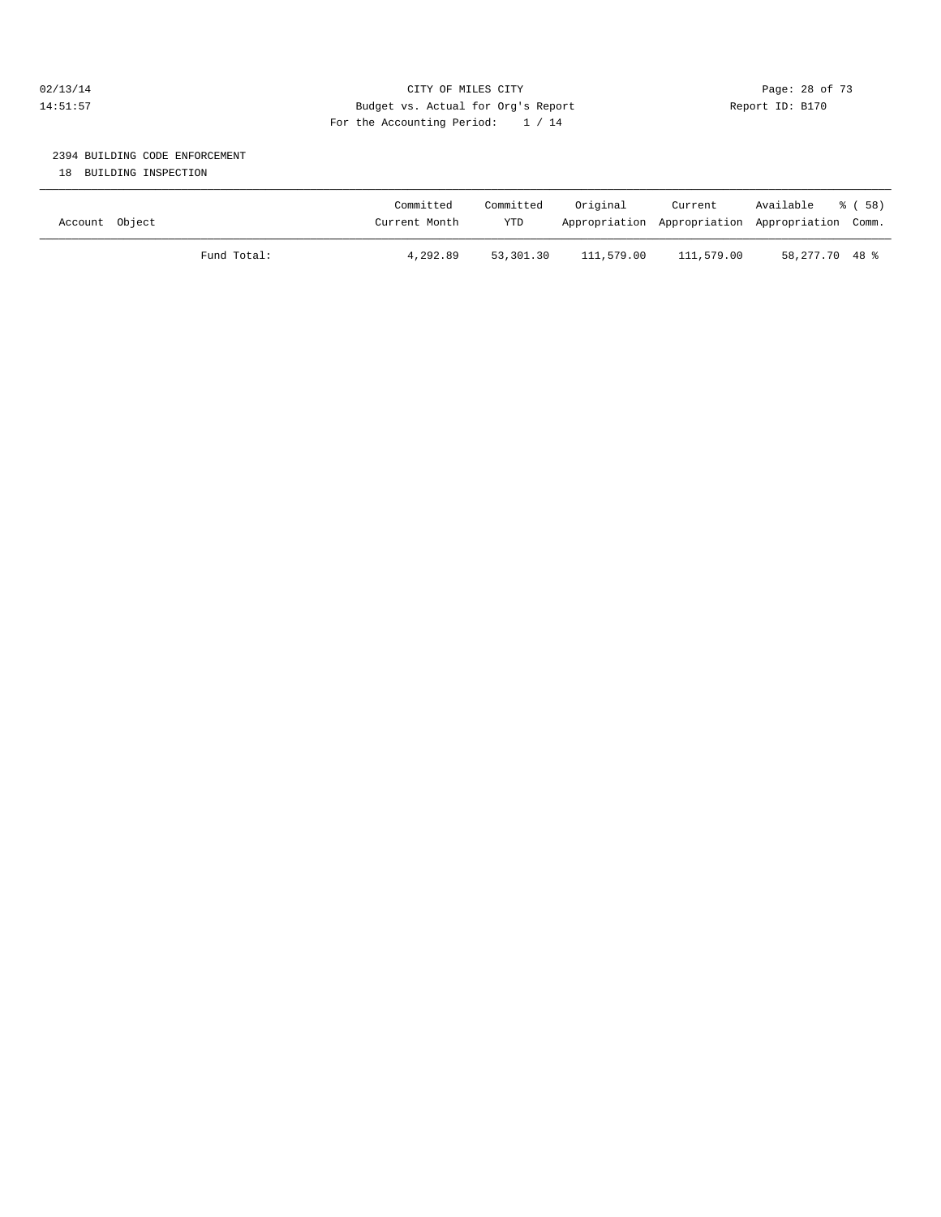CITY OF MILES CITY

Budget vs. Actual for Org's Report

For the Accounting Period: 1 / 14

Report ID: B170

2394 BUILDING CODE ENFORCEMENT

18 BUILDING INSPECTION

| Account Object | Committed Current Month | Committed YTD | Original Appropriation | Current Appropriation | Available Appropriation | % ( 58) Comm. |
|---|---|---|---|---|---|---|
| Fund Total: | 4,292.89 | 53,301.30 | 111,579.00 | 111,579.00 | 58,277.70 | 48 % |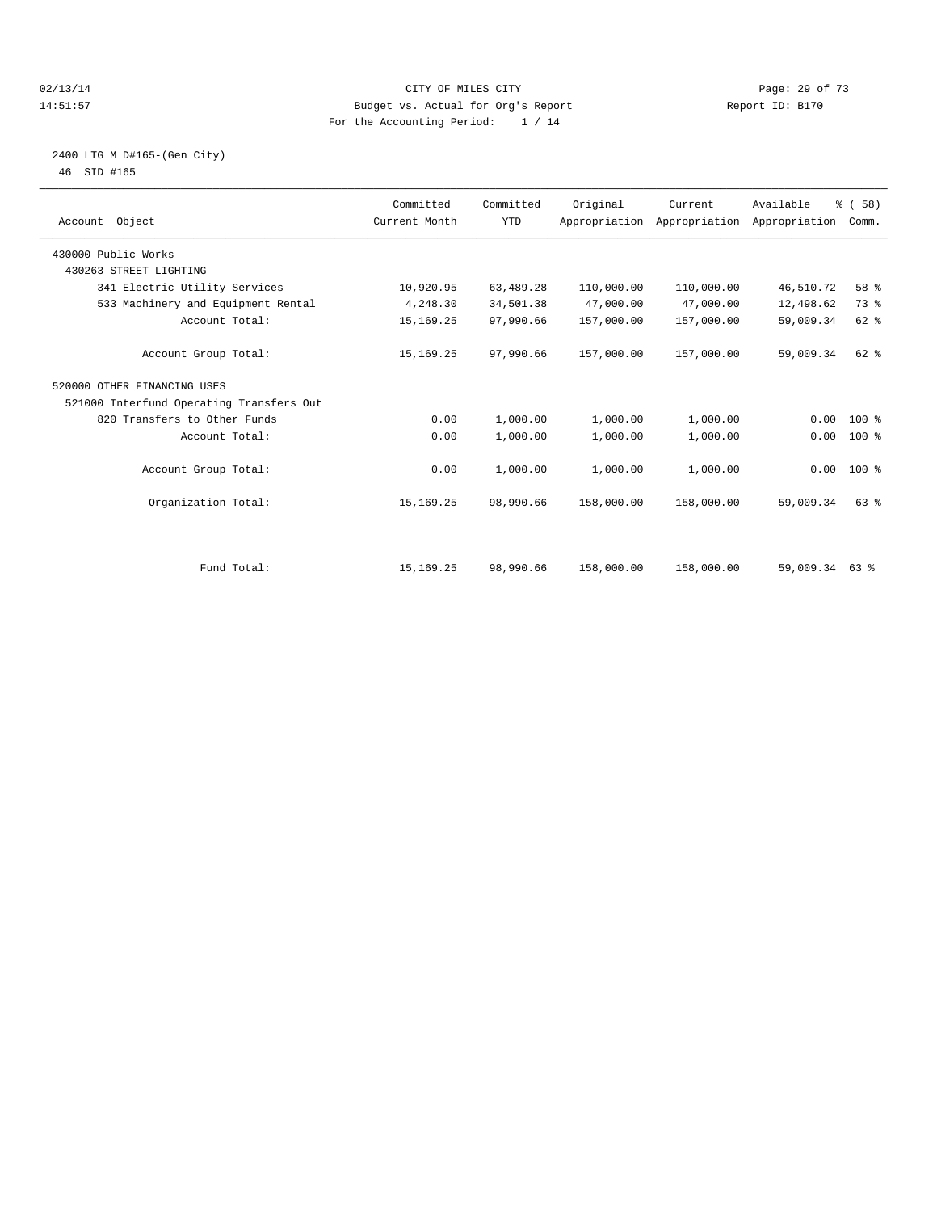CITY OF MILES CITY

Budget vs. Actual for Org's Report

For the Accounting Period: 1 / 14

02/13/14 14:51:57 Report ID: B170

2400 LTG M D#165-(Gen City)
46 SID #165

| Account Object | Committed Current Month | Committed YTD | Original Appropriation | Current Appropriation | Available Appropriation | % ( 58) Comm. |
|---|---|---|---|---|---|---|
| 430000 Public Works | | | | | | |
| 430263 STREET LIGHTING | | | | | | |
| 341 Electric Utility Services | 10,920.95 | 63,489.28 | 110,000.00 | 110,000.00 | 46,510.72 | 58 % |
| 533 Machinery and Equipment Rental | 4,248.30 | 34,501.38 | 47,000.00 | 47,000.00 | 12,498.62 | 73 % |
| Account Total: | 15,169.25 | 97,990.66 | 157,000.00 | 157,000.00 | 59,009.34 | 62 % |
| Account Group Total: | 15,169.25 | 97,990.66 | 157,000.00 | 157,000.00 | 59,009.34 | 62 % |
| 520000 OTHER FINANCING USES | | | | | | |
| 521000 Interfund Operating Transfers Out | | | | | | |
| 820 Transfers to Other Funds | 0.00 | 1,000.00 | 1,000.00 | 1,000.00 | 0.00 | 100 % |
| Account Total: | 0.00 | 1,000.00 | 1,000.00 | 1,000.00 | 0.00 | 100 % |
| Account Group Total: | 0.00 | 1,000.00 | 1,000.00 | 1,000.00 | 0.00 | 100 % |
| Organization Total: | 15,169.25 | 98,990.66 | 158,000.00 | 158,000.00 | 59,009.34 | 63 % |
| Fund Total: | 15,169.25 | 98,990.66 | 158,000.00 | 158,000.00 | 59,009.34 | 63 % |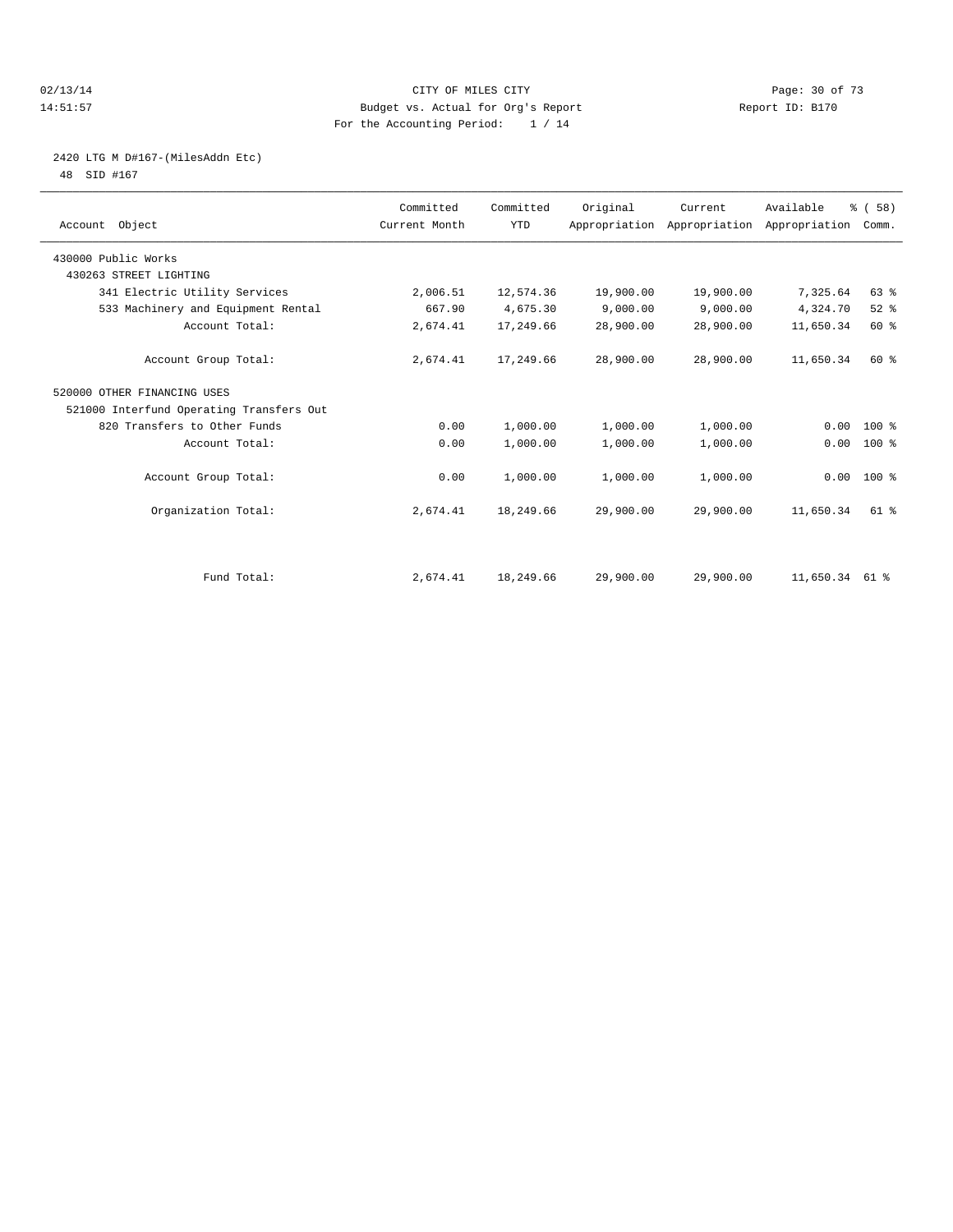CITY OF MILES CITY
Budget vs. Actual for Org's Report
For the Accounting Period: 1 / 14

02/13/14
14:51:57

Report ID: B170

## 2420 LTG M D#167-(MilesAddn Etc)

48 SID #167

| Account Object | Committed Current Month | Committed YTD | Original Appropriation | Current Appropriation | Available Appropriation | % ( 58) Comm. |
|---|---|---|---|---|---|---|
| 430000 Public Works | | | | | | |
| 430263 STREET LIGHTING | | | | | | |
| 341 Electric Utility Services | 2,006.51 | 12,574.36 | 19,900.00 | 19,900.00 | 7,325.64 | 63 % |
| 533 Machinery and Equipment Rental | 667.90 | 4,675.30 | 9,000.00 | 9,000.00 | 4,324.70 | 52 % |
| Account Total: | 2,674.41 | 17,249.66 | 28,900.00 | 28,900.00 | 11,650.34 | 60 % |
| Account Group Total: | 2,674.41 | 17,249.66 | 28,900.00 | 28,900.00 | 11,650.34 | 60 % |
| 520000 OTHER FINANCING USES | | | | | | |
| 521000 Interfund Operating Transfers Out | | | | | | |
| 820 Transfers to Other Funds | 0.00 | 1,000.00 | 1,000.00 | 1,000.00 | 0.00 | 100 % |
| Account Total: | 0.00 | 1,000.00 | 1,000.00 | 1,000.00 | 0.00 | 100 % |
| Account Group Total: | 0.00 | 1,000.00 | 1,000.00 | 1,000.00 | 0.00 | 100 % |
| Organization Total: | 2,674.41 | 18,249.66 | 29,900.00 | 29,900.00 | 11,650.34 | 61 % |
| Fund Total: | 2,674.41 | 18,249.66 | 29,900.00 | 29,900.00 | 11,650.34 | 61 % |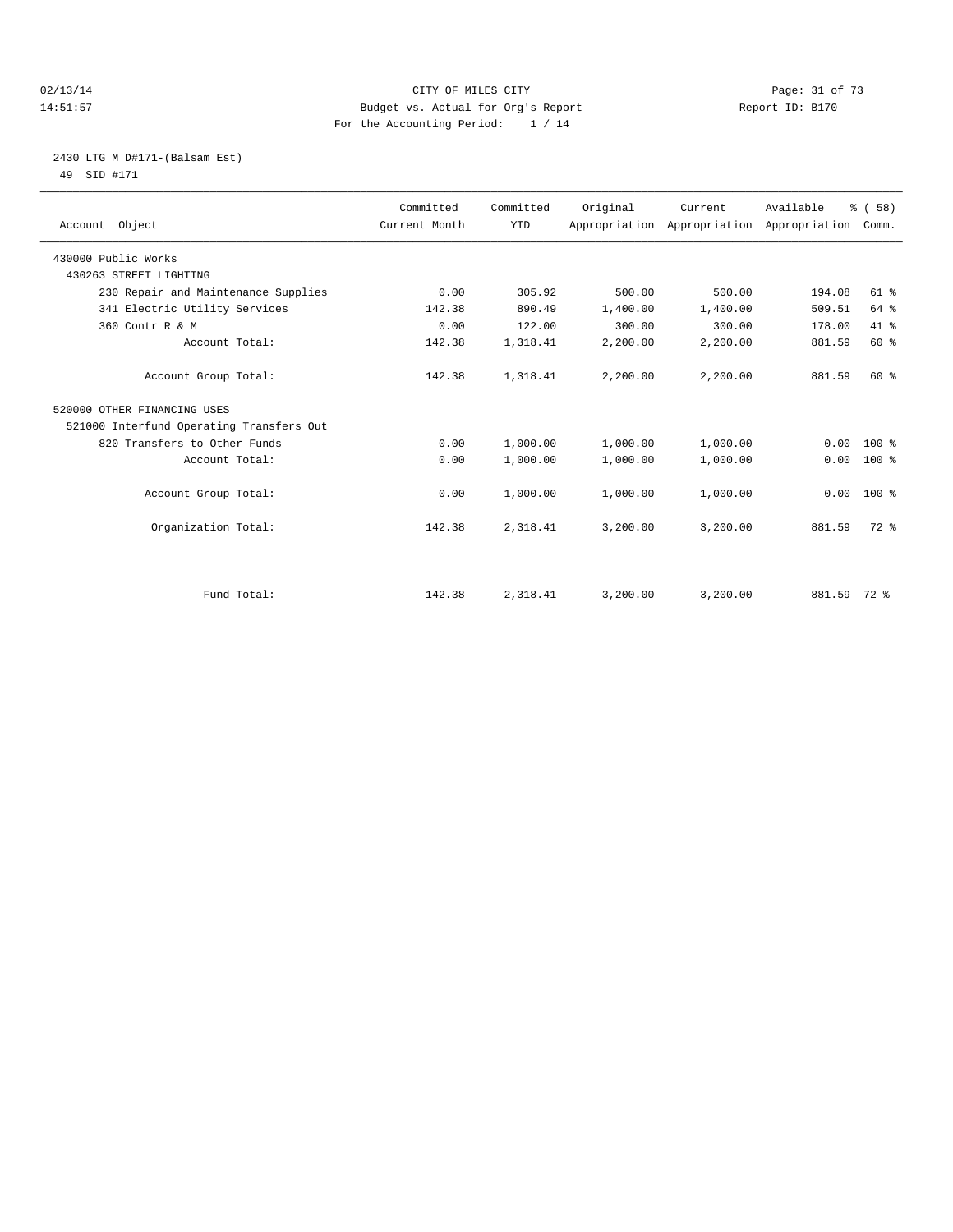CITY OF MILES CITY
Budget vs. Actual for Org's Report
For the Accounting Period: 1 / 14

02/13/14
14:51:57

Report ID: B170

## 2430 LTG M D#171-(Balsam Est)

49 SID #171

| Account Object | Committed Current Month | Committed YTD | Original Appropriation | Current Appropriation | Available Appropriation | % ( 58) Comm. |
|---|---|---|---|---|---|---|
| 430000 Public Works | | | | | | |
| 430263 STREET LIGHTING | | | | | | |
| 230 Repair and Maintenance Supplies | 0.00 | 305.92 | 500.00 | 500.00 | 194.08 | 61 % |
| 341 Electric Utility Services | 142.38 | 890.49 | 1,400.00 | 1,400.00 | 509.51 | 64 % |
| 360 Contr R & M | 0.00 | 122.00 | 300.00 | 300.00 | 178.00 | 41 % |
| Account Total: | 142.38 | 1,318.41 | 2,200.00 | 2,200.00 | 881.59 | 60 % |
| Account Group Total: | 142.38 | 1,318.41 | 2,200.00 | 2,200.00 | 881.59 | 60 % |
| 520000 OTHER FINANCING USES | | | | | | |
| 521000 Interfund Operating Transfers Out | | | | | | |
| 820 Transfers to Other Funds | 0.00 | 1,000.00 | 1,000.00 | 1,000.00 | 0.00 | 100 % |
| Account Total: | 0.00 | 1,000.00 | 1,000.00 | 1,000.00 | 0.00 | 100 % |
| Account Group Total: | 0.00 | 1,000.00 | 1,000.00 | 1,000.00 | 0.00 | 100 % |
| Organization Total: | 142.38 | 2,318.41 | 3,200.00 | 3,200.00 | 881.59 | 72 % |
| Fund Total: | 142.38 | 2,318.41 | 3,200.00 | 3,200.00 | 881.59 | 72 % |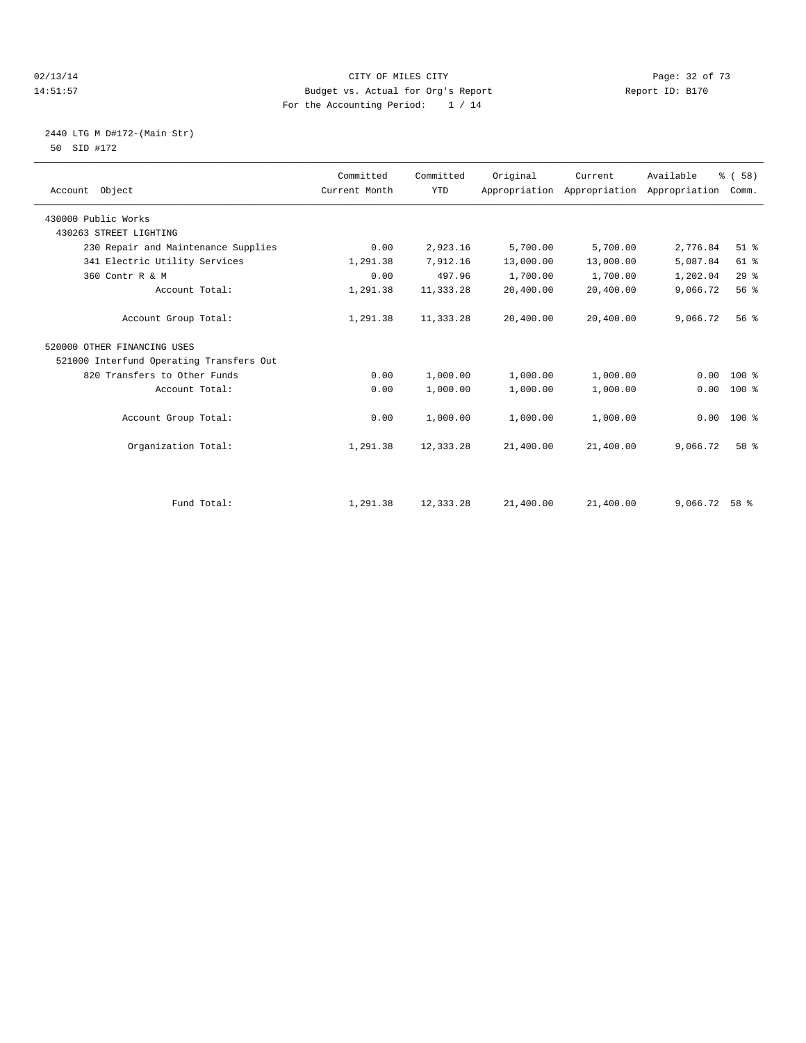CITY OF MILES CITY
Budget vs. Actual for Org's Report
For the Accounting Period: 1 / 14

02/13/14
14:51:57

Report ID: B170

2440 LTG M D#172-(Main Str)
50 SID #172

| Account Object | Committed Current Month | Committed YTD | Original Appropriation | Current Appropriation | Available Appropriation | % ( 58) Comm. |
|---|---|---|---|---|---|---|
| 430000 Public Works | | | | | | |
| 430263 STREET LIGHTING | | | | | | |
| 230 Repair and Maintenance Supplies | 0.00 | 2,923.16 | 5,700.00 | 5,700.00 | 2,776.84 | 51 % |
| 341 Electric Utility Services | 1,291.38 | 7,912.16 | 13,000.00 | 13,000.00 | 5,087.84 | 61 % |
| 360 Contr R & M | 0.00 | 497.96 | 1,700.00 | 1,700.00 | 1,202.04 | 29 % |
| Account Total: | 1,291.38 | 11,333.28 | 20,400.00 | 20,400.00 | 9,066.72 | 56 % |
| Account Group Total: | 1,291.38 | 11,333.28 | 20,400.00 | 20,400.00 | 9,066.72 | 56 % |
| 520000 OTHER FINANCING USES | | | | | | |
| 521000 Interfund Operating Transfers Out | | | | | | |
| 820 Transfers to Other Funds | 0.00 | 1,000.00 | 1,000.00 | 1,000.00 | 0.00 | 100 % |
| Account Total: | 0.00 | 1,000.00 | 1,000.00 | 1,000.00 | 0.00 | 100 % |
| Account Group Total: | 0.00 | 1,000.00 | 1,000.00 | 1,000.00 | 0.00 | 100 % |
| Organization Total: | 1,291.38 | 12,333.28 | 21,400.00 | 21,400.00 | 9,066.72 | 58 % |
| Fund Total: | 1,291.38 | 12,333.28 | 21,400.00 | 21,400.00 | 9,066.72 | 58 % |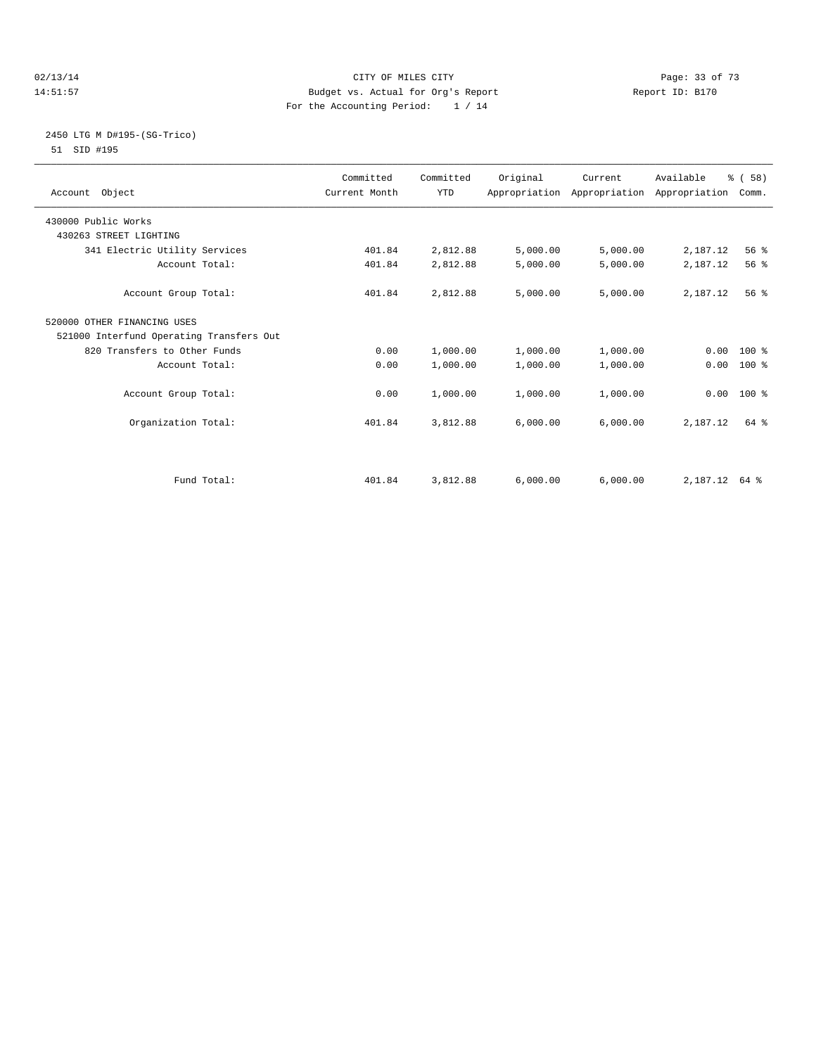CITY OF MILES CITY
Budget vs. Actual for Org's Report
For the Accounting Period: 1 / 14

02/13/14
14:51:57

Report ID: B170

2450 LTG M D#195-(SG-Trico)
51 SID #195

| Account Object | Committed Current Month | Committed YTD | Original Appropriation | Current Appropriation | Available Appropriation | % ( 58) Comm. |
|---|---|---|---|---|---|---|
| 430000 Public Works | | | | | | |
| 430263 STREET LIGHTING | | | | | | |
| 341 Electric Utility Services | 401.84 | 2,812.88 | 5,000.00 | 5,000.00 | 2,187.12 | 56 % |
| Account Total: | 401.84 | 2,812.88 | 5,000.00 | 5,000.00 | 2,187.12 | 56 % |
| Account Group Total: | 401.84 | 2,812.88 | 5,000.00 | 5,000.00 | 2,187.12 | 56 % |
| 520000 OTHER FINANCING USES | | | | | | |
| 521000 Interfund Operating Transfers Out | | | | | | |
| 820 Transfers to Other Funds | 0.00 | 1,000.00 | 1,000.00 | 1,000.00 | 0.00 | 100 % |
| Account Total: | 0.00 | 1,000.00 | 1,000.00 | 1,000.00 | 0.00 | 100 % |
| Account Group Total: | 0.00 | 1,000.00 | 1,000.00 | 1,000.00 | 0.00 | 100 % |
| Organization Total: | 401.84 | 3,812.88 | 6,000.00 | 6,000.00 | 2,187.12 | 64 % |
| Fund Total: | 401.84 | 3,812.88 | 6,000.00 | 6,000.00 | 2,187.12 | 64 % |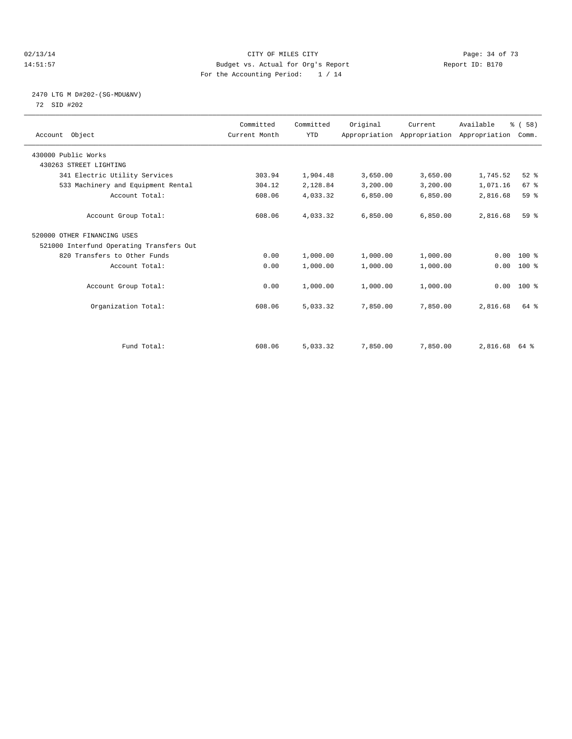CITY OF MILES CITY
Budget vs. Actual for Org's Report
For the Accounting Period: 1 / 14

02/13/14
14:51:57

Report ID: B170

2470 LTG M D#202-(SG-MDU&NV)
72 SID #202

| Account Object | Committed Current Month | Committed YTD | Original Appropriation | Current Appropriation | Available Appropriation | % ( 58) Comm. |
|---|---|---|---|---|---|---|
| 430000 Public Works | | | | | | |
| 430263 STREET LIGHTING | | | | | | |
| 341 Electric Utility Services | 303.94 | 1,904.48 | 3,650.00 | 3,650.00 | 1,745.52 | 52 % |
| 533 Machinery and Equipment Rental | 304.12 | 2,128.84 | 3,200.00 | 3,200.00 | 1,071.16 | 67 % |
| Account Total: | 608.06 | 4,033.32 | 6,850.00 | 6,850.00 | 2,816.68 | 59 % |
| Account Group Total: | 608.06 | 4,033.32 | 6,850.00 | 6,850.00 | 2,816.68 | 59 % |
| 520000 OTHER FINANCING USES | | | | | | |
| 521000 Interfund Operating Transfers Out | | | | | | |
| 820 Transfers to Other Funds | 0.00 | 1,000.00 | 1,000.00 | 1,000.00 | 0.00 | 100 % |
| Account Total: | 0.00 | 1,000.00 | 1,000.00 | 1,000.00 | 0.00 | 100 % |
| Account Group Total: | 0.00 | 1,000.00 | 1,000.00 | 1,000.00 | 0.00 | 100 % |
| Organization Total: | 608.06 | 5,033.32 | 7,850.00 | 7,850.00 | 2,816.68 | 64 % |
| Fund Total: | 608.06 | 5,033.32 | 7,850.00 | 7,850.00 | 2,816.68 | 64 % |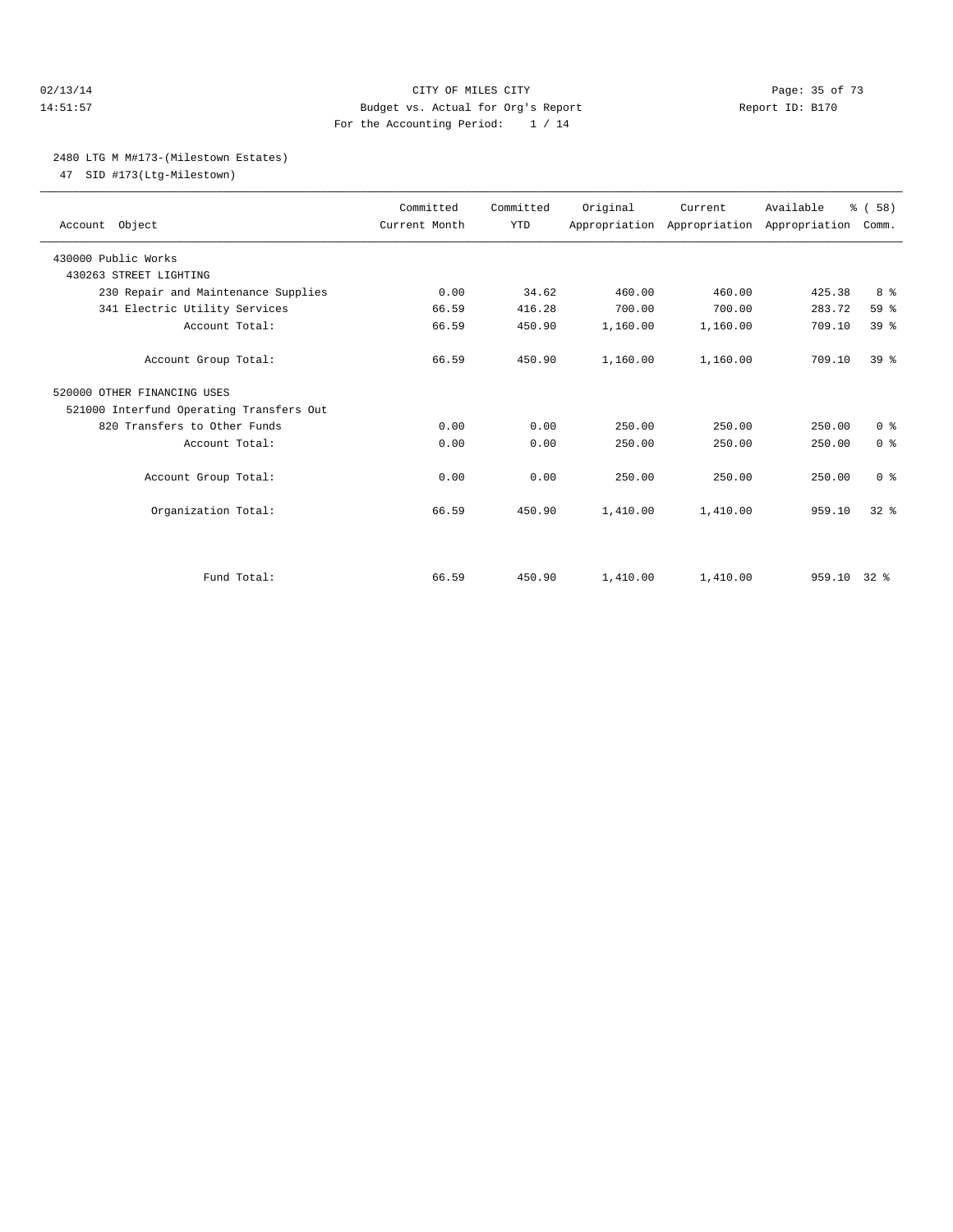CITY OF MILES CITY

Budget vs. Actual for Org's Report

Report ID: B170

For the Accounting Period: 1 / 14

02/13/14

14:51:57

## 2480 LTG M M#173-(Milestown Estates)

47 SID #173(Ltg-Milestown)

| Account Object | Committed Current Month | Committed YTD | Original Appropriation | Current Appropriation | Available Appropriation | % ( 58) Comm. |
|---|---|---|---|---|---|---|
| 430000 Public Works | | | | | | |
| 430263 STREET LIGHTING | | | | | | |
| 230 Repair and Maintenance Supplies | 0.00 | 34.62 | 460.00 | 460.00 | 425.38 | 8 % |
| 341 Electric Utility Services | 66.59 | 416.28 | 700.00 | 700.00 | 283.72 | 59 % |
| Account Total: | 66.59 | 450.90 | 1,160.00 | 1,160.00 | 709.10 | 39 % |
| Account Group Total: | 66.59 | 450.90 | 1,160.00 | 1,160.00 | 709.10 | 39 % |
| 520000 OTHER FINANCING USES | | | | | | |
| 521000 Interfund Operating Transfers Out | | | | | | |
| 820 Transfers to Other Funds | 0.00 | 0.00 | 250.00 | 250.00 | 250.00 | 0 % |
| Account Total: | 0.00 | 0.00 | 250.00 | 250.00 | 250.00 | 0 % |
| Account Group Total: | 0.00 | 0.00 | 250.00 | 250.00 | 250.00 | 0 % |
| Organization Total: | 66.59 | 450.90 | 1,410.00 | 1,410.00 | 959.10 | 32 % |
| Fund Total: | 66.59 | 450.90 | 1,410.00 | 1,410.00 | 959.10 | 32 % |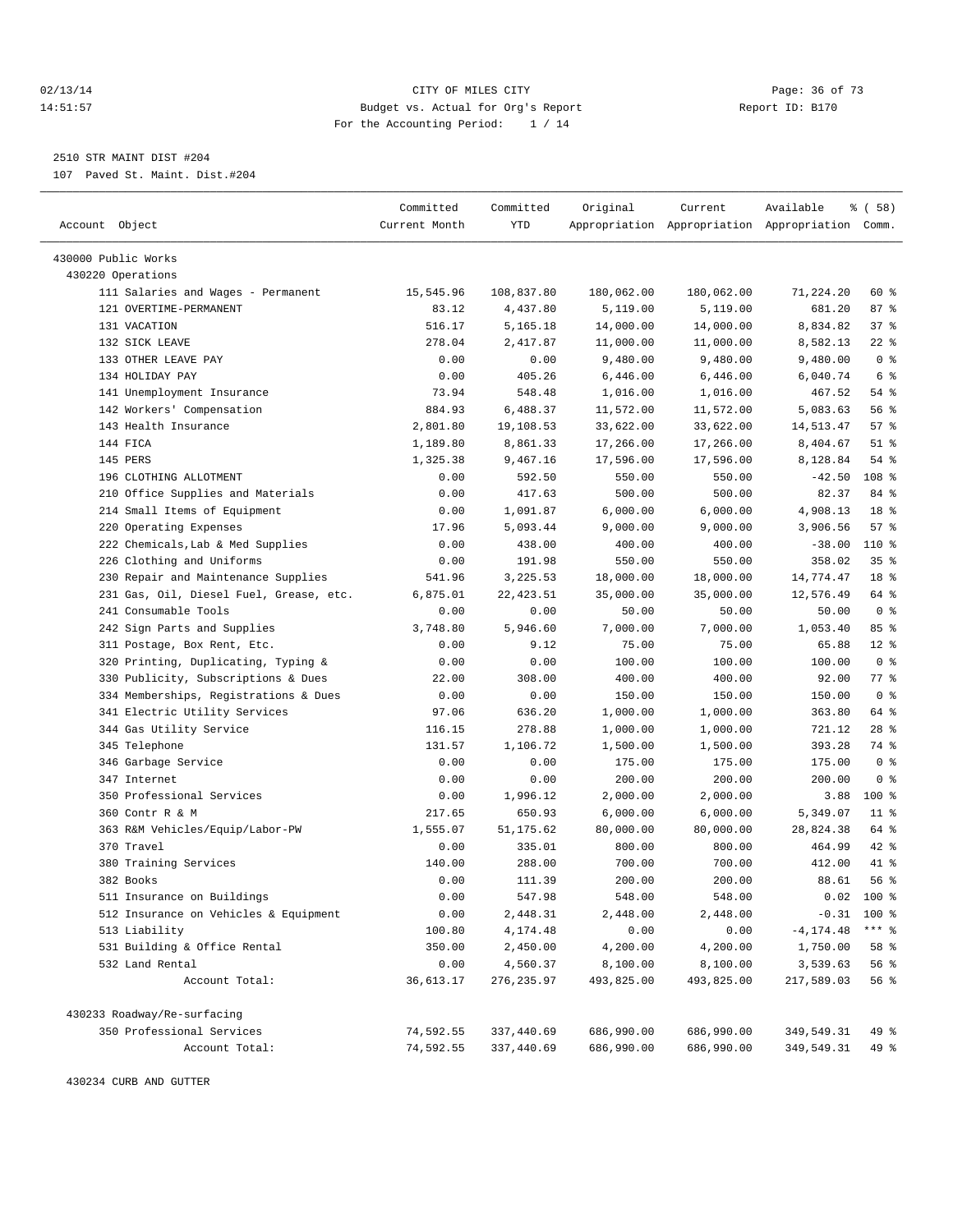CITY OF MILES CITY
Budget vs. Actual for Org's Report
For the Accounting Period: 1 / 14

02/13/14
14:51:57

Report ID: B170

2510 STR MAINT DIST #204
107 Paved St. Maint. Dist.#204

| Account Object | Committed Current Month | Committed YTD | Original Appropriation | Current Appropriation | Available Appropriation | % ( 58) Comm. |
|---|---|---|---|---|---|---|
| 430000 Public Works | | | | | | |
| 430220 Operations | | | | | | |
| 111 Salaries and Wages - Permanent | 15,545.96 | 108,837.80 | 180,062.00 | 180,062.00 | 71,224.20 | 60 % |
| 121 OVERTIME-PERMANENT | 83.12 | 4,437.80 | 5,119.00 | 5,119.00 | 681.20 | 87 % |
| 131 VACATION | 516.17 | 5,165.18 | 14,000.00 | 14,000.00 | 8,834.82 | 37 % |
| 132 SICK LEAVE | 278.04 | 2,417.87 | 11,000.00 | 11,000.00 | 8,582.13 | 22 % |
| 133 OTHER LEAVE PAY | 0.00 | 0.00 | 9,480.00 | 9,480.00 | 9,480.00 | 0 % |
| 134 HOLIDAY PAY | 0.00 | 405.26 | 6,446.00 | 6,446.00 | 6,040.74 | 6 % |
| 141 Unemployment Insurance | 73.94 | 548.48 | 1,016.00 | 1,016.00 | 467.52 | 54 % |
| 142 Workers' Compensation | 884.93 | 6,488.37 | 11,572.00 | 11,572.00 | 5,083.63 | 56 % |
| 143 Health Insurance | 2,801.80 | 19,108.53 | 33,622.00 | 33,622.00 | 14,513.47 | 57 % |
| 144 FICA | 1,189.80 | 8,861.33 | 17,266.00 | 17,266.00 | 8,404.67 | 51 % |
| 145 PERS | 1,325.38 | 9,467.16 | 17,596.00 | 17,596.00 | 8,128.84 | 54 % |
| 196 CLOTHING ALLOTMENT | 0.00 | 592.50 | 550.00 | 550.00 | -42.50 | 108 % |
| 210 Office Supplies and Materials | 0.00 | 417.63 | 500.00 | 500.00 | 82.37 | 84 % |
| 214 Small Items of Equipment | 0.00 | 1,091.87 | 6,000.00 | 6,000.00 | 4,908.13 | 18 % |
| 220 Operating Expenses | 17.96 | 5,093.44 | 9,000.00 | 9,000.00 | 3,906.56 | 57 % |
| 222 Chemicals,Lab & Med Supplies | 0.00 | 438.00 | 400.00 | 400.00 | -38.00 | 110 % |
| 226 Clothing and Uniforms | 0.00 | 191.98 | 550.00 | 550.00 | 358.02 | 35 % |
| 230 Repair and Maintenance Supplies | 541.96 | 3,225.53 | 18,000.00 | 18,000.00 | 14,774.47 | 18 % |
| 231 Gas, Oil, Diesel Fuel, Grease, etc. | 6,875.01 | 22,423.51 | 35,000.00 | 35,000.00 | 12,576.49 | 64 % |
| 241 Consumable Tools | 0.00 | 0.00 | 50.00 | 50.00 | 50.00 | 0 % |
| 242 Sign Parts and Supplies | 3,748.80 | 5,946.60 | 7,000.00 | 7,000.00 | 1,053.40 | 85 % |
| 311 Postage, Box Rent, Etc. | 0.00 | 9.12 | 75.00 | 75.00 | 65.88 | 12 % |
| 320 Printing, Duplicating, Typing & | 0.00 | 0.00 | 100.00 | 100.00 | 100.00 | 0 % |
| 330 Publicity, Subscriptions & Dues | 22.00 | 308.00 | 400.00 | 400.00 | 92.00 | 77 % |
| 334 Memberships, Registrations & Dues | 0.00 | 0.00 | 150.00 | 150.00 | 150.00 | 0 % |
| 341 Electric Utility Services | 97.06 | 636.20 | 1,000.00 | 1,000.00 | 363.80 | 64 % |
| 344 Gas Utility Service | 116.15 | 278.88 | 1,000.00 | 1,000.00 | 721.12 | 28 % |
| 345 Telephone | 131.57 | 1,106.72 | 1,500.00 | 1,500.00 | 393.28 | 74 % |
| 346 Garbage Service | 0.00 | 0.00 | 175.00 | 175.00 | 175.00 | 0 % |
| 347 Internet | 0.00 | 0.00 | 200.00 | 200.00 | 200.00 | 0 % |
| 350 Professional Services | 0.00 | 1,996.12 | 2,000.00 | 2,000.00 | 3.88 | 100 % |
| 360 Contr R & M | 217.65 | 650.93 | 6,000.00 | 6,000.00 | 5,349.07 | 11 % |
| 363 R&M Vehicles/Equip/Labor-PW | 1,555.07 | 51,175.62 | 80,000.00 | 80,000.00 | 28,824.38 | 64 % |
| 370 Travel | 0.00 | 335.01 | 800.00 | 800.00 | 464.99 | 42 % |
| 380 Training Services | 140.00 | 288.00 | 700.00 | 700.00 | 412.00 | 41 % |
| 382 Books | 0.00 | 111.39 | 200.00 | 200.00 | 88.61 | 56 % |
| 511 Insurance on Buildings | 0.00 | 547.98 | 548.00 | 548.00 | 0.02 | 100 % |
| 512 Insurance on Vehicles & Equipment | 0.00 | 2,448.31 | 2,448.00 | 2,448.00 | -0.31 | 100 % |
| 513 Liability | 100.80 | 4,174.48 | 0.00 | 0.00 | -4,174.48 | *** % |
| 531 Building & Office Rental | 350.00 | 2,450.00 | 4,200.00 | 4,200.00 | 1,750.00 | 58 % |
| 532 Land Rental | 0.00 | 4,560.37 | 8,100.00 | 8,100.00 | 3,539.63 | 56 % |
| Account Total: | 36,613.17 | 276,235.97 | 493,825.00 | 493,825.00 | 217,589.03 | 56 % |
| 430233 Roadway/Re-surfacing | | | | | | |
| 350 Professional Services | 74,592.55 | 337,440.69 | 686,990.00 | 686,990.00 | 349,549.31 | 49 % |
| Account Total: | 74,592.55 | 337,440.69 | 686,990.00 | 686,990.00 | 349,549.31 | 49 % |
| 430234 CURB AND GUTTER | | | | | | |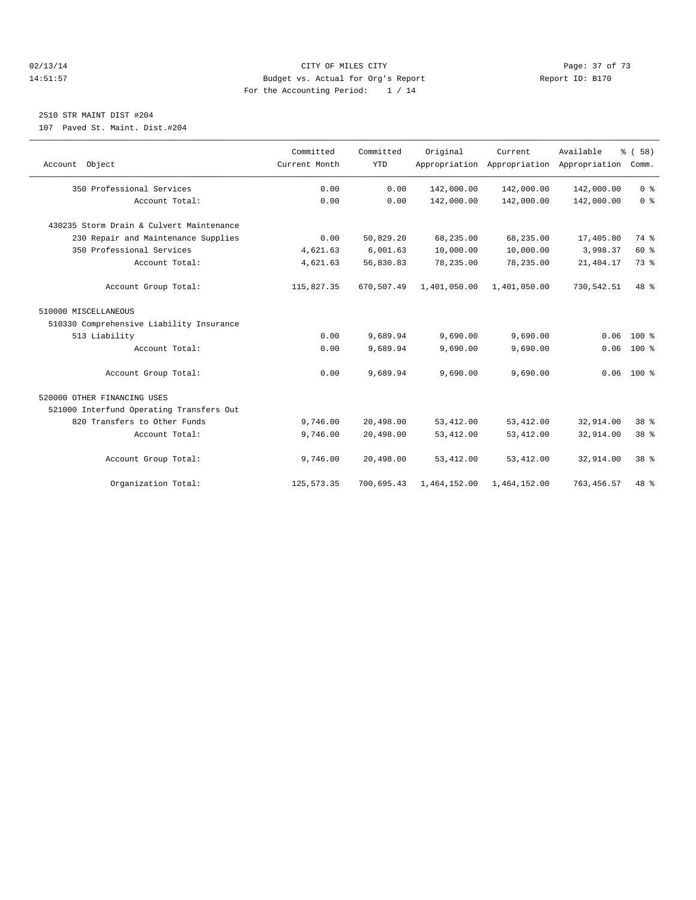CITY OF MILES CITY
Budget vs. Actual for Org's Report
For the Accounting Period: 1 / 14

02/13/14 14:51:57 — Report ID: B170

## 2510 STR MAINT DIST #204

107 Paved St. Maint. Dist.#204

| Account Object | Committed Current Month | Committed YTD | Original Appropriation | Current Appropriation | Available Appropriation | % ( 58) Comm. |
|---|---|---|---|---|---|---|
| 350 Professional Services | 0.00 | 0.00 | 142,000.00 | 142,000.00 | 142,000.00 | 0 % |
| Account Total: | 0.00 | 0.00 | 142,000.00 | 142,000.00 | 142,000.00 | 0 % |
| 430235 Storm Drain & Culvert Maintenance | | | | | | |
| 230 Repair and Maintenance Supplies | 0.00 | 50,829.20 | 68,235.00 | 68,235.00 | 17,405.80 | 74 % |
| 350 Professional Services | 4,621.63 | 6,001.63 | 10,000.00 | 10,000.00 | 3,998.37 | 60 % |
| Account Total: | 4,621.63 | 56,830.83 | 78,235.00 | 78,235.00 | 21,404.17 | 73 % |
| Account Group Total: | 115,827.35 | 670,507.49 | 1,401,050.00 | 1,401,050.00 | 730,542.51 | 48 % |
| 510000 MISCELLANEOUS | | | | | | |
| 510330 Comprehensive Liability Insurance | | | | | | |
| 513 Liability | 0.00 | 9,689.94 | 9,690.00 | 9,690.00 | 0.06 | 100 % |
| Account Total: | 0.00 | 9,689.94 | 9,690.00 | 9,690.00 | 0.06 | 100 % |
| Account Group Total: | 0.00 | 9,689.94 | 9,690.00 | 9,690.00 | 0.06 | 100 % |
| 520000 OTHER FINANCING USES | | | | | | |
| 521000 Interfund Operating Transfers Out | | | | | | |
| 820 Transfers to Other Funds | 9,746.00 | 20,498.00 | 53,412.00 | 53,412.00 | 32,914.00 | 38 % |
| Account Total: | 9,746.00 | 20,498.00 | 53,412.00 | 53,412.00 | 32,914.00 | 38 % |
| Account Group Total: | 9,746.00 | 20,498.00 | 53,412.00 | 53,412.00 | 32,914.00 | 38 % |
| Organization Total: | 125,573.35 | 700,695.43 | 1,464,152.00 | 1,464,152.00 | 763,456.57 | 48 % |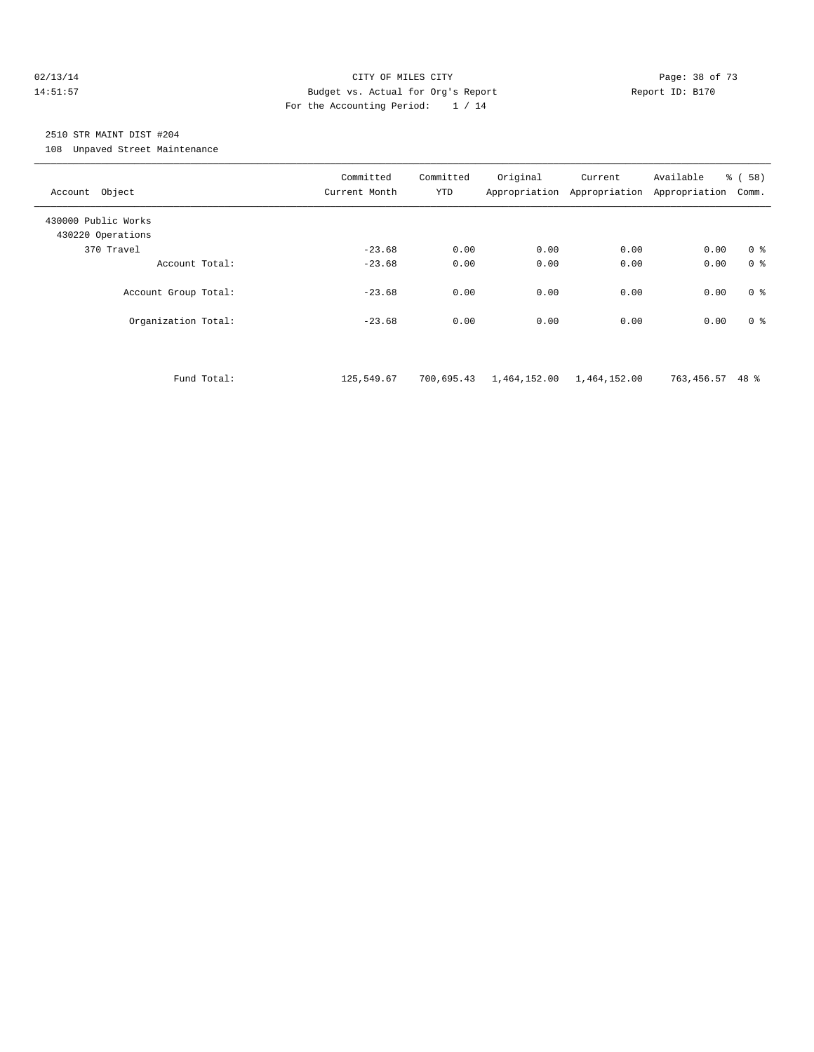CITY OF MILES CITY
Budget vs. Actual for Org's Report
For the Accounting Period: 1 / 14

02/13/14
14:51:57

Report ID: B170

## 2510 STR MAINT DIST #204

108 Unpaved Street Maintenance

| Account Object | Committed Current Month | Committed YTD | Original Appropriation | Current Appropriation | Available Appropriation | % ( 58) Comm. |
|---|---|---|---|---|---|---|
| 430000 Public Works | | | | | | |
| 430220 Operations | | | | | | |
| 370 Travel | -23.68 | 0.00 | 0.00 | 0.00 | 0.00 | 0 % |
| Account Total: | -23.68 | 0.00 | 0.00 | 0.00 | 0.00 | 0 % |
| Account Group Total: | -23.68 | 0.00 | 0.00 | 0.00 | 0.00 | 0 % |
| Organization Total: | -23.68 | 0.00 | 0.00 | 0.00 | 0.00 | 0 % |
| Fund Total: | 125,549.67 | 700,695.43 | 1,464,152.00 | 1,464,152.00 | 763,456.57 | 48 % |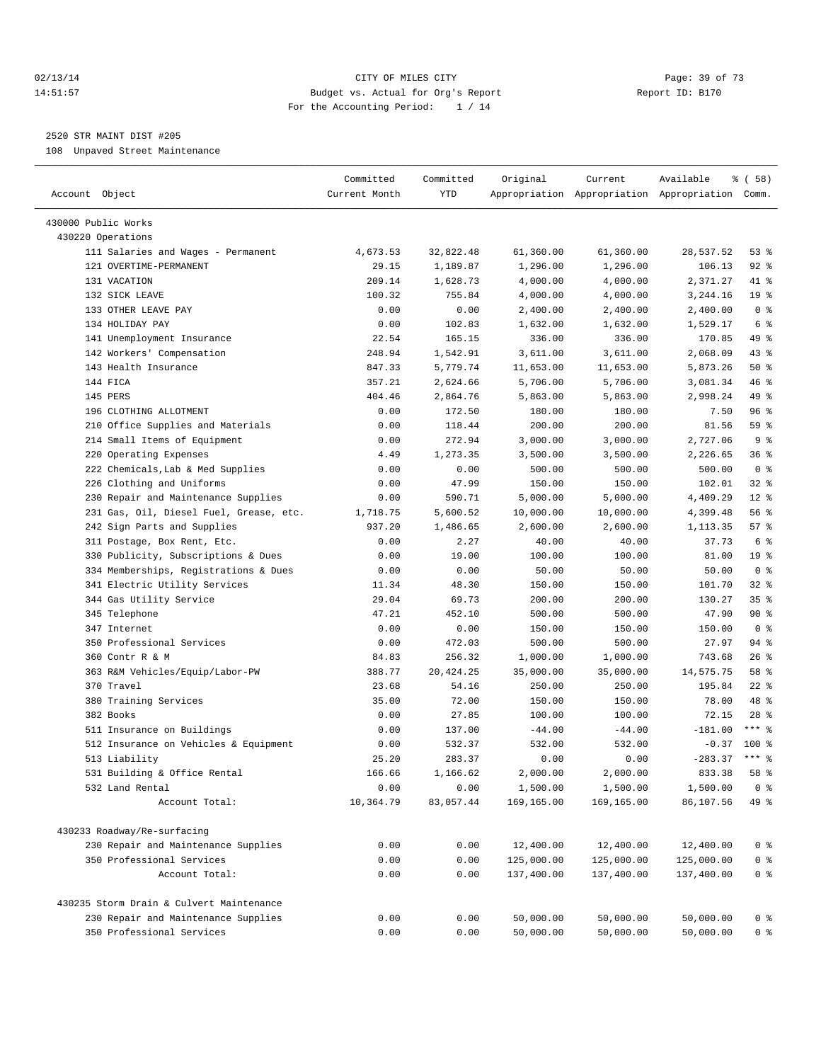CITY OF MILES CITY
Budget vs. Actual for Org's Report
For the Accounting Period: 1 / 14

02/13/14 14:51:57 Report ID: B170

2520 STR MAINT DIST #205
108 Unpaved Street Maintenance

| Account Object | Committed Current Month | Committed YTD | Original Appropriation | Current Appropriation | Available Appropriation | % ( 58) Comm. |
|---|---|---|---|---|---|---|
| 430000 Public Works | | | | | | |
| 430220 Operations | | | | | | |
| 111 Salaries and Wages - Permanent | 4,673.53 | 32,822.48 | 61,360.00 | 61,360.00 | 28,537.52 | 53 % |
| 121 OVERTIME-PERMANENT | 29.15 | 1,189.87 | 1,296.00 | 1,296.00 | 106.13 | 92 % |
| 131 VACATION | 209.14 | 1,628.73 | 4,000.00 | 4,000.00 | 2,371.27 | 41 % |
| 132 SICK LEAVE | 100.32 | 755.84 | 4,000.00 | 4,000.00 | 3,244.16 | 19 % |
| 133 OTHER LEAVE PAY | 0.00 | 0.00 | 2,400.00 | 2,400.00 | 2,400.00 | 0 % |
| 134 HOLIDAY PAY | 0.00 | 102.83 | 1,632.00 | 1,632.00 | 1,529.17 | 6 % |
| 141 Unemployment Insurance | 22.54 | 165.15 | 336.00 | 336.00 | 170.85 | 49 % |
| 142 Workers' Compensation | 248.94 | 1,542.91 | 3,611.00 | 3,611.00 | 2,068.09 | 43 % |
| 143 Health Insurance | 847.33 | 5,779.74 | 11,653.00 | 11,653.00 | 5,873.26 | 50 % |
| 144 FICA | 357.21 | 2,624.66 | 5,706.00 | 5,706.00 | 3,081.34 | 46 % |
| 145 PERS | 404.46 | 2,864.76 | 5,863.00 | 5,863.00 | 2,998.24 | 49 % |
| 196 CLOTHING ALLOTMENT | 0.00 | 172.50 | 180.00 | 180.00 | 7.50 | 96 % |
| 210 Office Supplies and Materials | 0.00 | 118.44 | 200.00 | 200.00 | 81.56 | 59 % |
| 214 Small Items of Equipment | 0.00 | 272.94 | 3,000.00 | 3,000.00 | 2,727.06 | 9 % |
| 220 Operating Expenses | 4.49 | 1,273.35 | 3,500.00 | 3,500.00 | 2,226.65 | 36 % |
| 222 Chemicals,Lab & Med Supplies | 0.00 | 0.00 | 500.00 | 500.00 | 500.00 | 0 % |
| 226 Clothing and Uniforms | 0.00 | 47.99 | 150.00 | 150.00 | 102.01 | 32 % |
| 230 Repair and Maintenance Supplies | 0.00 | 590.71 | 5,000.00 | 5,000.00 | 4,409.29 | 12 % |
| 231 Gas, Oil, Diesel Fuel, Grease, etc. | 1,718.75 | 5,600.52 | 10,000.00 | 10,000.00 | 4,399.48 | 56 % |
| 242 Sign Parts and Supplies | 937.20 | 1,486.65 | 2,600.00 | 2,600.00 | 1,113.35 | 57 % |
| 311 Postage, Box Rent, Etc. | 0.00 | 2.27 | 40.00 | 40.00 | 37.73 | 6 % |
| 330 Publicity, Subscriptions & Dues | 0.00 | 19.00 | 100.00 | 100.00 | 81.00 | 19 % |
| 334 Memberships, Registrations & Dues | 0.00 | 0.00 | 50.00 | 50.00 | 50.00 | 0 % |
| 341 Electric Utility Services | 11.34 | 48.30 | 150.00 | 150.00 | 101.70 | 32 % |
| 344 Gas Utility Service | 29.04 | 69.73 | 200.00 | 200.00 | 130.27 | 35 % |
| 345 Telephone | 47.21 | 452.10 | 500.00 | 500.00 | 47.90 | 90 % |
| 347 Internet | 0.00 | 0.00 | 150.00 | 150.00 | 150.00 | 0 % |
| 350 Professional Services | 0.00 | 472.03 | 500.00 | 500.00 | 27.97 | 94 % |
| 360 Contr R & M | 84.83 | 256.32 | 1,000.00 | 1,000.00 | 743.68 | 26 % |
| 363 R&M Vehicles/Equip/Labor-PW | 388.77 | 20,424.25 | 35,000.00 | 35,000.00 | 14,575.75 | 58 % |
| 370 Travel | 23.68 | 54.16 | 250.00 | 250.00 | 195.84 | 22 % |
| 380 Training Services | 35.00 | 72.00 | 150.00 | 150.00 | 78.00 | 48 % |
| 382 Books | 0.00 | 27.85 | 100.00 | 100.00 | 72.15 | 28 % |
| 511 Insurance on Buildings | 0.00 | 137.00 | -44.00 | -44.00 | -181.00 | *** % |
| 512 Insurance on Vehicles & Equipment | 0.00 | 532.37 | 532.00 | 532.00 | -0.37 | 100 % |
| 513 Liability | 25.20 | 283.37 | 0.00 | 0.00 | -283.37 | *** % |
| 531 Building & Office Rental | 166.66 | 1,166.62 | 2,000.00 | 2,000.00 | 833.38 | 58 % |
| 532 Land Rental | 0.00 | 0.00 | 1,500.00 | 1,500.00 | 1,500.00 | 0 % |
| Account Total: | 10,364.79 | 83,057.44 | 169,165.00 | 169,165.00 | 86,107.56 | 49 % |
| 430233 Roadway/Re-surfacing | | | | | | |
| 230 Repair and Maintenance Supplies | 0.00 | 0.00 | 12,400.00 | 12,400.00 | 12,400.00 | 0 % |
| 350 Professional Services | 0.00 | 0.00 | 125,000.00 | 125,000.00 | 125,000.00 | 0 % |
| Account Total: | 0.00 | 0.00 | 137,400.00 | 137,400.00 | 137,400.00 | 0 % |
| 430235 Storm Drain & Culvert Maintenance | | | | | | |
| 230 Repair and Maintenance Supplies | 0.00 | 0.00 | 50,000.00 | 50,000.00 | 50,000.00 | 0 % |
| 350 Professional Services | 0.00 | 0.00 | 50,000.00 | 50,000.00 | 50,000.00 | 0 % |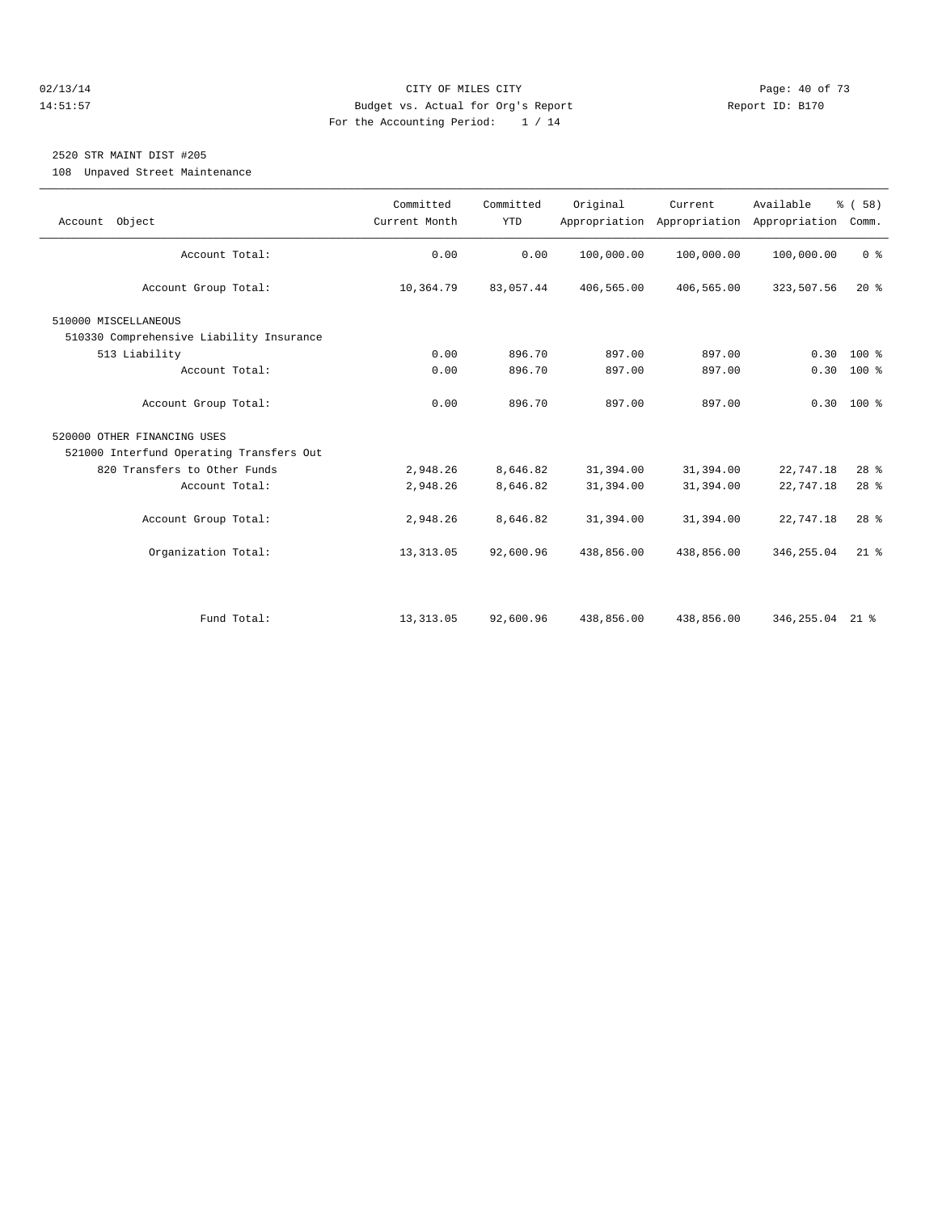CITY OF MILES CITY
Budget vs. Actual for Org's Report
For the Accounting Period: 1 / 14

02/13/14
14:51:57

Report ID: B170

2520 STR MAINT DIST #205
108 Unpaved Street Maintenance

| Account Object | Committed Current Month | Committed YTD | Original Appropriation | Current Appropriation | Available Appropriation | % ( 58) Comm. |
|---|---|---|---|---|---|---|
| Account Total: | 0.00 | 0.00 | 100,000.00 | 100,000.00 | 100,000.00 | 0 % |
| Account Group Total: | 10,364.79 | 83,057.44 | 406,565.00 | 406,565.00 | 323,507.56 | 20 % |
| 510000 MISCELLANEOUS | | | | | | |
| 510330 Comprehensive Liability Insurance | | | | | | |
| 513 Liability | 0.00 | 896.70 | 897.00 | 897.00 | 0.30 | 100 % |
| Account Total: | 0.00 | 896.70 | 897.00 | 897.00 | 0.30 | 100 % |
| Account Group Total: | 0.00 | 896.70 | 897.00 | 897.00 | 0.30 | 100 % |
| 520000 OTHER FINANCING USES | | | | | | |
| 521000 Interfund Operating Transfers Out | | | | | | |
| 820 Transfers to Other Funds | 2,948.26 | 8,646.82 | 31,394.00 | 31,394.00 | 22,747.18 | 28 % |
| Account Total: | 2,948.26 | 8,646.82 | 31,394.00 | 31,394.00 | 22,747.18 | 28 % |
| Account Group Total: | 2,948.26 | 8,646.82 | 31,394.00 | 31,394.00 | 22,747.18 | 28 % |
| Organization Total: | 13,313.05 | 92,600.96 | 438,856.00 | 438,856.00 | 346,255.04 | 21 % |
| Fund Total: | 13,313.05 | 92,600.96 | 438,856.00 | 438,856.00 | 346,255.04 | 21 % |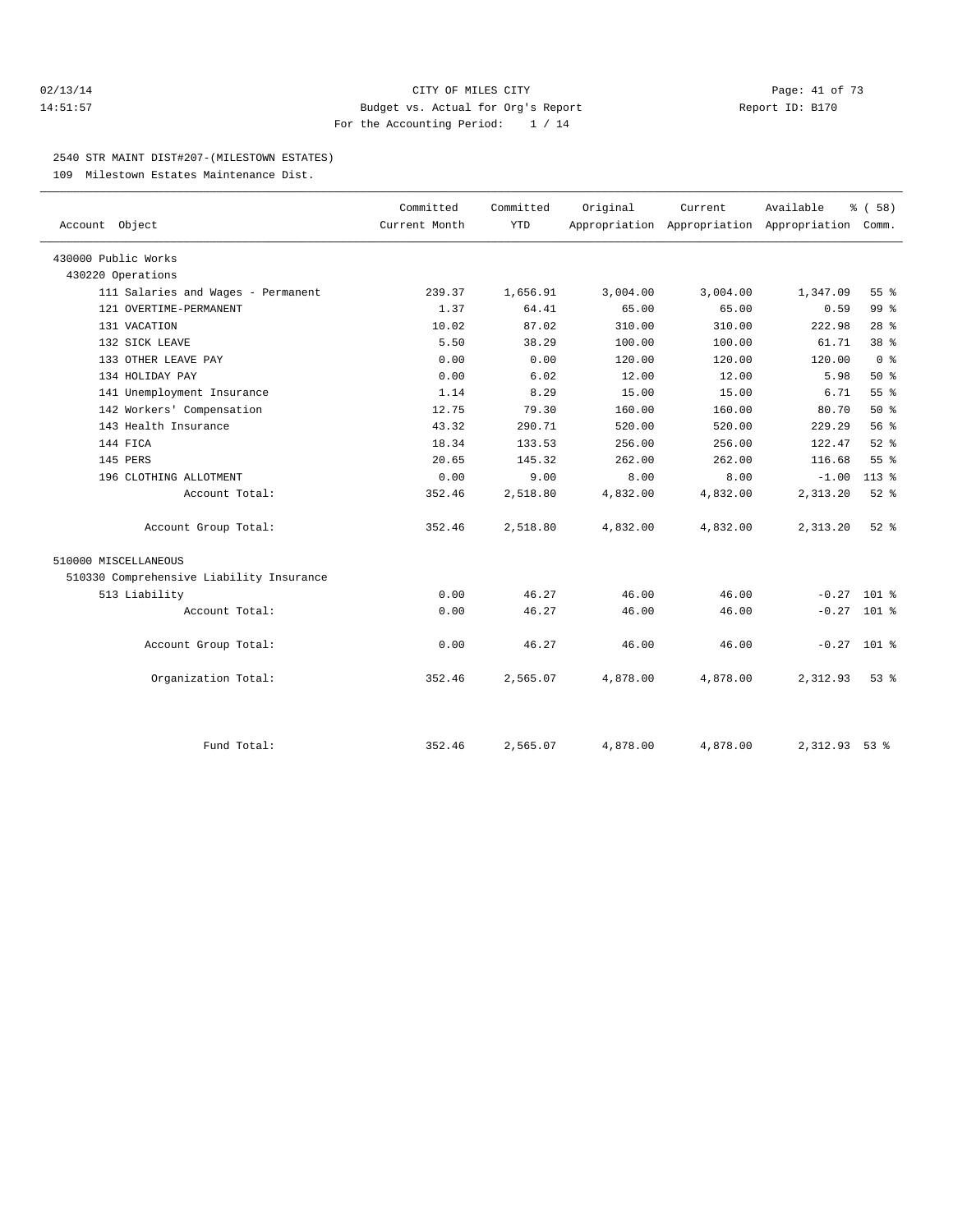02/13/14
14:51:57

CITY OF MILES CITY
Budget vs. Actual for Org's Report
For the Accounting Period: 1 / 14

Report ID: B170

2540 STR MAINT DIST#207-(MILESTOWN ESTATES)

109 Milestown Estates Maintenance Dist.

| Account Object | Committed Current Month | Committed YTD | Original Appropriation | Current Appropriation | Available Appropriation | % ( 58) Comm. |
|---|---|---|---|---|---|---|
| 430000 Public Works | | | | | | |
| 430220 Operations | | | | | | |
| 111 Salaries and Wages - Permanent | 239.37 | 1,656.91 | 3,004.00 | 3,004.00 | 1,347.09 | 55 % |
| 121 OVERTIME-PERMANENT | 1.37 | 64.41 | 65.00 | 65.00 | 0.59 | 99 % |
| 131 VACATION | 10.02 | 87.02 | 310.00 | 310.00 | 222.98 | 28 % |
| 132 SICK LEAVE | 5.50 | 38.29 | 100.00 | 100.00 | 61.71 | 38 % |
| 133 OTHER LEAVE PAY | 0.00 | 0.00 | 120.00 | 120.00 | 120.00 | 0 % |
| 134 HOLIDAY PAY | 0.00 | 6.02 | 12.00 | 12.00 | 5.98 | 50 % |
| 141 Unemployment Insurance | 1.14 | 8.29 | 15.00 | 15.00 | 6.71 | 55 % |
| 142 Workers' Compensation | 12.75 | 79.30 | 160.00 | 160.00 | 80.70 | 50 % |
| 143 Health Insurance | 43.32 | 290.71 | 520.00 | 520.00 | 229.29 | 56 % |
| 144 FICA | 18.34 | 133.53 | 256.00 | 256.00 | 122.47 | 52 % |
| 145 PERS | 20.65 | 145.32 | 262.00 | 262.00 | 116.68 | 55 % |
| 196 CLOTHING ALLOTMENT | 0.00 | 9.00 | 8.00 | 8.00 | -1.00 | 113 % |
| Account Total: | 352.46 | 2,518.80 | 4,832.00 | 4,832.00 | 2,313.20 | 52 % |
| Account Group Total: | 352.46 | 2,518.80 | 4,832.00 | 4,832.00 | 2,313.20 | 52 % |
| 510000 MISCELLANEOUS | | | | | | |
| 510330 Comprehensive Liability Insurance | | | | | | |
| 513 Liability | 0.00 | 46.27 | 46.00 | 46.00 | -0.27 | 101 % |
| Account Total: | 0.00 | 46.27 | 46.00 | 46.00 | -0.27 | 101 % |
| Account Group Total: | 0.00 | 46.27 | 46.00 | 46.00 | -0.27 | 101 % |
| Organization Total: | 352.46 | 2,565.07 | 4,878.00 | 4,878.00 | 2,312.93 | 53 % |
| Fund Total: | 352.46 | 2,565.07 | 4,878.00 | 4,878.00 | 2,312.93 | 53 % |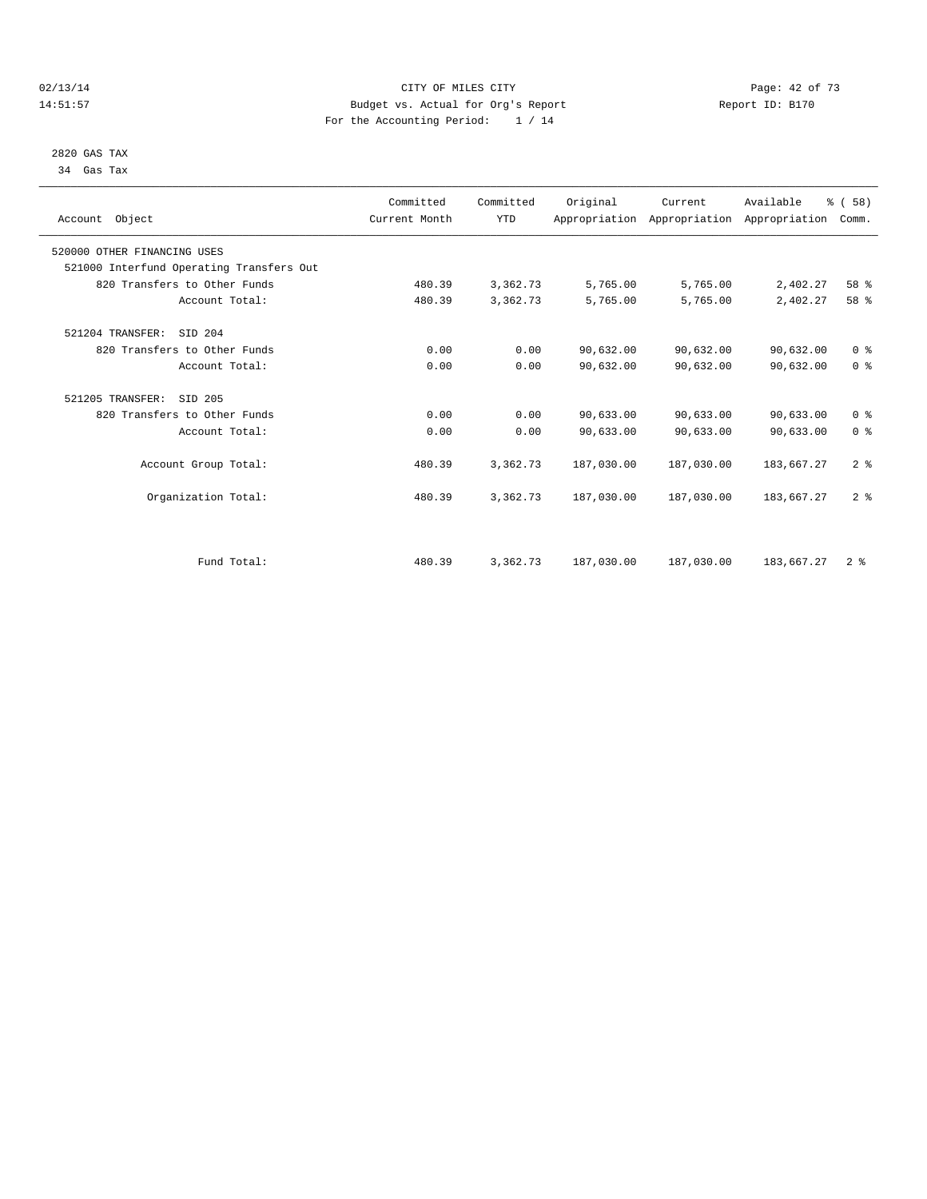CITY OF MILES CITY
Budget vs. Actual for Org's Report
For the Accounting Period: 1 / 14

02/13/14
14:51:57

Report ID: B170

2820 GAS TAX
34 Gas Tax

| Account Object | Committed Current Month | Committed YTD | Original Appropriation | Current Appropriation | Available Appropriation | % ( 58) Comm. |
|---|---|---|---|---|---|---|
| 520000 OTHER FINANCING USES | | | | | | |
| 521000 Interfund Operating Transfers Out | | | | | | |
| 820 Transfers to Other Funds | 480.39 | 3,362.73 | 5,765.00 | 5,765.00 | 2,402.27 | 58 % |
| Account Total: | 480.39 | 3,362.73 | 5,765.00 | 5,765.00 | 2,402.27 | 58 % |
| 521204 TRANSFER: SID 204 | | | | | | |
| 820 Transfers to Other Funds | 0.00 | 0.00 | 90,632.00 | 90,632.00 | 90,632.00 | 0 % |
| Account Total: | 0.00 | 0.00 | 90,632.00 | 90,632.00 | 90,632.00 | 0 % |
| 521205 TRANSFER: SID 205 | | | | | | |
| 820 Transfers to Other Funds | 0.00 | 0.00 | 90,633.00 | 90,633.00 | 90,633.00 | 0 % |
| Account Total: | 0.00 | 0.00 | 90,633.00 | 90,633.00 | 90,633.00 | 0 % |
| Account Group Total: | 480.39 | 3,362.73 | 187,030.00 | 187,030.00 | 183,667.27 | 2 % |
| Organization Total: | 480.39 | 3,362.73 | 187,030.00 | 187,030.00 | 183,667.27 | 2 % |
| Fund Total: | 480.39 | 3,362.73 | 187,030.00 | 187,030.00 | 183,667.27 | 2 % |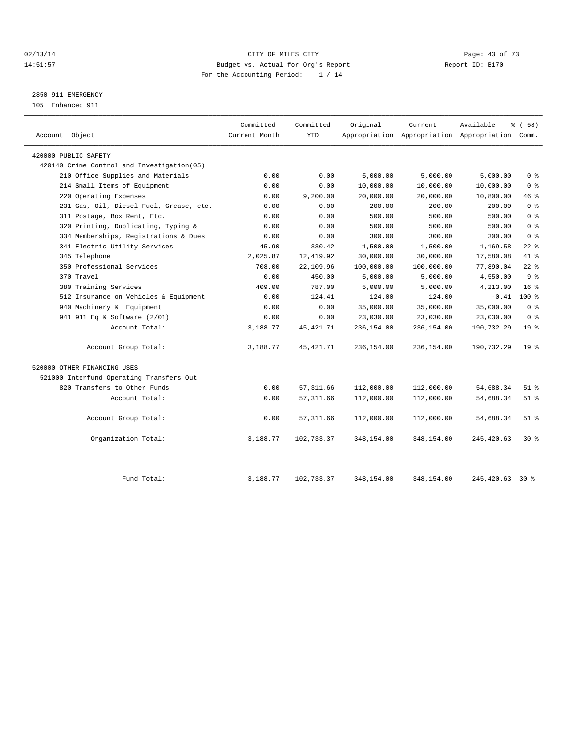CITY OF MILES CITY

Budget vs. Actual for Org's Report

For the Accounting Period: 1 / 14

02/13/14 14:51:57 — Report ID: B170

2850 911 EMERGENCY

105 Enhanced 911

| Account Object | Committed Current Month | Committed YTD | Original Appropriation | Current Appropriation | Available Appropriation | % ( 58) Comm. |
|---|---|---|---|---|---|---|
| 420000 PUBLIC SAFETY | | | | | | |
| 420140 Crime Control and Investigation(05) | | | | | | |
| 210 Office Supplies and Materials | 0.00 | 0.00 | 5,000.00 | 5,000.00 | 5,000.00 | 0 % |
| 214 Small Items of Equipment | 0.00 | 0.00 | 10,000.00 | 10,000.00 | 10,000.00 | 0 % |
| 220 Operating Expenses | 0.00 | 9,200.00 | 20,000.00 | 20,000.00 | 10,800.00 | 46 % |
| 231 Gas, Oil, Diesel Fuel, Grease, etc. | 0.00 | 0.00 | 200.00 | 200.00 | 200.00 | 0 % |
| 311 Postage, Box Rent, Etc. | 0.00 | 0.00 | 500.00 | 500.00 | 500.00 | 0 % |
| 320 Printing, Duplicating, Typing & | 0.00 | 0.00 | 500.00 | 500.00 | 500.00 | 0 % |
| 334 Memberships, Registrations & Dues | 0.00 | 0.00 | 300.00 | 300.00 | 300.00 | 0 % |
| 341 Electric Utility Services | 45.90 | 330.42 | 1,500.00 | 1,500.00 | 1,169.58 | 22 % |
| 345 Telephone | 2,025.87 | 12,419.92 | 30,000.00 | 30,000.00 | 17,580.08 | 41 % |
| 350 Professional Services | 708.00 | 22,109.96 | 100,000.00 | 100,000.00 | 77,890.04 | 22 % |
| 370 Travel | 0.00 | 450.00 | 5,000.00 | 5,000.00 | 4,550.00 | 9 % |
| 380 Training Services | 409.00 | 787.00 | 5,000.00 | 5,000.00 | 4,213.00 | 16 % |
| 512 Insurance on Vehicles & Equipment | 0.00 | 124.41 | 124.00 | 124.00 | -0.41 | 100 % |
| 940 Machinery & Equipment | 0.00 | 0.00 | 35,000.00 | 35,000.00 | 35,000.00 | 0 % |
| 941 911 Eq & Software (2/01) | 0.00 | 0.00 | 23,030.00 | 23,030.00 | 23,030.00 | 0 % |
| Account Total: | 3,188.77 | 45,421.71 | 236,154.00 | 236,154.00 | 190,732.29 | 19 % |
| Account Group Total: | 3,188.77 | 45,421.71 | 236,154.00 | 236,154.00 | 190,732.29 | 19 % |
| 520000 OTHER FINANCING USES | | | | | | |
| 521000 Interfund Operating Transfers Out | | | | | | |
| 820 Transfers to Other Funds | 0.00 | 57,311.66 | 112,000.00 | 112,000.00 | 54,688.34 | 51 % |
| Account Total: | 0.00 | 57,311.66 | 112,000.00 | 112,000.00 | 54,688.34 | 51 % |
| Account Group Total: | 0.00 | 57,311.66 | 112,000.00 | 112,000.00 | 54,688.34 | 51 % |
| Organization Total: | 3,188.77 | 102,733.37 | 348,154.00 | 348,154.00 | 245,420.63 | 30 % |
| Fund Total: | 3,188.77 | 102,733.37 | 348,154.00 | 348,154.00 | 245,420.63 | 30 % |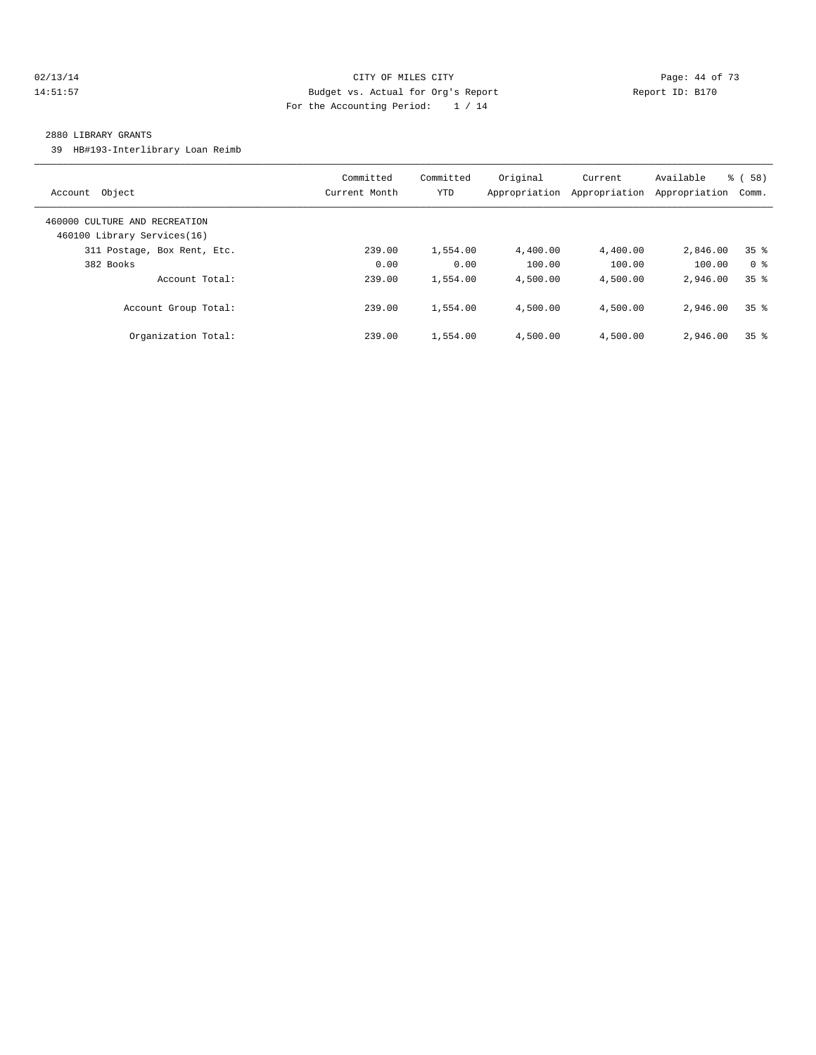CITY OF MILES CITY
Budget vs. Actual for Org's Report
For the Accounting Period: 1 / 14

02/13/14
14:51:57

Report ID: B170

## 2880 LIBRARY GRANTS

39 HB#193-Interlibrary Loan Reimb

| Account Object | Committed Current Month | Committed YTD | Original Appropriation | Current Appropriation | Available Appropriation | % ( 58) Comm. |
|---|---|---|---|---|---|---|
| 460000 CULTURE AND RECREATION | | | | | | |
| 460100 Library Services(16) | | | | | | |
| 311 Postage, Box Rent, Etc. | 239.00 | 1,554.00 | 4,400.00 | 4,400.00 | 2,846.00 | 35 % |
| 382 Books | 0.00 | 0.00 | 100.00 | 100.00 | 100.00 | 0 % |
| Account Total: | 239.00 | 1,554.00 | 4,500.00 | 4,500.00 | 2,946.00 | 35 % |
| Account Group Total: | 239.00 | 1,554.00 | 4,500.00 | 4,500.00 | 2,946.00 | 35 % |
| Organization Total: | 239.00 | 1,554.00 | 4,500.00 | 4,500.00 | 2,946.00 | 35 % |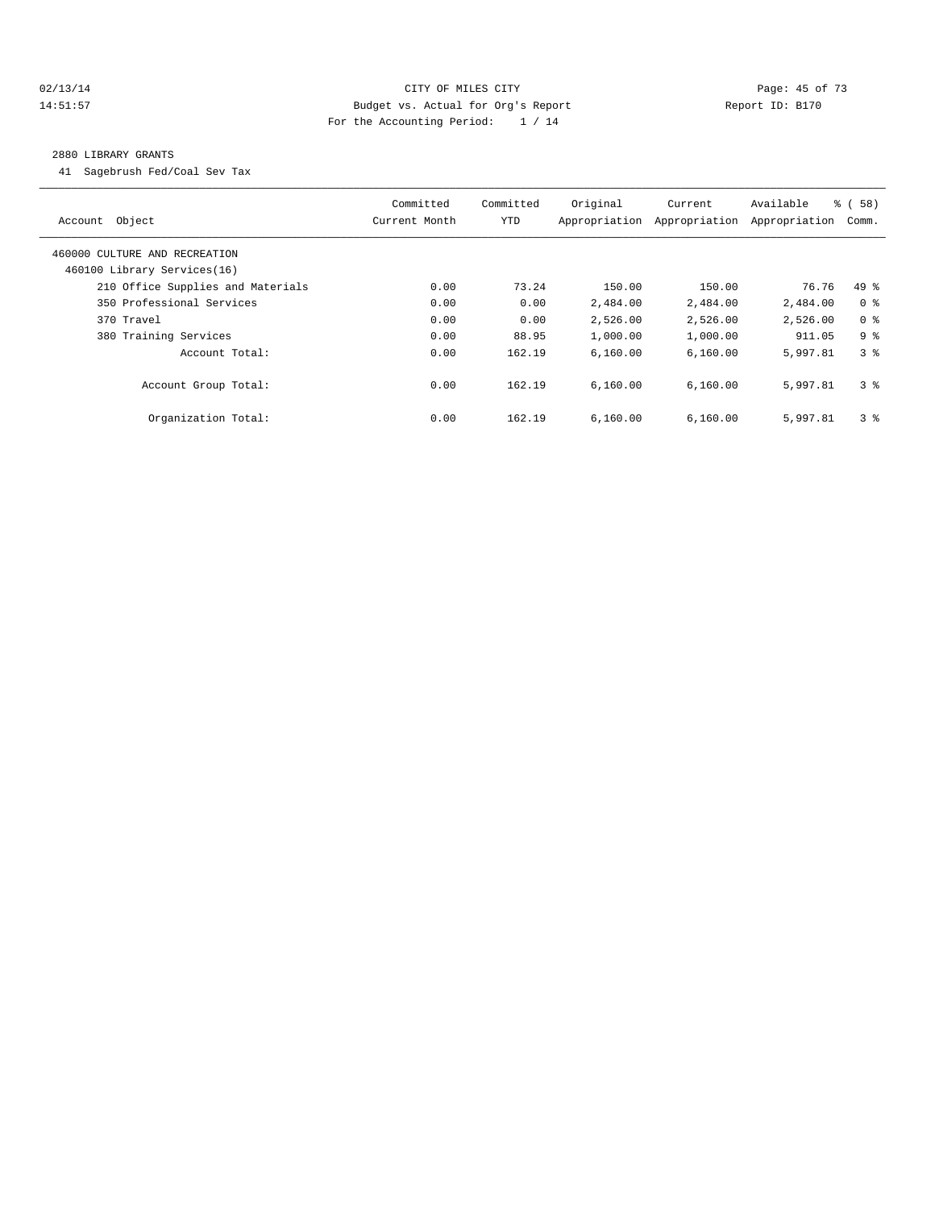CITY OF MILES CITY
Budget vs. Actual for Org's Report
For the Accounting Period: 1 / 14

02/13/14 14:51:57 Report ID: B170

## 2880 LIBRARY GRANTS

41 Sagebrush Fed/Coal Sev Tax

| Account Object | Committed Current Month | Committed YTD | Original Appropriation | Current Appropriation | Available Appropriation | % ( 58) Comm. |
|---|---|---|---|---|---|---|
| 460000 CULTURE AND RECREATION | | | | | | |
| 460100 Library Services(16) | | | | | | |
| 210 Office Supplies and Materials | 0.00 | 73.24 | 150.00 | 150.00 | 76.76 | 49 % |
| 350 Professional Services | 0.00 | 0.00 | 2,484.00 | 2,484.00 | 2,484.00 | 0 % |
| 370 Travel | 0.00 | 0.00 | 2,526.00 | 2,526.00 | 2,526.00 | 0 % |
| 380 Training Services | 0.00 | 88.95 | 1,000.00 | 1,000.00 | 911.05 | 9 % |
| Account Total: | 0.00 | 162.19 | 6,160.00 | 6,160.00 | 5,997.81 | 3 % |
| Account Group Total: | 0.00 | 162.19 | 6,160.00 | 6,160.00 | 5,997.81 | 3 % |
| Organization Total: | 0.00 | 162.19 | 6,160.00 | 6,160.00 | 5,997.81 | 3 % |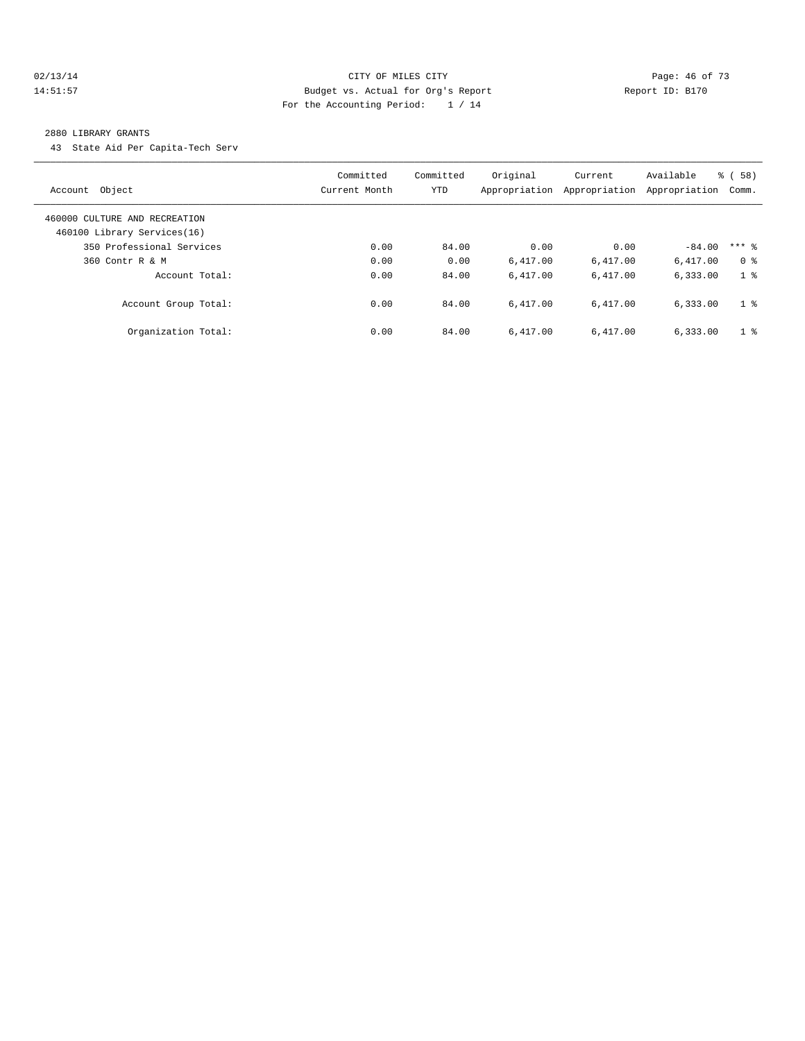CITY OF MILES CITY
Budget vs. Actual for Org's Report
For the Accounting Period: 1 / 14

Report ID: B170

## 2880 LIBRARY GRANTS

43 State Aid Per Capita-Tech Serv

| Account Object | Committed Current Month | Committed YTD | Original Appropriation | Current Appropriation | Available Appropriation | % ( 58) Comm. |
|---|---|---|---|---|---|---|
| 460000 CULTURE AND RECREATION | | | | | | |
| 460100 Library Services(16) | | | | | | |
| 350 Professional Services | 0.00 | 84.00 | 0.00 | 0.00 | -84.00 | *** % |
| 360 Contr R & M | 0.00 | 0.00 | 6,417.00 | 6,417.00 | 6,417.00 | 0 % |
| Account Total: | 0.00 | 84.00 | 6,417.00 | 6,417.00 | 6,333.00 | 1 % |
| Account Group Total: | 0.00 | 84.00 | 6,417.00 | 6,417.00 | 6,333.00 | 1 % |
| Organization Total: | 0.00 | 84.00 | 6,417.00 | 6,417.00 | 6,333.00 | 1 % |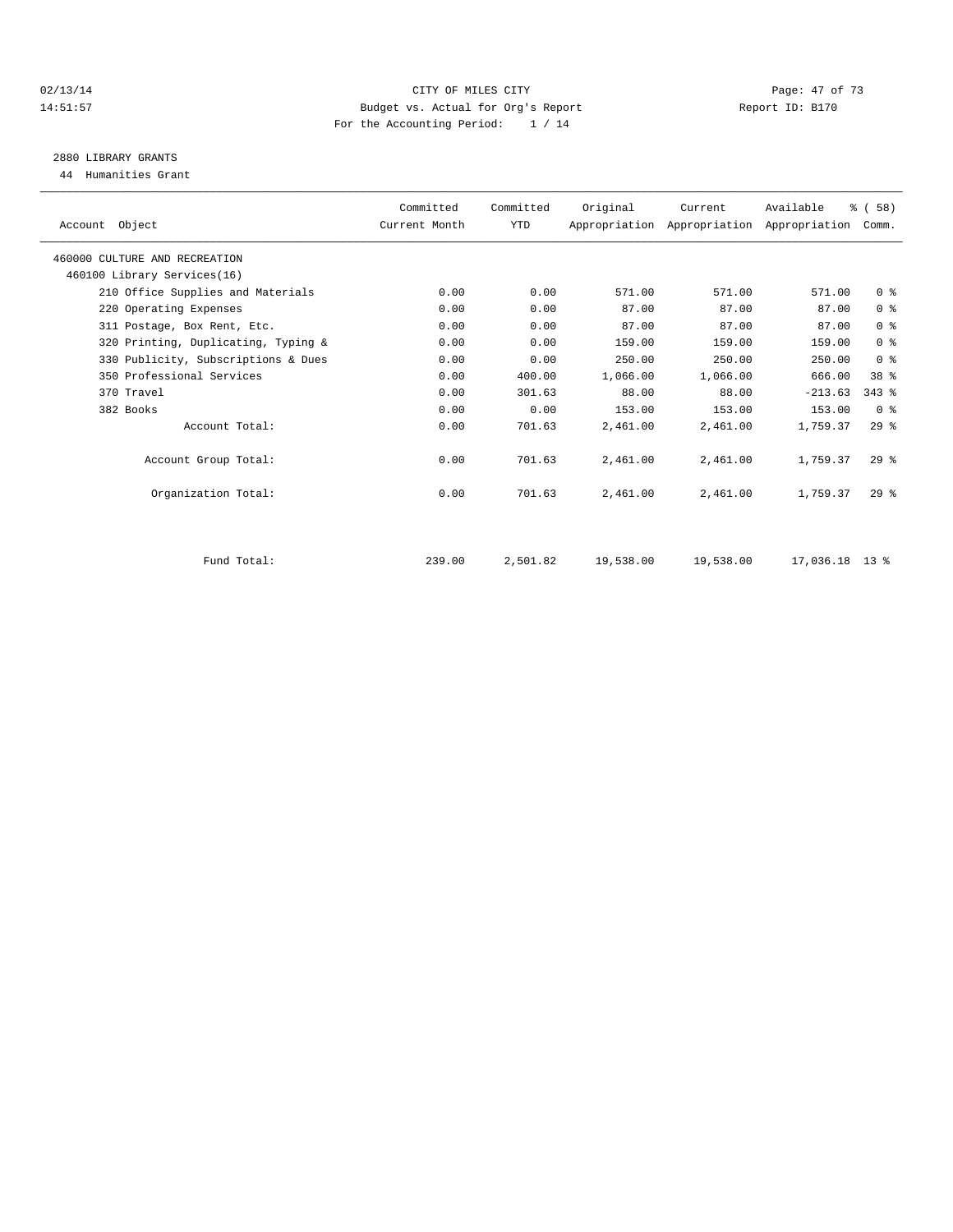CITY OF MILES CITY

Budget vs. Actual for Org's Report

For the Accounting Period: 1 / 14

02/13/14
14:51:57

Report ID: B170

## 2880 LIBRARY GRANTS

44 Humanities Grant

| Account Object | Committed Current Month | Committed YTD | Original Appropriation | Current Appropriation | Available Appropriation | % ( 58) Comm. |
|---|---|---|---|---|---|---|
| 460000 CULTURE AND RECREATION | | | | | | |
| 460100 Library Services(16) | | | | | | |
| 210 Office Supplies and Materials | 0.00 | 0.00 | 571.00 | 571.00 | 571.00 | 0 % |
| 220 Operating Expenses | 0.00 | 0.00 | 87.00 | 87.00 | 87.00 | 0 % |
| 311 Postage, Box Rent, Etc. | 0.00 | 0.00 | 87.00 | 87.00 | 87.00 | 0 % |
| 320 Printing, Duplicating, Typing & | 0.00 | 0.00 | 159.00 | 159.00 | 159.00 | 0 % |
| 330 Publicity, Subscriptions & Dues | 0.00 | 0.00 | 250.00 | 250.00 | 250.00 | 0 % |
| 350 Professional Services | 0.00 | 400.00 | 1,066.00 | 1,066.00 | 666.00 | 38 % |
| 370 Travel | 0.00 | 301.63 | 88.00 | 88.00 | -213.63 | 343 % |
| 382 Books | 0.00 | 0.00 | 153.00 | 153.00 | 153.00 | 0 % |
| Account Total: | 0.00 | 701.63 | 2,461.00 | 2,461.00 | 1,759.37 | 29 % |
| Account Group Total: | 0.00 | 701.63 | 2,461.00 | 2,461.00 | 1,759.37 | 29 % |
| Organization Total: | 0.00 | 701.63 | 2,461.00 | 2,461.00 | 1,759.37 | 29 % |
| Fund Total: | 239.00 | 2,501.82 | 19,538.00 | 19,538.00 | 17,036.18 | 13 % |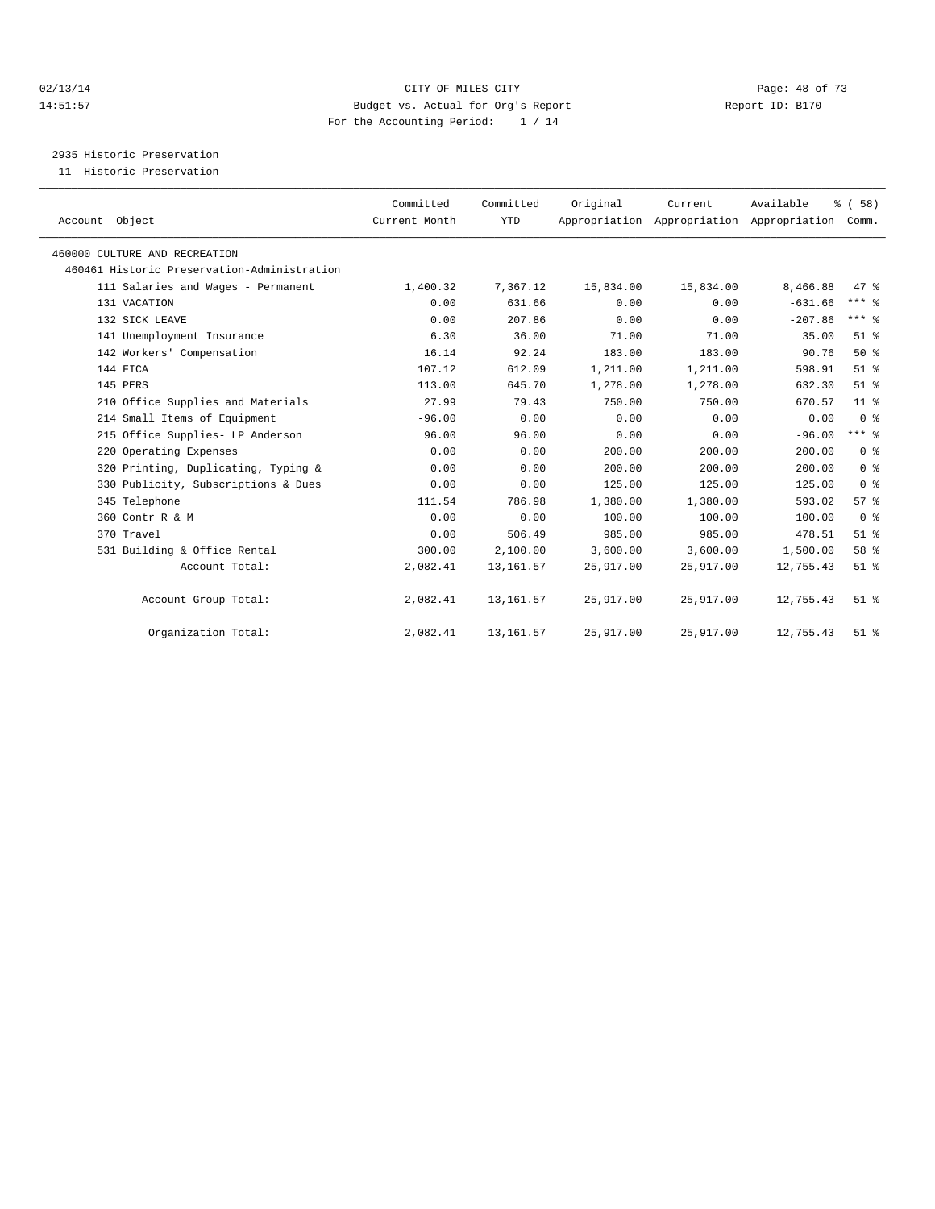CITY OF MILES CITY
Budget vs. Actual for Org's Report
For the Accounting Period: 1 / 14

02/13/14
14:51:57

Report ID: B170

## 2935 Historic Preservation

11 Historic Preservation

| Account Object | Committed Current Month | Committed YTD | Original Appropriation | Current Appropriation | Available Appropriation | % ( 58) Comm. |
|---|---|---|---|---|---|---|
| 460000 CULTURE AND RECREATION | | | | | | |
| 460461 Historic Preservation-Administration | | | | | | |
| 111 Salaries and Wages - Permanent | 1,400.32 | 7,367.12 | 15,834.00 | 15,834.00 | 8,466.88 | 47 % |
| 131 VACATION | 0.00 | 631.66 | 0.00 | 0.00 | -631.66 | *** % |
| 132 SICK LEAVE | 0.00 | 207.86 | 0.00 | 0.00 | -207.86 | *** % |
| 141 Unemployment Insurance | 6.30 | 36.00 | 71.00 | 71.00 | 35.00 | 51 % |
| 142 Workers' Compensation | 16.14 | 92.24 | 183.00 | 183.00 | 90.76 | 50 % |
| 144 FICA | 107.12 | 612.09 | 1,211.00 | 1,211.00 | 598.91 | 51 % |
| 145 PERS | 113.00 | 645.70 | 1,278.00 | 1,278.00 | 632.30 | 51 % |
| 210 Office Supplies and Materials | 27.99 | 79.43 | 750.00 | 750.00 | 670.57 | 11 % |
| 214 Small Items of Equipment | -96.00 | 0.00 | 0.00 | 0.00 | 0.00 | 0 % |
| 215 Office Supplies- LP Anderson | 96.00 | 96.00 | 0.00 | 0.00 | -96.00 | *** % |
| 220 Operating Expenses | 0.00 | 0.00 | 200.00 | 200.00 | 200.00 | 0 % |
| 320 Printing, Duplicating, Typing & | 0.00 | 0.00 | 200.00 | 200.00 | 200.00 | 0 % |
| 330 Publicity, Subscriptions & Dues | 0.00 | 0.00 | 125.00 | 125.00 | 125.00 | 0 % |
| 345 Telephone | 111.54 | 786.98 | 1,380.00 | 1,380.00 | 593.02 | 57 % |
| 360 Contr R & M | 0.00 | 0.00 | 100.00 | 100.00 | 100.00 | 0 % |
| 370 Travel | 0.00 | 506.49 | 985.00 | 985.00 | 478.51 | 51 % |
| 531 Building & Office Rental | 300.00 | 2,100.00 | 3,600.00 | 3,600.00 | 1,500.00 | 58 % |
| Account Total: | 2,082.41 | 13,161.57 | 25,917.00 | 25,917.00 | 12,755.43 | 51 % |
| Account Group Total: | 2,082.41 | 13,161.57 | 25,917.00 | 25,917.00 | 12,755.43 | 51 % |
| Organization Total: | 2,082.41 | 13,161.57 | 25,917.00 | 25,917.00 | 12,755.43 | 51 % |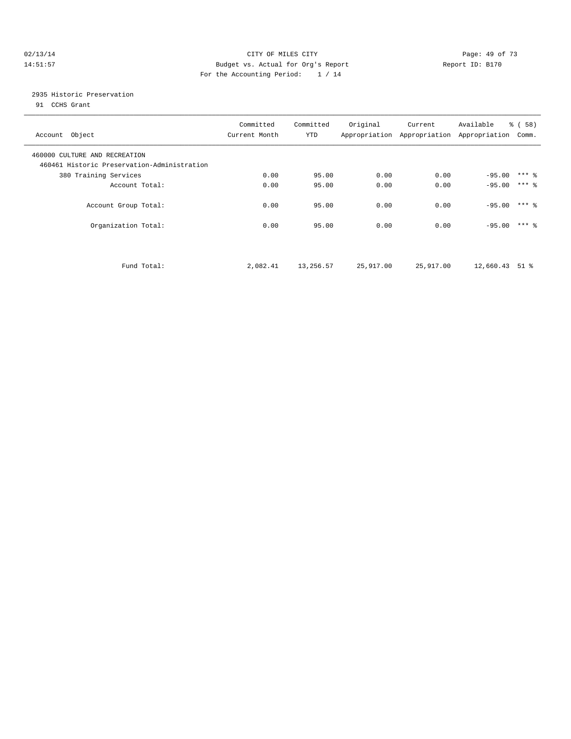CITY OF MILES CITY
Budget vs. Actual for Org's Report
For the Accounting Period: 1 / 14

02/13/14
14:51:57

Report ID: B170

## 2935 Historic Preservation

91 CCHS Grant

| Account Object | Committed Current Month | Committed YTD | Original Appropriation | Current Appropriation | Available Appropriation | % ( 58) Comm. |
|---|---|---|---|---|---|---|
| 460000 CULTURE AND RECREATION | | | | | | |
| 460461 Historic Preservation-Administration | | | | | | |
| 380 Training Services | 0.00 | 95.00 | 0.00 | 0.00 | -95.00 | *** % |
| Account Total: | 0.00 | 95.00 | 0.00 | 0.00 | -95.00 | *** % |
| Account Group Total: | 0.00 | 95.00 | 0.00 | 0.00 | -95.00 | *** % |
| Organization Total: | 0.00 | 95.00 | 0.00 | 0.00 | -95.00 | *** % |
| Fund Total: | 2,082.41 | 13,256.57 | 25,917.00 | 25,917.00 | 12,660.43 | 51 % |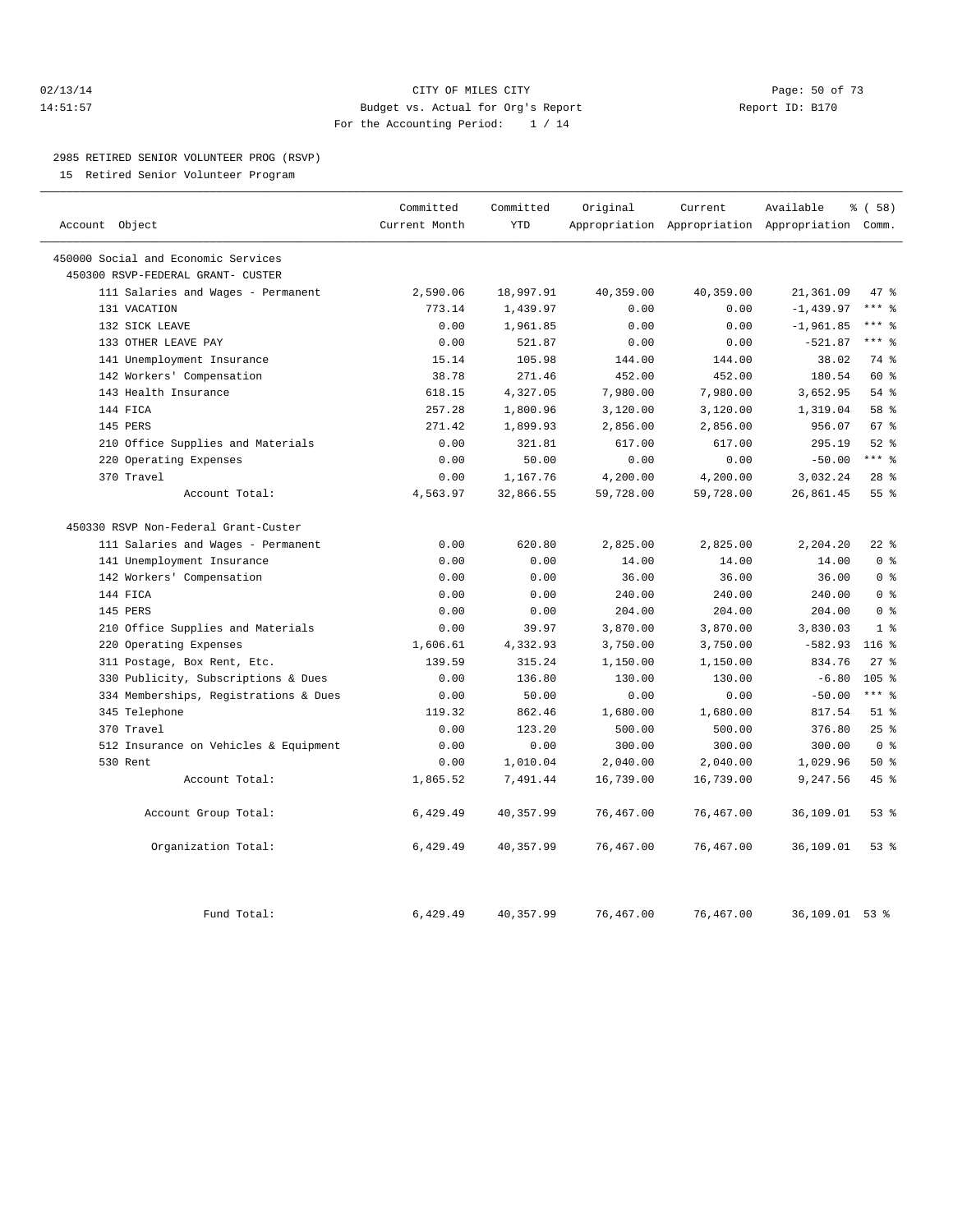CITY OF MILES CITY
Budget vs. Actual for Org's Report
For the Accounting Period: 1 / 14

02/13/14
14:51:57

Report ID: B170

## 2985 RETIRED SENIOR VOLUNTEER PROG (RSVP)

15 Retired Senior Volunteer Program

| Account Object | Committed Current Month | Committed YTD | Original Appropriation | Current Appropriation | Available Appropriation | % ( 58) Comm. |
|---|---|---|---|---|---|---|
| 450000 Social and Economic Services | | | | | | |
| 450300 RSVP-FEDERAL GRANT- CUSTER | | | | | | |
| 111 Salaries and Wages - Permanent | 2,590.06 | 18,997.91 | 40,359.00 | 40,359.00 | 21,361.09 | 47 % |
| 131 VACATION | 773.14 | 1,439.97 | 0.00 | 0.00 | -1,439.97 | *** % |
| 132 SICK LEAVE | 0.00 | 1,961.85 | 0.00 | 0.00 | -1,961.85 | *** % |
| 133 OTHER LEAVE PAY | 0.00 | 521.87 | 0.00 | 0.00 | -521.87 | *** % |
| 141 Unemployment Insurance | 15.14 | 105.98 | 144.00 | 144.00 | 38.02 | 74 % |
| 142 Workers' Compensation | 38.78 | 271.46 | 452.00 | 452.00 | 180.54 | 60 % |
| 143 Health Insurance | 618.15 | 4,327.05 | 7,980.00 | 7,980.00 | 3,652.95 | 54 % |
| 144 FICA | 257.28 | 1,800.96 | 3,120.00 | 3,120.00 | 1,319.04 | 58 % |
| 145 PERS | 271.42 | 1,899.93 | 2,856.00 | 2,856.00 | 956.07 | 67 % |
| 210 Office Supplies and Materials | 0.00 | 321.81 | 617.00 | 617.00 | 295.19 | 52 % |
| 220 Operating Expenses | 0.00 | 50.00 | 0.00 | 0.00 | -50.00 | *** % |
| 370 Travel | 0.00 | 1,167.76 | 4,200.00 | 4,200.00 | 3,032.24 | 28 % |
| Account Total: | 4,563.97 | 32,866.55 | 59,728.00 | 59,728.00 | 26,861.45 | 55 % |
| 450330 RSVP Non-Federal Grant-Custer | | | | | | |
| 111 Salaries and Wages - Permanent | 0.00 | 620.80 | 2,825.00 | 2,825.00 | 2,204.20 | 22 % |
| 141 Unemployment Insurance | 0.00 | 0.00 | 14.00 | 14.00 | 14.00 | 0 % |
| 142 Workers' Compensation | 0.00 | 0.00 | 36.00 | 36.00 | 36.00 | 0 % |
| 144 FICA | 0.00 | 0.00 | 240.00 | 240.00 | 240.00 | 0 % |
| 145 PERS | 0.00 | 0.00 | 204.00 | 204.00 | 204.00 | 0 % |
| 210 Office Supplies and Materials | 0.00 | 39.97 | 3,870.00 | 3,870.00 | 3,830.03 | 1 % |
| 220 Operating Expenses | 1,606.61 | 4,332.93 | 3,750.00 | 3,750.00 | -582.93 | 116 % |
| 311 Postage, Box Rent, Etc. | 139.59 | 315.24 | 1,150.00 | 1,150.00 | 834.76 | 27 % |
| 330 Publicity, Subscriptions & Dues | 0.00 | 136.80 | 130.00 | 130.00 | -6.80 | 105 % |
| 334 Memberships, Registrations & Dues | 0.00 | 50.00 | 0.00 | 0.00 | -50.00 | *** % |
| 345 Telephone | 119.32 | 862.46 | 1,680.00 | 1,680.00 | 817.54 | 51 % |
| 370 Travel | 0.00 | 123.20 | 500.00 | 500.00 | 376.80 | 25 % |
| 512 Insurance on Vehicles & Equipment | 0.00 | 0.00 | 300.00 | 300.00 | 300.00 | 0 % |
| 530 Rent | 0.00 | 1,010.04 | 2,040.00 | 2,040.00 | 1,029.96 | 50 % |
| Account Total: | 1,865.52 | 7,491.44 | 16,739.00 | 16,739.00 | 9,247.56 | 45 % |
| Account Group Total: | 6,429.49 | 40,357.99 | 76,467.00 | 76,467.00 | 36,109.01 | 53 % |
| Organization Total: | 6,429.49 | 40,357.99 | 76,467.00 | 76,467.00 | 36,109.01 | 53 % |
| Fund Total: | 6,429.49 | 40,357.99 | 76,467.00 | 76,467.00 | 36,109.01 | 53 % |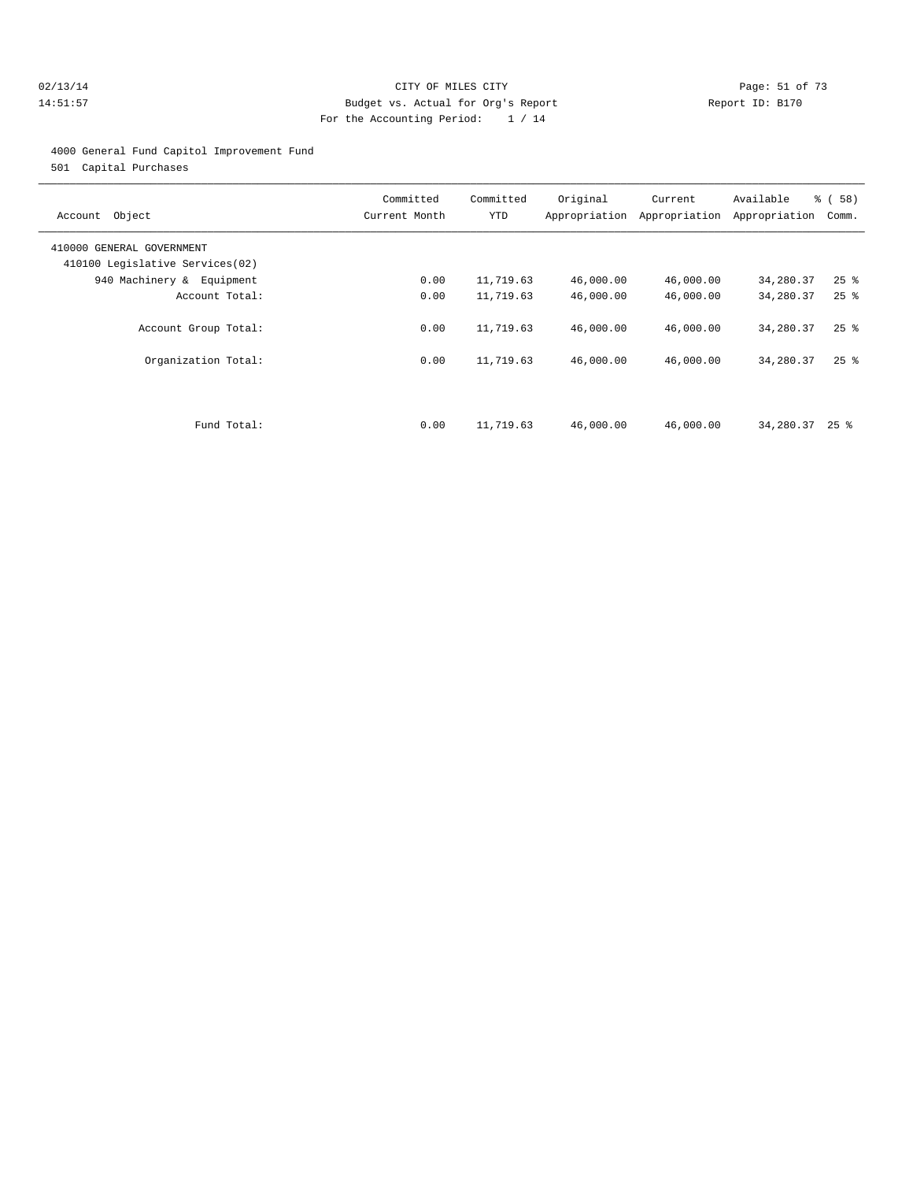CITY OF MILES CITY
Budget vs. Actual for Org's Report
For the Accounting Period: 1 / 14

02/13/14
14:51:57

Report ID: B170

4000 General Fund Capitol Improvement Fund
501 Capital Purchases

| Account Object | Committed Current Month | Committed YTD | Original Appropriation | Current Appropriation | Available Appropriation | % ( 58) Comm. |
|---|---|---|---|---|---|---|
| 410000 GENERAL GOVERNMENT | | | | | | |
| 410100 Legislative Services(02) | | | | | | |
| 940 Machinery & Equipment | 0.00 | 11,719.63 | 46,000.00 | 46,000.00 | 34,280.37 | 25 % |
| Account Total: | 0.00 | 11,719.63 | 46,000.00 | 46,000.00 | 34,280.37 | 25 % |
| Account Group Total: | 0.00 | 11,719.63 | 46,000.00 | 46,000.00 | 34,280.37 | 25 % |
| Organization Total: | 0.00 | 11,719.63 | 46,000.00 | 46,000.00 | 34,280.37 | 25 % |
| Fund Total: | 0.00 | 11,719.63 | 46,000.00 | 46,000.00 | 34,280.37 | 25 % |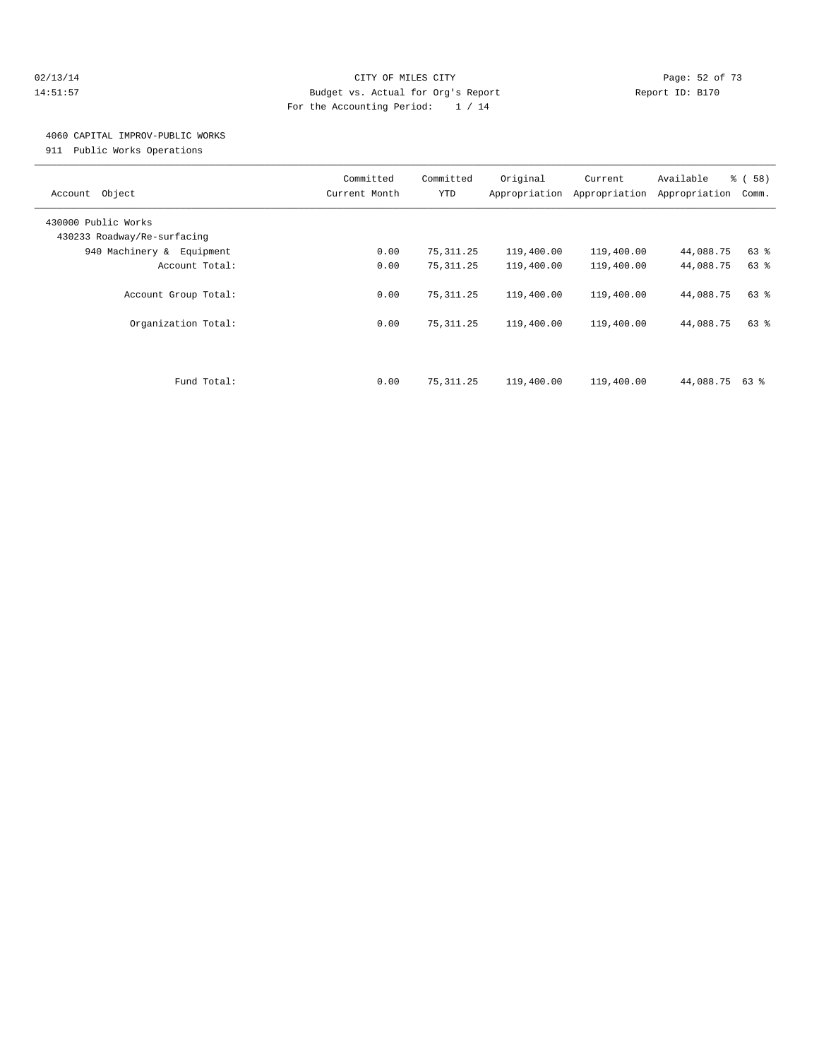CITY OF MILES CITY
Budget vs. Actual for Org's Report
For the Accounting Period: 1 / 14

02/13/14
14:51:57

Report ID: B170

4060 CAPITAL IMPROV-PUBLIC WORKS
911 Public Works Operations

| Account Object | Committed Current Month | Committed YTD | Original Appropriation | Current Appropriation | Available Appropriation | % ( 58) Comm. |
|---|---|---|---|---|---|---|
| 430000 Public Works | | | | | | |
| 430233 Roadway/Re-surfacing | | | | | | |
| 940 Machinery & Equipment | 0.00 | 75,311.25 | 119,400.00 | 119,400.00 | 44,088.75 | 63 % |
| Account Total: | 0.00 | 75,311.25 | 119,400.00 | 119,400.00 | 44,088.75 | 63 % |
| Account Group Total: | 0.00 | 75,311.25 | 119,400.00 | 119,400.00 | 44,088.75 | 63 % |
| Organization Total: | 0.00 | 75,311.25 | 119,400.00 | 119,400.00 | 44,088.75 | 63 % |
| Fund Total: | 0.00 | 75,311.25 | 119,400.00 | 119,400.00 | 44,088.75 | 63 % |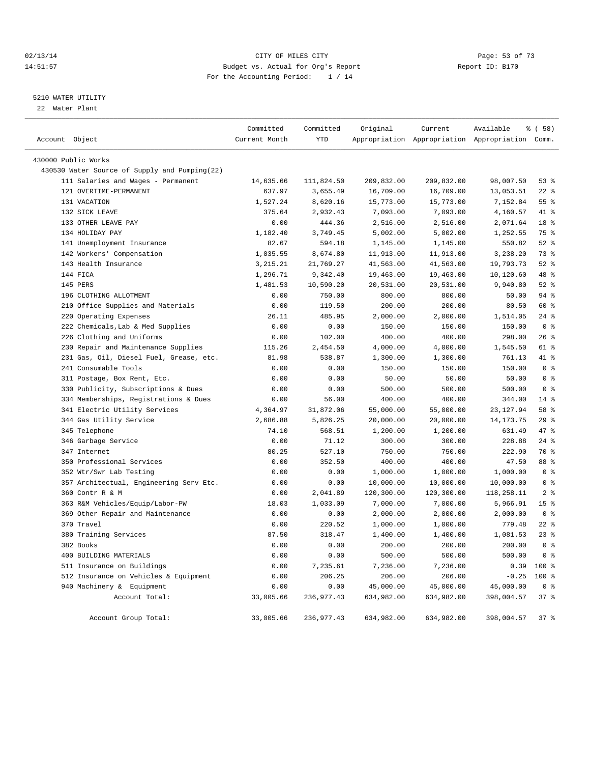CITY OF MILES CITY
Budget vs. Actual for Org's Report
For the Accounting Period: 1 / 14

02/13/14
14:51:57

Report ID: B170

## 5210 WATER UTILITY

22 Water Plant

| Account Object | Committed Current Month | Committed YTD | Original Appropriation | Current Appropriation | Available Appropriation | % ( 58) Comm. |
|---|---|---|---|---|---|---|
| 430000 Public Works | | | | | | |
| 430530 Water Source of Supply and Pumping(22) | | | | | | |
| 111 Salaries and Wages - Permanent | 14,635.66 | 111,824.50 | 209,832.00 | 209,832.00 | 98,007.50 | 53 % |
| 121 OVERTIME-PERMANENT | 637.97 | 3,655.49 | 16,709.00 | 16,709.00 | 13,053.51 | 22 % |
| 131 VACATION | 1,527.24 | 8,620.16 | 15,773.00 | 15,773.00 | 7,152.84 | 55 % |
| 132 SICK LEAVE | 375.64 | 2,932.43 | 7,093.00 | 7,093.00 | 4,160.57 | 41 % |
| 133 OTHER LEAVE PAY | 0.00 | 444.36 | 2,516.00 | 2,516.00 | 2,071.64 | 18 % |
| 134 HOLIDAY PAY | 1,182.40 | 3,749.45 | 5,002.00 | 5,002.00 | 1,252.55 | 75 % |
| 141 Unemployment Insurance | 82.67 | 594.18 | 1,145.00 | 1,145.00 | 550.82 | 52 % |
| 142 Workers' Compensation | 1,035.55 | 8,674.80 | 11,913.00 | 11,913.00 | 3,238.20 | 73 % |
| 143 Health Insurance | 3,215.21 | 21,769.27 | 41,563.00 | 41,563.00 | 19,793.73 | 52 % |
| 144 FICA | 1,296.71 | 9,342.40 | 19,463.00 | 19,463.00 | 10,120.60 | 48 % |
| 145 PERS | 1,481.53 | 10,590.20 | 20,531.00 | 20,531.00 | 9,940.80 | 52 % |
| 196 CLOTHING ALLOTMENT | 0.00 | 750.00 | 800.00 | 800.00 | 50.00 | 94 % |
| 210 Office Supplies and Materials | 0.00 | 119.50 | 200.00 | 200.00 | 80.50 | 60 % |
| 220 Operating Expenses | 26.11 | 485.95 | 2,000.00 | 2,000.00 | 1,514.05 | 24 % |
| 222 Chemicals,Lab & Med Supplies | 0.00 | 0.00 | 150.00 | 150.00 | 150.00 | 0 % |
| 226 Clothing and Uniforms | 0.00 | 102.00 | 400.00 | 400.00 | 298.00 | 26 % |
| 230 Repair and Maintenance Supplies | 115.26 | 2,454.50 | 4,000.00 | 4,000.00 | 1,545.50 | 61 % |
| 231 Gas, Oil, Diesel Fuel, Grease, etc. | 81.98 | 538.87 | 1,300.00 | 1,300.00 | 761.13 | 41 % |
| 241 Consumable Tools | 0.00 | 0.00 | 150.00 | 150.00 | 150.00 | 0 % |
| 311 Postage, Box Rent, Etc. | 0.00 | 0.00 | 50.00 | 50.00 | 50.00 | 0 % |
| 330 Publicity, Subscriptions & Dues | 0.00 | 0.00 | 500.00 | 500.00 | 500.00 | 0 % |
| 334 Memberships, Registrations & Dues | 0.00 | 56.00 | 400.00 | 400.00 | 344.00 | 14 % |
| 341 Electric Utility Services | 4,364.97 | 31,872.06 | 55,000.00 | 55,000.00 | 23,127.94 | 58 % |
| 344 Gas Utility Service | 2,686.88 | 5,826.25 | 20,000.00 | 20,000.00 | 14,173.75 | 29 % |
| 345 Telephone | 74.10 | 568.51 | 1,200.00 | 1,200.00 | 631.49 | 47 % |
| 346 Garbage Service | 0.00 | 71.12 | 300.00 | 300.00 | 228.88 | 24 % |
| 347 Internet | 80.25 | 527.10 | 750.00 | 750.00 | 222.90 | 70 % |
| 350 Professional Services | 0.00 | 352.50 | 400.00 | 400.00 | 47.50 | 88 % |
| 352 Wtr/Swr Lab Testing | 0.00 | 0.00 | 1,000.00 | 1,000.00 | 1,000.00 | 0 % |
| 357 Architectual, Engineering Serv Etc. | 0.00 | 0.00 | 10,000.00 | 10,000.00 | 10,000.00 | 0 % |
| 360 Contr R & M | 0.00 | 2,041.89 | 120,300.00 | 120,300.00 | 118,258.11 | 2 % |
| 363 R&M Vehicles/Equip/Labor-PW | 18.03 | 1,033.09 | 7,000.00 | 7,000.00 | 5,966.91 | 15 % |
| 369 Other Repair and Maintenance | 0.00 | 0.00 | 2,000.00 | 2,000.00 | 2,000.00 | 0 % |
| 370 Travel | 0.00 | 220.52 | 1,000.00 | 1,000.00 | 779.48 | 22 % |
| 380 Training Services | 87.50 | 318.47 | 1,400.00 | 1,400.00 | 1,081.53 | 23 % |
| 382 Books | 0.00 | 0.00 | 200.00 | 200.00 | 200.00 | 0 % |
| 400 BUILDING MATERIALS | 0.00 | 0.00 | 500.00 | 500.00 | 500.00 | 0 % |
| 511 Insurance on Buildings | 0.00 | 7,235.61 | 7,236.00 | 7,236.00 | 0.39 | 100 % |
| 512 Insurance on Vehicles & Equipment | 0.00 | 206.25 | 206.00 | 206.00 | -0.25 | 100 % |
| 940 Machinery & Equipment | 0.00 | 0.00 | 45,000.00 | 45,000.00 | 45,000.00 | 0 % |
| Account Total: | 33,005.66 | 236,977.43 | 634,982.00 | 634,982.00 | 398,004.57 | 37 % |
| Account Group Total: | 33,005.66 | 236,977.43 | 634,982.00 | 634,982.00 | 398,004.57 | 37 % |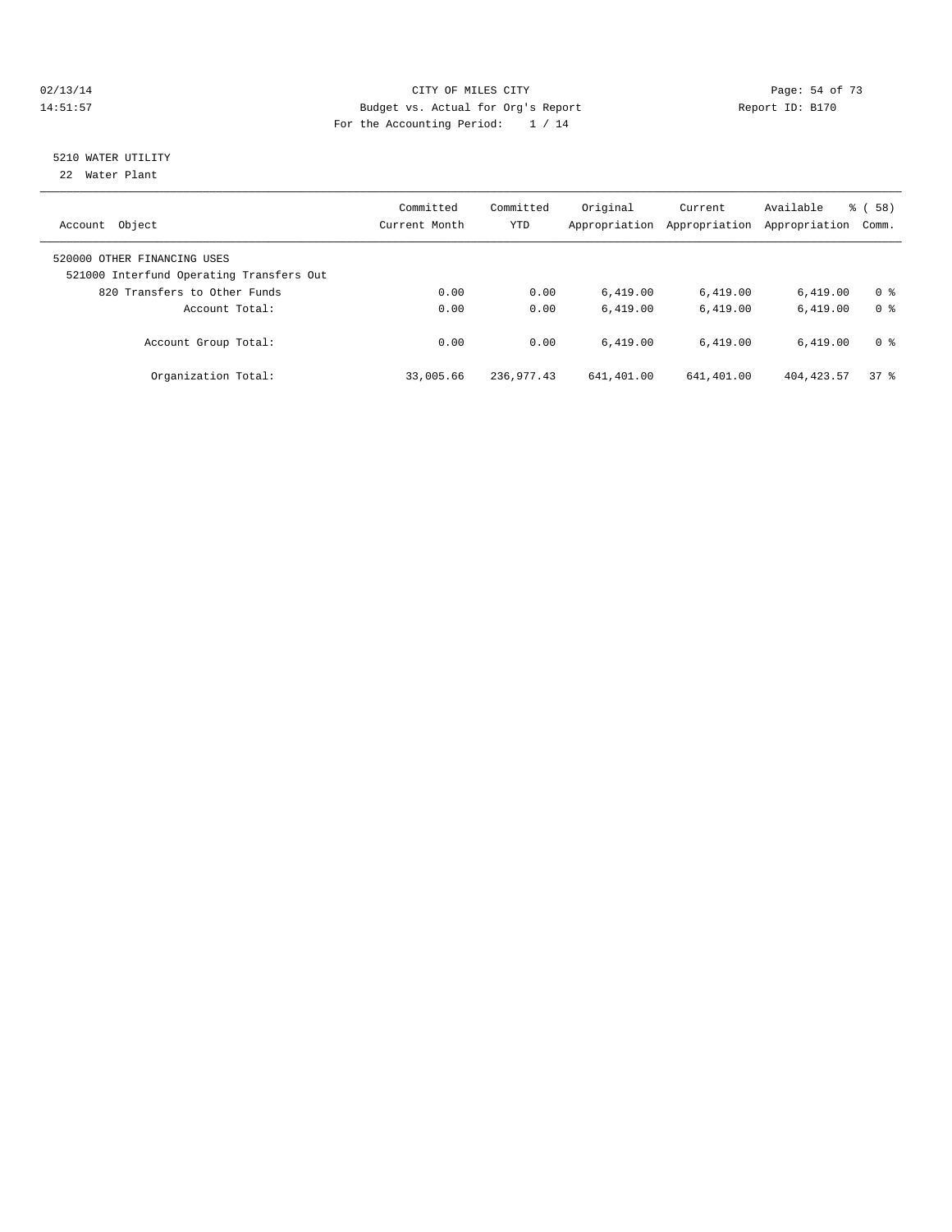CITY OF MILES CITY

Budget vs. Actual for Org's Report

For the Accounting Period: 1 / 14

02/13/14 14:51:57 — Report ID: B170

## 5210 WATER UTILITY

22 Water Plant

| Account Object | Committed Current Month | Committed YTD | Original Appropriation | Current Appropriation | Available Appropriation | % ( 58) Comm. |
|---|---|---|---|---|---|---|
| 520000 OTHER FINANCING USES | | | | | | |
| 521000 Interfund Operating Transfers Out | | | | | | |
| 820 Transfers to Other Funds | 0.00 | 0.00 | 6,419.00 | 6,419.00 | 6,419.00 | 0 % |
| Account Total: | 0.00 | 0.00 | 6,419.00 | 6,419.00 | 6,419.00 | 0 % |
| Account Group Total: | 0.00 | 0.00 | 6,419.00 | 6,419.00 | 6,419.00 | 0 % |
| Organization Total: | 33,005.66 | 236,977.43 | 641,401.00 | 641,401.00 | 404,423.57 | 37 % |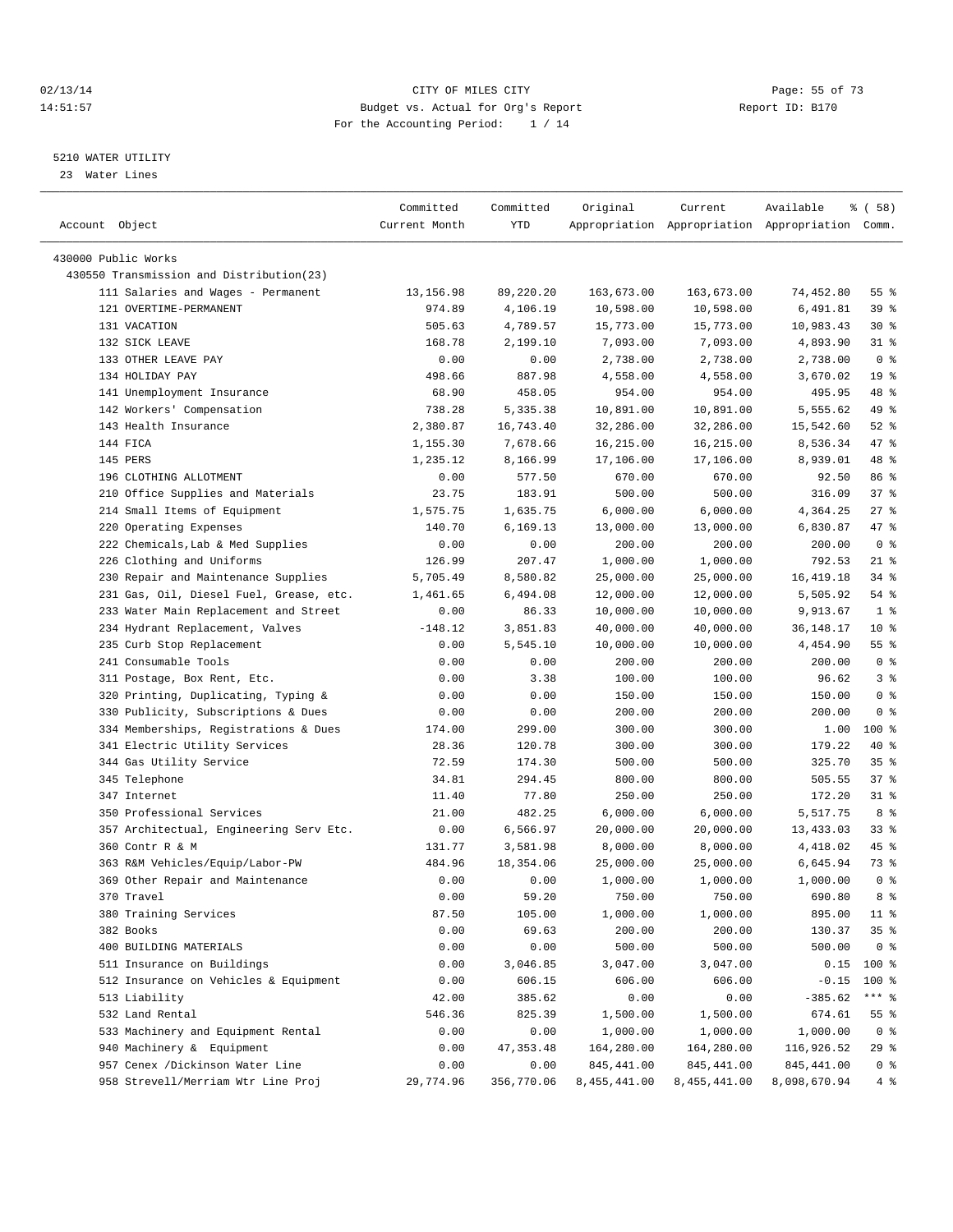CITY OF MILES CITY
Budget vs. Actual for Org's Report
For the Accounting Period: 1 / 14

02/13/14 14:51:57 — Report ID: B170

## 5210 WATER UTILITY

23 Water Lines

| Account Object | Committed Current Month | Committed YTD | Original Appropriation | Current Appropriation | Available Appropriation | % ( 58) Comm. |
|---|---|---|---|---|---|---|
| 430000 Public Works | | | | | | |
| 430550 Transmission and Distribution(23) | | | | | | |
| 111 Salaries and Wages - Permanent | 13,156.98 | 89,220.20 | 163,673.00 | 163,673.00 | 74,452.80 | 55 % |
| 121 OVERTIME-PERMANENT | 974.89 | 4,106.19 | 10,598.00 | 10,598.00 | 6,491.81 | 39 % |
| 131 VACATION | 505.63 | 4,789.57 | 15,773.00 | 15,773.00 | 10,983.43 | 30 % |
| 132 SICK LEAVE | 168.78 | 2,199.10 | 7,093.00 | 7,093.00 | 4,893.90 | 31 % |
| 133 OTHER LEAVE PAY | 0.00 | 0.00 | 2,738.00 | 2,738.00 | 2,738.00 | 0 % |
| 134 HOLIDAY PAY | 498.66 | 887.98 | 4,558.00 | 4,558.00 | 3,670.02 | 19 % |
| 141 Unemployment Insurance | 68.90 | 458.05 | 954.00 | 954.00 | 495.95 | 48 % |
| 142 Workers' Compensation | 738.28 | 5,335.38 | 10,891.00 | 10,891.00 | 5,555.62 | 49 % |
| 143 Health Insurance | 2,380.87 | 16,743.40 | 32,286.00 | 32,286.00 | 15,542.60 | 52 % |
| 144 FICA | 1,155.30 | 7,678.66 | 16,215.00 | 16,215.00 | 8,536.34 | 47 % |
| 145 PERS | 1,235.12 | 8,166.99 | 17,106.00 | 17,106.00 | 8,939.01 | 48 % |
| 196 CLOTHING ALLOTMENT | 0.00 | 577.50 | 670.00 | 670.00 | 92.50 | 86 % |
| 210 Office Supplies and Materials | 23.75 | 183.91 | 500.00 | 500.00 | 316.09 | 37 % |
| 214 Small Items of Equipment | 1,575.75 | 1,635.75 | 6,000.00 | 6,000.00 | 4,364.25 | 27 % |
| 220 Operating Expenses | 140.70 | 6,169.13 | 13,000.00 | 13,000.00 | 6,830.87 | 47 % |
| 222 Chemicals,Lab & Med Supplies | 0.00 | 0.00 | 200.00 | 200.00 | 200.00 | 0 % |
| 226 Clothing and Uniforms | 126.99 | 207.47 | 1,000.00 | 1,000.00 | 792.53 | 21 % |
| 230 Repair and Maintenance Supplies | 5,705.49 | 8,580.82 | 25,000.00 | 25,000.00 | 16,419.18 | 34 % |
| 231 Gas, Oil, Diesel Fuel, Grease, etc. | 1,461.65 | 6,494.08 | 12,000.00 | 12,000.00 | 5,505.92 | 54 % |
| 233 Water Main Replacement and Street | 0.00 | 86.33 | 10,000.00 | 10,000.00 | 9,913.67 | 1 % |
| 234 Hydrant Replacement, Valves | -148.12 | 3,851.83 | 40,000.00 | 40,000.00 | 36,148.17 | 10 % |
| 235 Curb Stop Replacement | 0.00 | 5,545.10 | 10,000.00 | 10,000.00 | 4,454.90 | 55 % |
| 241 Consumable Tools | 0.00 | 0.00 | 200.00 | 200.00 | 200.00 | 0 % |
| 311 Postage, Box Rent, Etc. | 0.00 | 3.38 | 100.00 | 100.00 | 96.62 | 3 % |
| 320 Printing, Duplicating, Typing & | 0.00 | 0.00 | 150.00 | 150.00 | 150.00 | 0 % |
| 330 Publicity, Subscriptions & Dues | 0.00 | 0.00 | 200.00 | 200.00 | 200.00 | 0 % |
| 334 Memberships, Registrations & Dues | 174.00 | 299.00 | 300.00 | 300.00 | 1.00 | 100 % |
| 341 Electric Utility Services | 28.36 | 120.78 | 300.00 | 300.00 | 179.22 | 40 % |
| 344 Gas Utility Service | 72.59 | 174.30 | 500.00 | 500.00 | 325.70 | 35 % |
| 345 Telephone | 34.81 | 294.45 | 800.00 | 800.00 | 505.55 | 37 % |
| 347 Internet | 11.40 | 77.80 | 250.00 | 250.00 | 172.20 | 31 % |
| 350 Professional Services | 21.00 | 482.25 | 6,000.00 | 6,000.00 | 5,517.75 | 8 % |
| 357 Architectual, Engineering Serv Etc. | 0.00 | 6,566.97 | 20,000.00 | 20,000.00 | 13,433.03 | 33 % |
| 360 Contr R & M | 131.77 | 3,581.98 | 8,000.00 | 8,000.00 | 4,418.02 | 45 % |
| 363 R&M Vehicles/Equip/Labor-PW | 484.96 | 18,354.06 | 25,000.00 | 25,000.00 | 6,645.94 | 73 % |
| 369 Other Repair and Maintenance | 0.00 | 0.00 | 1,000.00 | 1,000.00 | 1,000.00 | 0 % |
| 370 Travel | 0.00 | 59.20 | 750.00 | 750.00 | 690.80 | 8 % |
| 380 Training Services | 87.50 | 105.00 | 1,000.00 | 1,000.00 | 895.00 | 11 % |
| 382 Books | 0.00 | 69.63 | 200.00 | 200.00 | 130.37 | 35 % |
| 400 BUILDING MATERIALS | 0.00 | 0.00 | 500.00 | 500.00 | 500.00 | 0 % |
| 511 Insurance on Buildings | 0.00 | 3,046.85 | 3,047.00 | 3,047.00 | 0.15 | 100 % |
| 512 Insurance on Vehicles & Equipment | 0.00 | 606.15 | 606.00 | 606.00 | -0.15 | 100 % |
| 513 Liability | 42.00 | 385.62 | 0.00 | 0.00 | -385.62 | *** % |
| 532 Land Rental | 546.36 | 825.39 | 1,500.00 | 1,500.00 | 674.61 | 55 % |
| 533 Machinery and Equipment Rental | 0.00 | 0.00 | 1,000.00 | 1,000.00 | 1,000.00 | 0 % |
| 940 Machinery & Equipment | 0.00 | 47,353.48 | 164,280.00 | 164,280.00 | 116,926.52 | 29 % |
| 957 Cenex /Dickinson Water Line | 0.00 | 0.00 | 845,441.00 | 845,441.00 | 845,441.00 | 0 % |
| 958 Strevell/Merriam Wtr Line Proj | 29,774.96 | 356,770.06 | 8,455,441.00 | 8,455,441.00 | 8,098,670.94 | 4 % |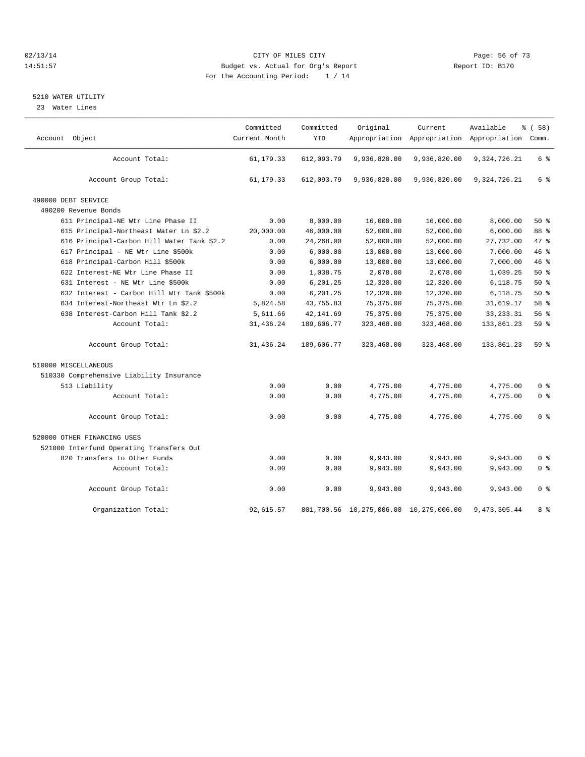CITY OF MILES CITY
Budget vs. Actual for Org's Report
For the Accounting Period: 1 / 14

02/13/14
14:51:57

Report ID: B170

## 5210 WATER UTILITY

23 Water Lines

| Account Object | Committed Current Month | Committed YTD | Original Appropriation | Current Appropriation | Available Appropriation | % ( 58) Comm. |
|---|---|---|---|---|---|---|
| Account Total: | 61,179.33 | 612,093.79 | 9,936,820.00 | 9,936,820.00 | 9,324,726.21 | 6 % |
| Account Group Total: | 61,179.33 | 612,093.79 | 9,936,820.00 | 9,936,820.00 | 9,324,726.21 | 6 % |
| 490000 DEBT SERVICE | | | | | | |
| 490200 Revenue Bonds | | | | | | |
| 611 Principal-NE Wtr Line Phase II | 0.00 | 8,000.00 | 16,000.00 | 16,000.00 | 8,000.00 | 50 % |
| 615 Principal-Northeast Water Ln $2.2 | 20,000.00 | 46,000.00 | 52,000.00 | 52,000.00 | 6,000.00 | 88 % |
| 616 Principal-Carbon Hill Water Tank $2.2 | 0.00 | 24,268.00 | 52,000.00 | 52,000.00 | 27,732.00 | 47 % |
| 617 Principal - NE Wtr Line $500k | 0.00 | 6,000.00 | 13,000.00 | 13,000.00 | 7,000.00 | 46 % |
| 618 Principal-Carbon Hill $500k | 0.00 | 6,000.00 | 13,000.00 | 13,000.00 | 7,000.00 | 46 % |
| 622 Interest-NE Wtr Line Phase II | 0.00 | 1,038.75 | 2,078.00 | 2,078.00 | 1,039.25 | 50 % |
| 631 Interest - NE Wtr Line $500k | 0.00 | 6,201.25 | 12,320.00 | 12,320.00 | 6,118.75 | 50 % |
| 632 Interest - Carbon Hill Wtr Tank $500k | 0.00 | 6,201.25 | 12,320.00 | 12,320.00 | 6,118.75 | 50 % |
| 634 Interest-Northeast Wtr Ln $2.2 | 5,824.58 | 43,755.83 | 75,375.00 | 75,375.00 | 31,619.17 | 58 % |
| 638 Interest-Carbon Hill Tank $2.2 | 5,611.66 | 42,141.69 | 75,375.00 | 75,375.00 | 33,233.31 | 56 % |
| Account Total: | 31,436.24 | 189,606.77 | 323,468.00 | 323,468.00 | 133,861.23 | 59 % |
| Account Group Total: | 31,436.24 | 189,606.77 | 323,468.00 | 323,468.00 | 133,861.23 | 59 % |
| 510000 MISCELLANEOUS | | | | | | |
| 510330 Comprehensive Liability Insurance | | | | | | |
| 513 Liability | 0.00 | 0.00 | 4,775.00 | 4,775.00 | 4,775.00 | 0 % |
| Account Total: | 0.00 | 0.00 | 4,775.00 | 4,775.00 | 4,775.00 | 0 % |
| Account Group Total: | 0.00 | 0.00 | 4,775.00 | 4,775.00 | 4,775.00 | 0 % |
| 520000 OTHER FINANCING USES | | | | | | |
| 521000 Interfund Operating Transfers Out | | | | | | |
| 820 Transfers to Other Funds | 0.00 | 0.00 | 9,943.00 | 9,943.00 | 9,943.00 | 0 % |
| Account Total: | 0.00 | 0.00 | 9,943.00 | 9,943.00 | 9,943.00 | 0 % |
| Account Group Total: | 0.00 | 0.00 | 9,943.00 | 9,943.00 | 9,943.00 | 0 % |
| Organization Total: | 92,615.57 | 801,700.56 | 10,275,006.00 | 10,275,006.00 | 9,473,305.44 | 8 % |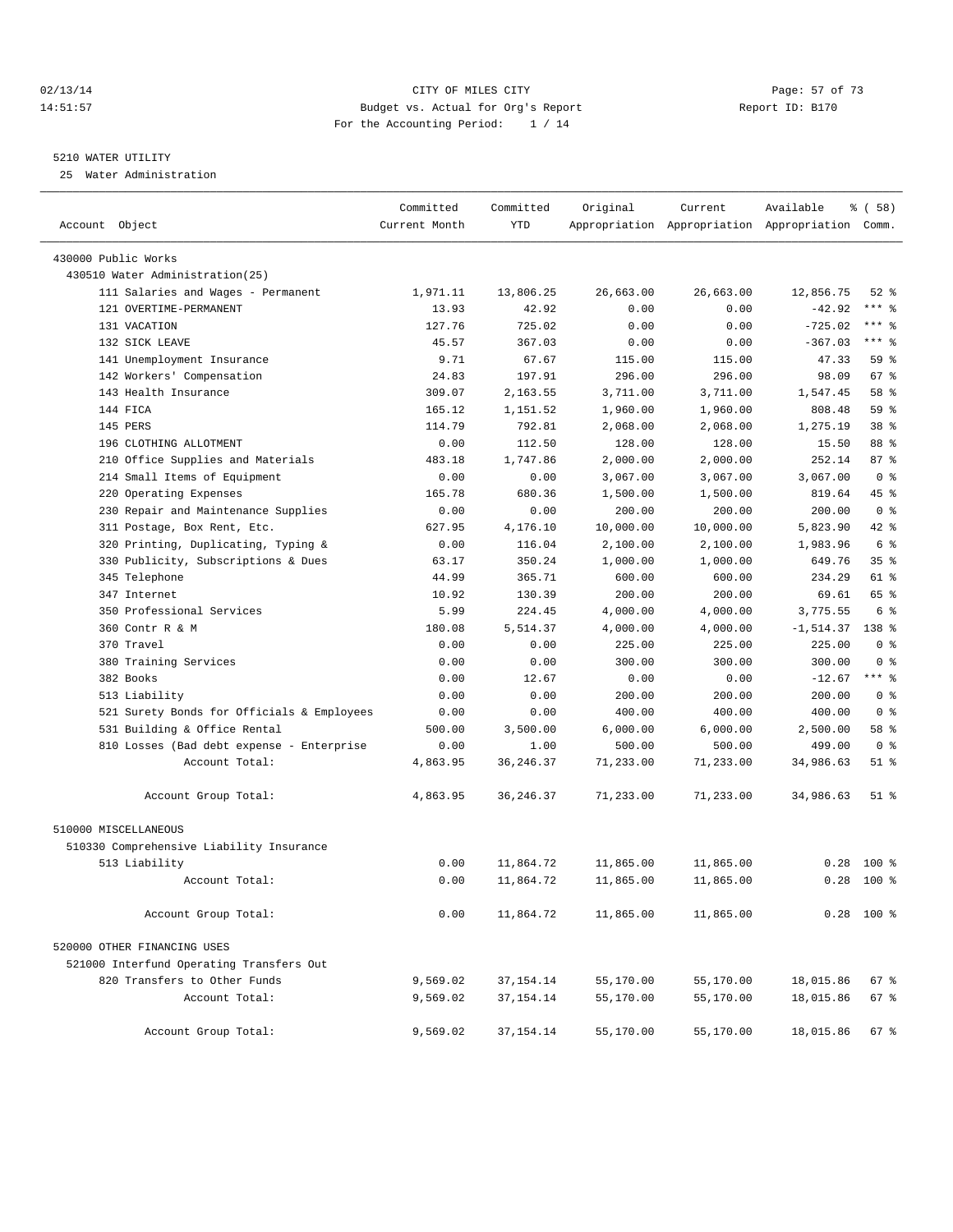CITY OF MILES CITY
Budget vs. Actual for Org's Report
For the Accounting Period: 1 / 14

02/13/14
14:51:57

Report ID: B170

## 5210 WATER UTILITY

25 Water Administration

| Account Object | Committed Current Month | Committed YTD | Original Appropriation | Current Appropriation | Available Appropriation | % ( 58) Comm. |
|---|---|---|---|---|---|---|
| 430000 Public Works | | | | | | |
| 430510 Water Administration(25) | | | | | | |
| 111 Salaries and Wages - Permanent | 1,971.11 | 13,806.25 | 26,663.00 | 26,663.00 | 12,856.75 | 52 % |
| 121 OVERTIME-PERMANENT | 13.93 | 42.92 | 0.00 | 0.00 | -42.92 | *** % |
| 131 VACATION | 127.76 | 725.02 | 0.00 | 0.00 | -725.02 | *** % |
| 132 SICK LEAVE | 45.57 | 367.03 | 0.00 | 0.00 | -367.03 | *** % |
| 141 Unemployment Insurance | 9.71 | 67.67 | 115.00 | 115.00 | 47.33 | 59 % |
| 142 Workers' Compensation | 24.83 | 197.91 | 296.00 | 296.00 | 98.09 | 67 % |
| 143 Health Insurance | 309.07 | 2,163.55 | 3,711.00 | 3,711.00 | 1,547.45 | 58 % |
| 144 FICA | 165.12 | 1,151.52 | 1,960.00 | 1,960.00 | 808.48 | 59 % |
| 145 PERS | 114.79 | 792.81 | 2,068.00 | 2,068.00 | 1,275.19 | 38 % |
| 196 CLOTHING ALLOTMENT | 0.00 | 112.50 | 128.00 | 128.00 | 15.50 | 88 % |
| 210 Office Supplies and Materials | 483.18 | 1,747.86 | 2,000.00 | 2,000.00 | 252.14 | 87 % |
| 214 Small Items of Equipment | 0.00 | 0.00 | 3,067.00 | 3,067.00 | 3,067.00 | 0 % |
| 220 Operating Expenses | 165.78 | 680.36 | 1,500.00 | 1,500.00 | 819.64 | 45 % |
| 230 Repair and Maintenance Supplies | 0.00 | 0.00 | 200.00 | 200.00 | 200.00 | 0 % |
| 311 Postage, Box Rent, Etc. | 627.95 | 4,176.10 | 10,000.00 | 10,000.00 | 5,823.90 | 42 % |
| 320 Printing, Duplicating, Typing & | 0.00 | 116.04 | 2,100.00 | 2,100.00 | 1,983.96 | 6 % |
| 330 Publicity, Subscriptions & Dues | 63.17 | 350.24 | 1,000.00 | 1,000.00 | 649.76 | 35 % |
| 345 Telephone | 44.99 | 365.71 | 600.00 | 600.00 | 234.29 | 61 % |
| 347 Internet | 10.92 | 130.39 | 200.00 | 200.00 | 69.61 | 65 % |
| 350 Professional Services | 5.99 | 224.45 | 4,000.00 | 4,000.00 | 3,775.55 | 6 % |
| 360 Contr R & M | 180.08 | 5,514.37 | 4,000.00 | 4,000.00 | -1,514.37 | 138 % |
| 370 Travel | 0.00 | 0.00 | 225.00 | 225.00 | 225.00 | 0 % |
| 380 Training Services | 0.00 | 0.00 | 300.00 | 300.00 | 300.00 | 0 % |
| 382 Books | 0.00 | 12.67 | 0.00 | 0.00 | -12.67 | *** % |
| 513 Liability | 0.00 | 0.00 | 200.00 | 200.00 | 200.00 | 0 % |
| 521 Surety Bonds for Officials & Employees | 0.00 | 0.00 | 400.00 | 400.00 | 400.00 | 0 % |
| 531 Building & Office Rental | 500.00 | 3,500.00 | 6,000.00 | 6,000.00 | 2,500.00 | 58 % |
| 810 Losses (Bad debt expense - Enterprise | 0.00 | 1.00 | 500.00 | 500.00 | 499.00 | 0 % |
| Account Total: | 4,863.95 | 36,246.37 | 71,233.00 | 71,233.00 | 34,986.63 | 51 % |
| Account Group Total: | 4,863.95 | 36,246.37 | 71,233.00 | 71,233.00 | 34,986.63 | 51 % |
| 510000 MISCELLANEOUS | | | | | | |
| 510330 Comprehensive Liability Insurance | | | | | | |
| 513 Liability | 0.00 | 11,864.72 | 11,865.00 | 11,865.00 | 0.28 | 100 % |
| Account Total: | 0.00 | 11,864.72 | 11,865.00 | 11,865.00 | 0.28 | 100 % |
| Account Group Total: | 0.00 | 11,864.72 | 11,865.00 | 11,865.00 | 0.28 | 100 % |
| 520000 OTHER FINANCING USES | | | | | | |
| 521000 Interfund Operating Transfers Out | | | | | | |
| 820 Transfers to Other Funds | 9,569.02 | 37,154.14 | 55,170.00 | 55,170.00 | 18,015.86 | 67 % |
| Account Total: | 9,569.02 | 37,154.14 | 55,170.00 | 55,170.00 | 18,015.86 | 67 % |
| Account Group Total: | 9,569.02 | 37,154.14 | 55,170.00 | 55,170.00 | 18,015.86 | 67 % |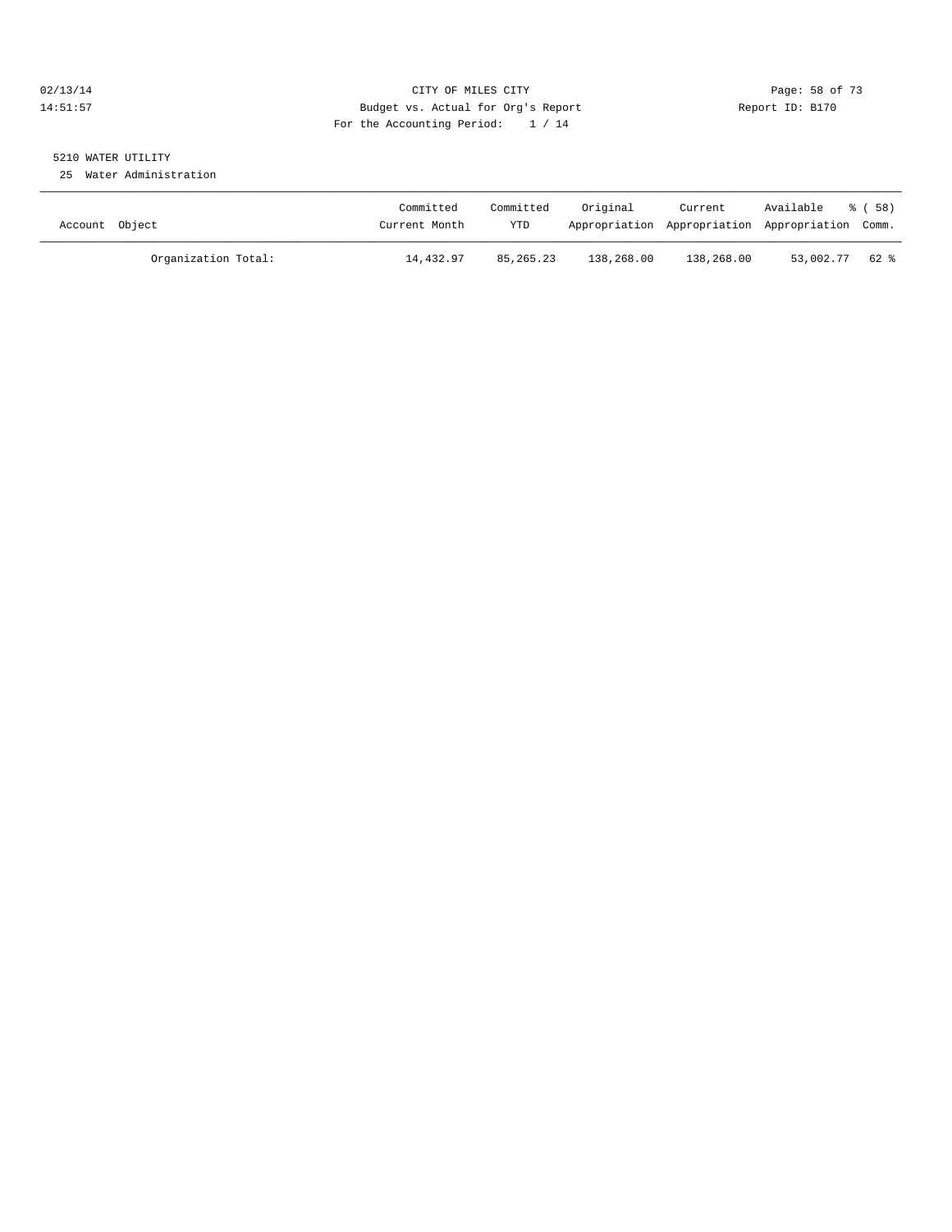CITY OF MILES CITY
Budget vs. Actual for Org's Report
For the Accounting Period: 1 / 14

02/13/14
14:51:57

Report ID: B170

5210 WATER UTILITY
25 Water Administration

| Account Object | Committed Current Month | Committed YTD | Original Appropriation | Current Appropriation | Available Appropriation | % ( 58) Comm. |
|---|---|---|---|---|---|---|
| Organization Total: | 14,432.97 | 85,265.23 | 138,268.00 | 138,268.00 | 53,002.77 | 62 % |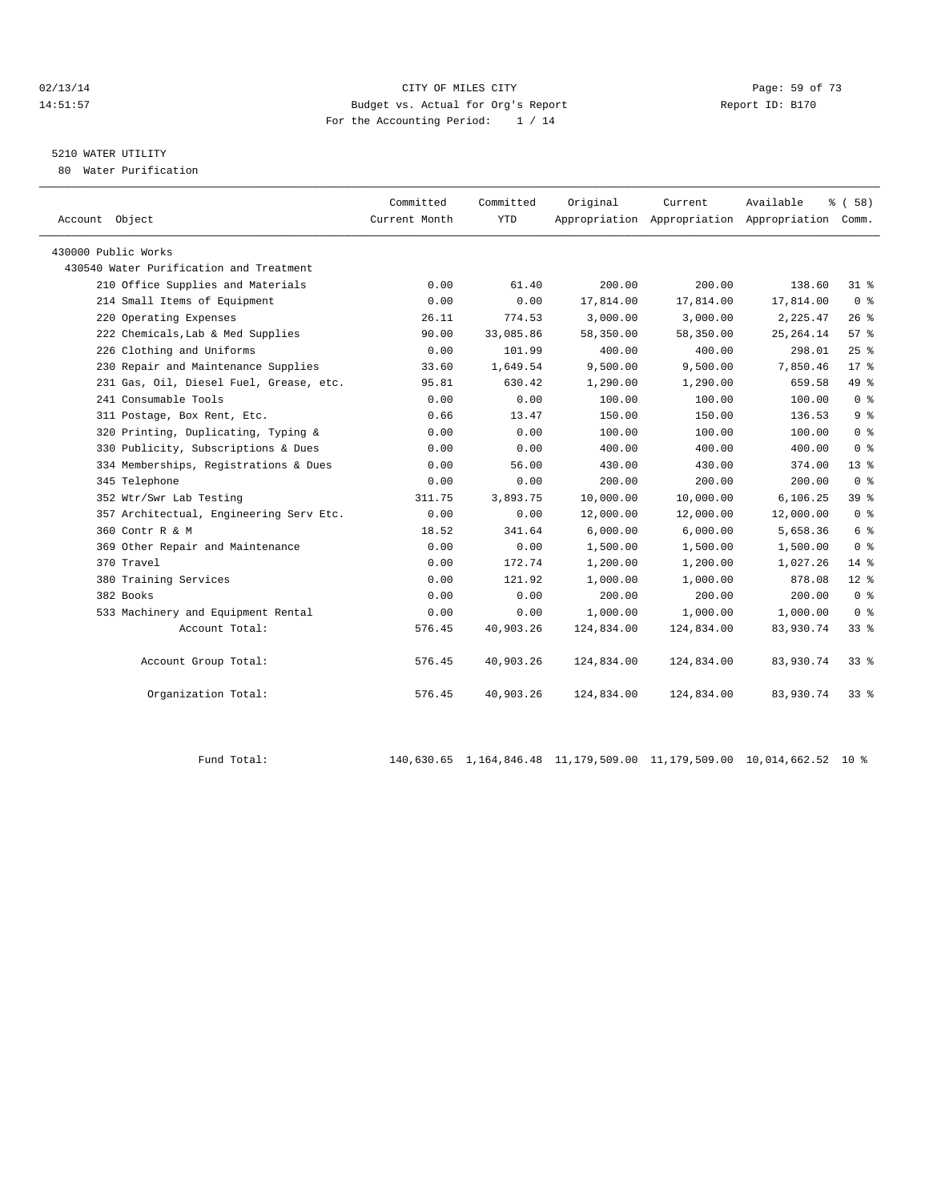CITY OF MILES CITY
Budget vs. Actual for Org's Report
For the Accounting Period: 1 / 14

02/13/14
14:51:57

Report ID: B170

## 5210 WATER UTILITY

80 Water Purification

| Account Object | Committed Current Month | Committed YTD | Original Appropriation | Current Appropriation | Available Appropriation | % ( 58) Comm. |
|---|---|---|---|---|---|---|
| 430000 Public Works | | | | | | |
| 430540 Water Purification and Treatment | | | | | | |
| 210 Office Supplies and Materials | 0.00 | 61.40 | 200.00 | 200.00 | 138.60 | 31 % |
| 214 Small Items of Equipment | 0.00 | 0.00 | 17,814.00 | 17,814.00 | 17,814.00 | 0 % |
| 220 Operating Expenses | 26.11 | 774.53 | 3,000.00 | 3,000.00 | 2,225.47 | 26 % |
| 222 Chemicals,Lab & Med Supplies | 90.00 | 33,085.86 | 58,350.00 | 58,350.00 | 25,264.14 | 57 % |
| 226 Clothing and Uniforms | 0.00 | 101.99 | 400.00 | 400.00 | 298.01 | 25 % |
| 230 Repair and Maintenance Supplies | 33.60 | 1,649.54 | 9,500.00 | 9,500.00 | 7,850.46 | 17 % |
| 231 Gas, Oil, Diesel Fuel, Grease, etc. | 95.81 | 630.42 | 1,290.00 | 1,290.00 | 659.58 | 49 % |
| 241 Consumable Tools | 0.00 | 0.00 | 100.00 | 100.00 | 100.00 | 0 % |
| 311 Postage, Box Rent, Etc. | 0.66 | 13.47 | 150.00 | 150.00 | 136.53 | 9 % |
| 320 Printing, Duplicating, Typing & | 0.00 | 0.00 | 100.00 | 100.00 | 100.00 | 0 % |
| 330 Publicity, Subscriptions & Dues | 0.00 | 0.00 | 400.00 | 400.00 | 400.00 | 0 % |
| 334 Memberships, Registrations & Dues | 0.00 | 56.00 | 430.00 | 430.00 | 374.00 | 13 % |
| 345 Telephone | 0.00 | 0.00 | 200.00 | 200.00 | 200.00 | 0 % |
| 352 Wtr/Swr Lab Testing | 311.75 | 3,893.75 | 10,000.00 | 10,000.00 | 6,106.25 | 39 % |
| 357 Architectual, Engineering Serv Etc. | 0.00 | 0.00 | 12,000.00 | 12,000.00 | 12,000.00 | 0 % |
| 360 Contr R & M | 18.52 | 341.64 | 6,000.00 | 6,000.00 | 5,658.36 | 6 % |
| 369 Other Repair and Maintenance | 0.00 | 0.00 | 1,500.00 | 1,500.00 | 1,500.00 | 0 % |
| 370 Travel | 0.00 | 172.74 | 1,200.00 | 1,200.00 | 1,027.26 | 14 % |
| 380 Training Services | 0.00 | 121.92 | 1,000.00 | 1,000.00 | 878.08 | 12 % |
| 382 Books | 0.00 | 0.00 | 200.00 | 200.00 | 200.00 | 0 % |
| 533 Machinery and Equipment Rental | 0.00 | 0.00 | 1,000.00 | 1,000.00 | 1,000.00 | 0 % |
| Account Total: | 576.45 | 40,903.26 | 124,834.00 | 124,834.00 | 83,930.74 | 33 % |
| Account Group Total: | 576.45 | 40,903.26 | 124,834.00 | 124,834.00 | 83,930.74 | 33 % |
| Organization Total: | 576.45 | 40,903.26 | 124,834.00 | 124,834.00 | 83,930.74 | 33 % |
| Fund Total: | 140,630.65 | 1,164,846.48 | 11,179,509.00 | 11,179,509.00 | 10,014,662.52 | 10 % |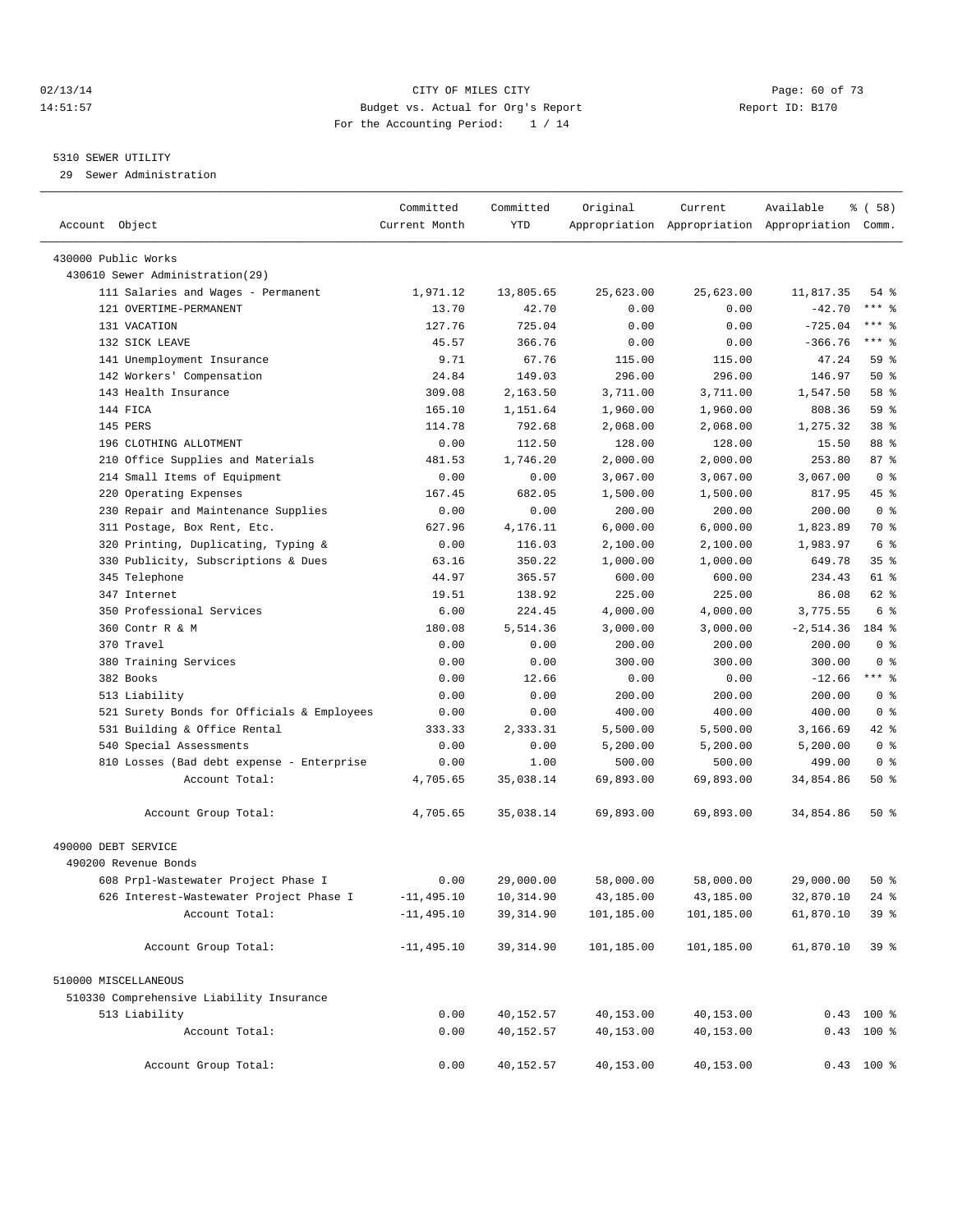CITY OF MILES CITY
Budget vs. Actual for Org's Report
For the Accounting Period: 1 / 14

02/13/14
14:51:57

Report ID: B170

5310 SEWER UTILITY
29 Sewer Administration

| Account Object | Committed Current Month | Committed YTD | Original Appropriation | Current Appropriation | Available Appropriation | % ( 58) Comm. |
|---|---|---|---|---|---|---|
| 430000 Public Works | | | | | | |
| 430610 Sewer Administration(29) | | | | | | |
| 111 Salaries and Wages - Permanent | 1,971.12 | 13,805.65 | 25,623.00 | 25,623.00 | 11,817.35 | 54 % |
| 121 OVERTIME-PERMANENT | 13.70 | 42.70 | 0.00 | 0.00 | -42.70 | *** % |
| 131 VACATION | 127.76 | 725.04 | 0.00 | 0.00 | -725.04 | *** % |
| 132 SICK LEAVE | 45.57 | 366.76 | 0.00 | 0.00 | -366.76 | *** % |
| 141 Unemployment Insurance | 9.71 | 67.76 | 115.00 | 115.00 | 47.24 | 59 % |
| 142 Workers' Compensation | 24.84 | 149.03 | 296.00 | 296.00 | 146.97 | 50 % |
| 143 Health Insurance | 309.08 | 2,163.50 | 3,711.00 | 3,711.00 | 1,547.50 | 58 % |
| 144 FICA | 165.10 | 1,151.64 | 1,960.00 | 1,960.00 | 808.36 | 59 % |
| 145 PERS | 114.78 | 792.68 | 2,068.00 | 2,068.00 | 1,275.32 | 38 % |
| 196 CLOTHING ALLOTMENT | 0.00 | 112.50 | 128.00 | 128.00 | 15.50 | 88 % |
| 210 Office Supplies and Materials | 481.53 | 1,746.20 | 2,000.00 | 2,000.00 | 253.80 | 87 % |
| 214 Small Items of Equipment | 0.00 | 0.00 | 3,067.00 | 3,067.00 | 3,067.00 | 0 % |
| 220 Operating Expenses | 167.45 | 682.05 | 1,500.00 | 1,500.00 | 817.95 | 45 % |
| 230 Repair and Maintenance Supplies | 0.00 | 0.00 | 200.00 | 200.00 | 200.00 | 0 % |
| 311 Postage, Box Rent, Etc. | 627.96 | 4,176.11 | 6,000.00 | 6,000.00 | 1,823.89 | 70 % |
| 320 Printing, Duplicating, Typing & | 0.00 | 116.03 | 2,100.00 | 2,100.00 | 1,983.97 | 6 % |
| 330 Publicity, Subscriptions & Dues | 63.16 | 350.22 | 1,000.00 | 1,000.00 | 649.78 | 35 % |
| 345 Telephone | 44.97 | 365.57 | 600.00 | 600.00 | 234.43 | 61 % |
| 347 Internet | 19.51 | 138.92 | 225.00 | 225.00 | 86.08 | 62 % |
| 350 Professional Services | 6.00 | 224.45 | 4,000.00 | 4,000.00 | 3,775.55 | 6 % |
| 360 Contr R & M | 180.08 | 5,514.36 | 3,000.00 | 3,000.00 | -2,514.36 | 184 % |
| 370 Travel | 0.00 | 0.00 | 200.00 | 200.00 | 200.00 | 0 % |
| 380 Training Services | 0.00 | 0.00 | 300.00 | 300.00 | 300.00 | 0 % |
| 382 Books | 0.00 | 12.66 | 0.00 | 0.00 | -12.66 | *** % |
| 513 Liability | 0.00 | 0.00 | 200.00 | 200.00 | 200.00 | 0 % |
| 521 Surety Bonds for Officials & Employees | 0.00 | 0.00 | 400.00 | 400.00 | 400.00 | 0 % |
| 531 Building & Office Rental | 333.33 | 2,333.31 | 5,500.00 | 5,500.00 | 3,166.69 | 42 % |
| 540 Special Assessments | 0.00 | 0.00 | 5,200.00 | 5,200.00 | 5,200.00 | 0 % |
| 810 Losses (Bad debt expense - Enterprise | 0.00 | 1.00 | 500.00 | 500.00 | 499.00 | 0 % |
| Account Total: | 4,705.65 | 35,038.14 | 69,893.00 | 69,893.00 | 34,854.86 | 50 % |
| Account Group Total: | 4,705.65 | 35,038.14 | 69,893.00 | 69,893.00 | 34,854.86 | 50 % |
| 490000 DEBT SERVICE | | | | | | |
| 490200 Revenue Bonds | | | | | | |
| 608 Prpl-Wastewater Project Phase I | 0.00 | 29,000.00 | 58,000.00 | 58,000.00 | 29,000.00 | 50 % |
| 626 Interest-Wastewater Project Phase I | -11,495.10 | 10,314.90 | 43,185.00 | 43,185.00 | 32,870.10 | 24 % |
| Account Total: | -11,495.10 | 39,314.90 | 101,185.00 | 101,185.00 | 61,870.10 | 39 % |
| Account Group Total: | -11,495.10 | 39,314.90 | 101,185.00 | 101,185.00 | 61,870.10 | 39 % |
| 510000 MISCELLANEOUS | | | | | | |
| 510330 Comprehensive Liability Insurance | | | | | | |
| 513 Liability | 0.00 | 40,152.57 | 40,153.00 | 40,153.00 | 0.43 | 100 % |
| Account Total: | 0.00 | 40,152.57 | 40,153.00 | 40,153.00 | 0.43 | 100 % |
| Account Group Total: | 0.00 | 40,152.57 | 40,153.00 | 40,153.00 | 0.43 | 100 % |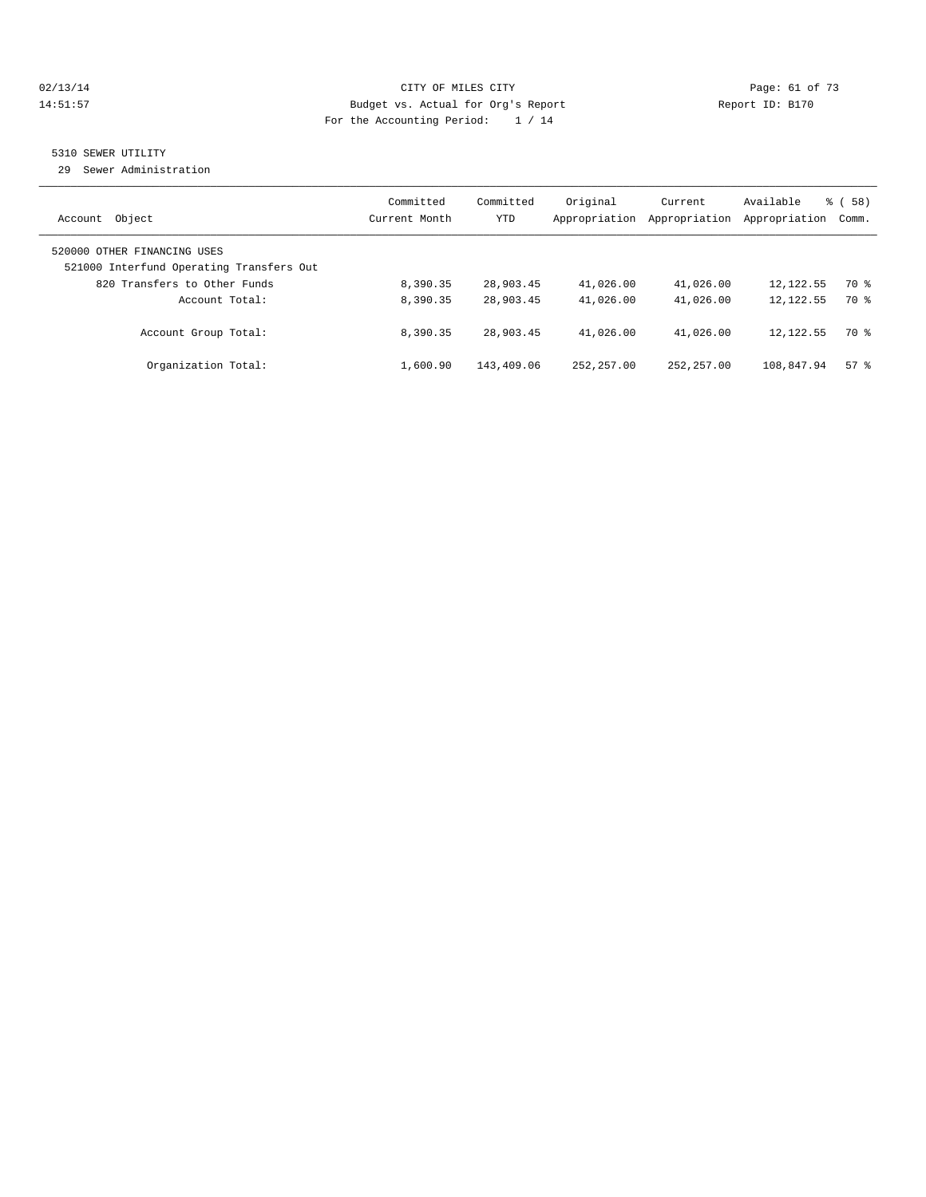CITY OF MILES CITY
Budget vs. Actual for Org's Report
For the Accounting Period: 1 / 14

02/13/14
14:51:57

Report ID: B170

5310 SEWER UTILITY
29 Sewer Administration

| Account Object | Committed Current Month | Committed YTD | Original Appropriation | Current Appropriation | Available Appropriation | % ( 58) Comm. |
|---|---|---|---|---|---|---|
| 520000 OTHER FINANCING USES | | | | | | |
| 521000 Interfund Operating Transfers Out | | | | | | |
| 820 Transfers to Other Funds | 8,390.35 | 28,903.45 | 41,026.00 | 41,026.00 | 12,122.55 | 70 % |
| Account Total: | 8,390.35 | 28,903.45 | 41,026.00 | 41,026.00 | 12,122.55 | 70 % |
| Account Group Total: | 8,390.35 | 28,903.45 | 41,026.00 | 41,026.00 | 12,122.55 | 70 % |
| Organization Total: | 1,600.90 | 143,409.06 | 252,257.00 | 252,257.00 | 108,847.94 | 57 % |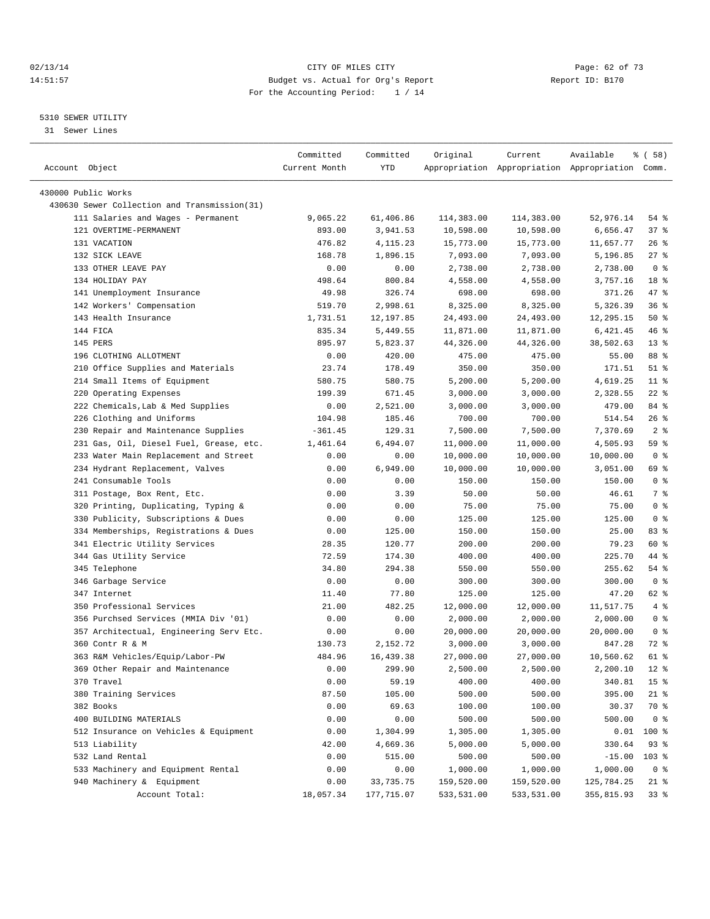CITY OF MILES CITY
Budget vs. Actual for Org's Report
For the Accounting Period: 1 / 14

02/13/14
14:51:57

Report ID: B170

5310 SEWER UTILITY
31 Sewer Lines

| Account Object | Committed Current Month | Committed YTD | Original Appropriation | Current Appropriation | Available Appropriation | % ( 58) Comm. |
|---|---|---|---|---|---|---|
| 430000 Public Works | | | | | | |
| 430630 Sewer Collection and Transmission(31) | | | | | | |
| 111 Salaries and Wages - Permanent | 9,065.22 | 61,406.86 | 114,383.00 | 114,383.00 | 52,976.14 | 54 % |
| 121 OVERTIME-PERMANENT | 893.00 | 3,941.53 | 10,598.00 | 10,598.00 | 6,656.47 | 37 % |
| 131 VACATION | 476.82 | 4,115.23 | 15,773.00 | 15,773.00 | 11,657.77 | 26 % |
| 132 SICK LEAVE | 168.78 | 1,896.15 | 7,093.00 | 7,093.00 | 5,196.85 | 27 % |
| 133 OTHER LEAVE PAY | 0.00 | 0.00 | 2,738.00 | 2,738.00 | 2,738.00 | 0 % |
| 134 HOLIDAY PAY | 498.64 | 800.84 | 4,558.00 | 4,558.00 | 3,757.16 | 18 % |
| 141 Unemployment Insurance | 49.98 | 326.74 | 698.00 | 698.00 | 371.26 | 47 % |
| 142 Workers' Compensation | 519.70 | 2,998.61 | 8,325.00 | 8,325.00 | 5,326.39 | 36 % |
| 143 Health Insurance | 1,731.51 | 12,197.85 | 24,493.00 | 24,493.00 | 12,295.15 | 50 % |
| 144 FICA | 835.34 | 5,449.55 | 11,871.00 | 11,871.00 | 6,421.45 | 46 % |
| 145 PERS | 895.97 | 5,823.37 | 44,326.00 | 44,326.00 | 38,502.63 | 13 % |
| 196 CLOTHING ALLOTMENT | 0.00 | 420.00 | 475.00 | 475.00 | 55.00 | 88 % |
| 210 Office Supplies and Materials | 23.74 | 178.49 | 350.00 | 350.00 | 171.51 | 51 % |
| 214 Small Items of Equipment | 580.75 | 580.75 | 5,200.00 | 5,200.00 | 4,619.25 | 11 % |
| 220 Operating Expenses | 199.39 | 671.45 | 3,000.00 | 3,000.00 | 2,328.55 | 22 % |
| 222 Chemicals,Lab & Med Supplies | 0.00 | 2,521.00 | 3,000.00 | 3,000.00 | 479.00 | 84 % |
| 226 Clothing and Uniforms | 104.98 | 185.46 | 700.00 | 700.00 | 514.54 | 26 % |
| 230 Repair and Maintenance Supplies | -361.45 | 129.31 | 7,500.00 | 7,500.00 | 7,370.69 | 2 % |
| 231 Gas, Oil, Diesel Fuel, Grease, etc. | 1,461.64 | 6,494.07 | 11,000.00 | 11,000.00 | 4,505.93 | 59 % |
| 233 Water Main Replacement and Street | 0.00 | 0.00 | 10,000.00 | 10,000.00 | 10,000.00 | 0 % |
| 234 Hydrant Replacement, Valves | 0.00 | 6,949.00 | 10,000.00 | 10,000.00 | 3,051.00 | 69 % |
| 241 Consumable Tools | 0.00 | 0.00 | 150.00 | 150.00 | 150.00 | 0 % |
| 311 Postage, Box Rent, Etc. | 0.00 | 3.39 | 50.00 | 50.00 | 46.61 | 7 % |
| 320 Printing, Duplicating, Typing & | 0.00 | 0.00 | 75.00 | 75.00 | 75.00 | 0 % |
| 330 Publicity, Subscriptions & Dues | 0.00 | 0.00 | 125.00 | 125.00 | 125.00 | 0 % |
| 334 Memberships, Registrations & Dues | 0.00 | 125.00 | 150.00 | 150.00 | 25.00 | 83 % |
| 341 Electric Utility Services | 28.35 | 120.77 | 200.00 | 200.00 | 79.23 | 60 % |
| 344 Gas Utility Service | 72.59 | 174.30 | 400.00 | 400.00 | 225.70 | 44 % |
| 345 Telephone | 34.80 | 294.38 | 550.00 | 550.00 | 255.62 | 54 % |
| 346 Garbage Service | 0.00 | 0.00 | 300.00 | 300.00 | 300.00 | 0 % |
| 347 Internet | 11.40 | 77.80 | 125.00 | 125.00 | 47.20 | 62 % |
| 350 Professional Services | 21.00 | 482.25 | 12,000.00 | 12,000.00 | 11,517.75 | 4 % |
| 356 Purchsed Services (MMIA Div '01) | 0.00 | 0.00 | 2,000.00 | 2,000.00 | 2,000.00 | 0 % |
| 357 Architectual, Engineering Serv Etc. | 0.00 | 0.00 | 20,000.00 | 20,000.00 | 20,000.00 | 0 % |
| 360 Contr R & M | 130.73 | 2,152.72 | 3,000.00 | 3,000.00 | 847.28 | 72 % |
| 363 R&M Vehicles/Equip/Labor-PW | 484.96 | 16,439.38 | 27,000.00 | 27,000.00 | 10,560.62 | 61 % |
| 369 Other Repair and Maintenance | 0.00 | 299.90 | 2,500.00 | 2,500.00 | 2,200.10 | 12 % |
| 370 Travel | 0.00 | 59.19 | 400.00 | 400.00 | 340.81 | 15 % |
| 380 Training Services | 87.50 | 105.00 | 500.00 | 500.00 | 395.00 | 21 % |
| 382 Books | 0.00 | 69.63 | 100.00 | 100.00 | 30.37 | 70 % |
| 400 BUILDING MATERIALS | 0.00 | 0.00 | 500.00 | 500.00 | 500.00 | 0 % |
| 512 Insurance on Vehicles & Equipment | 0.00 | 1,304.99 | 1,305.00 | 1,305.00 | 0.01 | 100 % |
| 513 Liability | 42.00 | 4,669.36 | 5,000.00 | 5,000.00 | 330.64 | 93 % |
| 532 Land Rental | 0.00 | 515.00 | 500.00 | 500.00 | -15.00 | 103 % |
| 533 Machinery and Equipment Rental | 0.00 | 0.00 | 1,000.00 | 1,000.00 | 1,000.00 | 0 % |
| 940 Machinery & Equipment | 0.00 | 33,735.75 | 159,520.00 | 159,520.00 | 125,784.25 | 21 % |
| Account Total: | 18,057.34 | 177,715.07 | 533,531.00 | 533,531.00 | 355,815.93 | 33 % |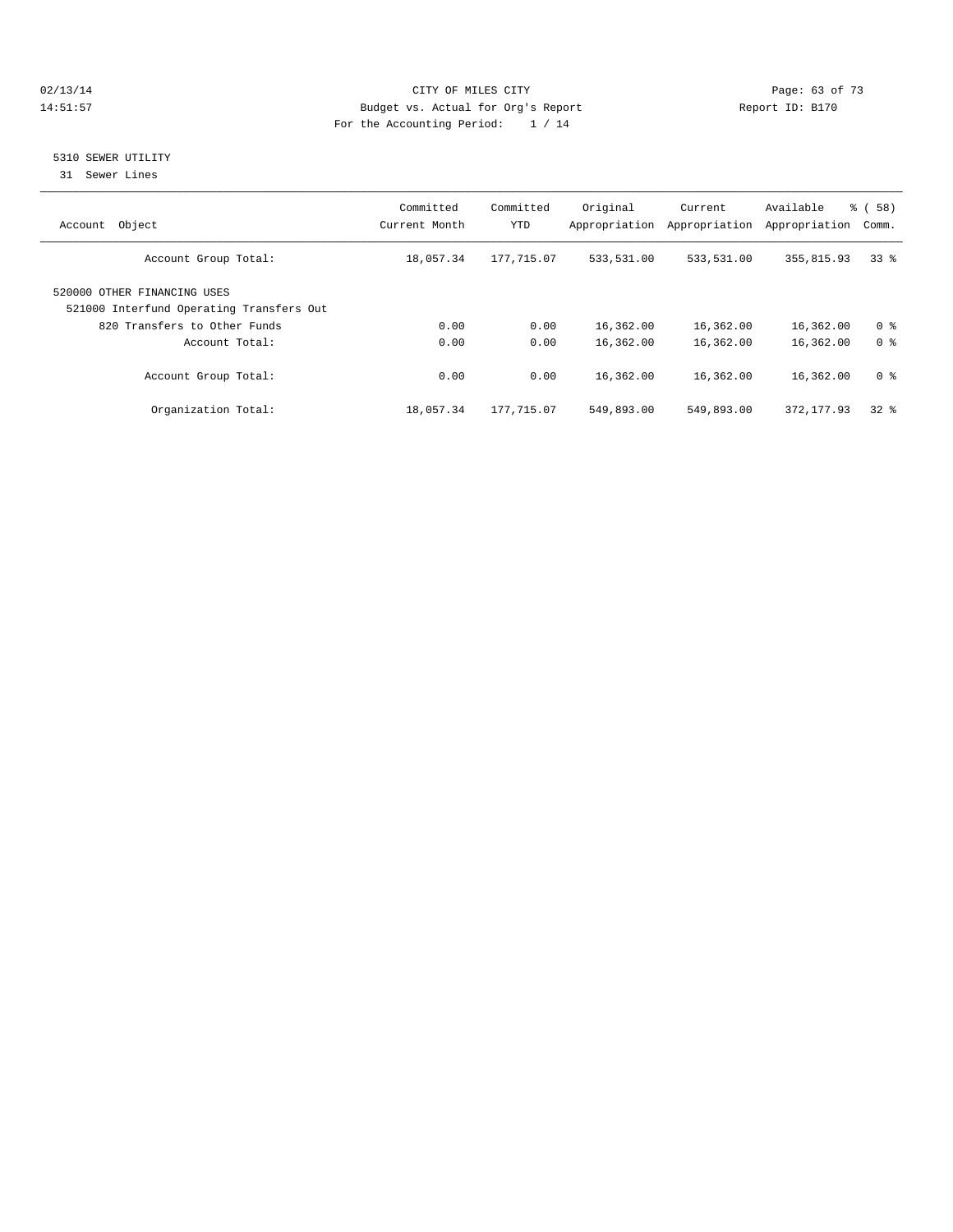CITY OF MILES CITY
Budget vs. Actual for Org's Report
For the Accounting Period: 1 / 14

02/13/14
14:51:57

Report ID: B170

## 5310 SEWER UTILITY

31 Sewer Lines

| Account Object | Committed Current Month | Committed YTD | Original Appropriation | Current Appropriation | Available Appropriation | % ( 58) Comm. |
|---|---|---|---|---|---|---|
| Account Group Total: | 18,057.34 | 177,715.07 | 533,531.00 | 533,531.00 | 355,815.93 | 33 % |
| 520000 OTHER FINANCING USES | | | | | | |
| 521000 Interfund Operating Transfers Out | | | | | | |
| 820 Transfers to Other Funds | 0.00 | 0.00 | 16,362.00 | 16,362.00 | 16,362.00 | 0 % |
| Account Total: | 0.00 | 0.00 | 16,362.00 | 16,362.00 | 16,362.00 | 0 % |
| Account Group Total: | 0.00 | 0.00 | 16,362.00 | 16,362.00 | 16,362.00 | 0 % |
| Organization Total: | 18,057.34 | 177,715.07 | 549,893.00 | 549,893.00 | 372,177.93 | 32 % |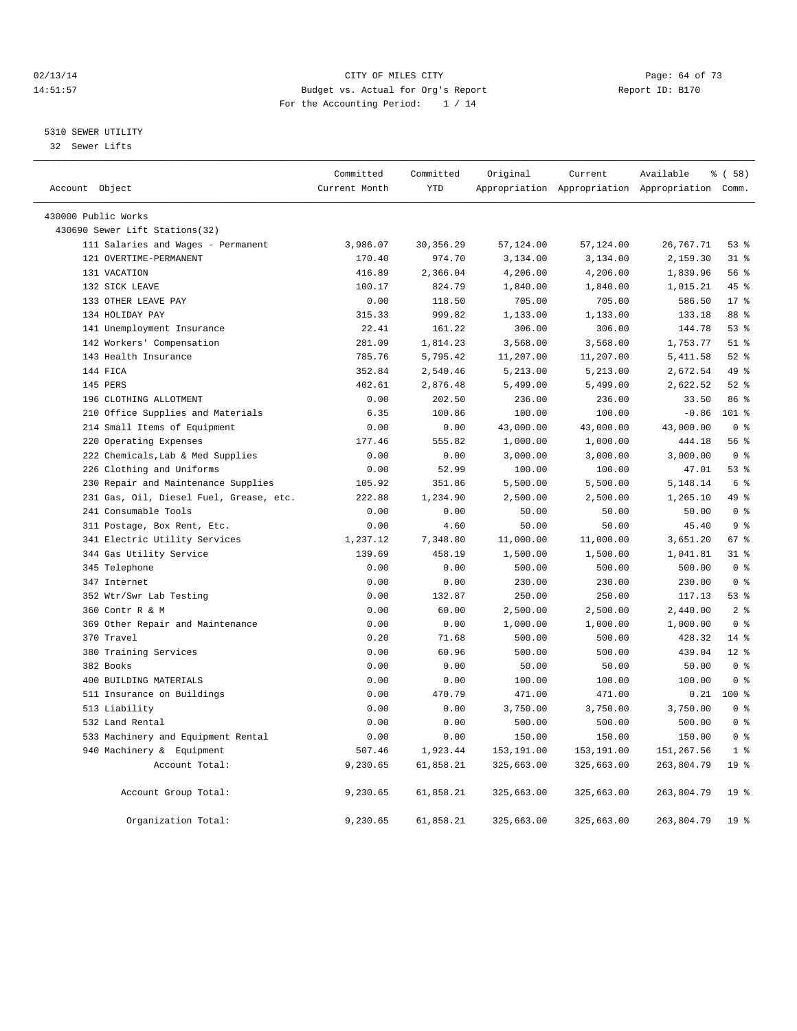CITY OF MILES CITY
Budget vs. Actual for Org's Report
For the Accounting Period: 1 / 14

02/13/14
14:51:57

Report ID: B170

5310 SEWER UTILITY
32 Sewer Lifts

| Account Object | Committed Current Month | Committed YTD | Original Appropriation | Current Appropriation | Available Appropriation | % ( 58) Comm. |
|---|---|---|---|---|---|---|
| 430000 Public Works | | | | | | |
| 430690 Sewer Lift Stations(32) | | | | | | |
| 111 Salaries and Wages - Permanent | 3,986.07 | 30,356.29 | 57,124.00 | 57,124.00 | 26,767.71 | 53 % |
| 121 OVERTIME-PERMANENT | 170.40 | 974.70 | 3,134.00 | 3,134.00 | 2,159.30 | 31 % |
| 131 VACATION | 416.89 | 2,366.04 | 4,206.00 | 4,206.00 | 1,839.96 | 56 % |
| 132 SICK LEAVE | 100.17 | 824.79 | 1,840.00 | 1,840.00 | 1,015.21 | 45 % |
| 133 OTHER LEAVE PAY | 0.00 | 118.50 | 705.00 | 705.00 | 586.50 | 17 % |
| 134 HOLIDAY PAY | 315.33 | 999.82 | 1,133.00 | 1,133.00 | 133.18 | 88 % |
| 141 Unemployment Insurance | 22.41 | 161.22 | 306.00 | 306.00 | 144.78 | 53 % |
| 142 Workers' Compensation | 281.09 | 1,814.23 | 3,568.00 | 3,568.00 | 1,753.77 | 51 % |
| 143 Health Insurance | 785.76 | 5,795.42 | 11,207.00 | 11,207.00 | 5,411.58 | 52 % |
| 144 FICA | 352.84 | 2,540.46 | 5,213.00 | 5,213.00 | 2,672.54 | 49 % |
| 145 PERS | 402.61 | 2,876.48 | 5,499.00 | 5,499.00 | 2,622.52 | 52 % |
| 196 CLOTHING ALLOTMENT | 0.00 | 202.50 | 236.00 | 236.00 | 33.50 | 86 % |
| 210 Office Supplies and Materials | 6.35 | 100.86 | 100.00 | 100.00 | -0.86 | 101 % |
| 214 Small Items of Equipment | 0.00 | 0.00 | 43,000.00 | 43,000.00 | 43,000.00 | 0 % |
| 220 Operating Expenses | 177.46 | 555.82 | 1,000.00 | 1,000.00 | 444.18 | 56 % |
| 222 Chemicals,Lab & Med Supplies | 0.00 | 0.00 | 3,000.00 | 3,000.00 | 3,000.00 | 0 % |
| 226 Clothing and Uniforms | 0.00 | 52.99 | 100.00 | 100.00 | 47.01 | 53 % |
| 230 Repair and Maintenance Supplies | 105.92 | 351.86 | 5,500.00 | 5,500.00 | 5,148.14 | 6 % |
| 231 Gas, Oil, Diesel Fuel, Grease, etc. | 222.88 | 1,234.90 | 2,500.00 | 2,500.00 | 1,265.10 | 49 % |
| 241 Consumable Tools | 0.00 | 0.00 | 50.00 | 50.00 | 50.00 | 0 % |
| 311 Postage, Box Rent, Etc. | 0.00 | 4.60 | 50.00 | 50.00 | 45.40 | 9 % |
| 341 Electric Utility Services | 1,237.12 | 7,348.80 | 11,000.00 | 11,000.00 | 3,651.20 | 67 % |
| 344 Gas Utility Service | 139.69 | 458.19 | 1,500.00 | 1,500.00 | 1,041.81 | 31 % |
| 345 Telephone | 0.00 | 0.00 | 500.00 | 500.00 | 500.00 | 0 % |
| 347 Internet | 0.00 | 0.00 | 230.00 | 230.00 | 230.00 | 0 % |
| 352 Wtr/Swr Lab Testing | 0.00 | 132.87 | 250.00 | 250.00 | 117.13 | 53 % |
| 360 Contr R & M | 0.00 | 60.00 | 2,500.00 | 2,500.00 | 2,440.00 | 2 % |
| 369 Other Repair and Maintenance | 0.00 | 0.00 | 1,000.00 | 1,000.00 | 1,000.00 | 0 % |
| 370 Travel | 0.20 | 71.68 | 500.00 | 500.00 | 428.32 | 14 % |
| 380 Training Services | 0.00 | 60.96 | 500.00 | 500.00 | 439.04 | 12 % |
| 382 Books | 0.00 | 0.00 | 50.00 | 50.00 | 50.00 | 0 % |
| 400 BUILDING MATERIALS | 0.00 | 0.00 | 100.00 | 100.00 | 100.00 | 0 % |
| 511 Insurance on Buildings | 0.00 | 470.79 | 471.00 | 471.00 | 0.21 | 100 % |
| 513 Liability | 0.00 | 0.00 | 3,750.00 | 3,750.00 | 3,750.00 | 0 % |
| 532 Land Rental | 0.00 | 0.00 | 500.00 | 500.00 | 500.00 | 0 % |
| 533 Machinery and Equipment Rental | 0.00 | 0.00 | 150.00 | 150.00 | 150.00 | 0 % |
| 940 Machinery & Equipment | 507.46 | 1,923.44 | 153,191.00 | 153,191.00 | 151,267.56 | 1 % |
| Account Total: | 9,230.65 | 61,858.21 | 325,663.00 | 325,663.00 | 263,804.79 | 19 % |
| Account Group Total: | 9,230.65 | 61,858.21 | 325,663.00 | 325,663.00 | 263,804.79 | 19 % |
| Organization Total: | 9,230.65 | 61,858.21 | 325,663.00 | 325,663.00 | 263,804.79 | 19 % |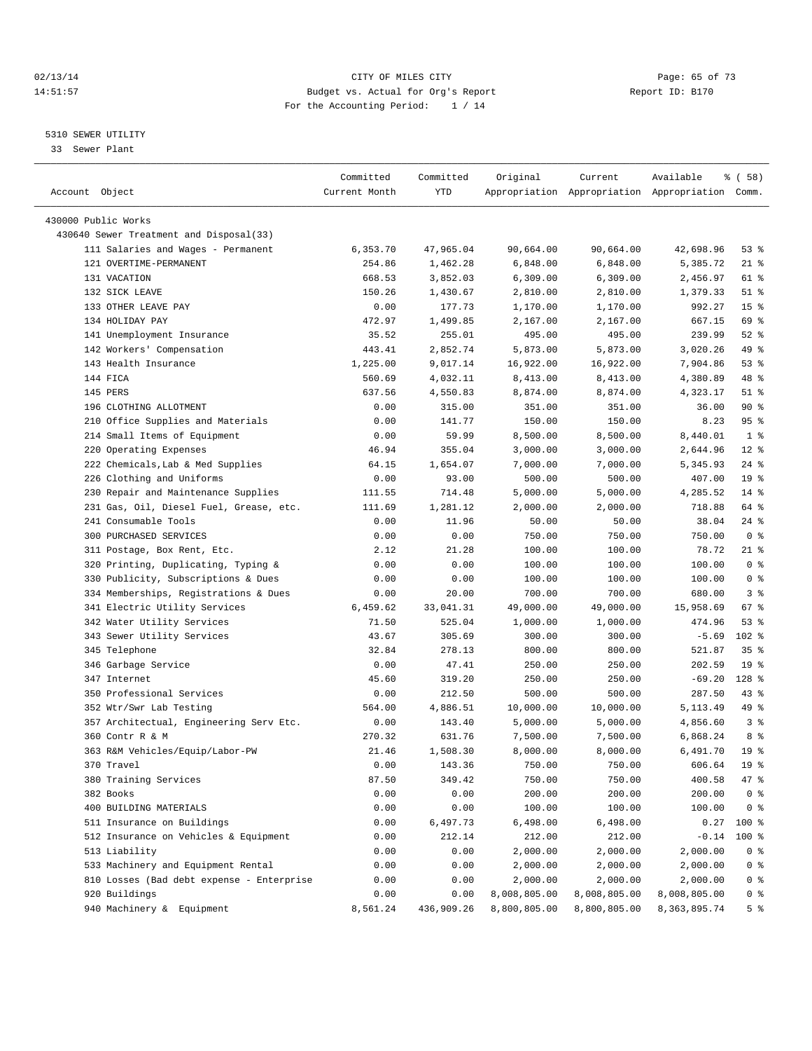CITY OF MILES CITY
Budget vs. Actual for Org's Report
For the Accounting Period: 1 / 14

02/13/14
14:51:57

Report ID: B170

5310 SEWER UTILITY
33 Sewer Plant

| Account Object | Committed Current Month | Committed YTD | Original Appropriation | Current Appropriation | Available Appropriation | % ( 58) Comm. |
|---|---|---|---|---|---|---|
| 430000 Public Works | | | | | | |
| 430640 Sewer Treatment and Disposal(33) | | | | | | |
| 111 Salaries and Wages - Permanent | 6,353.70 | 47,965.04 | 90,664.00 | 90,664.00 | 42,698.96 | 53 % |
| 121 OVERTIME-PERMANENT | 254.86 | 1,462.28 | 6,848.00 | 6,848.00 | 5,385.72 | 21 % |
| 131 VACATION | 668.53 | 3,852.03 | 6,309.00 | 6,309.00 | 2,456.97 | 61 % |
| 132 SICK LEAVE | 150.26 | 1,430.67 | 2,810.00 | 2,810.00 | 1,379.33 | 51 % |
| 133 OTHER LEAVE PAY | 0.00 | 177.73 | 1,170.00 | 1,170.00 | 992.27 | 15 % |
| 134 HOLIDAY PAY | 472.97 | 1,499.85 | 2,167.00 | 2,167.00 | 667.15 | 69 % |
| 141 Unemployment Insurance | 35.52 | 255.01 | 495.00 | 495.00 | 239.99 | 52 % |
| 142 Workers' Compensation | 443.41 | 2,852.74 | 5,873.00 | 5,873.00 | 3,020.26 | 49 % |
| 143 Health Insurance | 1,225.00 | 9,017.14 | 16,922.00 | 16,922.00 | 7,904.86 | 53 % |
| 144 FICA | 560.69 | 4,032.11 | 8,413.00 | 8,413.00 | 4,380.89 | 48 % |
| 145 PERS | 637.56 | 4,550.83 | 8,874.00 | 8,874.00 | 4,323.17 | 51 % |
| 196 CLOTHING ALLOTMENT | 0.00 | 315.00 | 351.00 | 351.00 | 36.00 | 90 % |
| 210 Office Supplies and Materials | 0.00 | 141.77 | 150.00 | 150.00 | 8.23 | 95 % |
| 214 Small Items of Equipment | 0.00 | 59.99 | 8,500.00 | 8,500.00 | 8,440.01 | 1 % |
| 220 Operating Expenses | 46.94 | 355.04 | 3,000.00 | 3,000.00 | 2,644.96 | 12 % |
| 222 Chemicals,Lab & Med Supplies | 64.15 | 1,654.07 | 7,000.00 | 7,000.00 | 5,345.93 | 24 % |
| 226 Clothing and Uniforms | 0.00 | 93.00 | 500.00 | 500.00 | 407.00 | 19 % |
| 230 Repair and Maintenance Supplies | 111.55 | 714.48 | 5,000.00 | 5,000.00 | 4,285.52 | 14 % |
| 231 Gas, Oil, Diesel Fuel, Grease, etc. | 111.69 | 1,281.12 | 2,000.00 | 2,000.00 | 718.88 | 64 % |
| 241 Consumable Tools | 0.00 | 11.96 | 50.00 | 50.00 | 38.04 | 24 % |
| 300 PURCHASED SERVICES | 0.00 | 0.00 | 750.00 | 750.00 | 750.00 | 0 % |
| 311 Postage, Box Rent, Etc. | 2.12 | 21.28 | 100.00 | 100.00 | 78.72 | 21 % |
| 320 Printing, Duplicating, Typing & | 0.00 | 0.00 | 100.00 | 100.00 | 100.00 | 0 % |
| 330 Publicity, Subscriptions & Dues | 0.00 | 0.00 | 100.00 | 100.00 | 100.00 | 0 % |
| 334 Memberships, Registrations & Dues | 0.00 | 20.00 | 700.00 | 700.00 | 680.00 | 3 % |
| 341 Electric Utility Services | 6,459.62 | 33,041.31 | 49,000.00 | 49,000.00 | 15,958.69 | 67 % |
| 342 Water Utility Services | 71.50 | 525.04 | 1,000.00 | 1,000.00 | 474.96 | 53 % |
| 343 Sewer Utility Services | 43.67 | 305.69 | 300.00 | 300.00 | -5.69 | 102 % |
| 345 Telephone | 32.84 | 278.13 | 800.00 | 800.00 | 521.87 | 35 % |
| 346 Garbage Service | 0.00 | 47.41 | 250.00 | 250.00 | 202.59 | 19 % |
| 347 Internet | 45.60 | 319.20 | 250.00 | 250.00 | -69.20 | 128 % |
| 350 Professional Services | 0.00 | 212.50 | 500.00 | 500.00 | 287.50 | 43 % |
| 352 Wtr/Swr Lab Testing | 564.00 | 4,886.51 | 10,000.00 | 10,000.00 | 5,113.49 | 49 % |
| 357 Architectual, Engineering Serv Etc. | 0.00 | 143.40 | 5,000.00 | 5,000.00 | 4,856.60 | 3 % |
| 360 Contr R & M | 270.32 | 631.76 | 7,500.00 | 7,500.00 | 6,868.24 | 8 % |
| 363 R&M Vehicles/Equip/Labor-PW | 21.46 | 1,508.30 | 8,000.00 | 8,000.00 | 6,491.70 | 19 % |
| 370 Travel | 0.00 | 143.36 | 750.00 | 750.00 | 606.64 | 19 % |
| 380 Training Services | 87.50 | 349.42 | 750.00 | 750.00 | 400.58 | 47 % |
| 382 Books | 0.00 | 0.00 | 200.00 | 200.00 | 200.00 | 0 % |
| 400 BUILDING MATERIALS | 0.00 | 0.00 | 100.00 | 100.00 | 100.00 | 0 % |
| 511 Insurance on Buildings | 0.00 | 6,497.73 | 6,498.00 | 6,498.00 | 0.27 | 100 % |
| 512 Insurance on Vehicles & Equipment | 0.00 | 212.14 | 212.00 | 212.00 | -0.14 | 100 % |
| 513 Liability | 0.00 | 0.00 | 2,000.00 | 2,000.00 | 2,000.00 | 0 % |
| 533 Machinery and Equipment Rental | 0.00 | 0.00 | 2,000.00 | 2,000.00 | 2,000.00 | 0 % |
| 810 Losses (Bad debt expense - Enterprise | 0.00 | 0.00 | 2,000.00 | 2,000.00 | 2,000.00 | 0 % |
| 920 Buildings | 0.00 | 0.00 | 8,008,805.00 | 8,008,805.00 | 8,008,805.00 | 0 % |
| 940 Machinery & Equipment | 8,561.24 | 436,909.26 | 8,800,805.00 | 8,800,805.00 | 8,363,895.74 | 5 % |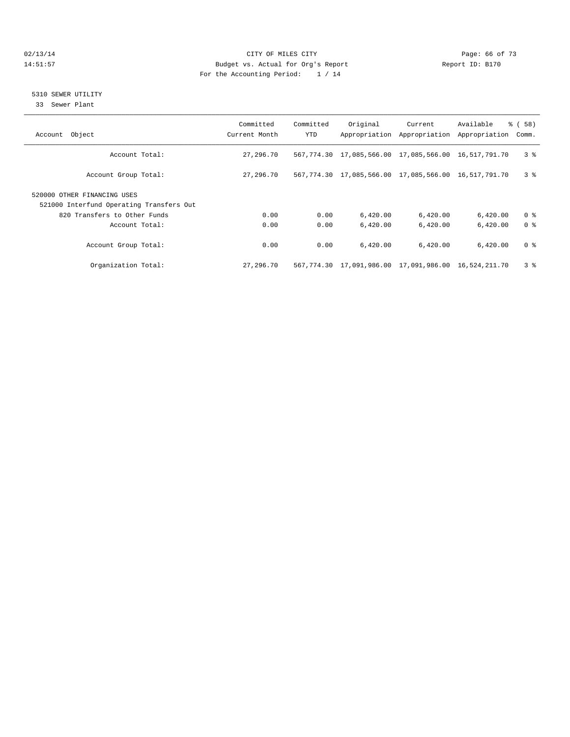CITY OF MILES CITY
Budget vs. Actual for Org's Report
For the Accounting Period: 1 / 14

Report ID: B170

## 5310 SEWER UTILITY

33 Sewer Plant

| Account Object | Committed Current Month | Committed YTD | Original Appropriation | Current Appropriation | Available Appropriation | % ( 58) Comm. |
|---|---|---|---|---|---|---|
| Account Total: | 27,296.70 | 567,774.30 | 17,085,566.00 | 17,085,566.00 | 16,517,791.70 | 3 % |
| Account Group Total: | 27,296.70 | 567,774.30 | 17,085,566.00 | 17,085,566.00 | 16,517,791.70 | 3 % |
| 520000 OTHER FINANCING USES | | | | | | |
| 521000 Interfund Operating Transfers Out | | | | | | |
| 820 Transfers to Other Funds | 0.00 | 0.00 | 6,420.00 | 6,420.00 | 6,420.00 | 0 % |
| Account Total: | 0.00 | 0.00 | 6,420.00 | 6,420.00 | 6,420.00 | 0 % |
| Account Group Total: | 0.00 | 0.00 | 6,420.00 | 6,420.00 | 6,420.00 | 0 % |
| Organization Total: | 27,296.70 | 567,774.30 | 17,091,986.00 | 17,091,986.00 | 16,524,211.70 | 3 % |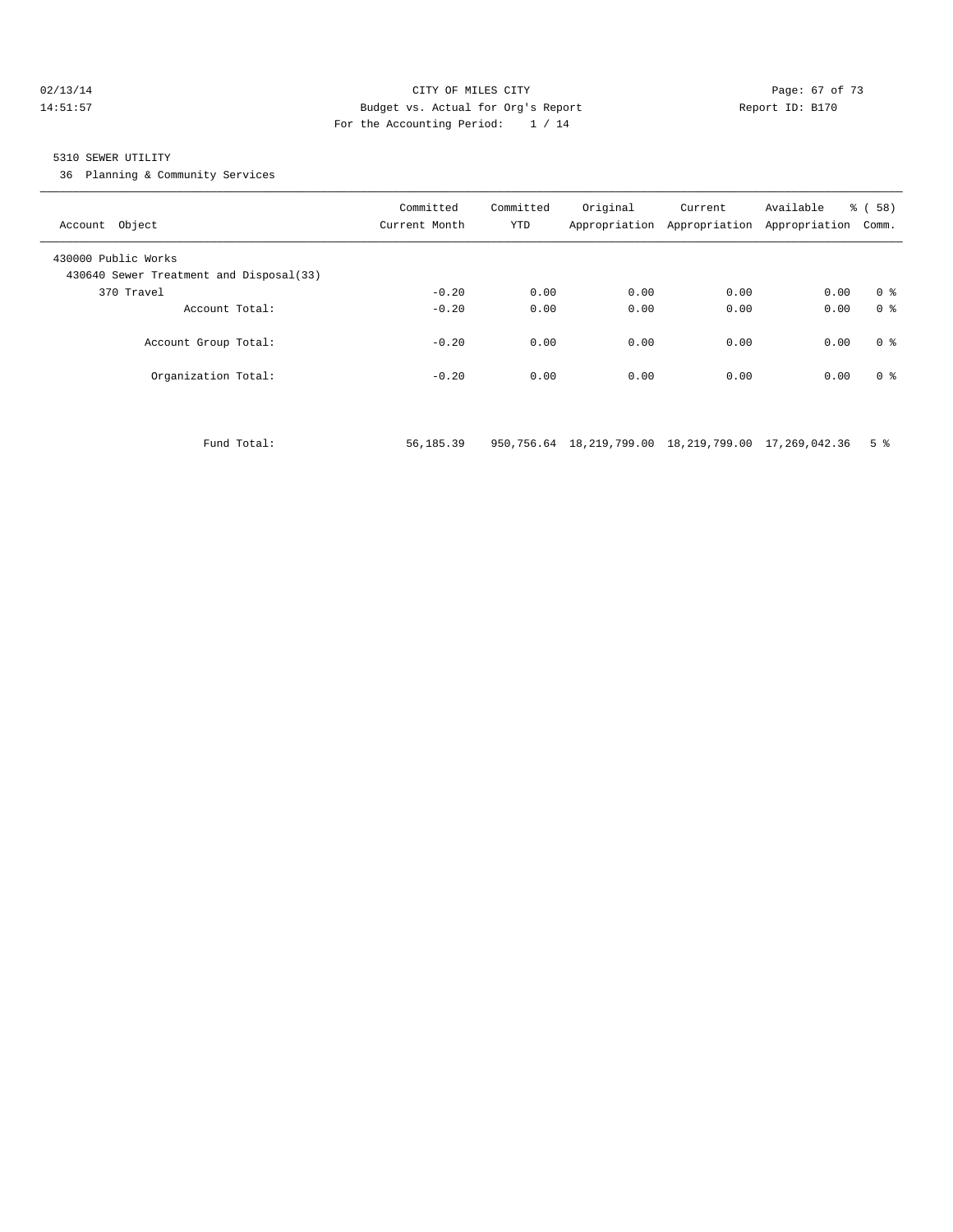CITY OF MILES CITY
Budget vs. Actual for Org's Report
For the Accounting Period: 1 / 14

02/13/14
14:51:57

Report ID: B170

5310 SEWER UTILITY
36 Planning & Community Services

| Account Object | Committed Current Month | Committed YTD | Original Appropriation | Current Appropriation | Available Appropriation | % ( 58) Comm. |
|---|---|---|---|---|---|---|
| 430000 Public Works | | | | | | |
| 430640 Sewer Treatment and Disposal(33) | | | | | | |
| 370 Travel | -0.20 | 0.00 | 0.00 | 0.00 | 0.00 | 0 % |
| Account Total: | -0.20 | 0.00 | 0.00 | 0.00 | 0.00 | 0 % |
| Account Group Total: | -0.20 | 0.00 | 0.00 | 0.00 | 0.00 | 0 % |
| Organization Total: | -0.20 | 0.00 | 0.00 | 0.00 | 0.00 | 0 % |
| Fund Total: | 56,185.39 | 950,756.64 | 18,219,799.00 | 18,219,799.00 | 17,269,042.36 | 5 % |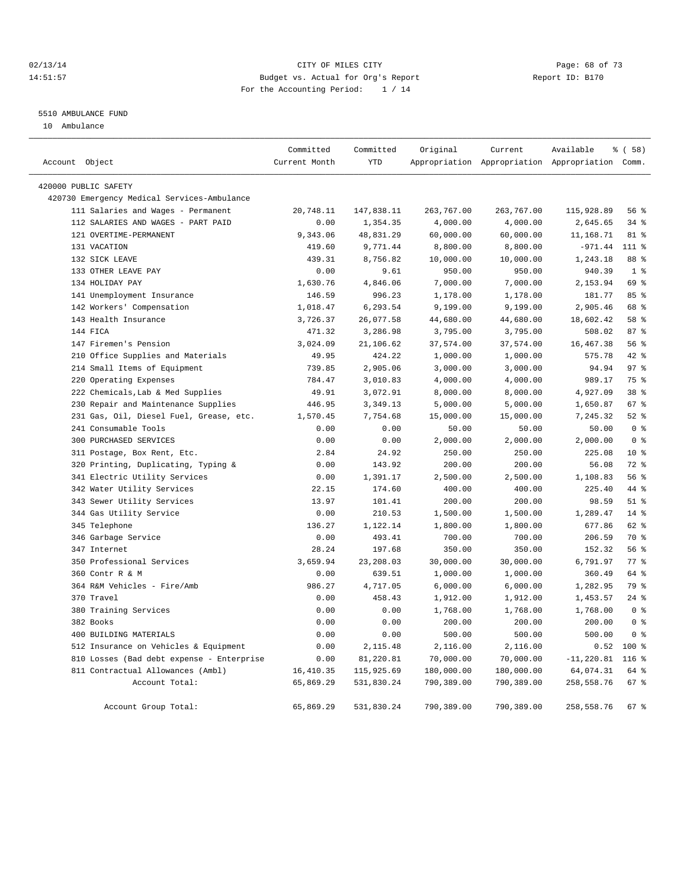CITY OF MILES CITY
Budget vs. Actual for Org's Report
For the Accounting Period: 1 / 14

02/13/14
14:51:57

Report ID: B170

## 5510 AMBULANCE FUND

10 Ambulance

| Account Object | Committed Current Month | Committed YTD | Original Appropriation | Current Appropriation | Available Appropriation | % ( 58) Comm. |
|---|---|---|---|---|---|---|
| 420000 PUBLIC SAFETY | | | | | | |
| 420730 Emergency Medical Services-Ambulance | | | | | | |
| 111 Salaries and Wages - Permanent | 20,748.11 | 147,838.11 | 263,767.00 | 263,767.00 | 115,928.89 | 56 % |
| 112 SALARIES AND WAGES - PART PAID | 0.00 | 1,354.35 | 4,000.00 | 4,000.00 | 2,645.65 | 34 % |
| 121 OVERTIME-PERMANENT | 9,343.06 | 48,831.29 | 60,000.00 | 60,000.00 | 11,168.71 | 81 % |
| 131 VACATION | 419.60 | 9,771.44 | 8,800.00 | 8,800.00 | -971.44 | 111 % |
| 132 SICK LEAVE | 439.31 | 8,756.82 | 10,000.00 | 10,000.00 | 1,243.18 | 88 % |
| 133 OTHER LEAVE PAY | 0.00 | 9.61 | 950.00 | 950.00 | 940.39 | 1 % |
| 134 HOLIDAY PAY | 1,630.76 | 4,846.06 | 7,000.00 | 7,000.00 | 2,153.94 | 69 % |
| 141 Unemployment Insurance | 146.59 | 996.23 | 1,178.00 | 1,178.00 | 181.77 | 85 % |
| 142 Workers' Compensation | 1,018.47 | 6,293.54 | 9,199.00 | 9,199.00 | 2,905.46 | 68 % |
| 143 Health Insurance | 3,726.37 | 26,077.58 | 44,680.00 | 44,680.00 | 18,602.42 | 58 % |
| 144 FICA | 471.32 | 3,286.98 | 3,795.00 | 3,795.00 | 508.02 | 87 % |
| 147 Firemen's Pension | 3,024.09 | 21,106.62 | 37,574.00 | 37,574.00 | 16,467.38 | 56 % |
| 210 Office Supplies and Materials | 49.95 | 424.22 | 1,000.00 | 1,000.00 | 575.78 | 42 % |
| 214 Small Items of Equipment | 739.85 | 2,905.06 | 3,000.00 | 3,000.00 | 94.94 | 97 % |
| 220 Operating Expenses | 784.47 | 3,010.83 | 4,000.00 | 4,000.00 | 989.17 | 75 % |
| 222 Chemicals,Lab & Med Supplies | 49.91 | 3,072.91 | 8,000.00 | 8,000.00 | 4,927.09 | 38 % |
| 230 Repair and Maintenance Supplies | 446.95 | 3,349.13 | 5,000.00 | 5,000.00 | 1,650.87 | 67 % |
| 231 Gas, Oil, Diesel Fuel, Grease, etc. | 1,570.45 | 7,754.68 | 15,000.00 | 15,000.00 | 7,245.32 | 52 % |
| 241 Consumable Tools | 0.00 | 0.00 | 50.00 | 50.00 | 50.00 | 0 % |
| 300 PURCHASED SERVICES | 0.00 | 0.00 | 2,000.00 | 2,000.00 | 2,000.00 | 0 % |
| 311 Postage, Box Rent, Etc. | 2.84 | 24.92 | 250.00 | 250.00 | 225.08 | 10 % |
| 320 Printing, Duplicating, Typing & | 0.00 | 143.92 | 200.00 | 200.00 | 56.08 | 72 % |
| 341 Electric Utility Services | 0.00 | 1,391.17 | 2,500.00 | 2,500.00 | 1,108.83 | 56 % |
| 342 Water Utility Services | 22.15 | 174.60 | 400.00 | 400.00 | 225.40 | 44 % |
| 343 Sewer Utility Services | 13.97 | 101.41 | 200.00 | 200.00 | 98.59 | 51 % |
| 344 Gas Utility Service | 0.00 | 210.53 | 1,500.00 | 1,500.00 | 1,289.47 | 14 % |
| 345 Telephone | 136.27 | 1,122.14 | 1,800.00 | 1,800.00 | 677.86 | 62 % |
| 346 Garbage Service | 0.00 | 493.41 | 700.00 | 700.00 | 206.59 | 70 % |
| 347 Internet | 28.24 | 197.68 | 350.00 | 350.00 | 152.32 | 56 % |
| 350 Professional Services | 3,659.94 | 23,208.03 | 30,000.00 | 30,000.00 | 6,791.97 | 77 % |
| 360 Contr R & M | 0.00 | 639.51 | 1,000.00 | 1,000.00 | 360.49 | 64 % |
| 364 R&M Vehicles - Fire/Amb | 986.27 | 4,717.05 | 6,000.00 | 6,000.00 | 1,282.95 | 79 % |
| 370 Travel | 0.00 | 458.43 | 1,912.00 | 1,912.00 | 1,453.57 | 24 % |
| 380 Training Services | 0.00 | 0.00 | 1,768.00 | 1,768.00 | 1,768.00 | 0 % |
| 382 Books | 0.00 | 0.00 | 200.00 | 200.00 | 200.00 | 0 % |
| 400 BUILDING MATERIALS | 0.00 | 0.00 | 500.00 | 500.00 | 500.00 | 0 % |
| 512 Insurance on Vehicles & Equipment | 0.00 | 2,115.48 | 2,116.00 | 2,116.00 | 0.52 | 100 % |
| 810 Losses (Bad debt expense - Enterprise | 0.00 | 81,220.81 | 70,000.00 | 70,000.00 | -11,220.81 | 116 % |
| 811 Contractual Allowances (Ambl) | 16,410.35 | 115,925.69 | 180,000.00 | 180,000.00 | 64,074.31 | 64 % |
| Account Total: | 65,869.29 | 531,830.24 | 790,389.00 | 790,389.00 | 258,558.76 | 67 % |
| Account Group Total: | 65,869.29 | 531,830.24 | 790,389.00 | 790,389.00 | 258,558.76 | 67 % |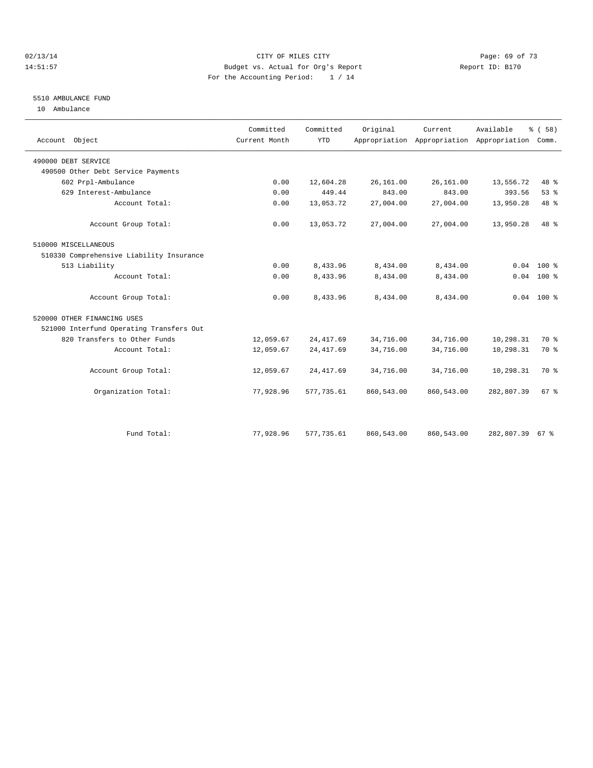CITY OF MILES CITY
Budget vs. Actual for Org's Report
For the Accounting Period: 1 / 14

## 5510 AMBULANCE FUND

10 Ambulance

| Account Object | Committed Current Month | Committed YTD | Original Appropriation | Current Appropriation | Available Appropriation | % ( 58) Comm. |
|---|---|---|---|---|---|---|
| 490000 DEBT SERVICE | | | | | | |
| 490500 Other Debt Service Payments | | | | | | |
| 602 Prpl-Ambulance | 0.00 | 12,604.28 | 26,161.00 | 26,161.00 | 13,556.72 | 48 % |
| 629 Interest-Ambulance | 0.00 | 449.44 | 843.00 | 843.00 | 393.56 | 53 % |
| Account Total: | 0.00 | 13,053.72 | 27,004.00 | 27,004.00 | 13,950.28 | 48 % |
| Account Group Total: | 0.00 | 13,053.72 | 27,004.00 | 27,004.00 | 13,950.28 | 48 % |
| 510000 MISCELLANEOUS | | | | | | |
| 510330 Comprehensive Liability Insurance | | | | | | |
| 513 Liability | 0.00 | 8,433.96 | 8,434.00 | 8,434.00 | 0.04 | 100 % |
| Account Total: | 0.00 | 8,433.96 | 8,434.00 | 8,434.00 | 0.04 | 100 % |
| Account Group Total: | 0.00 | 8,433.96 | 8,434.00 | 8,434.00 | 0.04 | 100 % |
| 520000 OTHER FINANCING USES | | | | | | |
| 521000 Interfund Operating Transfers Out | | | | | | |
| 820 Transfers to Other Funds | 12,059.67 | 24,417.69 | 34,716.00 | 34,716.00 | 10,298.31 | 70 % |
| Account Total: | 12,059.67 | 24,417.69 | 34,716.00 | 34,716.00 | 10,298.31 | 70 % |
| Account Group Total: | 12,059.67 | 24,417.69 | 34,716.00 | 34,716.00 | 10,298.31 | 70 % |
| Organization Total: | 77,928.96 | 577,735.61 | 860,543.00 | 860,543.00 | 282,807.39 | 67 % |
| Fund Total: | 77,928.96 | 577,735.61 | 860,543.00 | 860,543.00 | 282,807.39 | 67 % |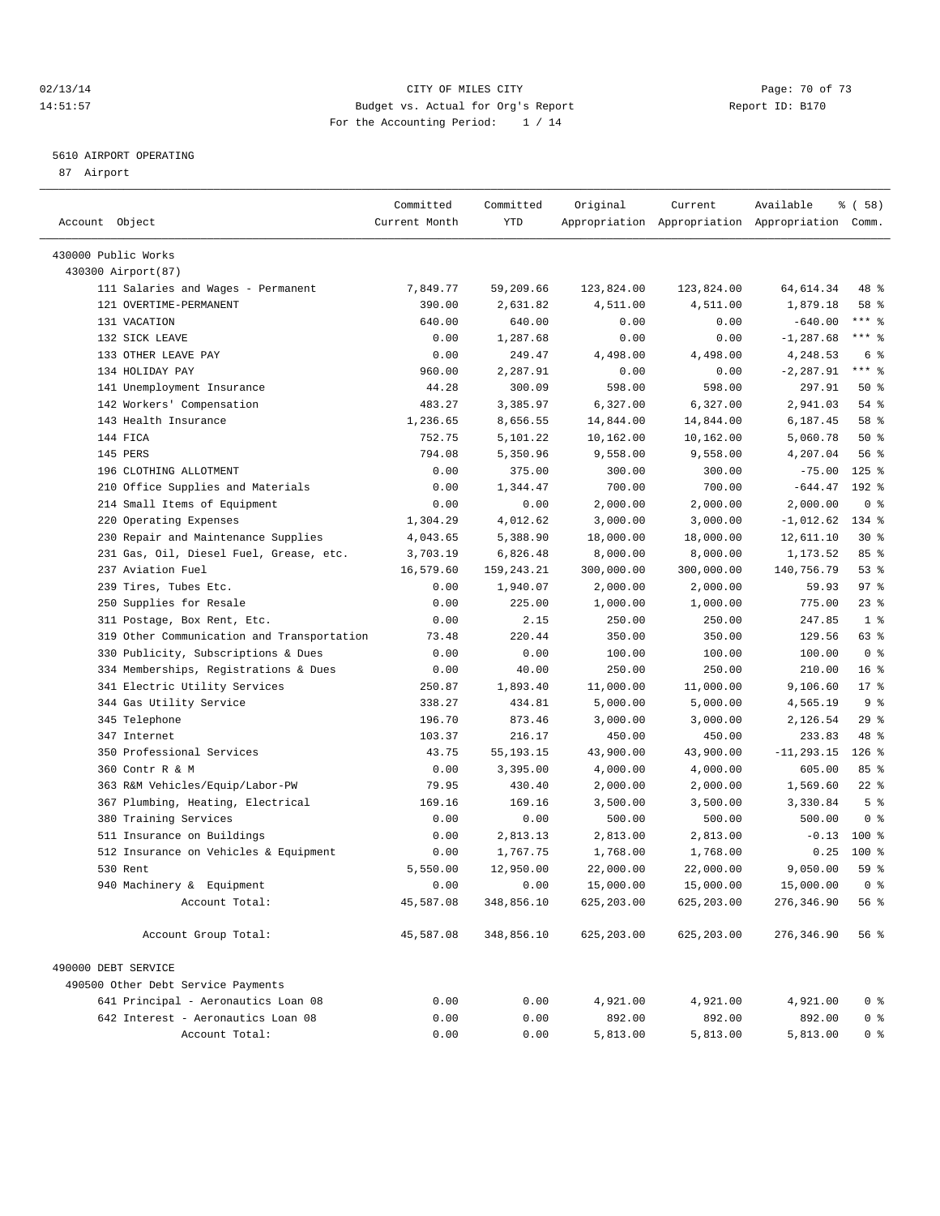02/13/14 CITY OF MILES CITY

14:51:57 Budget vs. Actual for Org's Report Report ID: B170

For the Accounting Period: 1 / 14

5610 AIRPORT OPERATING

87 Airport

| Account Object | Committed Current Month | Committed YTD | Original Appropriation | Current Appropriation | Available Appropriation | % ( 58) Comm. |
|---|---|---|---|---|---|---|
| 430000 Public Works | | | | | | |
| 430300 Airport(87) | | | | | | |
| 111 Salaries and Wages - Permanent | 7,849.77 | 59,209.66 | 123,824.00 | 123,824.00 | 64,614.34 | 48 % |
| 121 OVERTIME-PERMANENT | 390.00 | 2,631.82 | 4,511.00 | 4,511.00 | 1,879.18 | 58 % |
| 131 VACATION | 640.00 | 640.00 | 0.00 | 0.00 | -640.00 | *** % |
| 132 SICK LEAVE | 0.00 | 1,287.68 | 0.00 | 0.00 | -1,287.68 | *** % |
| 133 OTHER LEAVE PAY | 0.00 | 249.47 | 4,498.00 | 4,498.00 | 4,248.53 | 6 % |
| 134 HOLIDAY PAY | 960.00 | 2,287.91 | 0.00 | 0.00 | -2,287.91 | *** % |
| 141 Unemployment Insurance | 44.28 | 300.09 | 598.00 | 598.00 | 297.91 | 50 % |
| 142 Workers' Compensation | 483.27 | 3,385.97 | 6,327.00 | 6,327.00 | 2,941.03 | 54 % |
| 143 Health Insurance | 1,236.65 | 8,656.55 | 14,844.00 | 14,844.00 | 6,187.45 | 58 % |
| 144 FICA | 752.75 | 5,101.22 | 10,162.00 | 10,162.00 | 5,060.78 | 50 % |
| 145 PERS | 794.08 | 5,350.96 | 9,558.00 | 9,558.00 | 4,207.04 | 56 % |
| 196 CLOTHING ALLOTMENT | 0.00 | 375.00 | 300.00 | 300.00 | -75.00 | 125 % |
| 210 Office Supplies and Materials | 0.00 | 1,344.47 | 700.00 | 700.00 | -644.47 | 192 % |
| 214 Small Items of Equipment | 0.00 | 0.00 | 2,000.00 | 2,000.00 | 2,000.00 | 0 % |
| 220 Operating Expenses | 1,304.29 | 4,012.62 | 3,000.00 | 3,000.00 | -1,012.62 | 134 % |
| 230 Repair and Maintenance Supplies | 4,043.65 | 5,388.90 | 18,000.00 | 18,000.00 | 12,611.10 | 30 % |
| 231 Gas, Oil, Diesel Fuel, Grease, etc. | 3,703.19 | 6,826.48 | 8,000.00 | 8,000.00 | 1,173.52 | 85 % |
| 237 Aviation Fuel | 16,579.60 | 159,243.21 | 300,000.00 | 300,000.00 | 140,756.79 | 53 % |
| 239 Tires, Tubes Etc. | 0.00 | 1,940.07 | 2,000.00 | 2,000.00 | 59.93 | 97 % |
| 250 Supplies for Resale | 0.00 | 225.00 | 1,000.00 | 1,000.00 | 775.00 | 23 % |
| 311 Postage, Box Rent, Etc. | 0.00 | 2.15 | 250.00 | 250.00 | 247.85 | 1 % |
| 319 Other Communication and Transportation | 73.48 | 220.44 | 350.00 | 350.00 | 129.56 | 63 % |
| 330 Publicity, Subscriptions & Dues | 0.00 | 0.00 | 100.00 | 100.00 | 100.00 | 0 % |
| 334 Memberships, Registrations & Dues | 0.00 | 40.00 | 250.00 | 250.00 | 210.00 | 16 % |
| 341 Electric Utility Services | 250.87 | 1,893.40 | 11,000.00 | 11,000.00 | 9,106.60 | 17 % |
| 344 Gas Utility Service | 338.27 | 434.81 | 5,000.00 | 5,000.00 | 4,565.19 | 9 % |
| 345 Telephone | 196.70 | 873.46 | 3,000.00 | 3,000.00 | 2,126.54 | 29 % |
| 347 Internet | 103.37 | 216.17 | 450.00 | 450.00 | 233.83 | 48 % |
| 350 Professional Services | 43.75 | 55,193.15 | 43,900.00 | 43,900.00 | -11,293.15 | 126 % |
| 360 Contr R & M | 0.00 | 3,395.00 | 4,000.00 | 4,000.00 | 605.00 | 85 % |
| 363 R&M Vehicles/Equip/Labor-PW | 79.95 | 430.40 | 2,000.00 | 2,000.00 | 1,569.60 | 22 % |
| 367 Plumbing, Heating, Electrical | 169.16 | 169.16 | 3,500.00 | 3,500.00 | 3,330.84 | 5 % |
| 380 Training Services | 0.00 | 0.00 | 500.00 | 500.00 | 500.00 | 0 % |
| 511 Insurance on Buildings | 0.00 | 2,813.13 | 2,813.00 | 2,813.00 | -0.13 | 100 % |
| 512 Insurance on Vehicles & Equipment | 0.00 | 1,767.75 | 1,768.00 | 1,768.00 | 0.25 | 100 % |
| 530 Rent | 5,550.00 | 12,950.00 | 22,000.00 | 22,000.00 | 9,050.00 | 59 % |
| 940 Machinery & Equipment | 0.00 | 0.00 | 15,000.00 | 15,000.00 | 15,000.00 | 0 % |
| Account Total: | 45,587.08 | 348,856.10 | 625,203.00 | 625,203.00 | 276,346.90 | 56 % |
| Account Group Total: | 45,587.08 | 348,856.10 | 625,203.00 | 625,203.00 | 276,346.90 | 56 % |
| 490000 DEBT SERVICE | | | | | | |
| 490500 Other Debt Service Payments | | | | | | |
| 641 Principal - Aeronautics Loan 08 | 0.00 | 0.00 | 4,921.00 | 4,921.00 | 4,921.00 | 0 % |
| 642 Interest - Aeronautics Loan 08 | 0.00 | 0.00 | 892.00 | 892.00 | 892.00 | 0 % |
| Account Total: | 0.00 | 0.00 | 5,813.00 | 5,813.00 | 5,813.00 | 0 % |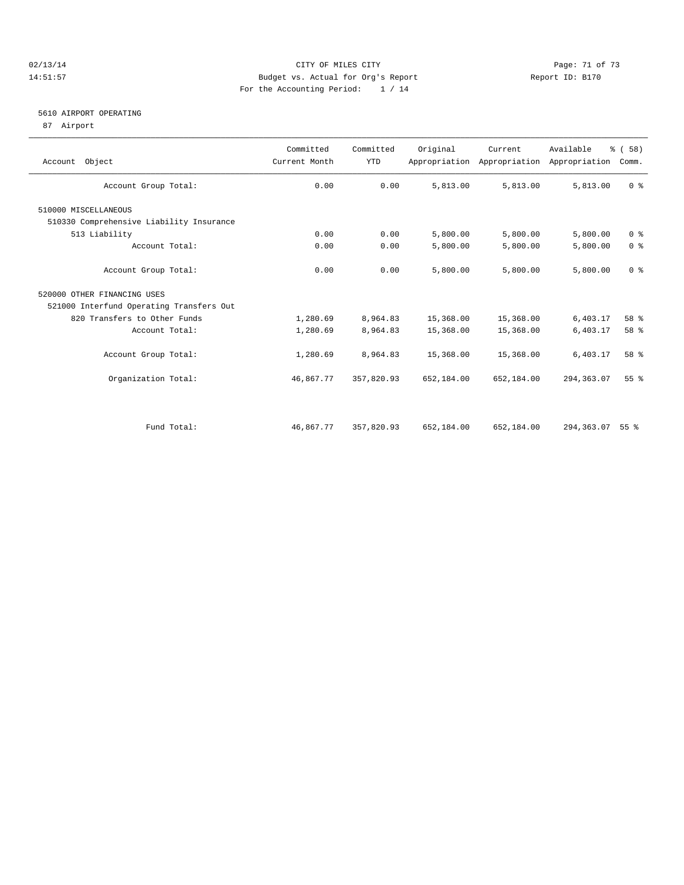CITY OF MILES CITY
Budget vs. Actual for Org's Report
For the Accounting Period: 1 / 14

02/13/14
14:51:57

Report ID: B170

## 5610 AIRPORT OPERATING

87 Airport

| Account Object | Committed Current Month | Committed YTD | Original Appropriation | Current Appropriation | Available Appropriation | % ( 58) Comm. |
|---|---|---|---|---|---|---|
| Account Group Total: | 0.00 | 0.00 | 5,813.00 | 5,813.00 | 5,813.00 | 0 % |
| 510000 MISCELLANEOUS | | | | | | |
| 510330 Comprehensive Liability Insurance | | | | | | |
| 513 Liability | 0.00 | 0.00 | 5,800.00 | 5,800.00 | 5,800.00 | 0 % |
| Account Total: | 0.00 | 0.00 | 5,800.00 | 5,800.00 | 5,800.00 | 0 % |
| Account Group Total: | 0.00 | 0.00 | 5,800.00 | 5,800.00 | 5,800.00 | 0 % |
| 520000 OTHER FINANCING USES | | | | | | |
| 521000 Interfund Operating Transfers Out | | | | | | |
| 820 Transfers to Other Funds | 1,280.69 | 8,964.83 | 15,368.00 | 15,368.00 | 6,403.17 | 58 % |
| Account Total: | 1,280.69 | 8,964.83 | 15,368.00 | 15,368.00 | 6,403.17 | 58 % |
| Account Group Total: | 1,280.69 | 8,964.83 | 15,368.00 | 15,368.00 | 6,403.17 | 58 % |
| Organization Total: | 46,867.77 | 357,820.93 | 652,184.00 | 652,184.00 | 294,363.07 | 55 % |
| Fund Total: | 46,867.77 | 357,820.93 | 652,184.00 | 652,184.00 | 294,363.07 | 55 % |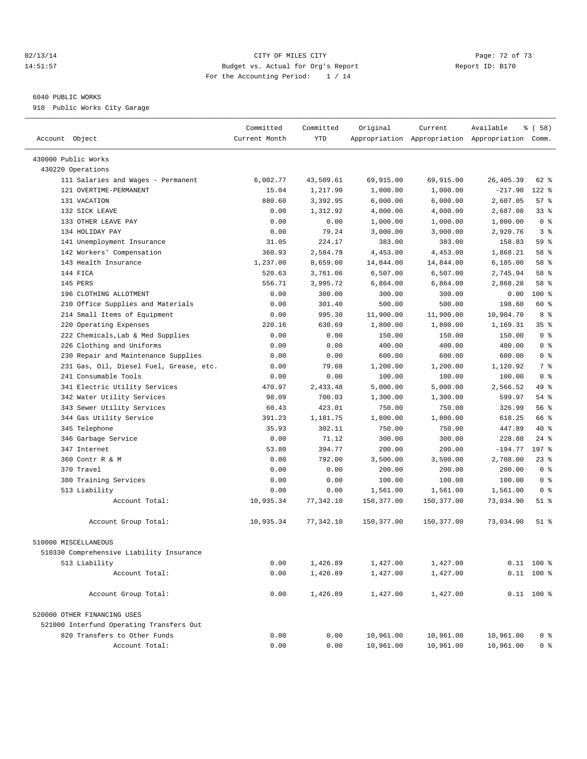02/13/14 CITY OF MILES CITY
14:51:57 Budget vs. Actual for Org's Report Report ID: B170
For the Accounting Period: 1 / 14

6040 PUBLIC WORKS
910 Public Works City Garage

| Account Object | Committed Current Month | Committed YTD | Original Appropriation | Current Appropriation | Available Appropriation | % ( 58) Comm. |
|---|---|---|---|---|---|---|
| 430000 Public Works | | | | | | |
| 430220 Operations | | | | | | |
| 111 Salaries and Wages - Permanent | 6,002.77 | 43,509.61 | 69,915.00 | 69,915.00 | 26,405.39 | 62 % |
| 121 OVERTIME-PERMANENT | 15.04 | 1,217.90 | 1,000.00 | 1,000.00 | -217.90 | 122 % |
| 131 VACATION | 880.60 | 3,392.95 | 6,000.00 | 6,000.00 | 2,607.05 | 57 % |
| 132 SICK LEAVE | 0.00 | 1,312.92 | 4,000.00 | 4,000.00 | 2,687.08 | 33 % |
| 133 OTHER LEAVE PAY | 0.00 | 0.00 | 1,000.00 | 1,000.00 | 1,000.00 | 0 % |
| 134 HOLIDAY PAY | 0.00 | 79.24 | 3,000.00 | 3,000.00 | 2,920.76 | 3 % |
| 141 Unemployment Insurance | 31.05 | 224.17 | 383.00 | 383.00 | 158.83 | 59 % |
| 142 Workers' Compensation | 360.93 | 2,584.79 | 4,453.00 | 4,453.00 | 1,868.21 | 58 % |
| 143 Health Insurance | 1,237.00 | 8,659.00 | 14,844.00 | 14,844.00 | 6,185.00 | 58 % |
| 144 FICA | 520.63 | 3,761.06 | 6,507.00 | 6,507.00 | 2,745.94 | 58 % |
| 145 PERS | 556.71 | 3,995.72 | 6,864.00 | 6,864.00 | 2,868.28 | 58 % |
| 196 CLOTHING ALLOTMENT | 0.00 | 300.00 | 300.00 | 300.00 | 0.00 | 100 % |
| 210 Office Supplies and Materials | 0.00 | 301.40 | 500.00 | 500.00 | 198.60 | 60 % |
| 214 Small Items of Equipment | 0.00 | 995.30 | 11,900.00 | 11,900.00 | 10,904.70 | 8 % |
| 220 Operating Expenses | 220.16 | 630.69 | 1,800.00 | 1,800.00 | 1,169.31 | 35 % |
| 222 Chemicals,Lab & Med Supplies | 0.00 | 0.00 | 150.00 | 150.00 | 150.00 | 0 % |
| 226 Clothing and Uniforms | 0.00 | 0.00 | 400.00 | 400.00 | 400.00 | 0 % |
| 230 Repair and Maintenance Supplies | 0.00 | 0.00 | 600.00 | 600.00 | 600.00 | 0 % |
| 231 Gas, Oil, Diesel Fuel, Grease, etc. | 0.00 | 79.08 | 1,200.00 | 1,200.00 | 1,120.92 | 7 % |
| 241 Consumable Tools | 0.00 | 0.00 | 100.00 | 100.00 | 100.00 | 0 % |
| 341 Electric Utility Services | 470.97 | 2,433.48 | 5,000.00 | 5,000.00 | 2,566.52 | 49 % |
| 342 Water Utility Services | 98.09 | 700.03 | 1,300.00 | 1,300.00 | 599.97 | 54 % |
| 343 Sewer Utility Services | 60.43 | 423.01 | 750.00 | 750.00 | 326.99 | 56 % |
| 344 Gas Utility Service | 391.23 | 1,181.75 | 1,800.00 | 1,800.00 | 618.25 | 66 % |
| 345 Telephone | 35.93 | 302.11 | 750.00 | 750.00 | 447.89 | 40 % |
| 346 Garbage Service | 0.00 | 71.12 | 300.00 | 300.00 | 228.88 | 24 % |
| 347 Internet | 53.80 | 394.77 | 200.00 | 200.00 | -194.77 | 197 % |
| 360 Contr R & M | 0.00 | 792.00 | 3,500.00 | 3,500.00 | 2,708.00 | 23 % |
| 370 Travel | 0.00 | 0.00 | 200.00 | 200.00 | 200.00 | 0 % |
| 380 Training Services | 0.00 | 0.00 | 100.00 | 100.00 | 100.00 | 0 % |
| 513 Liability | 0.00 | 0.00 | 1,561.00 | 1,561.00 | 1,561.00 | 0 % |
| Account Total: | 10,935.34 | 77,342.10 | 150,377.00 | 150,377.00 | 73,034.90 | 51 % |
| Account Group Total: | 10,935.34 | 77,342.10 | 150,377.00 | 150,377.00 | 73,034.90 | 51 % |
| 510000 MISCELLANEOUS | | | | | | |
| 510330 Comprehensive Liability Insurance | | | | | | |
| 513 Liability | 0.00 | 1,426.89 | 1,427.00 | 1,427.00 | 0.11 | 100 % |
| Account Total: | 0.00 | 1,426.89 | 1,427.00 | 1,427.00 | 0.11 | 100 % |
| Account Group Total: | 0.00 | 1,426.89 | 1,427.00 | 1,427.00 | 0.11 | 100 % |
| 520000 OTHER FINANCING USES | | | | | | |
| 521000 Interfund Operating Transfers Out | | | | | | |
| 820 Transfers to Other Funds | 0.00 | 0.00 | 10,961.00 | 10,961.00 | 10,961.00 | 0 % |
| Account Total: | 0.00 | 0.00 | 10,961.00 | 10,961.00 | 10,961.00 | 0 % |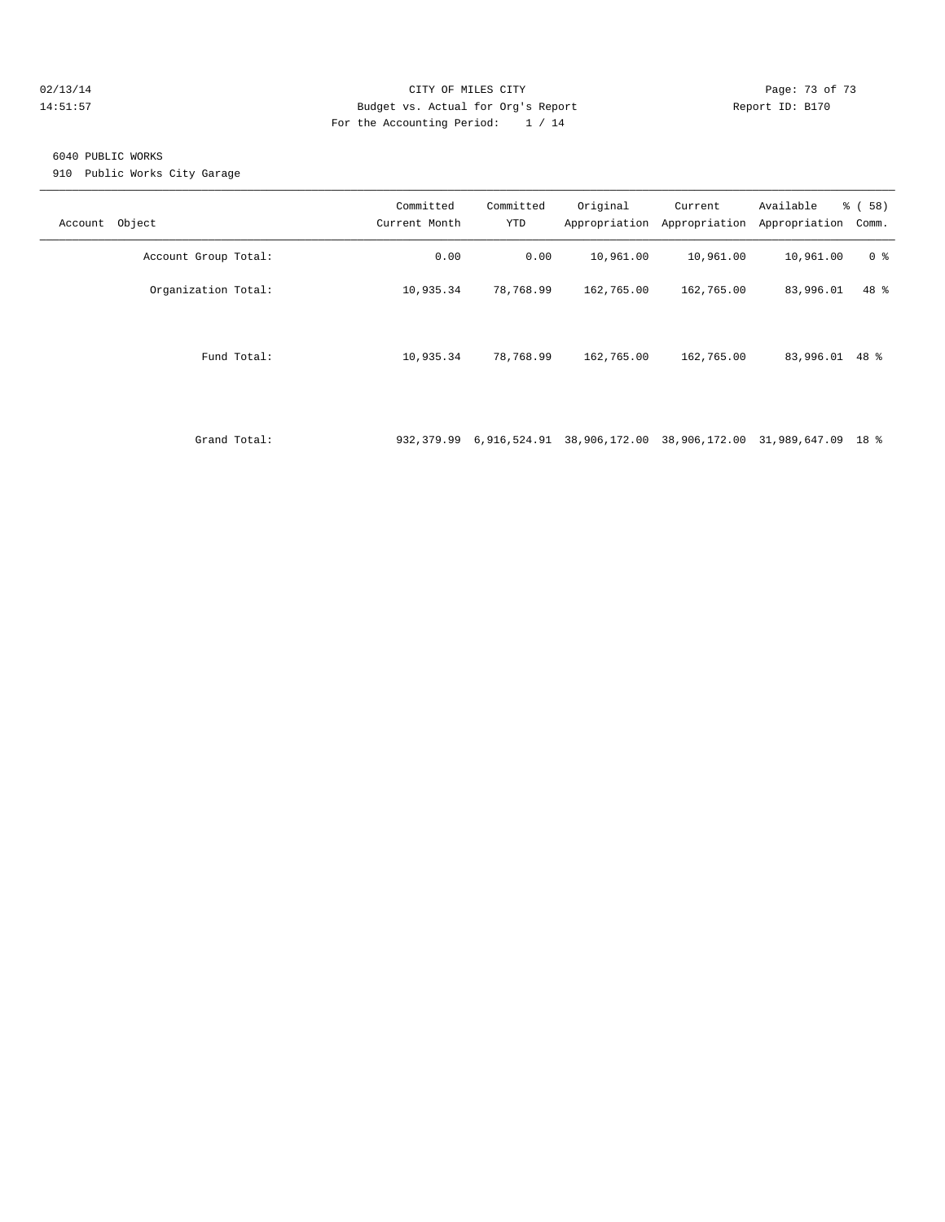CITY OF MILES CITY
Budget vs. Actual for Org's Report
For the Accounting Period: 1 / 14

02/13/14
14:51:57

Report ID: B170

6040 PUBLIC WORKS
910 Public Works City Garage

| Account Object | Committed Current Month | Committed YTD | Original Appropriation | Current Appropriation | Available Appropriation | % ( 58) Comm. |
|---|---|---|---|---|---|---|
| Account Group Total: | 0.00 | 0.00 | 10,961.00 | 10,961.00 | 10,961.00 | 0 % |
| Organization Total: | 10,935.34 | 78,768.99 | 162,765.00 | 162,765.00 | 83,996.01 | 48 % |
| Fund Total: | 10,935.34 | 78,768.99 | 162,765.00 | 162,765.00 | 83,996.01 | 48 % |
| Grand Total: | 932,379.99 | 6,916,524.91 | 38,906,172.00 | 38,906,172.00 | 31,989,647.09 | 18 % |